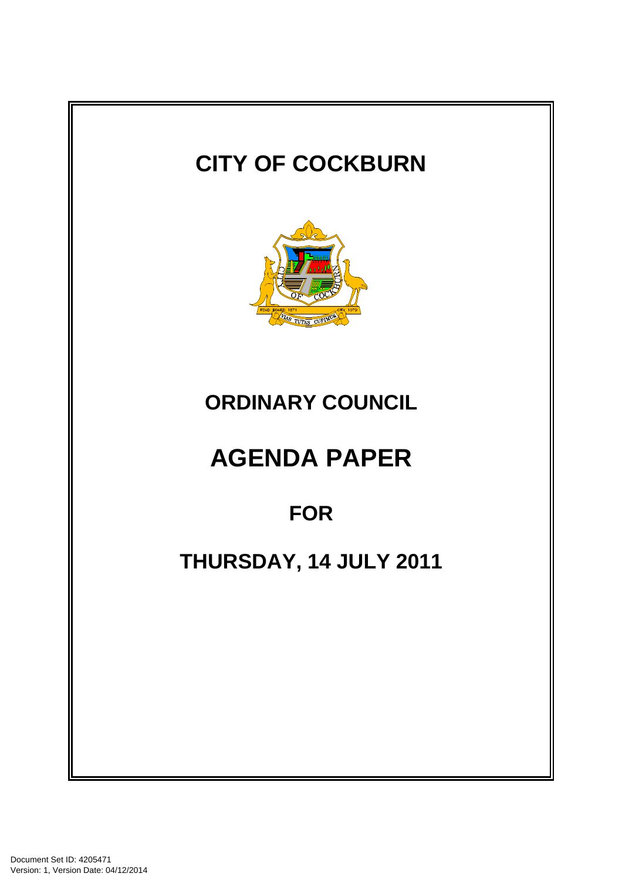# CITY OF COCKBURN

## ORDINARY COUNCIL

# AGENDA PAPER

## FOR

## THURSDAY, 14 JULY 2011

Document Set ID: 4205471
Version: 1, Version Date: 04/12/2014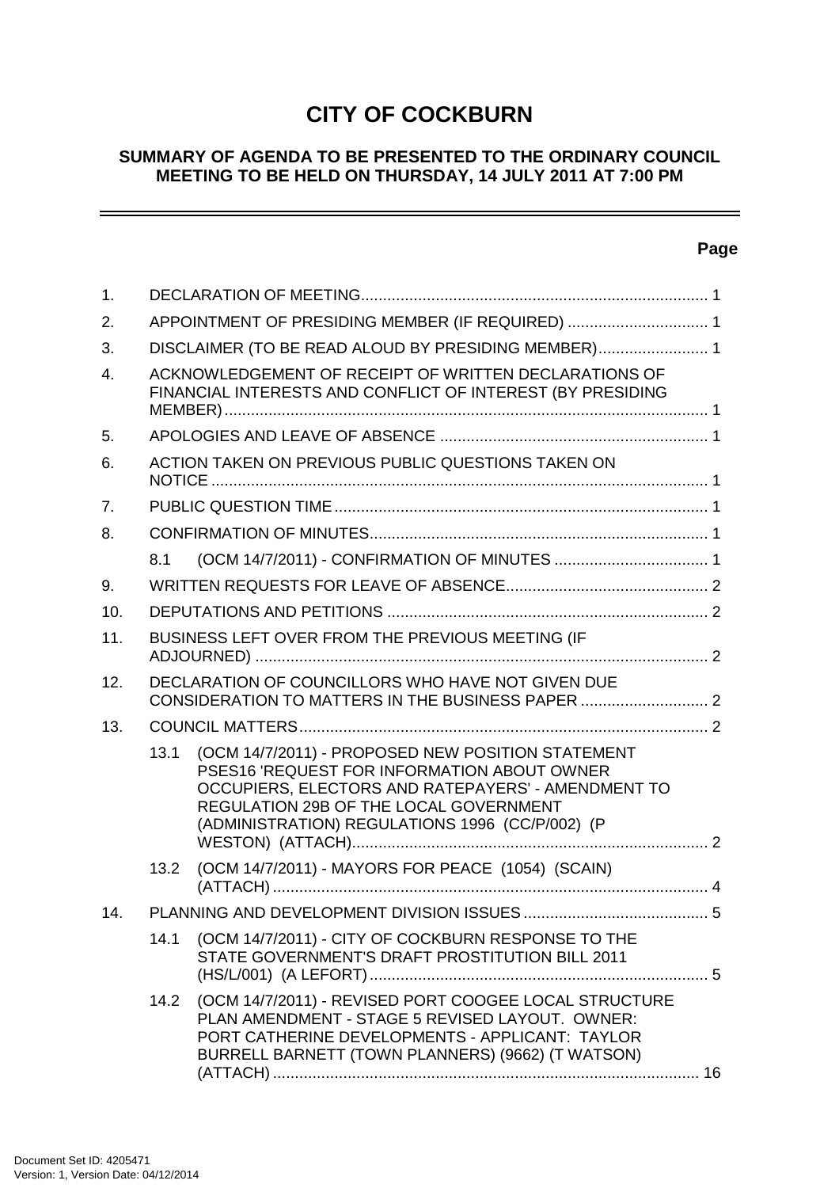# CITY OF COCKBURN

## SUMMARY OF AGENDA TO BE PRESENTED TO THE ORDINARY COUNCIL MEETING TO BE HELD ON THURSDAY, 14 JULY 2011 AT 7:00 PM

---

**Page**

1. DECLARATION OF MEETING ........................................................................ 1
2. APPOINTMENT OF PRESIDING MEMBER (IF REQUIRED) ................................ 1
3. DISCLAIMER (TO BE READ ALOUD BY PRESIDING MEMBER) ......................... 1
4. ACKNOWLEDGEMENT OF RECEIPT OF WRITTEN DECLARATIONS OF FINANCIAL INTERESTS AND CONFLICT OF INTEREST (BY PRESIDING MEMBER) ........................................................................................................ 1
5. APOLOGIES AND LEAVE OF ABSENCE ............................................................ 1
6. ACTION TAKEN ON PREVIOUS PUBLIC QUESTIONS TAKEN ON NOTICE ........................................................................................................ 1
7. PUBLIC QUESTION TIME ................................................................................ 1
8. CONFIRMATION OF MINUTES ......................................................................... 1
   - 8.1 (OCM 14/7/2011) - CONFIRMATION OF MINUTES ................................... 1
9. WRITTEN REQUESTS FOR LEAVE OF ABSENCE ............................................. 2
10. DEPUTATIONS AND PETITIONS ....................................................................... 2
11. BUSINESS LEFT OVER FROM THE PREVIOUS MEETING (IF ADJOURNED) ...................................................................................................... 2
12. DECLARATION OF COUNCILLORS WHO HAVE NOT GIVEN DUE CONSIDERATION TO MATTERS IN THE BUSINESS PAPER ............................. 2
13. COUNCIL MATTERS ......................................................................................... 2
    - 13.1 (OCM 14/7/2011) - PROPOSED NEW POSITION STATEMENT PSES16 'REQUEST FOR INFORMATION ABOUT OWNER OCCUPIERS, ELECTORS AND RATEPAYERS' - AMENDMENT TO REGULATION 29B OF THE LOCAL GOVERNMENT (ADMINISTRATION) REGULATIONS 1996 (CC/P/002) (P WESTON) (ATTACH) ................................................................................ 2
    - 13.2 (OCM 14/7/2011) - MAYORS FOR PEACE (1054) (SCAIN) (ATTACH) .................................................................................................. 4
14. PLANNING AND DEVELOPMENT DIVISION ISSUES .......................................... 5
    - 14.1 (OCM 14/7/2011) - CITY OF COCKBURN RESPONSE TO THE STATE GOVERNMENT'S DRAFT PROSTITUTION BILL 2011 (HS/L/001) (A LEFORT) ............................................................................ 5
    - 14.2 (OCM 14/7/2011) - REVISED PORT COOGEE LOCAL STRUCTURE PLAN AMENDMENT - STAGE 5 REVISED LAYOUT. OWNER: PORT CATHERINE DEVELOPMENTS - APPLICANT: TAYLOR BURRELL BARNETT (TOWN PLANNERS) (9662) (T WATSON) (ATTACH) ................................................................................................ 16

Document Set ID: 4205471
Version: 1, Version Date: 04/12/2014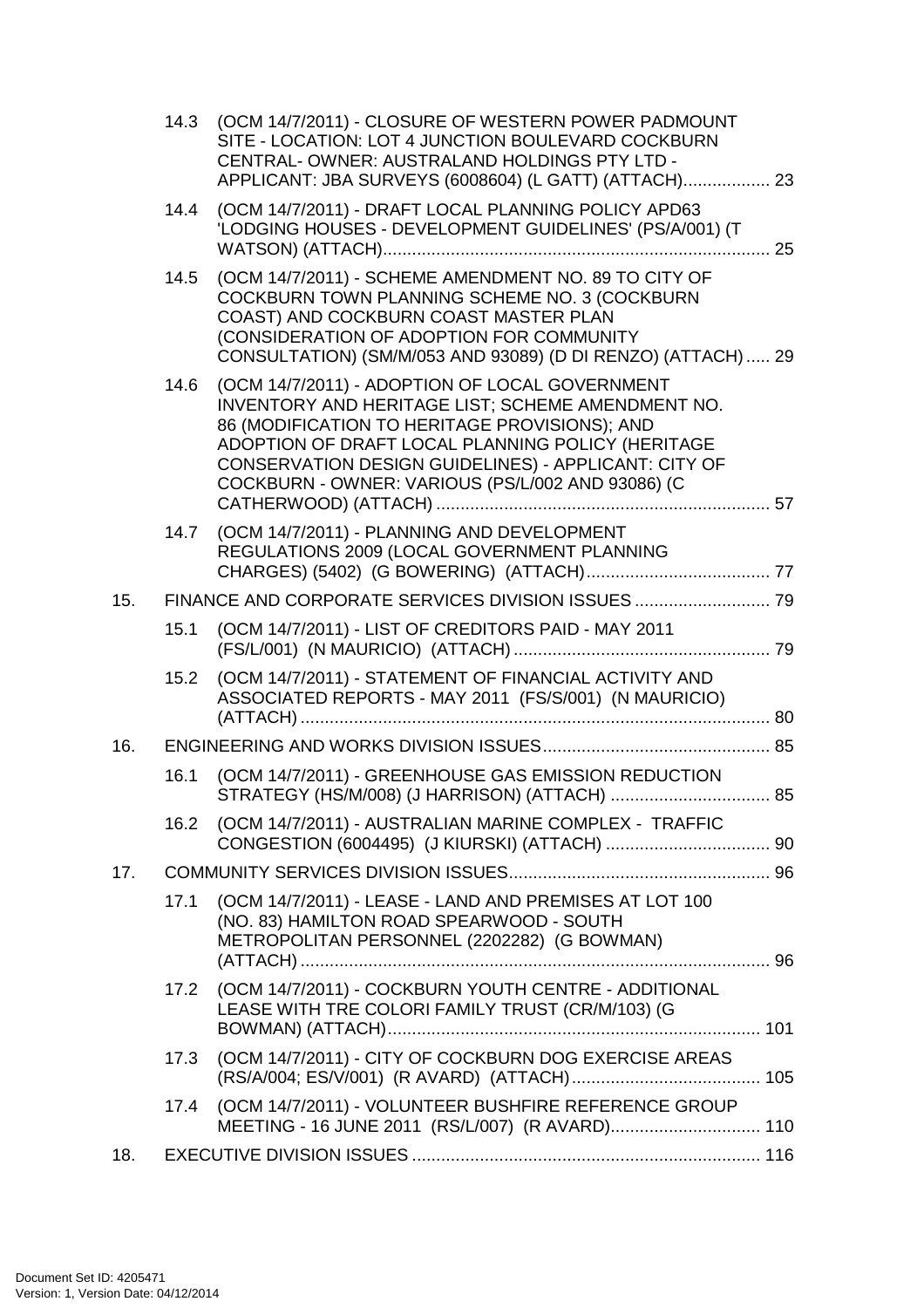14.3 (OCM 14/7/2011) - CLOSURE OF WESTERN POWER PADMOUNT SITE - LOCATION: LOT 4 JUNCTION BOULEVARD COCKBURN CENTRAL- OWNER: AUSTRALAND HOLDINGS PTY LTD - APPLICANT: JBA SURVEYS (6008604) (L GATT) (ATTACH) .................. 23

14.4 (OCM 14/7/2011) - DRAFT LOCAL PLANNING POLICY APD63 'LODGING HOUSES - DEVELOPMENT GUIDELINES' (PS/A/001) (T WATSON) (ATTACH) ................................................................................ 25

14.5 (OCM 14/7/2011) - SCHEME AMENDMENT NO. 89 TO CITY OF COCKBURN TOWN PLANNING SCHEME NO. 3 (COCKBURN COAST) AND COCKBURN COAST MASTER PLAN (CONSIDERATION OF ADOPTION FOR COMMUNITY CONSULTATION) (SM/M/053 AND 93089) (D DI RENZO) (ATTACH) ..... 29

14.6 (OCM 14/7/2011) - ADOPTION OF LOCAL GOVERNMENT INVENTORY AND HERITAGE LIST; SCHEME AMENDMENT NO. 86 (MODIFICATION TO HERITAGE PROVISIONS); AND ADOPTION OF DRAFT LOCAL PLANNING POLICY (HERITAGE CONSERVATION DESIGN GUIDELINES) - APPLICANT: CITY OF COCKBURN - OWNER: VARIOUS (PS/L/002 AND 93086) (C CATHERWOOD) (ATTACH) ..................................................................... 57

14.7 (OCM 14/7/2011) - PLANNING AND DEVELOPMENT REGULATIONS 2009 (LOCAL GOVERNMENT PLANNING CHARGES) (5402) (G BOWERING) (ATTACH) ...................................... 77

15. FINANCE AND CORPORATE SERVICES DIVISION ISSUES ............................ 79

15.1 (OCM 14/7/2011) - LIST OF CREDITORS PAID - MAY 2011 (FS/L/001) (N MAURICIO) (ATTACH) ..................................................... 79

15.2 (OCM 14/7/2011) - STATEMENT OF FINANCIAL ACTIVITY AND ASSOCIATED REPORTS - MAY 2011 (FS/S/001) (N MAURICIO) (ATTACH) ................................................................................................. 80

16. ENGINEERING AND WORKS DIVISION ISSUES ............................................... 85

16.1 (OCM 14/7/2011) - GREENHOUSE GAS EMISSION REDUCTION STRATEGY (HS/M/008) (J HARRISON) (ATTACH) ................................. 85

16.2 (OCM 14/7/2011) - AUSTRALIAN MARINE COMPLEX - TRAFFIC CONGESTION (6004495) (J KIURSKI) (ATTACH) .................................. 90

17. COMMUNITY SERVICES DIVISION ISSUES ...................................................... 96

17.1 (OCM 14/7/2011) - LEASE - LAND AND PREMISES AT LOT 100 (NO. 83) HAMILTON ROAD SPEARWOOD - SOUTH METROPOLITAN PERSONNEL (2202282) (G BOWMAN) (ATTACH) ................................................................................................. 96

17.2 (OCM 14/7/2011) - COCKBURN YOUTH CENTRE - ADDITIONAL LEASE WITH TRE COLORI FAMILY TRUST (CR/M/103) (G BOWMAN) (ATTACH) ............................................................................. 101

17.3 (OCM 14/7/2011) - CITY OF COCKBURN DOG EXERCISE AREAS (RS/A/004; ES/V/001) (R AVARD) (ATTACH) ....................................... 105

17.4 (OCM 14/7/2011) - VOLUNTEER BUSHFIRE REFERENCE GROUP MEETING - 16 JUNE 2011 (RS/L/007) (R AVARD) ................................ 110

18. EXECUTIVE DIVISION ISSUES ......................................................................... 116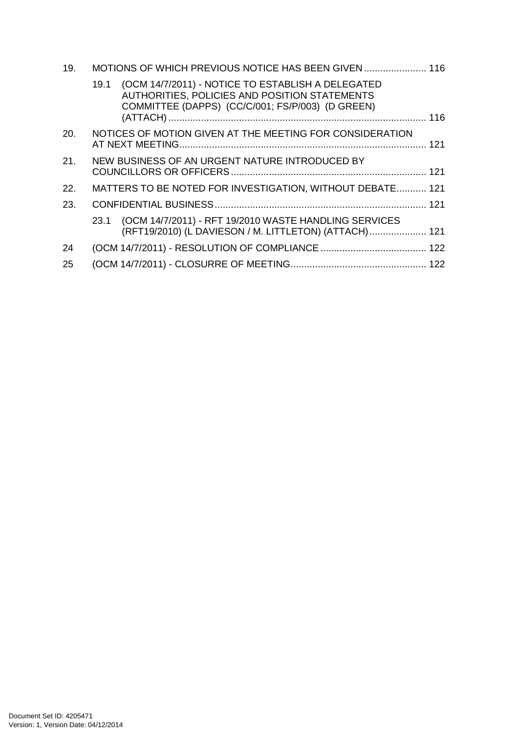19. MOTIONS OF WHICH PREVIOUS NOTICE HAS BEEN GIVEN ....................... 116

    19.1 (OCM 14/7/2011) - NOTICE TO ESTABLISH A DELEGATED AUTHORITIES, POLICIES AND POSITION STATEMENTS COMMITTEE (DAPPS) (CC/C/001; FS/P/003) (D GREEN) (ATTACH) ............................................................................................ 116

20. NOTICES OF MOTION GIVEN AT THE MEETING FOR CONSIDERATION AT NEXT MEETING......................................................................................... 121

21. NEW BUSINESS OF AN URGENT NATURE INTRODUCED BY COUNCILLORS OR OFFICERS ....................................................................... 121

22. MATTERS TO BE NOTED FOR INVESTIGATION, WITHOUT DEBATE........... 121

23. CONFIDENTIAL BUSINESS............................................................................. 121

    23.1 (OCM 14/7/2011) - RFT 19/2010 WASTE HANDLING SERVICES (RFT19/2010) (L DAVIESON / M. LITTLETON) (ATTACH) ..................... 121

24 (OCM 14/7/2011) - RESOLUTION OF COMPLIANCE ....................................... 122

25 (OCM 14/7/2011) - CLOSURRE OF MEETING.................................................. 122

Document Set ID: 4205471
Version: 1, Version Date: 04/12/2014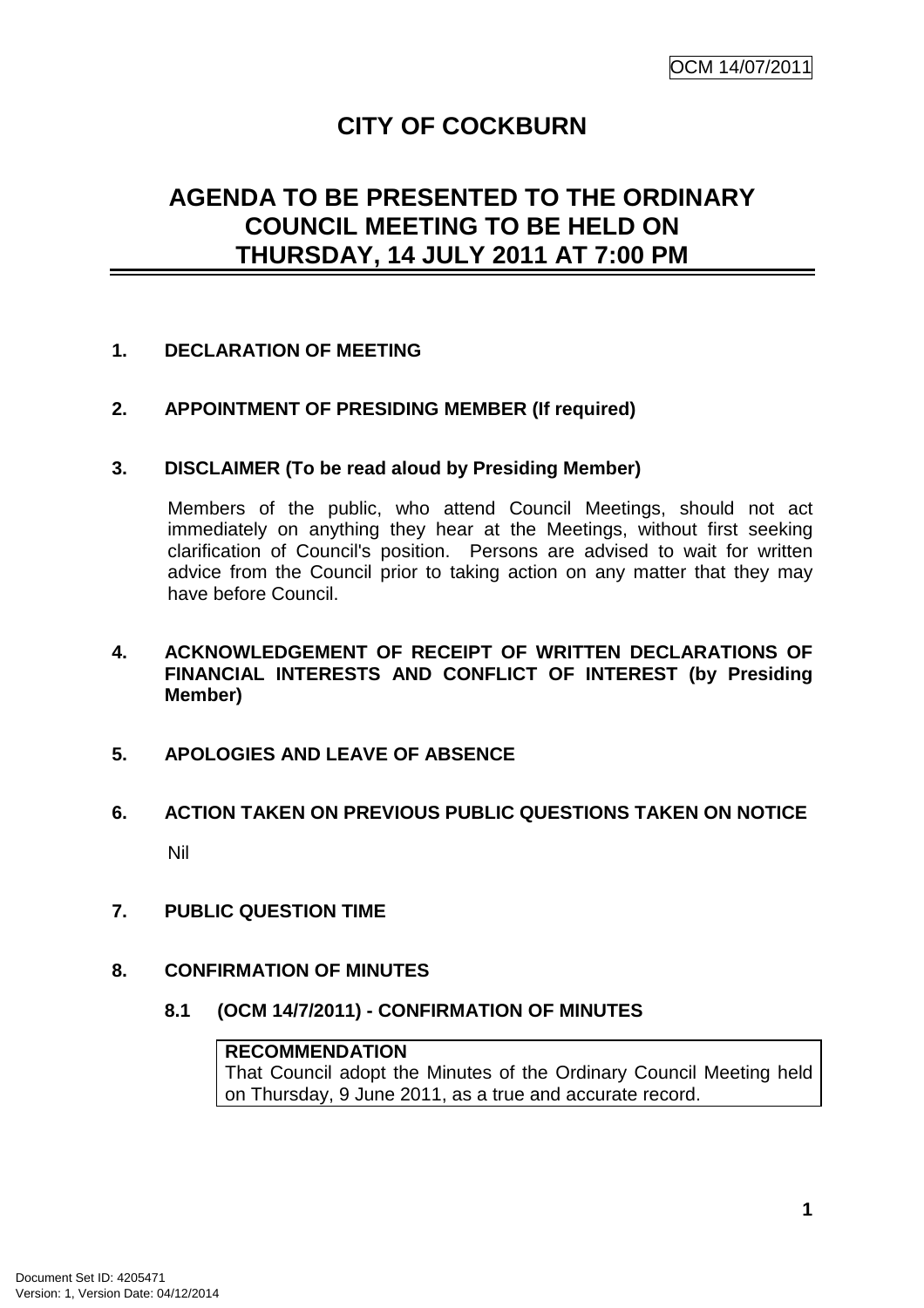OCM 14/07/2011

# CITY OF COCKBURN

## AGENDA TO BE PRESENTED TO THE ORDINARY COUNCIL MEETING TO BE HELD ON THURSDAY, 14 JULY 2011 AT 7:00 PM

### 1. DECLARATION OF MEETING

### 2. APPOINTMENT OF PRESIDING MEMBER (If required)

### 3. DISCLAIMER (To be read aloud by Presiding Member)

Members of the public, who attend Council Meetings, should not act immediately on anything they hear at the Meetings, without first seeking clarification of Council's position. Persons are advised to wait for written advice from the Council prior to taking action on any matter that they may have before Council.

### 4. ACKNOWLEDGEMENT OF RECEIPT OF WRITTEN DECLARATIONS OF FINANCIAL INTERESTS AND CONFLICT OF INTEREST (by Presiding Member)

### 5. APOLOGIES AND LEAVE OF ABSENCE

### 6. ACTION TAKEN ON PREVIOUS PUBLIC QUESTIONS TAKEN ON NOTICE

Nil

### 7. PUBLIC QUESTION TIME

### 8. CONFIRMATION OF MINUTES

#### 8.1 (OCM 14/7/2011) - CONFIRMATION OF MINUTES

**RECOMMENDATION**
That Council adopt the Minutes of the Ordinary Council Meeting held on Thursday, 9 June 2011, as a true and accurate record.

Document Set ID: 4205471
Version: 1, Version Date: 04/12/2014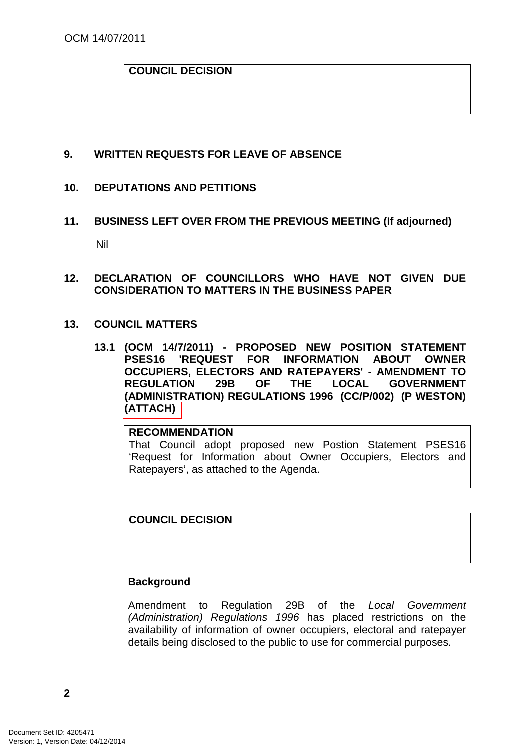**COUNCIL DECISION**

## 9. WRITTEN REQUESTS FOR LEAVE OF ABSENCE

## 10. DEPUTATIONS AND PETITIONS

## 11. BUSINESS LEFT OVER FROM THE PREVIOUS MEETING (If adjourned)

Nil

## 12. DECLARATION OF COUNCILLORS WHO HAVE NOT GIVEN DUE CONSIDERATION TO MATTERS IN THE BUSINESS PAPER

## 13. COUNCIL MATTERS

### 13.1 (OCM 14/7/2011) - PROPOSED NEW POSITION STATEMENT PSES16 'REQUEST FOR INFORMATION ABOUT OWNER OCCUPIERS, ELECTORS AND RATEPAYERS' - AMENDMENT TO REGULATION 29B OF THE LOCAL GOVERNMENT (ADMINISTRATION) REGULATIONS 1996 (CC/P/002) (P WESTON) (ATTACH)

**RECOMMENDATION**

That Council adopt proposed new Postion Statement PSES16 'Request for Information about Owner Occupiers, Electors and Ratepayers', as attached to the Agenda.

**COUNCIL DECISION**

**Background**

Amendment to Regulation 29B of the *Local Government (Administration) Regulations 1996* has placed restrictions on the availability of information of owner occupiers, electoral and ratepayer details being disclosed to the public to use for commercial purposes.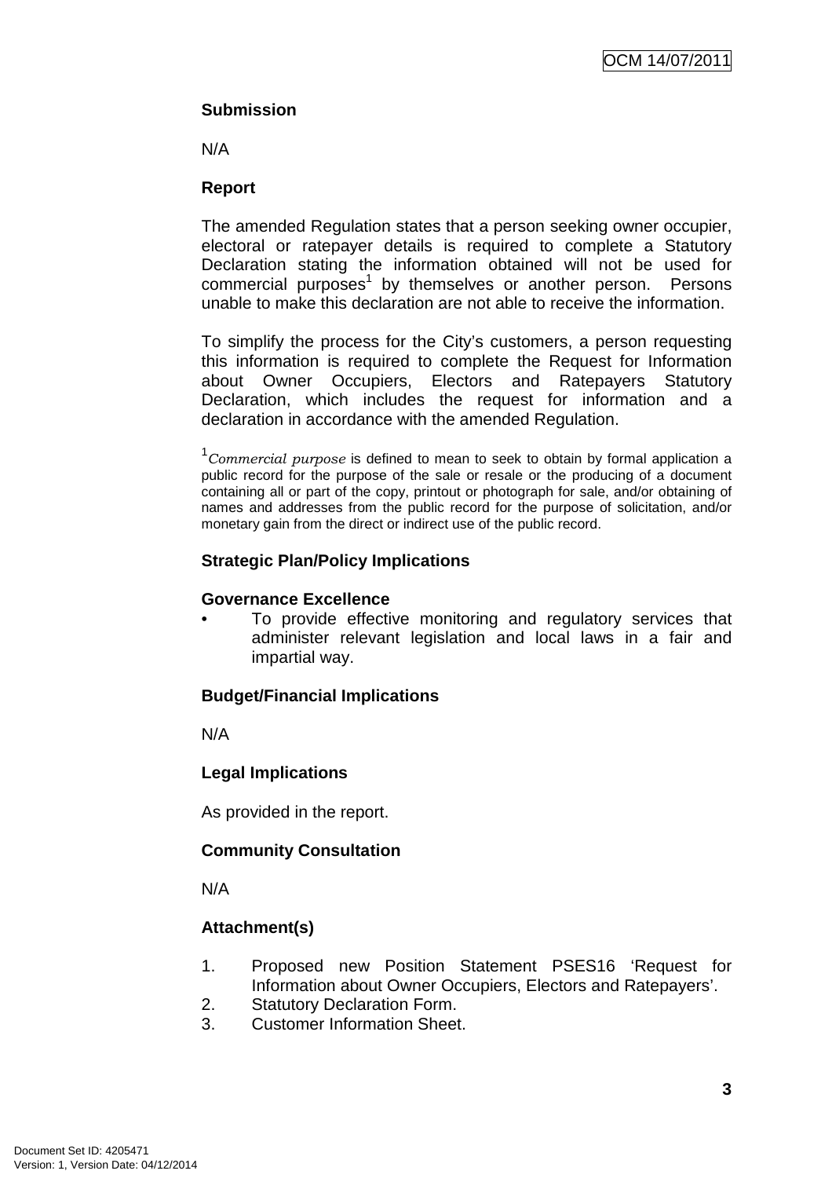**Submission**

N/A

**Report**

The amended Regulation states that a person seeking owner occupier, electoral or ratepayer details is required to complete a Statutory Declaration stating the information obtained will not be used for commercial purposes[1] by themselves or another person. Persons unable to make this declaration are not able to receive the information.

To simplify the process for the City's customers, a person requesting this information is required to complete the Request for Information about Owner Occupiers, Electors and Ratepayers Statutory Declaration, which includes the request for information and a declaration in accordance with the amended Regulation.

[1]*Commercial purpose* is defined to mean to seek to obtain by formal application a public record for the purpose of the sale or resale or the producing of a document containing all or part of the copy, printout or photograph for sale, and/or obtaining of names and addresses from the public record for the purpose of solicitation, and/or monetary gain from the direct or indirect use of the public record.

**Strategic Plan/Policy Implications**

**Governance Excellence**

- To provide effective monitoring and regulatory services that administer relevant legislation and local laws in a fair and impartial way.

**Budget/Financial Implications**

N/A

**Legal Implications**

As provided in the report.

**Community Consultation**

N/A

**Attachment(s)**

1. Proposed new Position Statement PSES16 'Request for Information about Owner Occupiers, Electors and Ratepayers'.
2. Statutory Declaration Form.
3. Customer Information Sheet.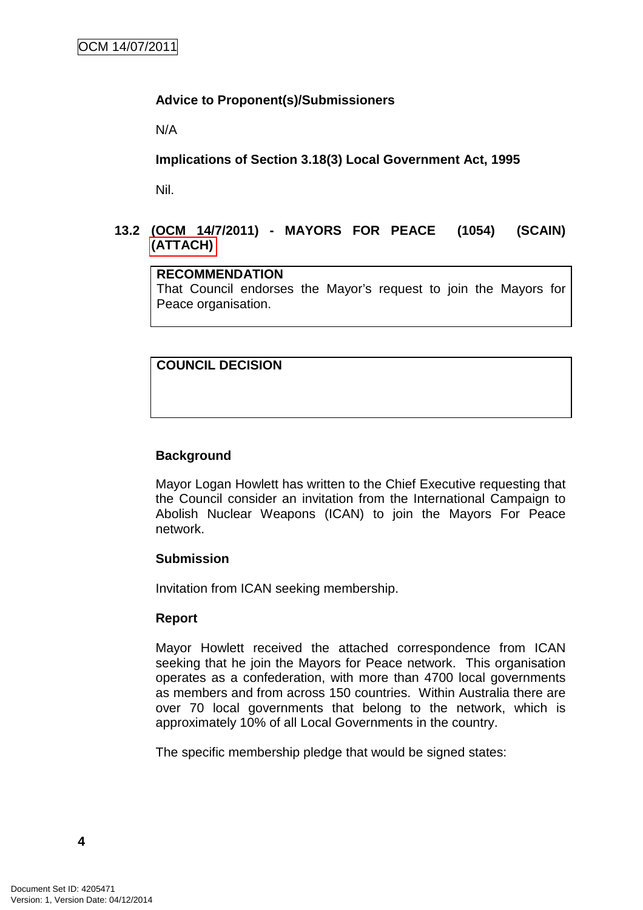**Advice to Proponent(s)/Submissioners**

N/A

**Implications of Section 3.18(3) Local Government Act, 1995**

Nil.

## 13.2 (OCM 14/7/2011) - MAYORS FOR PEACE (1054) (SCAIN) (ATTACH)

| RECOMMENDATION |
|---|
| That Council endorses the Mayor's request to join the Mayors for Peace organisation. |

| COUNCIL DECISION |
|---|
| |

**Background**

Mayor Logan Howlett has written to the Chief Executive requesting that the Council consider an invitation from the International Campaign to Abolish Nuclear Weapons (ICAN) to join the Mayors For Peace network.

**Submission**

Invitation from ICAN seeking membership.

**Report**

Mayor Howlett received the attached correspondence from ICAN seeking that he join the Mayors for Peace network. This organisation operates as a confederation, with more than 4700 local governments as members and from across 150 countries. Within Australia there are over 70 local governments that belong to the network, which is approximately 10% of all Local Governments in the country.

The specific membership pledge that would be signed states: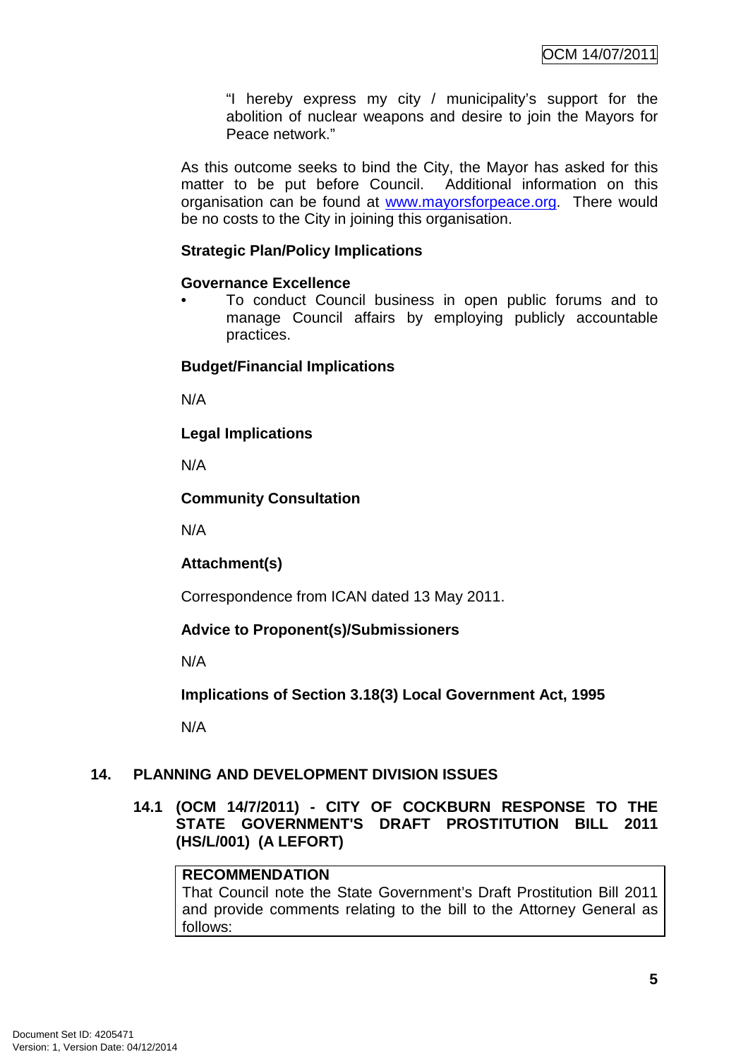"I hereby express my city / municipality's support for the abolition of nuclear weapons and desire to join the Mayors for Peace network."

As this outcome seeks to bind the City, the Mayor has asked for this matter to be put before Council. Additional information on this organisation can be found at [www.mayorsforpeace.org](http://www.mayorsforpeace.org). There would be no costs to the City in joining this organisation.

**Strategic Plan/Policy Implications**

**Governance Excellence**

- To conduct Council business in open public forums and to manage Council affairs by employing publicly accountable practices.

**Budget/Financial Implications**

N/A

**Legal Implications**

N/A

**Community Consultation**

N/A

**Attachment(s)**

Correspondence from ICAN dated 13 May 2011.

**Advice to Proponent(s)/Submissioners**

N/A

**Implications of Section 3.18(3) Local Government Act, 1995**

N/A

## 14. PLANNING AND DEVELOPMENT DIVISION ISSUES

### 14.1 (OCM 14/7/2011) - CITY OF COCKBURN RESPONSE TO THE STATE GOVERNMENT'S DRAFT PROSTITUTION BILL 2011 (HS/L/001) (A LEFORT)

**RECOMMENDATION**
That Council note the State Government's Draft Prostitution Bill 2011 and provide comments relating to the bill to the Attorney General as follows: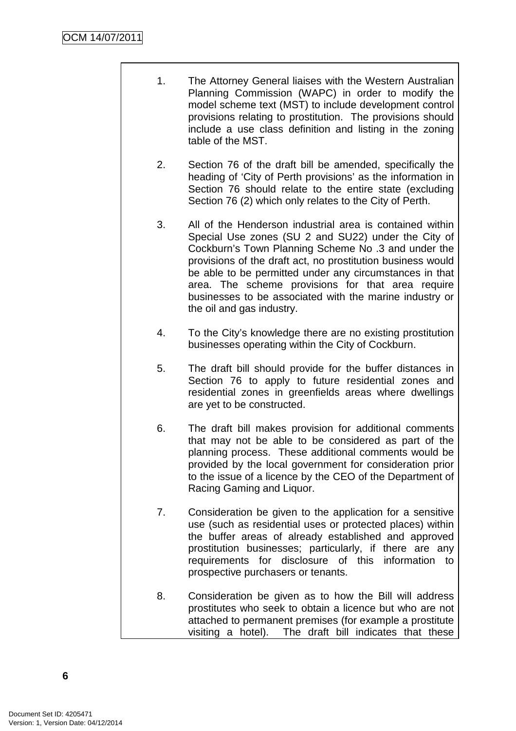1. The Attorney General liaises with the Western Australian Planning Commission (WAPC) in order to modify the model scheme text (MST) to include development control provisions relating to prostitution. The provisions should include a use class definition and listing in the zoning table of the MST.

2. Section 76 of the draft bill be amended, specifically the heading of 'City of Perth provisions' as the information in Section 76 should relate to the entire state (excluding Section 76 (2) which only relates to the City of Perth.

3. All of the Henderson industrial area is contained within Special Use zones (SU 2 and SU22) under the City of Cockburn's Town Planning Scheme No .3 and under the provisions of the draft act, no prostitution business would be able to be permitted under any circumstances in that area. The scheme provisions for that area require businesses to be associated with the marine industry or the oil and gas industry.

4. To the City's knowledge there are no existing prostitution businesses operating within the City of Cockburn.

5. The draft bill should provide for the buffer distances in Section 76 to apply to future residential zones and residential zones in greenfields areas where dwellings are yet to be constructed.

6. The draft bill makes provision for additional comments that may not be able to be considered as part of the planning process. These additional comments would be provided by the local government for consideration prior to the issue of a licence by the CEO of the Department of Racing Gaming and Liquor.

7. Consideration be given to the application for a sensitive use (such as residential uses or protected places) within the buffer areas of already established and approved prostitution businesses; particularly, if there are any requirements for disclosure of this information to prospective purchasers or tenants.

8. Consideration be given as to how the Bill will address prostitutes who seek to obtain a licence but who are not attached to permanent premises (for example a prostitute visiting a hotel). The draft bill indicates that these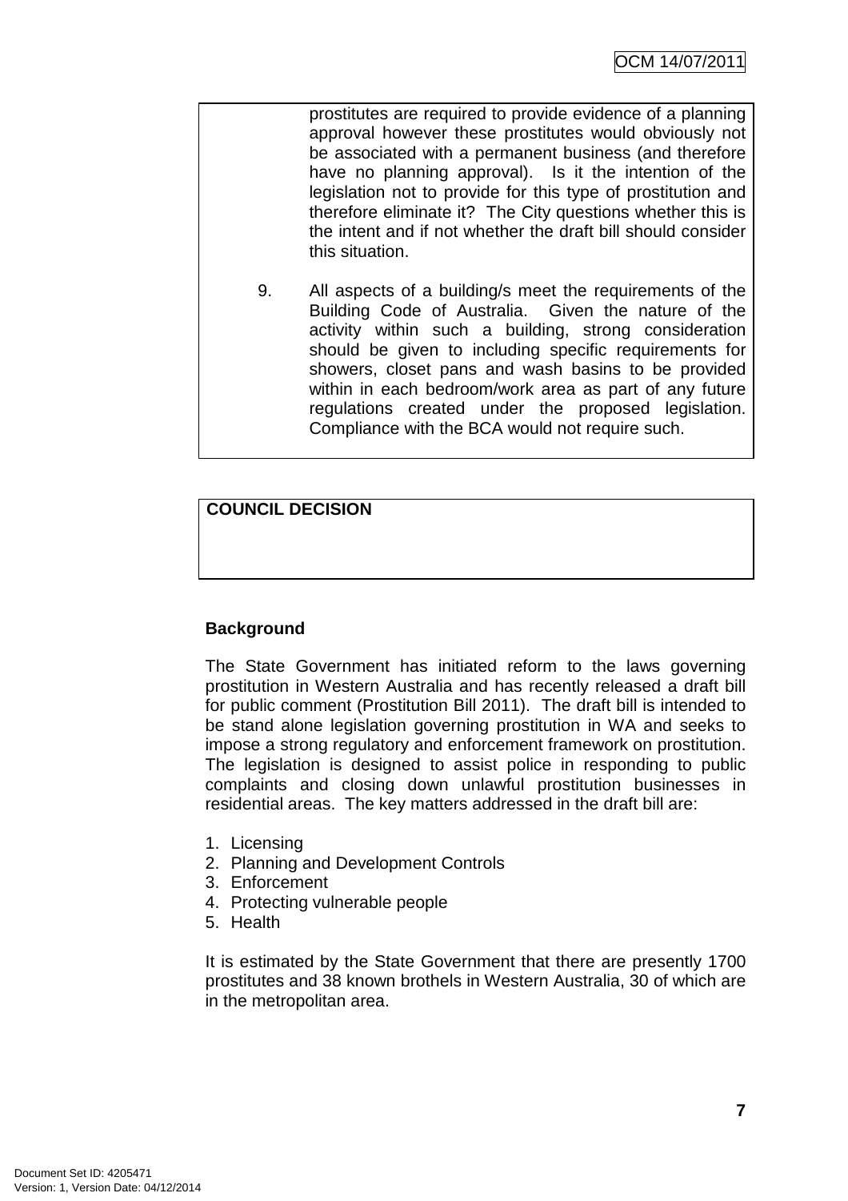prostitutes are required to provide evidence of a planning approval however these prostitutes would obviously not be associated with a permanent business (and therefore have no planning approval). Is it the intention of the legislation not to provide for this type of prostitution and therefore eliminate it? The City questions whether this is the intent and if not whether the draft bill should consider this situation.

9. All aspects of a building/s meet the requirements of the Building Code of Australia. Given the nature of the activity within such a building, strong consideration should be given to including specific requirements for showers, closet pans and wash basins to be provided within in each bedroom/work area as part of any future regulations created under the proposed legislation. Compliance with the BCA would not require such.

**COUNCIL DECISION**

**Background**

The State Government has initiated reform to the laws governing prostitution in Western Australia and has recently released a draft bill for public comment (Prostitution Bill 2011). The draft bill is intended to be stand alone legislation governing prostitution in WA and seeks to impose a strong regulatory and enforcement framework on prostitution. The legislation is designed to assist police in responding to public complaints and closing down unlawful prostitution businesses in residential areas. The key matters addressed in the draft bill are:

1. Licensing
2. Planning and Development Controls
3. Enforcement
4. Protecting vulnerable people
5. Health

It is estimated by the State Government that there are presently 1700 prostitutes and 38 known brothels in Western Australia, 30 of which are in the metropolitan area.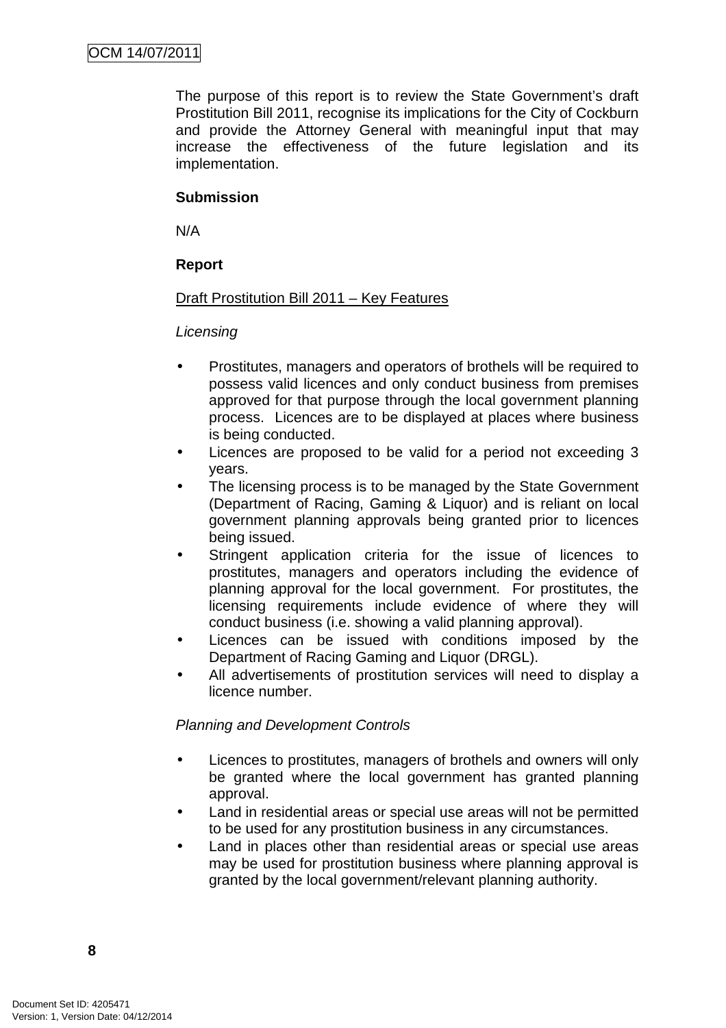The purpose of this report is to review the State Government's draft Prostitution Bill 2011, recognise its implications for the City of Cockburn and provide the Attorney General with meaningful input that may increase the effectiveness of the future legislation and its implementation.

**Submission**

N/A

**Report**

Draft Prostitution Bill 2011 – Key Features

*Licensing*

- Prostitutes, managers and operators of brothels will be required to possess valid licences and only conduct business from premises approved for that purpose through the local government planning process. Licences are to be displayed at places where business is being conducted.
- Licences are proposed to be valid for a period not exceeding 3 years.
- The licensing process is to be managed by the State Government (Department of Racing, Gaming & Liquor) and is reliant on local government planning approvals being granted prior to licences being issued.
- Stringent application criteria for the issue of licences to prostitutes, managers and operators including the evidence of planning approval for the local government. For prostitutes, the licensing requirements include evidence of where they will conduct business (i.e. showing a valid planning approval).
- Licences can be issued with conditions imposed by the Department of Racing Gaming and Liquor (DRGL).
- All advertisements of prostitution services will need to display a licence number.

*Planning and Development Controls*

- Licences to prostitutes, managers of brothels and owners will only be granted where the local government has granted planning approval.
- Land in residential areas or special use areas will not be permitted to be used for any prostitution business in any circumstances.
- Land in places other than residential areas or special use areas may be used for prostitution business where planning approval is granted by the local government/relevant planning authority.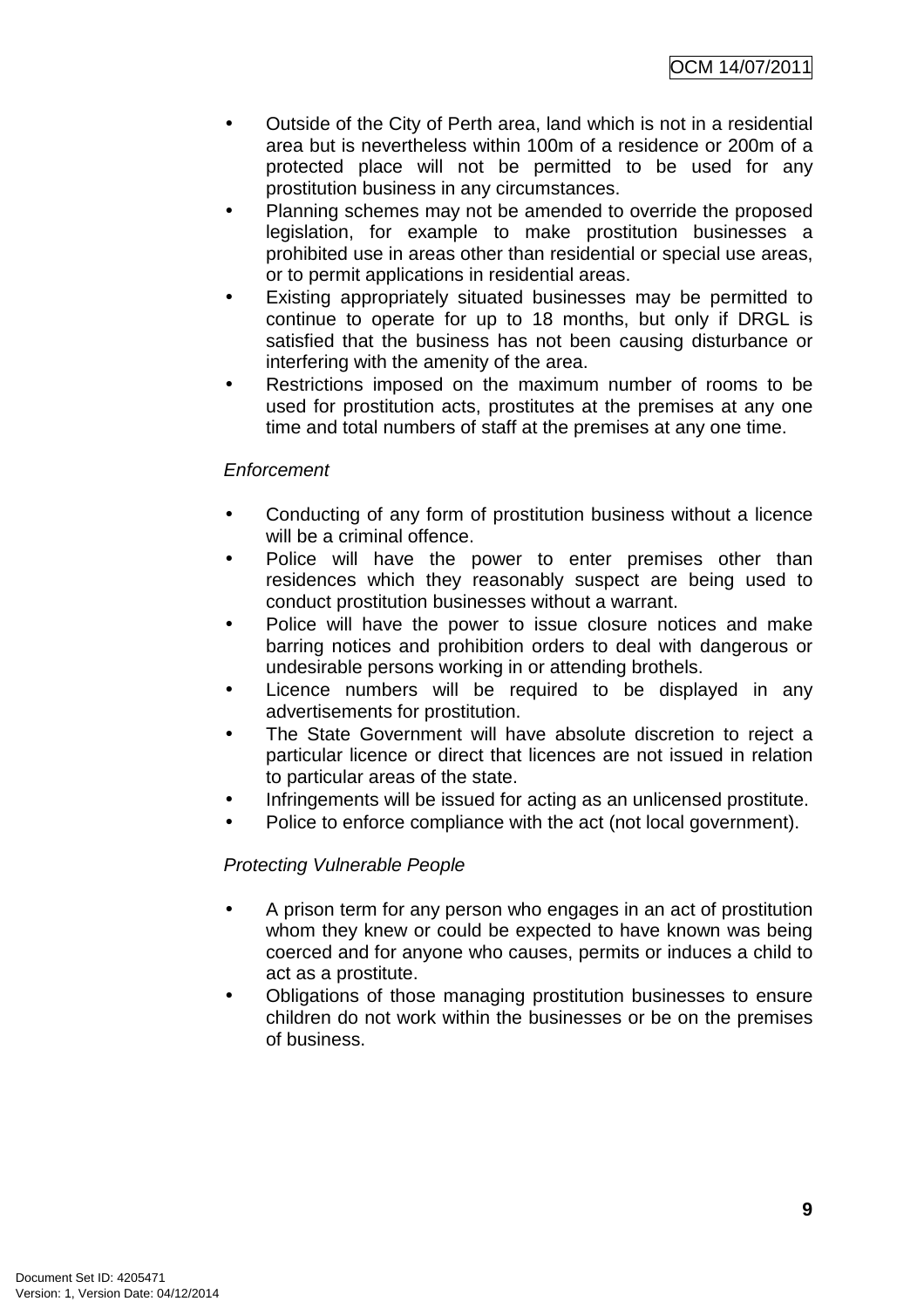- Outside of the City of Perth area, land which is not in a residential area but is nevertheless within 100m of a residence or 200m of a protected place will not be permitted to be used for any prostitution business in any circumstances.
- Planning schemes may not be amended to override the proposed legislation, for example to make prostitution businesses a prohibited use in areas other than residential or special use areas, or to permit applications in residential areas.
- Existing appropriately situated businesses may be permitted to continue to operate for up to 18 months, but only if DRGL is satisfied that the business has not been causing disturbance or interfering with the amenity of the area.
- Restrictions imposed on the maximum number of rooms to be used for prostitution acts, prostitutes at the premises at any one time and total numbers of staff at the premises at any one time.

*Enforcement*

- Conducting of any form of prostitution business without a licence will be a criminal offence.
- Police will have the power to enter premises other than residences which they reasonably suspect are being used to conduct prostitution businesses without a warrant.
- Police will have the power to issue closure notices and make barring notices and prohibition orders to deal with dangerous or undesirable persons working in or attending brothels.
- Licence numbers will be required to be displayed in any advertisements for prostitution.
- The State Government will have absolute discretion to reject a particular licence or direct that licences are not issued in relation to particular areas of the state.
- Infringements will be issued for acting as an unlicensed prostitute.
- Police to enforce compliance with the act (not local government).

*Protecting Vulnerable People*

- A prison term for any person who engages in an act of prostitution whom they knew or could be expected to have known was being coerced and for anyone who causes, permits or induces a child to act as a prostitute.
- Obligations of those managing prostitution businesses to ensure children do not work within the businesses or be on the premises of business.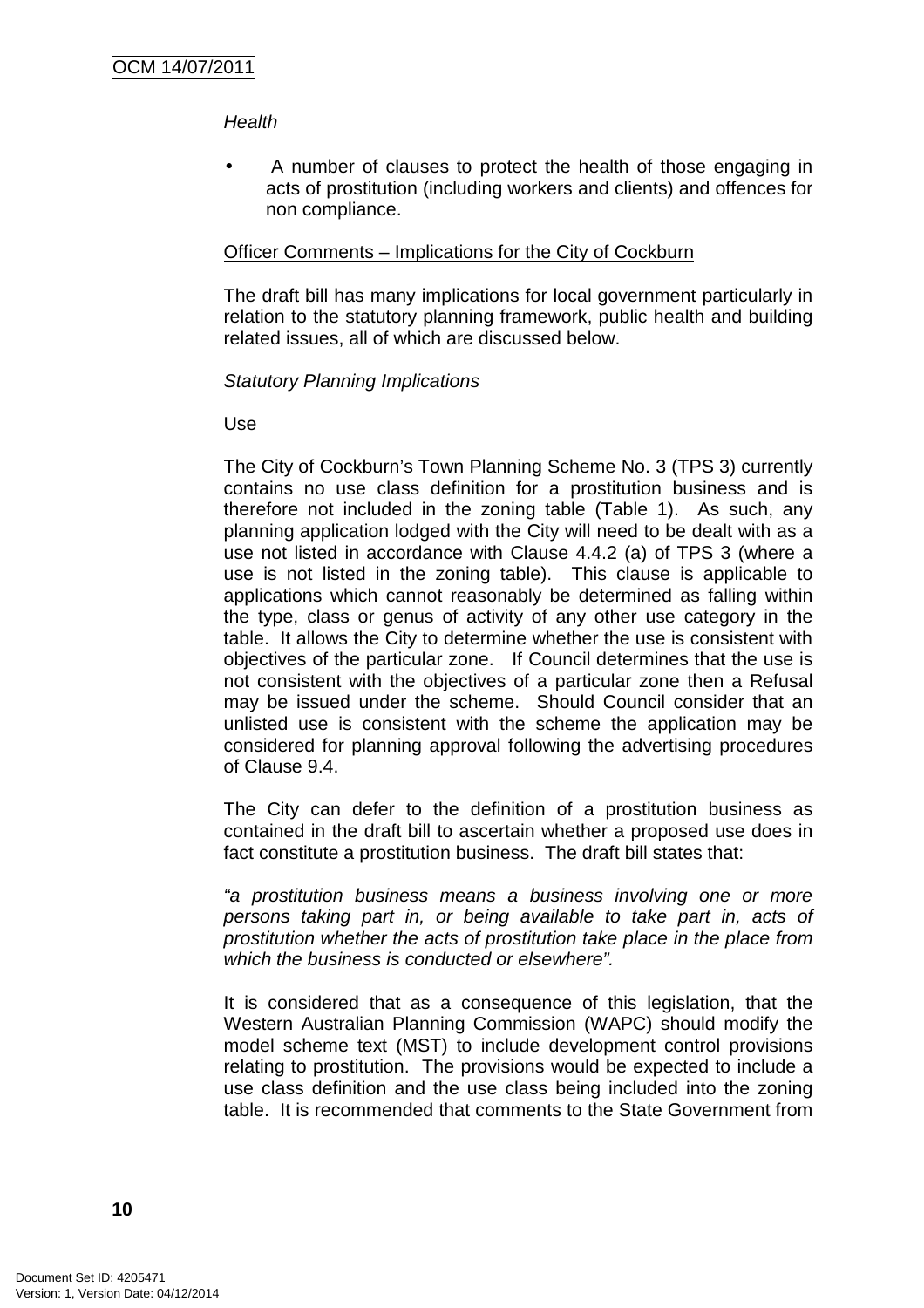*Health*

- A number of clauses to protect the health of those engaging in acts of prostitution (including workers and clients) and offences for non compliance.

Officer Comments – Implications for the City of Cockburn

The draft bill has many implications for local government particularly in relation to the statutory planning framework, public health and building related issues, all of which are discussed below.

*Statutory Planning Implications*

Use

The City of Cockburn's Town Planning Scheme No. 3 (TPS 3) currently contains no use class definition for a prostitution business and is therefore not included in the zoning table (Table 1). As such, any planning application lodged with the City will need to be dealt with as a use not listed in accordance with Clause 4.4.2 (a) of TPS 3 (where a use is not listed in the zoning table). This clause is applicable to applications which cannot reasonably be determined as falling within the type, class or genus of activity of any other use category in the table. It allows the City to determine whether the use is consistent with objectives of the particular zone. If Council determines that the use is not consistent with the objectives of a particular zone then a Refusal may be issued under the scheme. Should Council consider that an unlisted use is consistent with the scheme the application may be considered for planning approval following the advertising procedures of Clause 9.4.

The City can defer to the definition of a prostitution business as contained in the draft bill to ascertain whether a proposed use does in fact constitute a prostitution business. The draft bill states that:

*"a prostitution business means a business involving one or more persons taking part in, or being available to take part in, acts of prostitution whether the acts of prostitution take place in the place from which the business is conducted or elsewhere".*

It is considered that as a consequence of this legislation, that the Western Australian Planning Commission (WAPC) should modify the model scheme text (MST) to include development control provisions relating to prostitution. The provisions would be expected to include a use class definition and the use class being included into the zoning table. It is recommended that comments to the State Government from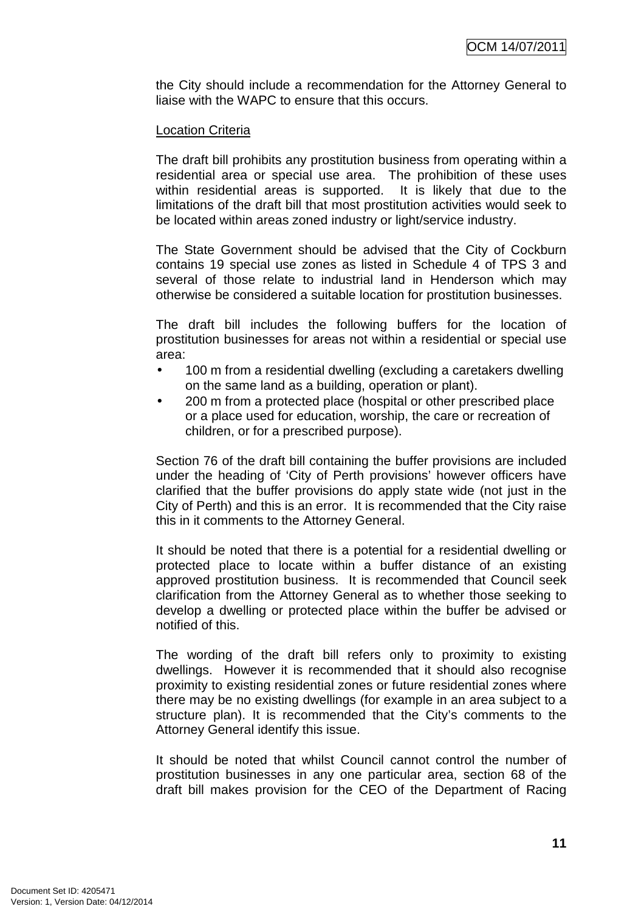the City should include a recommendation for the Attorney General to liaise with the WAPC to ensure that this occurs.

Location Criteria

The draft bill prohibits any prostitution business from operating within a residential area or special use area. The prohibition of these uses within residential areas is supported. It is likely that due to the limitations of the draft bill that most prostitution activities would seek to be located within areas zoned industry or light/service industry.

The State Government should be advised that the City of Cockburn contains 19 special use zones as listed in Schedule 4 of TPS 3 and several of those relate to industrial land in Henderson which may otherwise be considered a suitable location for prostitution businesses.

The draft bill includes the following buffers for the location of prostitution businesses for areas not within a residential or special use area:

- 100 m from a residential dwelling (excluding a caretakers dwelling on the same land as a building, operation or plant).
- 200 m from a protected place (hospital or other prescribed place or a place used for education, worship, the care or recreation of children, or for a prescribed purpose).

Section 76 of the draft bill containing the buffer provisions are included under the heading of 'City of Perth provisions' however officers have clarified that the buffer provisions do apply state wide (not just in the City of Perth) and this is an error. It is recommended that the City raise this in it comments to the Attorney General.

It should be noted that there is a potential for a residential dwelling or protected place to locate within a buffer distance of an existing approved prostitution business. It is recommended that Council seek clarification from the Attorney General as to whether those seeking to develop a dwelling or protected place within the buffer be advised or notified of this.

The wording of the draft bill refers only to proximity to existing dwellings. However it is recommended that it should also recognise proximity to existing residential zones or future residential zones where there may be no existing dwellings (for example in an area subject to a structure plan). It is recommended that the City's comments to the Attorney General identify this issue.

It should be noted that whilst Council cannot control the number of prostitution businesses in any one particular area, section 68 of the draft bill makes provision for the CEO of the Department of Racing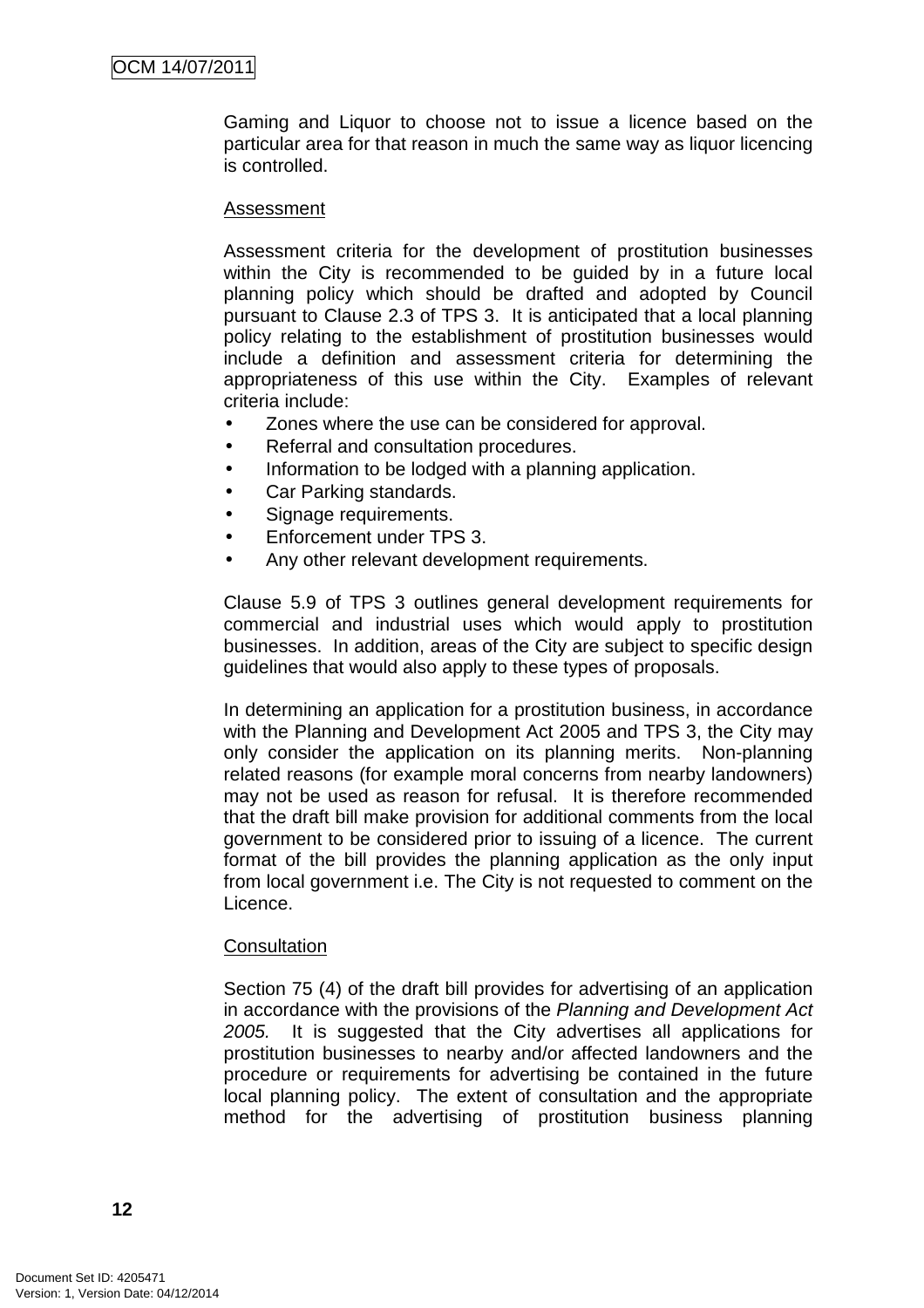Gaming and Liquor to choose not to issue a licence based on the particular area for that reason in much the same way as liquor licencing is controlled.

Assessment

Assessment criteria for the development of prostitution businesses within the City is recommended to be guided by in a future local planning policy which should be drafted and adopted by Council pursuant to Clause 2.3 of TPS 3. It is anticipated that a local planning policy relating to the establishment of prostitution businesses would include a definition and assessment criteria for determining the appropriateness of this use within the City. Examples of relevant criteria include:

- Zones where the use can be considered for approval.
- Referral and consultation procedures.
- Information to be lodged with a planning application.
- Car Parking standards.
- Signage requirements.
- Enforcement under TPS 3.
- Any other relevant development requirements.

Clause 5.9 of TPS 3 outlines general development requirements for commercial and industrial uses which would apply to prostitution businesses. In addition, areas of the City are subject to specific design guidelines that would also apply to these types of proposals.

In determining an application for a prostitution business, in accordance with the Planning and Development Act 2005 and TPS 3, the City may only consider the application on its planning merits. Non-planning related reasons (for example moral concerns from nearby landowners) may not be used as reason for refusal. It is therefore recommended that the draft bill make provision for additional comments from the local government to be considered prior to issuing of a licence. The current format of the bill provides the planning application as the only input from local government i.e. The City is not requested to comment on the Licence.

Consultation

Section 75 (4) of the draft bill provides for advertising of an application in accordance with the provisions of the *Planning and Development Act 2005.* It is suggested that the City advertises all applications for prostitution businesses to nearby and/or affected landowners and the procedure or requirements for advertising be contained in the future local planning policy. The extent of consultation and the appropriate method for the advertising of prostitution business planning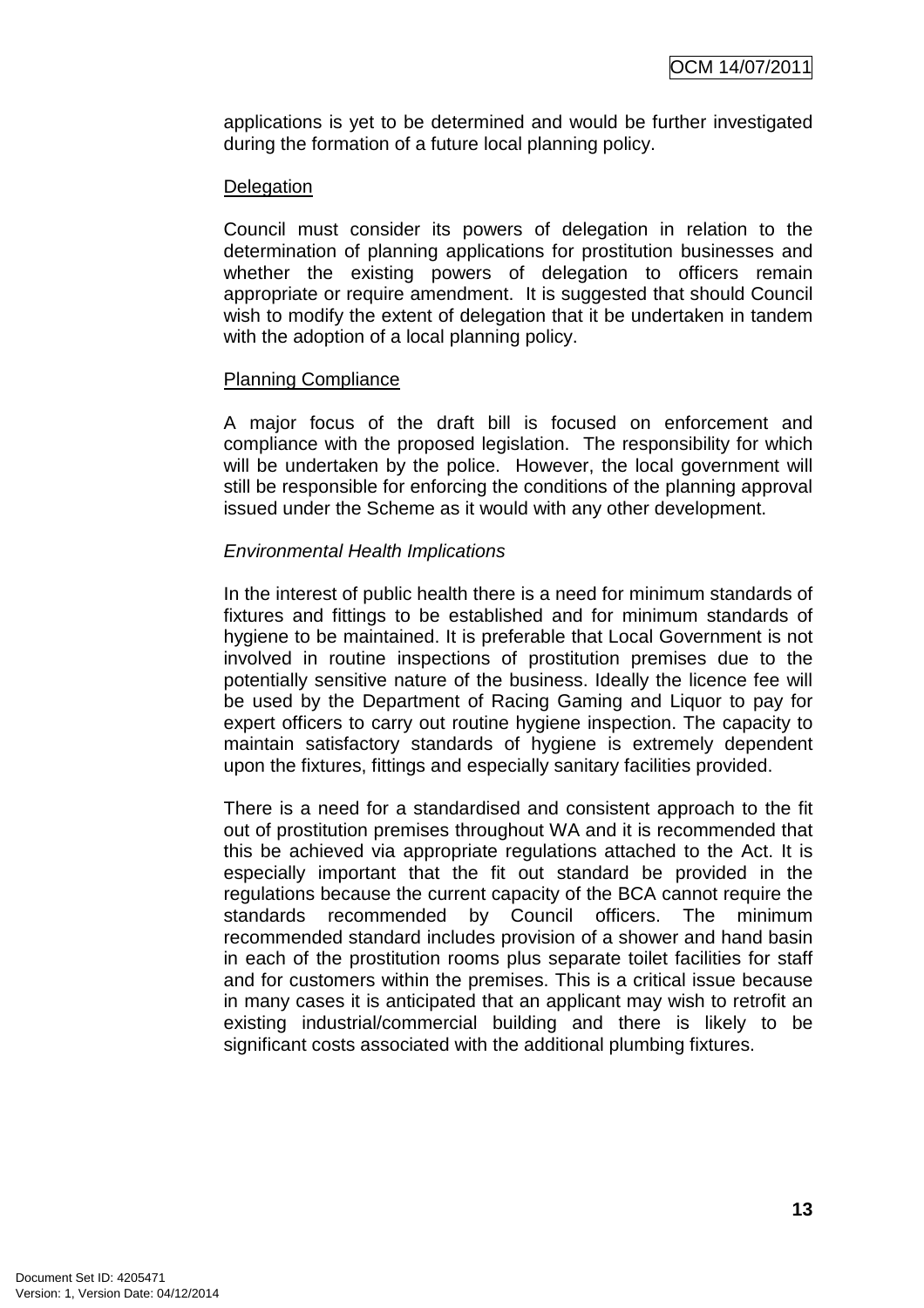applications is yet to be determined and would be further investigated during the formation of a future local planning policy.

Delegation

Council must consider its powers of delegation in relation to the determination of planning applications for prostitution businesses and whether the existing powers of delegation to officers remain appropriate or require amendment. It is suggested that should Council wish to modify the extent of delegation that it be undertaken in tandem with the adoption of a local planning policy.

Planning Compliance

A major focus of the draft bill is focused on enforcement and compliance with the proposed legislation. The responsibility for which will be undertaken by the police. However, the local government will still be responsible for enforcing the conditions of the planning approval issued under the Scheme as it would with any other development.

*Environmental Health Implications*

In the interest of public health there is a need for minimum standards of fixtures and fittings to be established and for minimum standards of hygiene to be maintained. It is preferable that Local Government is not involved in routine inspections of prostitution premises due to the potentially sensitive nature of the business. Ideally the licence fee will be used by the Department of Racing Gaming and Liquor to pay for expert officers to carry out routine hygiene inspection. The capacity to maintain satisfactory standards of hygiene is extremely dependent upon the fixtures, fittings and especially sanitary facilities provided.

There is a need for a standardised and consistent approach to the fit out of prostitution premises throughout WA and it is recommended that this be achieved via appropriate regulations attached to the Act. It is especially important that the fit out standard be provided in the regulations because the current capacity of the BCA cannot require the standards recommended by Council officers. The minimum recommended standard includes provision of a shower and hand basin in each of the prostitution rooms plus separate toilet facilities for staff and for customers within the premises. This is a critical issue because in many cases it is anticipated that an applicant may wish to retrofit an existing industrial/commercial building and there is likely to be significant costs associated with the additional plumbing fixtures.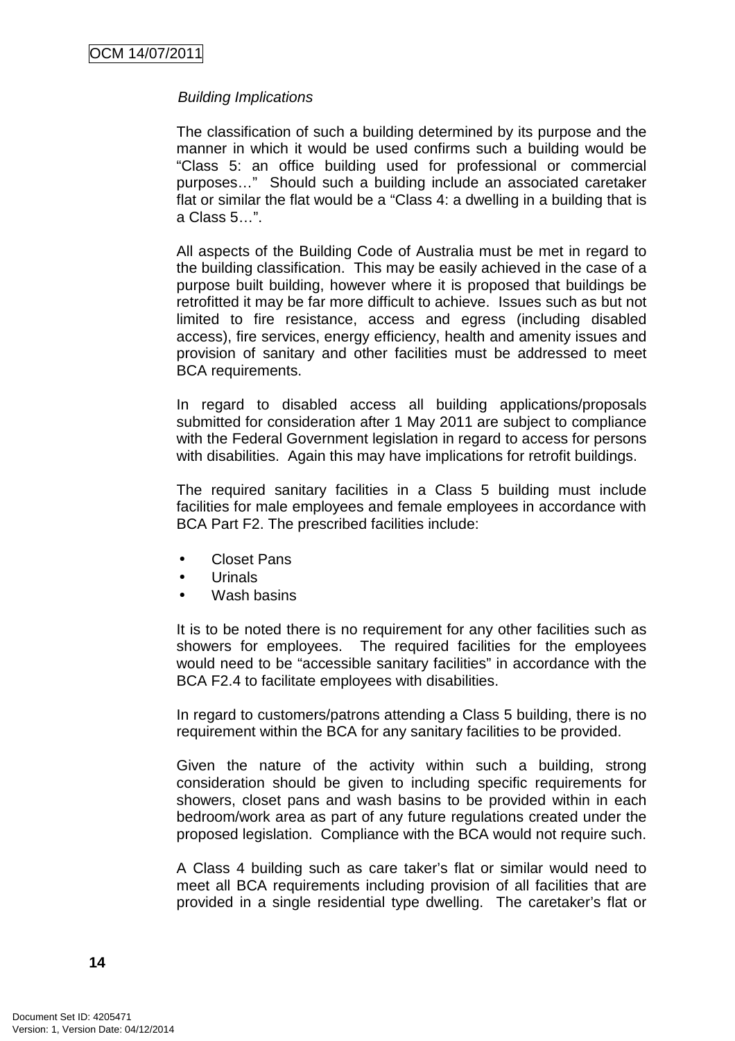*Building Implications*

The classification of such a building determined by its purpose and the manner in which it would be used confirms such a building would be "Class 5: an office building used for professional or commercial purposes…" Should such a building include an associated caretaker flat or similar the flat would be a "Class 4: a dwelling in a building that is a Class 5…".

All aspects of the Building Code of Australia must be met in regard to the building classification. This may be easily achieved in the case of a purpose built building, however where it is proposed that buildings be retrofitted it may be far more difficult to achieve. Issues such as but not limited to fire resistance, access and egress (including disabled access), fire services, energy efficiency, health and amenity issues and provision of sanitary and other facilities must be addressed to meet BCA requirements.

In regard to disabled access all building applications/proposals submitted for consideration after 1 May 2011 are subject to compliance with the Federal Government legislation in regard to access for persons with disabilities. Again this may have implications for retrofit buildings.

The required sanitary facilities in a Class 5 building must include facilities for male employees and female employees in accordance with BCA Part F2. The prescribed facilities include:

- Closet Pans
- Urinals
- Wash basins

It is to be noted there is no requirement for any other facilities such as showers for employees. The required facilities for the employees would need to be "accessible sanitary facilities" in accordance with the BCA F2.4 to facilitate employees with disabilities.

In regard to customers/patrons attending a Class 5 building, there is no requirement within the BCA for any sanitary facilities to be provided.

Given the nature of the activity within such a building, strong consideration should be given to including specific requirements for showers, closet pans and wash basins to be provided within in each bedroom/work area as part of any future regulations created under the proposed legislation. Compliance with the BCA would not require such.

A Class 4 building such as care taker's flat or similar would need to meet all BCA requirements including provision of all facilities that are provided in a single residential type dwelling. The caretaker's flat or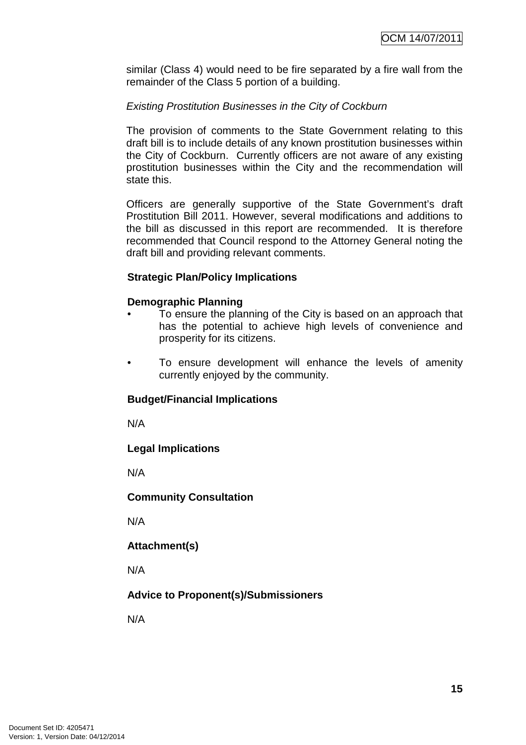similar (Class 4) would need to be fire separated by a fire wall from the remainder of the Class 5 portion of a building.

*Existing Prostitution Businesses in the City of Cockburn*

The provision of comments to the State Government relating to this draft bill is to include details of any known prostitution businesses within the City of Cockburn. Currently officers are not aware of any existing prostitution businesses within the City and the recommendation will state this.

Officers are generally supportive of the State Government's draft Prostitution Bill 2011. However, several modifications and additions to the bill as discussed in this report are recommended. It is therefore recommended that Council respond to the Attorney General noting the draft bill and providing relevant comments.

**Strategic Plan/Policy Implications**

**Demographic Planning**

- To ensure the planning of the City is based on an approach that has the potential to achieve high levels of convenience and prosperity for its citizens.
- To ensure development will enhance the levels of amenity currently enjoyed by the community.

**Budget/Financial Implications**

N/A

**Legal Implications**

N/A

**Community Consultation**

N/A

**Attachment(s)**

N/A

**Advice to Proponent(s)/Submissioners**

N/A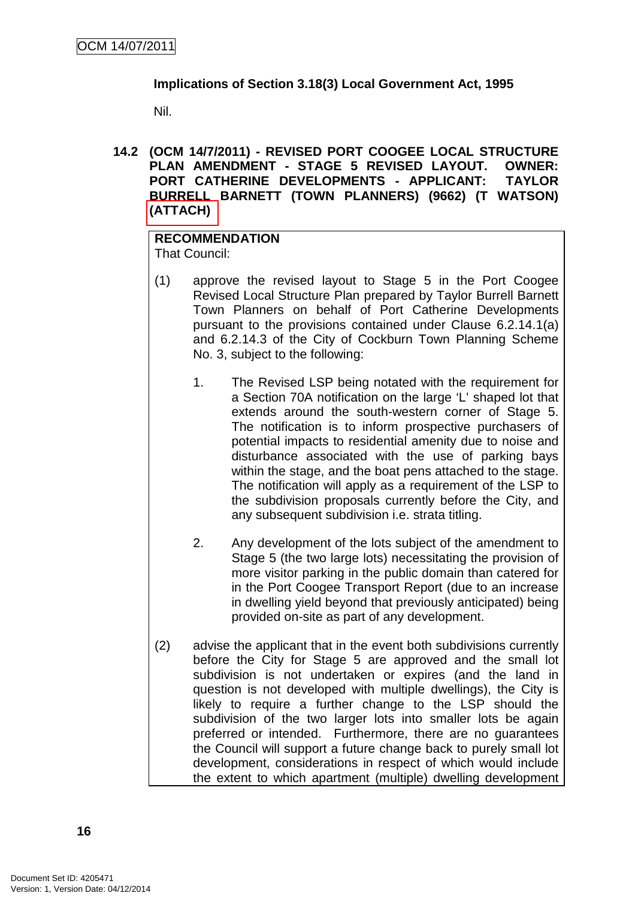**Implications of Section 3.18(3) Local Government Act, 1995**

Nil.

**14.2 (OCM 14/7/2011) - REVISED PORT COOGEE LOCAL STRUCTURE PLAN AMENDMENT - STAGE 5 REVISED LAYOUT. OWNER: PORT CATHERINE DEVELOPMENTS - APPLICANT: TAYLOR BURRELL BARNETT (TOWN PLANNERS) (9662) (T WATSON) (ATTACH)**

**RECOMMENDATION**
That Council:

(1) approve the revised layout to Stage 5 in the Port Coogee Revised Local Structure Plan prepared by Taylor Burrell Barnett Town Planners on behalf of Port Catherine Developments pursuant to the provisions contained under Clause 6.2.14.1(a) and 6.2.14.3 of the City of Cockburn Town Planning Scheme No. 3, subject to the following:

1. The Revised LSP being notated with the requirement for a Section 70A notification on the large 'L' shaped lot that extends around the south-western corner of Stage 5. The notification is to inform prospective purchasers of potential impacts to residential amenity due to noise and disturbance associated with the use of parking bays within the stage, and the boat pens attached to the stage. The notification will apply as a requirement of the LSP to the subdivision proposals currently before the City, and any subsequent subdivision i.e. strata titling.

2. Any development of the lots subject of the amendment to Stage 5 (the two large lots) necessitating the provision of more visitor parking in the public domain than catered for in the Port Coogee Transport Report (due to an increase in dwelling yield beyond that previously anticipated) being provided on-site as part of any development.

(2) advise the applicant that in the event both subdivisions currently before the City for Stage 5 are approved and the small lot subdivision is not undertaken or expires (and the land in question is not developed with multiple dwellings), the City is likely to require a further change to the LSP should the subdivision of the two larger lots into smaller lots be again preferred or intended. Furthermore, there are no guarantees the Council will support a future change back to purely small lot development, considerations in respect of which would include the extent to which apartment (multiple) dwelling development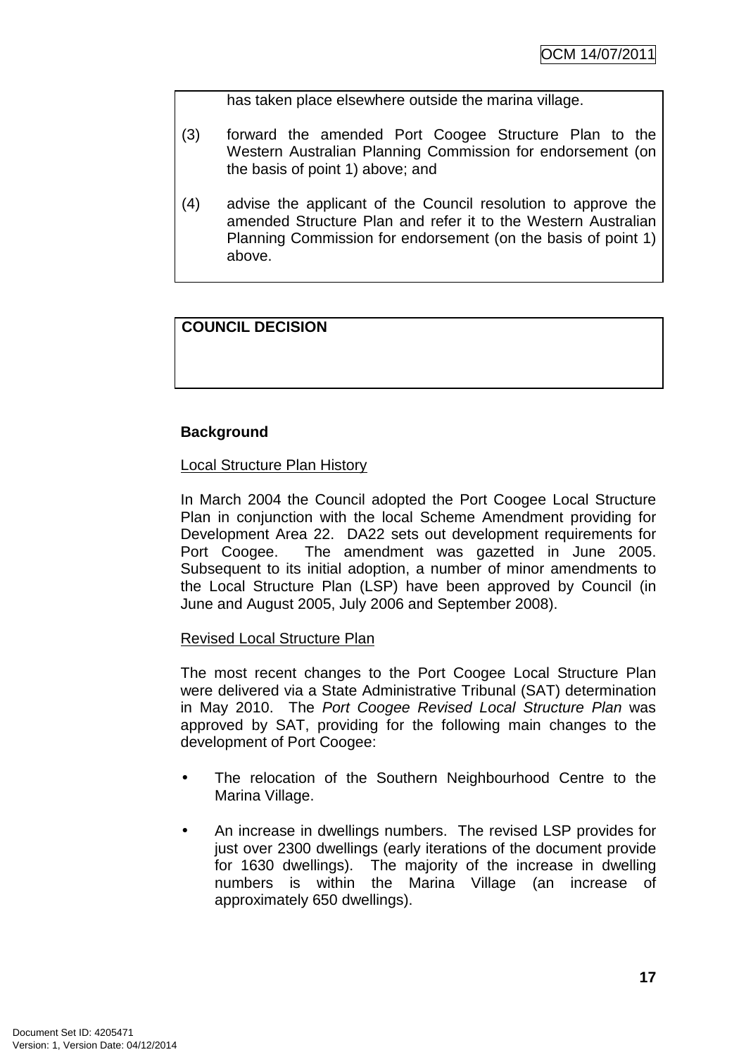has taken place elsewhere outside the marina village.

(3) forward the amended Port Coogee Structure Plan to the Western Australian Planning Commission for endorsement (on the basis of point 1) above; and

(4) advise the applicant of the Council resolution to approve the amended Structure Plan and refer it to the Western Australian Planning Commission for endorsement (on the basis of point 1) above.

**COUNCIL DECISION**

**Background**

Local Structure Plan History

In March 2004 the Council adopted the Port Coogee Local Structure Plan in conjunction with the local Scheme Amendment providing for Development Area 22. DA22 sets out development requirements for Port Coogee. The amendment was gazetted in June 2005. Subsequent to its initial adoption, a number of minor amendments to the Local Structure Plan (LSP) have been approved by Council (in June and August 2005, July 2006 and September 2008).

Revised Local Structure Plan

The most recent changes to the Port Coogee Local Structure Plan were delivered via a State Administrative Tribunal (SAT) determination in May 2010. The *Port Coogee Revised Local Structure Plan* was approved by SAT, providing for the following main changes to the development of Port Coogee:

- The relocation of the Southern Neighbourhood Centre to the Marina Village.
- An increase in dwellings numbers. The revised LSP provides for just over 2300 dwellings (early iterations of the document provide for 1630 dwellings). The majority of the increase in dwelling numbers is within the Marina Village (an increase of approximately 650 dwellings).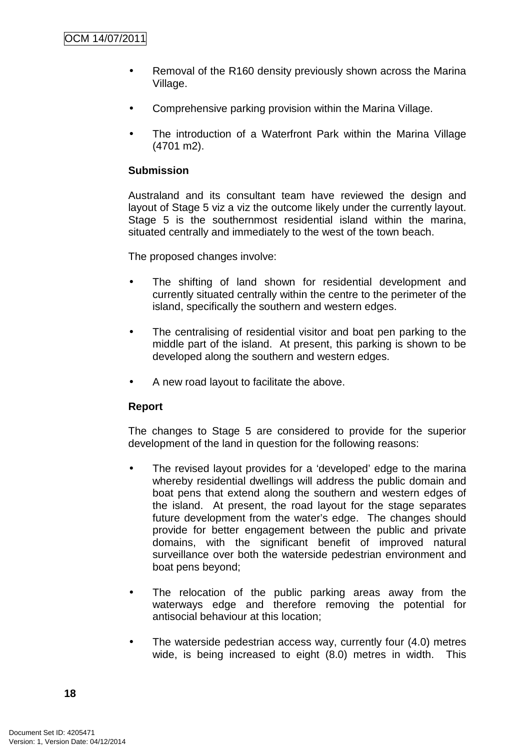- Removal of the R160 density previously shown across the Marina Village.

- Comprehensive parking provision within the Marina Village.

- The introduction of a Waterfront Park within the Marina Village (4701 m2).

**Submission**

Australand and its consultant team have reviewed the design and layout of Stage 5 viz a viz the outcome likely under the currently layout. Stage 5 is the southernmost residential island within the marina, situated centrally and immediately to the west of the town beach.

The proposed changes involve:

- The shifting of land shown for residential development and currently situated centrally within the centre to the perimeter of the island, specifically the southern and western edges.

- The centralising of residential visitor and boat pen parking to the middle part of the island. At present, this parking is shown to be developed along the southern and western edges.

- A new road layout to facilitate the above.

**Report**

The changes to Stage 5 are considered to provide for the superior development of the land in question for the following reasons:

- The revised layout provides for a 'developed' edge to the marina whereby residential dwellings will address the public domain and boat pens that extend along the southern and western edges of the island. At present, the road layout for the stage separates future development from the water's edge. The changes should provide for better engagement between the public and private domains, with the significant benefit of improved natural surveillance over both the waterside pedestrian environment and boat pens beyond;

- The relocation of the public parking areas away from the waterways edge and therefore removing the potential for antisocial behaviour at this location;

- The waterside pedestrian access way, currently four (4.0) metres wide, is being increased to eight (8.0) metres in width. This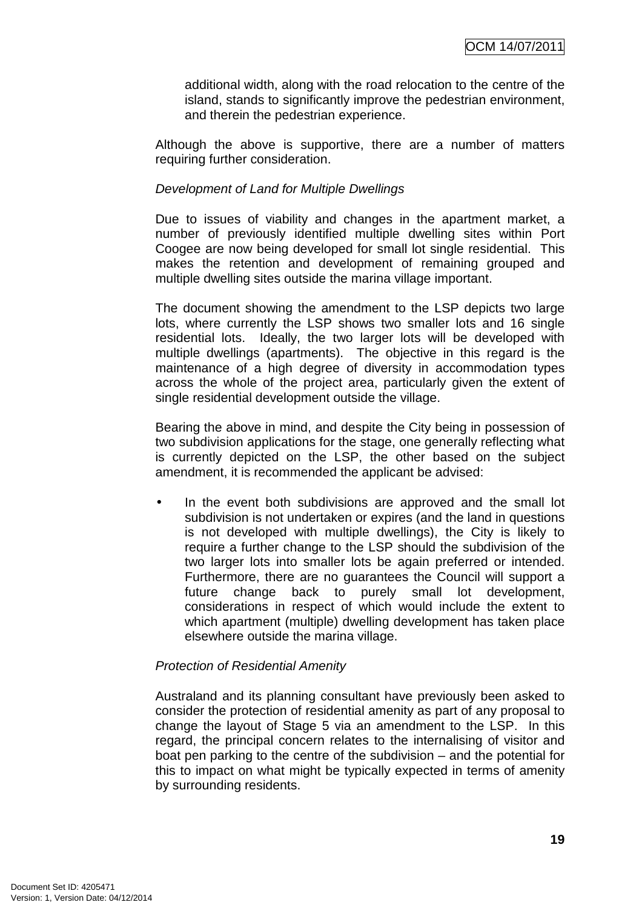additional width, along with the road relocation to the centre of the island, stands to significantly improve the pedestrian environment, and therein the pedestrian experience.

Although the above is supportive, there are a number of matters requiring further consideration.

*Development of Land for Multiple Dwellings*

Due to issues of viability and changes in the apartment market, a number of previously identified multiple dwelling sites within Port Coogee are now being developed for small lot single residential. This makes the retention and development of remaining grouped and multiple dwelling sites outside the marina village important.

The document showing the amendment to the LSP depicts two large lots, where currently the LSP shows two smaller lots and 16 single residential lots. Ideally, the two larger lots will be developed with multiple dwellings (apartments). The objective in this regard is the maintenance of a high degree of diversity in accommodation types across the whole of the project area, particularly given the extent of single residential development outside the village.

Bearing the above in mind, and despite the City being in possession of two subdivision applications for the stage, one generally reflecting what is currently depicted on the LSP, the other based on the subject amendment, it is recommended the applicant be advised:

- In the event both subdivisions are approved and the small lot subdivision is not undertaken or expires (and the land in questions is not developed with multiple dwellings), the City is likely to require a further change to the LSP should the subdivision of the two larger lots into smaller lots be again preferred or intended. Furthermore, there are no guarantees the Council will support a future change back to purely small lot development, considerations in respect of which would include the extent to which apartment (multiple) dwelling development has taken place elsewhere outside the marina village.

*Protection of Residential Amenity*

Australand and its planning consultant have previously been asked to consider the protection of residential amenity as part of any proposal to change the layout of Stage 5 via an amendment to the LSP. In this regard, the principal concern relates to the internalising of visitor and boat pen parking to the centre of the subdivision – and the potential for this to impact on what might be typically expected in terms of amenity by surrounding residents.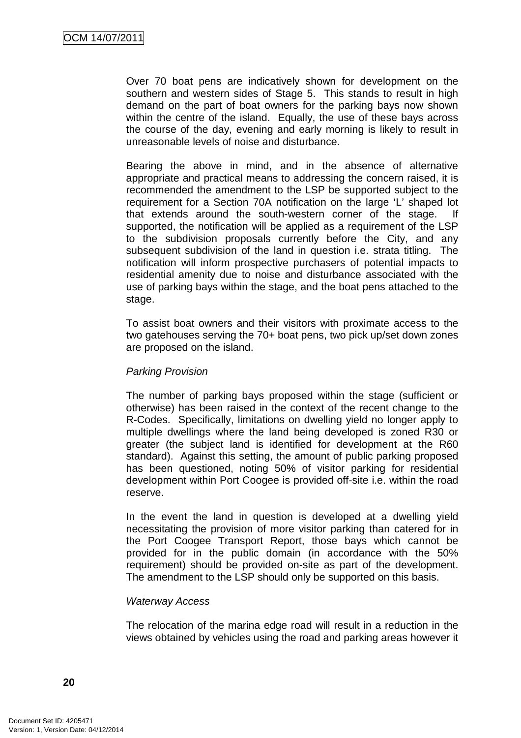Over 70 boat pens are indicatively shown for development on the southern and western sides of Stage 5. This stands to result in high demand on the part of boat owners for the parking bays now shown within the centre of the island. Equally, the use of these bays across the course of the day, evening and early morning is likely to result in unreasonable levels of noise and disturbance.

Bearing the above in mind, and in the absence of alternative appropriate and practical means to addressing the concern raised, it is recommended the amendment to the LSP be supported subject to the requirement for a Section 70A notification on the large 'L' shaped lot that extends around the south-western corner of the stage. If supported, the notification will be applied as a requirement of the LSP to the subdivision proposals currently before the City, and any subsequent subdivision of the land in question i.e. strata titling. The notification will inform prospective purchasers of potential impacts to residential amenity due to noise and disturbance associated with the use of parking bays within the stage, and the boat pens attached to the stage.

To assist boat owners and their visitors with proximate access to the two gatehouses serving the 70+ boat pens, two pick up/set down zones are proposed on the island.

*Parking Provision*

The number of parking bays proposed within the stage (sufficient or otherwise) has been raised in the context of the recent change to the R-Codes. Specifically, limitations on dwelling yield no longer apply to multiple dwellings where the land being developed is zoned R30 or greater (the subject land is identified for development at the R60 standard). Against this setting, the amount of public parking proposed has been questioned, noting 50% of visitor parking for residential development within Port Coogee is provided off-site i.e. within the road reserve.

In the event the land in question is developed at a dwelling yield necessitating the provision of more visitor parking than catered for in the Port Coogee Transport Report, those bays which cannot be provided for in the public domain (in accordance with the 50% requirement) should be provided on-site as part of the development. The amendment to the LSP should only be supported on this basis.

*Waterway Access*

The relocation of the marina edge road will result in a reduction in the views obtained by vehicles using the road and parking areas however it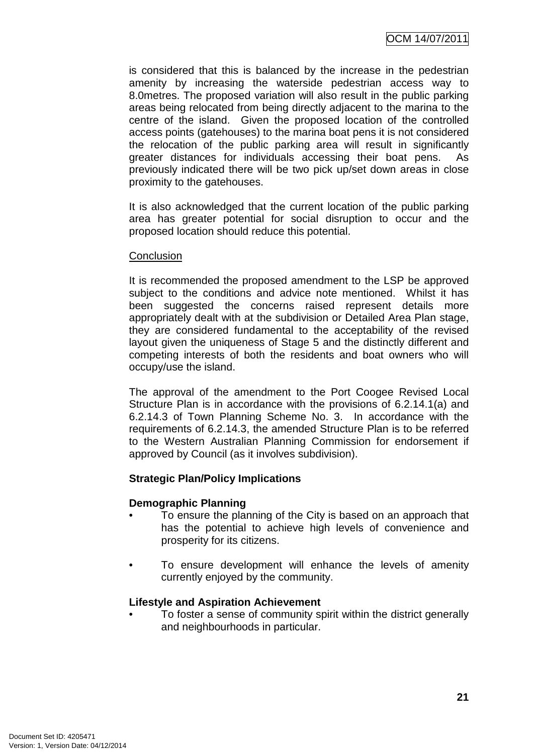is considered that this is balanced by the increase in the pedestrian amenity by increasing the waterside pedestrian access way to 8.0metres. The proposed variation will also result in the public parking areas being relocated from being directly adjacent to the marina to the centre of the island. Given the proposed location of the controlled access points (gatehouses) to the marina boat pens it is not considered the relocation of the public parking area will result in significantly greater distances for individuals accessing their boat pens. As previously indicated there will be two pick up/set down areas in close proximity to the gatehouses.

It is also acknowledged that the current location of the public parking area has greater potential for social disruption to occur and the proposed location should reduce this potential.

Conclusion

It is recommended the proposed amendment to the LSP be approved subject to the conditions and advice note mentioned. Whilst it has been suggested the concerns raised represent details more appropriately dealt with at the subdivision or Detailed Area Plan stage, they are considered fundamental to the acceptability of the revised layout given the uniqueness of Stage 5 and the distinctly different and competing interests of both the residents and boat owners who will occupy/use the island.

The approval of the amendment to the Port Coogee Revised Local Structure Plan is in accordance with the provisions of 6.2.14.1(a) and 6.2.14.3 of Town Planning Scheme No. 3. In accordance with the requirements of 6.2.14.3, the amended Structure Plan is to be referred to the Western Australian Planning Commission for endorsement if approved by Council (as it involves subdivision).

**Strategic Plan/Policy Implications**

**Demographic Planning**

- To ensure the planning of the City is based on an approach that has the potential to achieve high levels of convenience and prosperity for its citizens.
- To ensure development will enhance the levels of amenity currently enjoyed by the community.

**Lifestyle and Aspiration Achievement**

- To foster a sense of community spirit within the district generally and neighbourhoods in particular.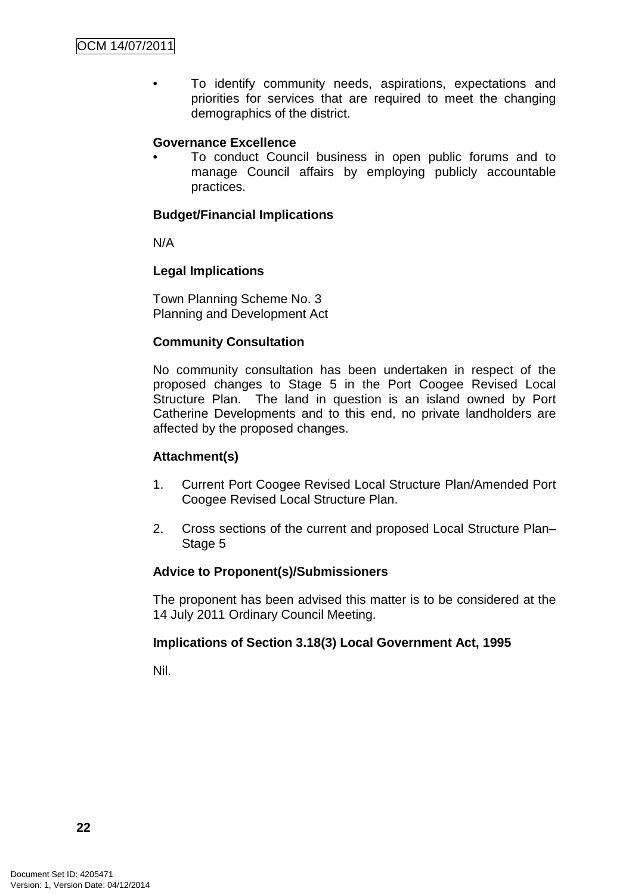- To identify community needs, aspirations, expectations and priorities for services that are required to meet the changing demographics of the district.

**Governance Excellence**

- To conduct Council business in open public forums and to manage Council affairs by employing publicly accountable practices.

**Budget/Financial Implications**

N/A

**Legal Implications**

Town Planning Scheme No. 3
Planning and Development Act

**Community Consultation**

No community consultation has been undertaken in respect of the proposed changes to Stage 5 in the Port Coogee Revised Local Structure Plan. The land in question is an island owned by Port Catherine Developments and to this end, no private landholders are affected by the proposed changes.

**Attachment(s)**

1. Current Port Coogee Revised Local Structure Plan/Amended Port Coogee Revised Local Structure Plan.
2. Cross sections of the current and proposed Local Structure Plan– Stage 5

**Advice to Proponent(s)/Submissioners**

The proponent has been advised this matter is to be considered at the 14 July 2011 Ordinary Council Meeting.

**Implications of Section 3.18(3) Local Government Act, 1995**

Nil.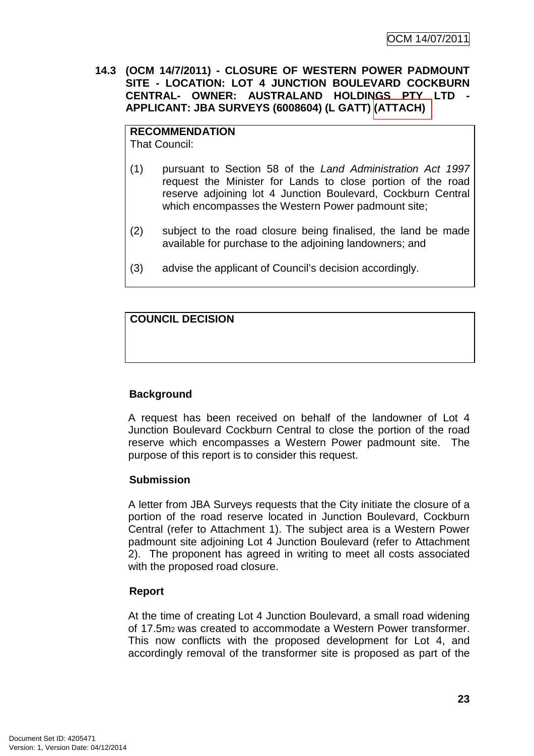**14.3 (OCM 14/7/2011) - CLOSURE OF WESTERN POWER PADMOUNT SITE - LOCATION: LOT 4 JUNCTION BOULEVARD COCKBURN CENTRAL- OWNER: AUSTRALAND HOLDINGS PTY LTD - APPLICANT: JBA SURVEYS (6008604) (L GATT) (ATTACH)**

| **RECOMMENDATION**<br>That Council:<br><br>(1) pursuant to Section 58 of the *Land Administration Act 1997* request the Minister for Lands to close portion of the road reserve adjoining lot 4 Junction Boulevard, Cockburn Central which encompasses the Western Power padmount site;<br><br>(2) subject to the road closure being finalised, the land be made available for purchase to the adjoining landowners; and<br><br>(3) advise the applicant of Council's decision accordingly. |
|---|

| **COUNCIL DECISION** |
|---|
| |

**Background**

A request has been received on behalf of the landowner of Lot 4 Junction Boulevard Cockburn Central to close the portion of the road reserve which encompasses a Western Power padmount site. The purpose of this report is to consider this request.

**Submission**

A letter from JBA Surveys requests that the City initiate the closure of a portion of the road reserve located in Junction Boulevard, Cockburn Central (refer to Attachment 1). The subject area is a Western Power padmount site adjoining Lot 4 Junction Boulevard (refer to Attachment 2). The proponent has agreed in writing to meet all costs associated with the proposed road closure.

**Report**

At the time of creating Lot 4 Junction Boulevard, a small road widening of 17.5$m^2$ was created to accommodate a Western Power transformer. This now conflicts with the proposed development for Lot 4, and accordingly removal of the transformer site is proposed as part of the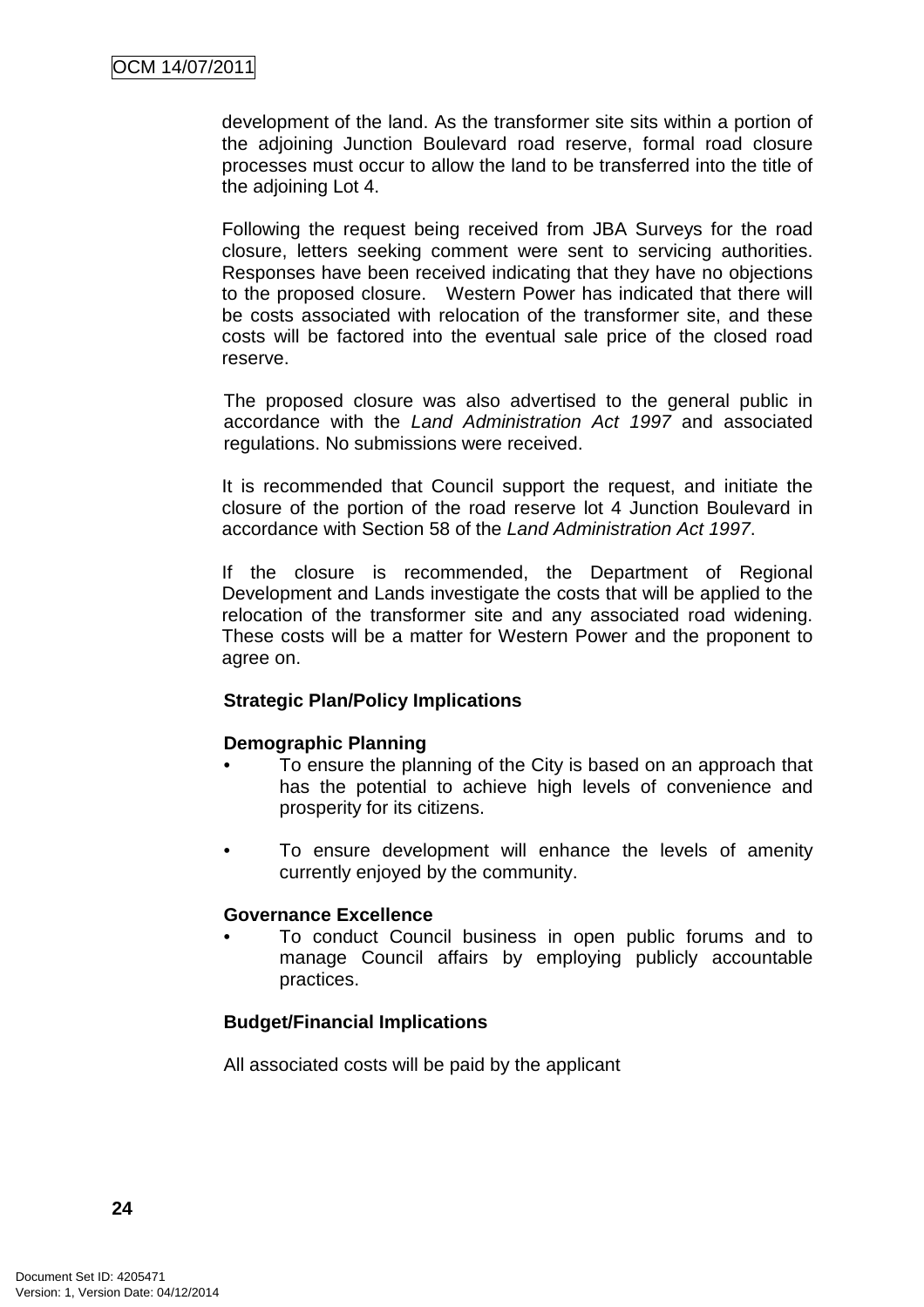development of the land. As the transformer site sits within a portion of the adjoining Junction Boulevard road reserve, formal road closure processes must occur to allow the land to be transferred into the title of the adjoining Lot 4.

Following the request being received from JBA Surveys for the road closure, letters seeking comment were sent to servicing authorities. Responses have been received indicating that they have no objections to the proposed closure. Western Power has indicated that there will be costs associated with relocation of the transformer site, and these costs will be factored into the eventual sale price of the closed road reserve.

The proposed closure was also advertised to the general public in accordance with the *Land Administration Act 1997* and associated regulations. No submissions were received.

It is recommended that Council support the request, and initiate the closure of the portion of the road reserve lot 4 Junction Boulevard in accordance with Section 58 of the *Land Administration Act 1997*.

If the closure is recommended, the Department of Regional Development and Lands investigate the costs that will be applied to the relocation of the transformer site and any associated road widening. These costs will be a matter for Western Power and the proponent to agree on.

**Strategic Plan/Policy Implications**

**Demographic Planning**

- To ensure the planning of the City is based on an approach that has the potential to achieve high levels of convenience and prosperity for its citizens.
- To ensure development will enhance the levels of amenity currently enjoyed by the community.

**Governance Excellence**

- To conduct Council business in open public forums and to manage Council affairs by employing publicly accountable practices.

**Budget/Financial Implications**

All associated costs will be paid by the applicant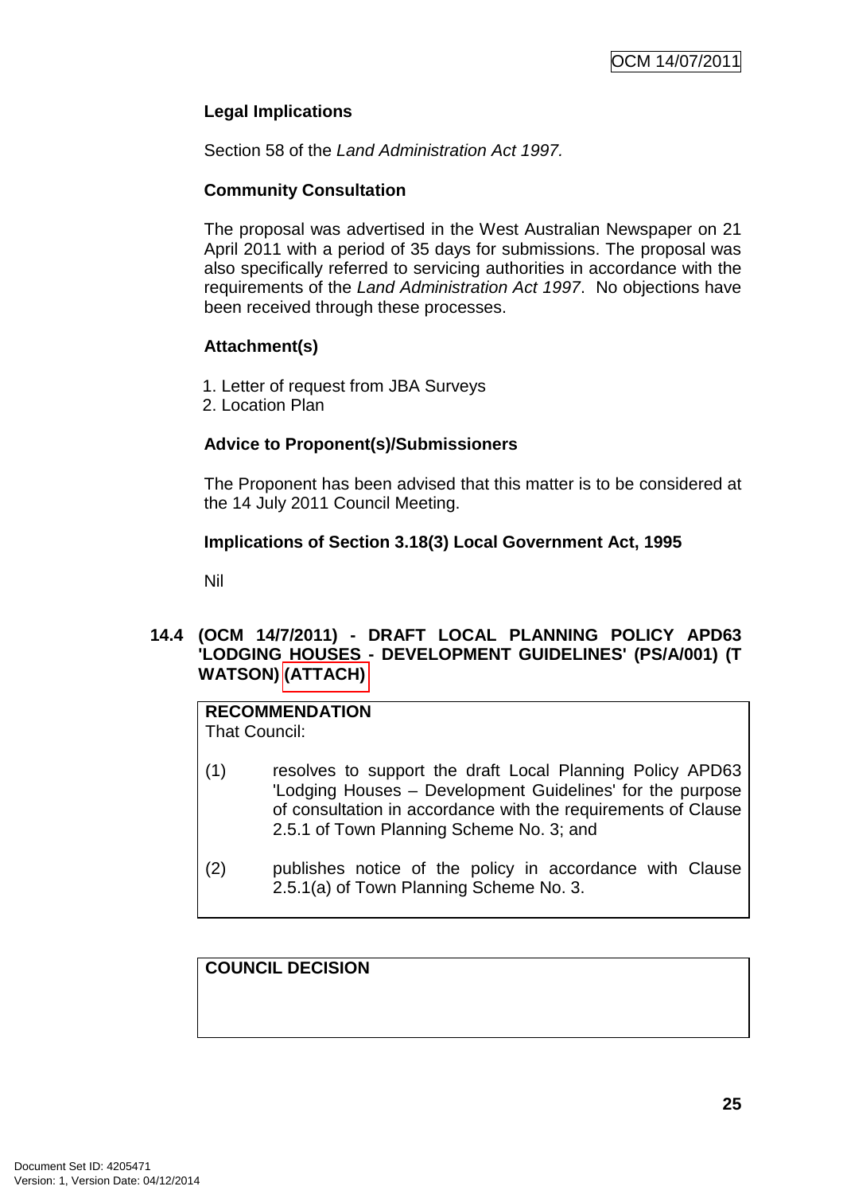**Legal Implications**

Section 58 of the *Land Administration Act 1997.*

**Community Consultation**

The proposal was advertised in the West Australian Newspaper on 21 April 2011 with a period of 35 days for submissions. The proposal was also specifically referred to servicing authorities in accordance with the requirements of the *Land Administration Act 1997*. No objections have been received through these processes.

**Attachment(s)**

1. Letter of request from JBA Surveys
2. Location Plan

**Advice to Proponent(s)/Submissioners**

The Proponent has been advised that this matter is to be considered at the 14 July 2011 Council Meeting.

**Implications of Section 3.18(3) Local Government Act, 1995**

Nil

## 14.4 (OCM 14/7/2011) - DRAFT LOCAL PLANNING POLICY APD63 'LODGING HOUSES - DEVELOPMENT GUIDELINES' (PS/A/001) (T WATSON) (ATTACH)

**RECOMMENDATION**
That Council:

(1) resolves to support the draft Local Planning Policy APD63 'Lodging Houses – Development Guidelines' for the purpose of consultation in accordance with the requirements of Clause 2.5.1 of Town Planning Scheme No. 3; and

(2) publishes notice of the policy in accordance with Clause 2.5.1(a) of Town Planning Scheme No. 3.

**COUNCIL DECISION**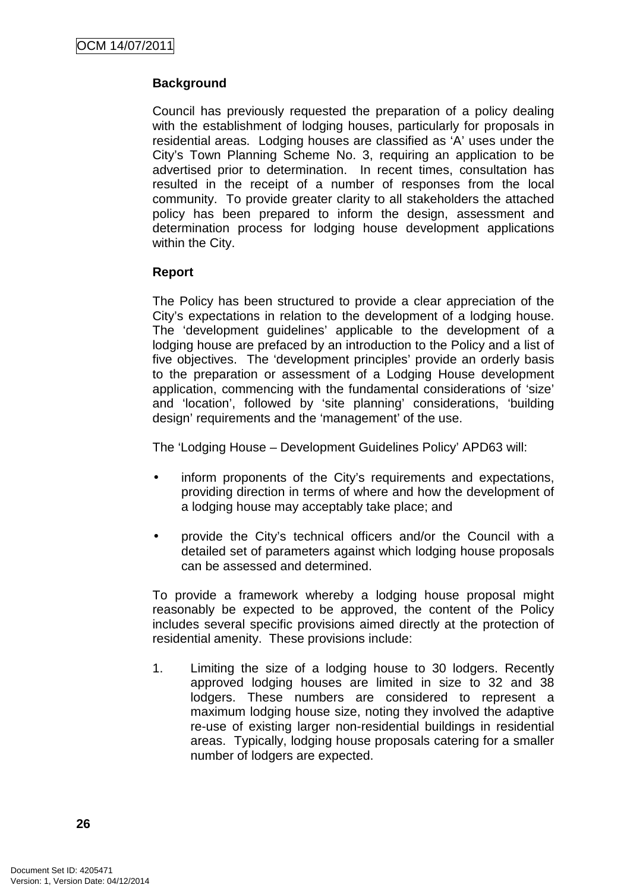**Background**

Council has previously requested the preparation of a policy dealing with the establishment of lodging houses, particularly for proposals in residential areas. Lodging houses are classified as 'A' uses under the City's Town Planning Scheme No. 3, requiring an application to be advertised prior to determination. In recent times, consultation has resulted in the receipt of a number of responses from the local community. To provide greater clarity to all stakeholders the attached policy has been prepared to inform the design, assessment and determination process for lodging house development applications within the City.

**Report**

The Policy has been structured to provide a clear appreciation of the City's expectations in relation to the development of a lodging house. The 'development guidelines' applicable to the development of a lodging house are prefaced by an introduction to the Policy and a list of five objectives. The 'development principles' provide an orderly basis to the preparation or assessment of a Lodging House development application, commencing with the fundamental considerations of 'size' and 'location', followed by 'site planning' considerations, 'building design' requirements and the 'management' of the use.

The 'Lodging House – Development Guidelines Policy' APD63 will:

- inform proponents of the City's requirements and expectations, providing direction in terms of where and how the development of a lodging house may acceptably take place; and
- provide the City's technical officers and/or the Council with a detailed set of parameters against which lodging house proposals can be assessed and determined.

To provide a framework whereby a lodging house proposal might reasonably be expected to be approved, the content of the Policy includes several specific provisions aimed directly at the protection of residential amenity. These provisions include:

1. Limiting the size of a lodging house to 30 lodgers. Recently approved lodging houses are limited in size to 32 and 38 lodgers. These numbers are considered to represent a maximum lodging house size, noting they involved the adaptive re-use of existing larger non-residential buildings in residential areas. Typically, lodging house proposals catering for a smaller number of lodgers are expected.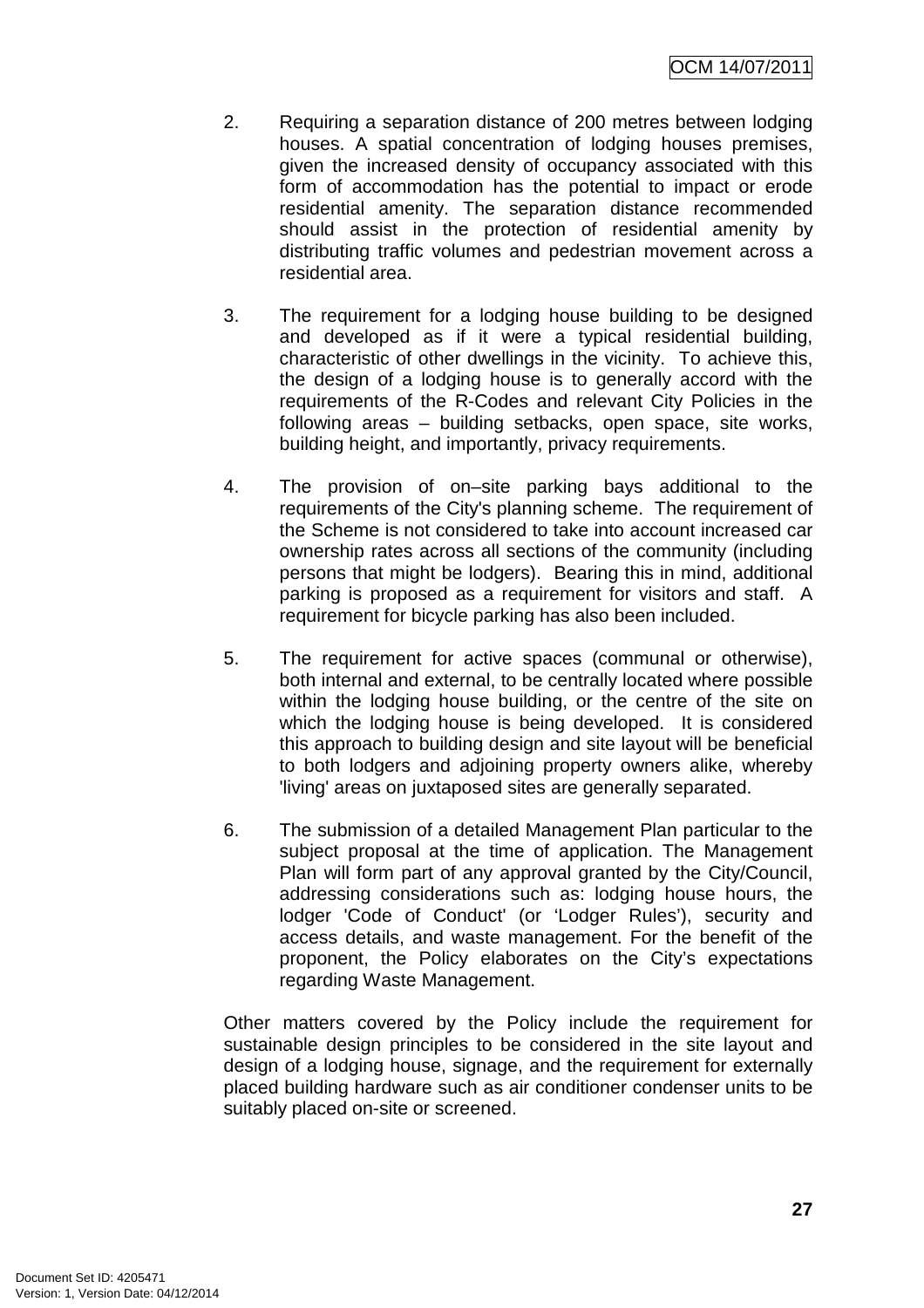2. Requiring a separation distance of 200 metres between lodging houses. A spatial concentration of lodging houses premises, given the increased density of occupancy associated with this form of accommodation has the potential to impact or erode residential amenity. The separation distance recommended should assist in the protection of residential amenity by distributing traffic volumes and pedestrian movement across a residential area.

3. The requirement for a lodging house building to be designed and developed as if it were a typical residential building, characteristic of other dwellings in the vicinity. To achieve this, the design of a lodging house is to generally accord with the requirements of the R-Codes and relevant City Policies in the following areas – building setbacks, open space, site works, building height, and importantly, privacy requirements.

4. The provision of on–site parking bays additional to the requirements of the City's planning scheme. The requirement of the Scheme is not considered to take into account increased car ownership rates across all sections of the community (including persons that might be lodgers). Bearing this in mind, additional parking is proposed as a requirement for visitors and staff. A requirement for bicycle parking has also been included.

5. The requirement for active spaces (communal or otherwise), both internal and external, to be centrally located where possible within the lodging house building, or the centre of the site on which the lodging house is being developed. It is considered this approach to building design and site layout will be beneficial to both lodgers and adjoining property owners alike, whereby 'living' areas on juxtaposed sites are generally separated.

6. The submission of a detailed Management Plan particular to the subject proposal at the time of application. The Management Plan will form part of any approval granted by the City/Council, addressing considerations such as: lodging house hours, the lodger 'Code of Conduct' (or 'Lodger Rules'), security and access details, and waste management. For the benefit of the proponent, the Policy elaborates on the City's expectations regarding Waste Management.

Other matters covered by the Policy include the requirement for sustainable design principles to be considered in the site layout and design of a lodging house, signage, and the requirement for externally placed building hardware such as air conditioner condenser units to be suitably placed on-site or screened.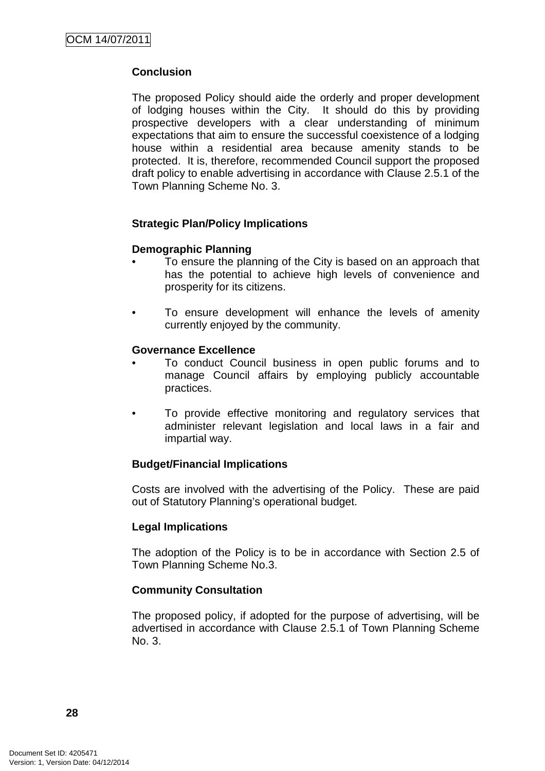**Conclusion**

The proposed Policy should aide the orderly and proper development of lodging houses within the City. It should do this by providing prospective developers with a clear understanding of minimum expectations that aim to ensure the successful coexistence of a lodging house within a residential area because amenity stands to be protected. It is, therefore, recommended Council support the proposed draft policy to enable advertising in accordance with Clause 2.5.1 of the Town Planning Scheme No. 3.

**Strategic Plan/Policy Implications**

**Demographic Planning**

- To ensure the planning of the City is based on an approach that has the potential to achieve high levels of convenience and prosperity for its citizens.

- To ensure development will enhance the levels of amenity currently enjoyed by the community.

**Governance Excellence**

- To conduct Council business in open public forums and to manage Council affairs by employing publicly accountable practices.

- To provide effective monitoring and regulatory services that administer relevant legislation and local laws in a fair and impartial way.

**Budget/Financial Implications**

Costs are involved with the advertising of the Policy. These are paid out of Statutory Planning's operational budget.

**Legal Implications**

The adoption of the Policy is to be in accordance with Section 2.5 of Town Planning Scheme No.3.

**Community Consultation**

The proposed policy, if adopted for the purpose of advertising, will be advertised in accordance with Clause 2.5.1 of Town Planning Scheme No. 3.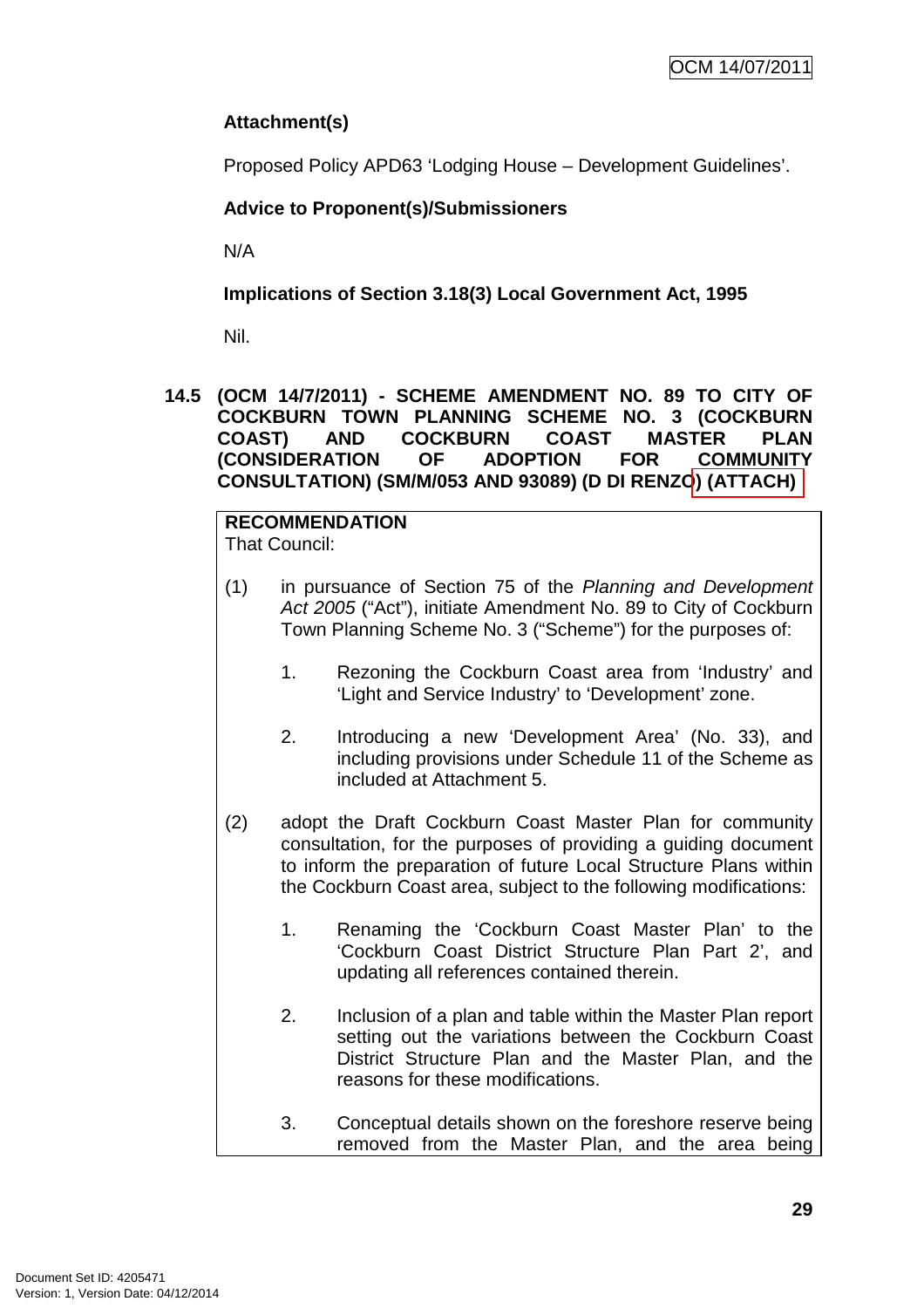**Attachment(s)**

Proposed Policy APD63 'Lodging House – Development Guidelines'.

**Advice to Proponent(s)/Submissioners**

N/A

**Implications of Section 3.18(3) Local Government Act, 1995**

Nil.

## 14.5 (OCM 14/7/2011) - SCHEME AMENDMENT NO. 89 TO CITY OF COCKBURN TOWN PLANNING SCHEME NO. 3 (COCKBURN COAST) AND COCKBURN COAST MASTER PLAN (CONSIDERATION OF ADOPTION FOR COMMUNITY CONSULTATION) (SM/M/053 AND 93089) (D DI RENZO) (ATTACH)

**RECOMMENDATION**
That Council:

(1) in pursuance of Section 75 of the *Planning and Development Act 2005* ("Act"), initiate Amendment No. 89 to City of Cockburn Town Planning Scheme No. 3 ("Scheme") for the purposes of:

1. Rezoning the Cockburn Coast area from 'Industry' and 'Light and Service Industry' to 'Development' zone.

2. Introducing a new 'Development Area' (No. 33), and including provisions under Schedule 11 of the Scheme as included at Attachment 5.

(2) adopt the Draft Cockburn Coast Master Plan for community consultation, for the purposes of providing a guiding document to inform the preparation of future Local Structure Plans within the Cockburn Coast area, subject to the following modifications:

1. Renaming the 'Cockburn Coast Master Plan' to the 'Cockburn Coast District Structure Plan Part 2', and updating all references contained therein.

2. Inclusion of a plan and table within the Master Plan report setting out the variations between the Cockburn Coast District Structure Plan and the Master Plan, and the reasons for these modifications.

3. Conceptual details shown on the foreshore reserve being removed from the Master Plan, and the area being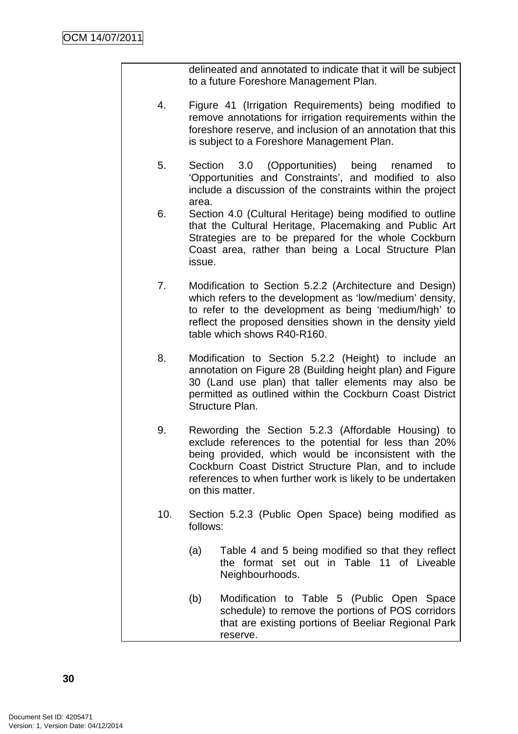delineated and annotated to indicate that it will be subject to a future Foreshore Management Plan.

4. Figure 41 (Irrigation Requirements) being modified to remove annotations for irrigation requirements within the foreshore reserve, and inclusion of an annotation that this is subject to a Foreshore Management Plan.

5. Section 3.0 (Opportunities) being renamed to 'Opportunities and Constraints', and modified to also include a discussion of the constraints within the project area.

6. Section 4.0 (Cultural Heritage) being modified to outline that the Cultural Heritage, Placemaking and Public Art Strategies are to be prepared for the whole Cockburn Coast area, rather than being a Local Structure Plan issue.

7. Modification to Section 5.2.2 (Architecture and Design) which refers to the development as 'low/medium' density, to refer to the development as being 'medium/high' to reflect the proposed densities shown in the density yield table which shows R40-R160.

8. Modification to Section 5.2.2 (Height) to include an annotation on Figure 28 (Building height plan) and Figure 30 (Land use plan) that taller elements may also be permitted as outlined within the Cockburn Coast District Structure Plan.

9. Rewording the Section 5.2.3 (Affordable Housing) to exclude references to the potential for less than 20% being provided, which would be inconsistent with the Cockburn Coast District Structure Plan, and to include references to when further work is likely to be undertaken on this matter.

10. Section 5.2.3 (Public Open Space) being modified as follows:

    (a) Table 4 and 5 being modified so that they reflect the format set out in Table 11 of Liveable Neighbourhoods.

    (b) Modification to Table 5 (Public Open Space schedule) to remove the portions of POS corridors that are existing portions of Beeliar Regional Park reserve.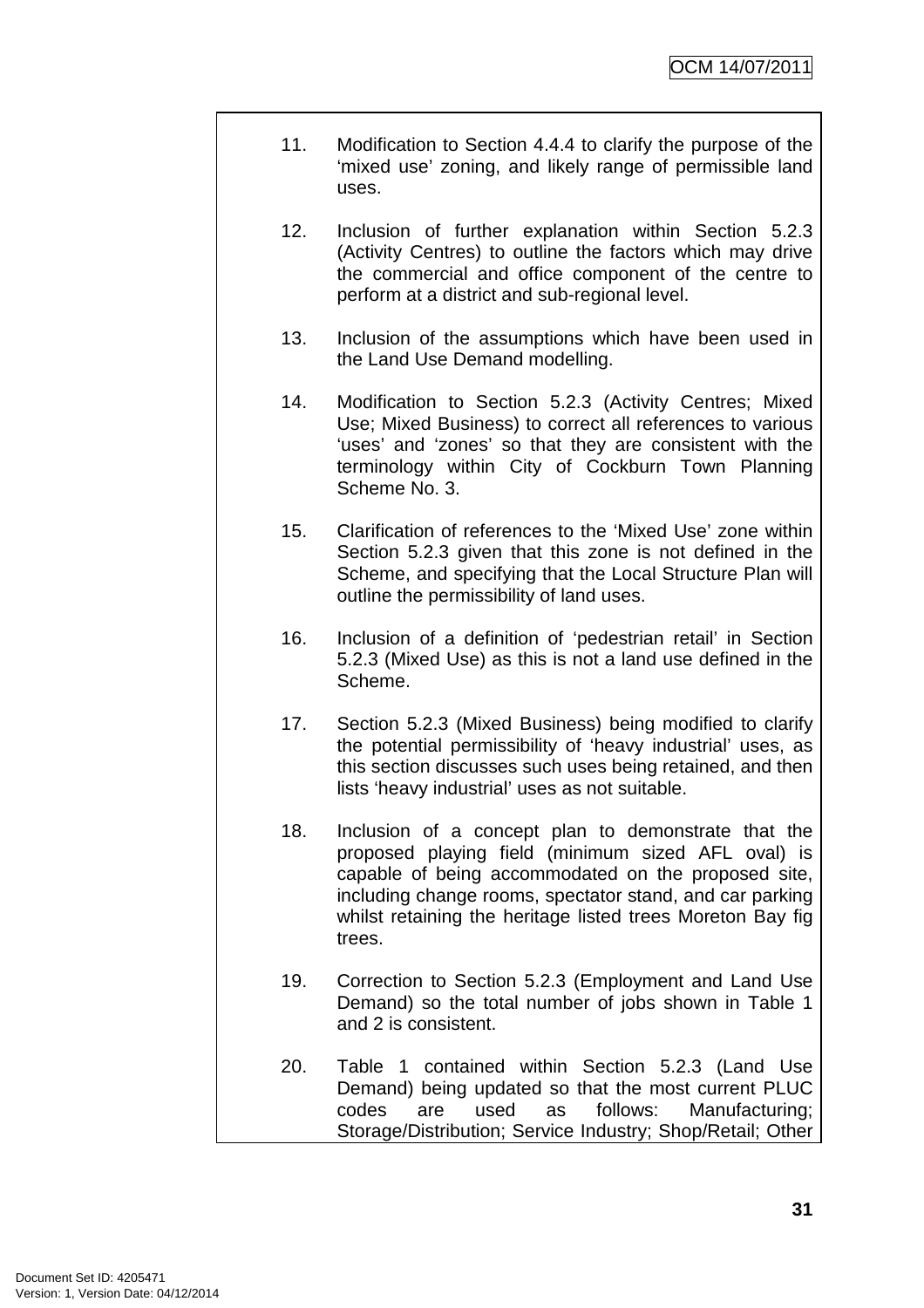11. Modification to Section 4.4.4 to clarify the purpose of the 'mixed use' zoning, and likely range of permissible land uses.

12. Inclusion of further explanation within Section 5.2.3 (Activity Centres) to outline the factors which may drive the commercial and office component of the centre to perform at a district and sub-regional level.

13. Inclusion of the assumptions which have been used in the Land Use Demand modelling.

14. Modification to Section 5.2.3 (Activity Centres; Mixed Use; Mixed Business) to correct all references to various 'uses' and 'zones' so that they are consistent with the terminology within City of Cockburn Town Planning Scheme No. 3.

15. Clarification of references to the 'Mixed Use' zone within Section 5.2.3 given that this zone is not defined in the Scheme, and specifying that the Local Structure Plan will outline the permissibility of land uses.

16. Inclusion of a definition of 'pedestrian retail' in Section 5.2.3 (Mixed Use) as this is not a land use defined in the Scheme.

17. Section 5.2.3 (Mixed Business) being modified to clarify the potential permissibility of 'heavy industrial' uses, as this section discusses such uses being retained, and then lists 'heavy industrial' uses as not suitable.

18. Inclusion of a concept plan to demonstrate that the proposed playing field (minimum sized AFL oval) is capable of being accommodated on the proposed site, including change rooms, spectator stand, and car parking whilst retaining the heritage listed trees Moreton Bay fig trees.

19. Correction to Section 5.2.3 (Employment and Land Use Demand) so the total number of jobs shown in Table 1 and 2 is consistent.

20. Table 1 contained within Section 5.2.3 (Land Use Demand) being updated so that the most current PLUC codes are used as follows: Manufacturing; Storage/Distribution; Service Industry; Shop/Retail; Other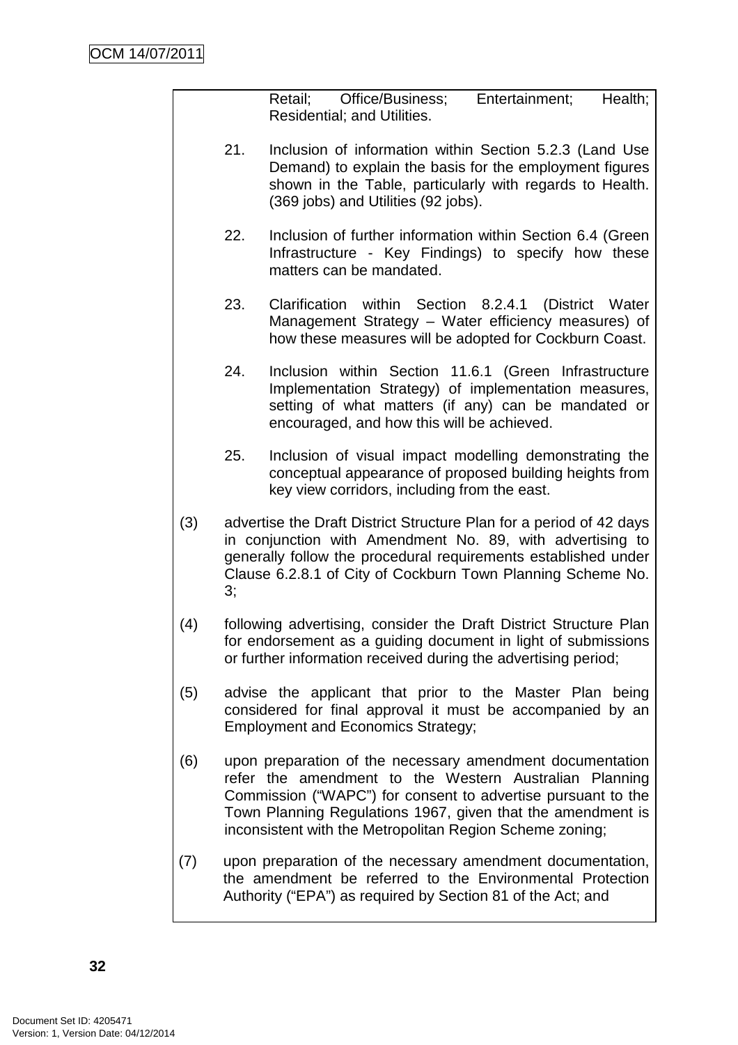Retail; Office/Business; Entertainment; Health; Residential; and Utilities.

21. Inclusion of information within Section 5.2.3 (Land Use Demand) to explain the basis for the employment figures shown in the Table, particularly with regards to Health. (369 jobs) and Utilities (92 jobs).

22. Inclusion of further information within Section 6.4 (Green Infrastructure - Key Findings) to specify how these matters can be mandated.

23. Clarification within Section 8.2.4.1 (District Water Management Strategy – Water efficiency measures) of how these measures will be adopted for Cockburn Coast.

24. Inclusion within Section 11.6.1 (Green Infrastructure Implementation Strategy) of implementation measures, setting of what matters (if any) can be mandated or encouraged, and how this will be achieved.

25. Inclusion of visual impact modelling demonstrating the conceptual appearance of proposed building heights from key view corridors, including from the east.

(3) advertise the Draft District Structure Plan for a period of 42 days in conjunction with Amendment No. 89, with advertising to generally follow the procedural requirements established under Clause 6.2.8.1 of City of Cockburn Town Planning Scheme No. 3;

(4) following advertising, consider the Draft District Structure Plan for endorsement as a guiding document in light of submissions or further information received during the advertising period;

(5) advise the applicant that prior to the Master Plan being considered for final approval it must be accompanied by an Employment and Economics Strategy;

(6) upon preparation of the necessary amendment documentation refer the amendment to the Western Australian Planning Commission ("WAPC") for consent to advertise pursuant to the Town Planning Regulations 1967, given that the amendment is inconsistent with the Metropolitan Region Scheme zoning;

(7) upon preparation of the necessary amendment documentation, the amendment be referred to the Environmental Protection Authority ("EPA") as required by Section 81 of the Act; and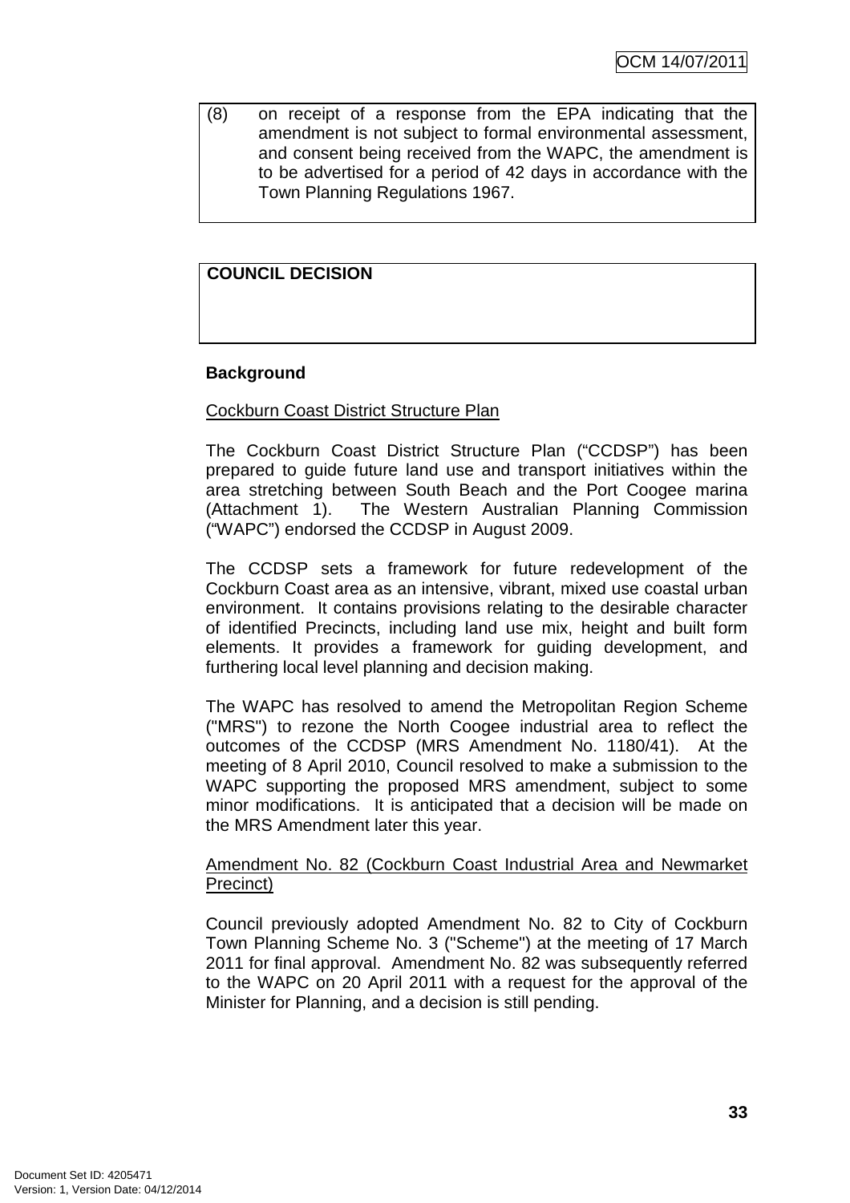(8) on receipt of a response from the EPA indicating that the amendment is not subject to formal environmental assessment, and consent being received from the WAPC, the amendment is to be advertised for a period of 42 days in accordance with the Town Planning Regulations 1967.

**COUNCIL DECISION**

**Background**

Cockburn Coast District Structure Plan

The Cockburn Coast District Structure Plan ("CCDSP") has been prepared to guide future land use and transport initiatives within the area stretching between South Beach and the Port Coogee marina (Attachment 1). The Western Australian Planning Commission ("WAPC") endorsed the CCDSP in August 2009.

The CCDSP sets a framework for future redevelopment of the Cockburn Coast area as an intensive, vibrant, mixed use coastal urban environment. It contains provisions relating to the desirable character of identified Precincts, including land use mix, height and built form elements. It provides a framework for guiding development, and furthering local level planning and decision making.

The WAPC has resolved to amend the Metropolitan Region Scheme ("MRS") to rezone the North Coogee industrial area to reflect the outcomes of the CCDSP (MRS Amendment No. 1180/41). At the meeting of 8 April 2010, Council resolved to make a submission to the WAPC supporting the proposed MRS amendment, subject to some minor modifications. It is anticipated that a decision will be made on the MRS Amendment later this year.

Amendment No. 82 (Cockburn Coast Industrial Area and Newmarket Precinct)

Council previously adopted Amendment No. 82 to City of Cockburn Town Planning Scheme No. 3 ("Scheme") at the meeting of 17 March 2011 for final approval. Amendment No. 82 was subsequently referred to the WAPC on 20 April 2011 with a request for the approval of the Minister for Planning, and a decision is still pending.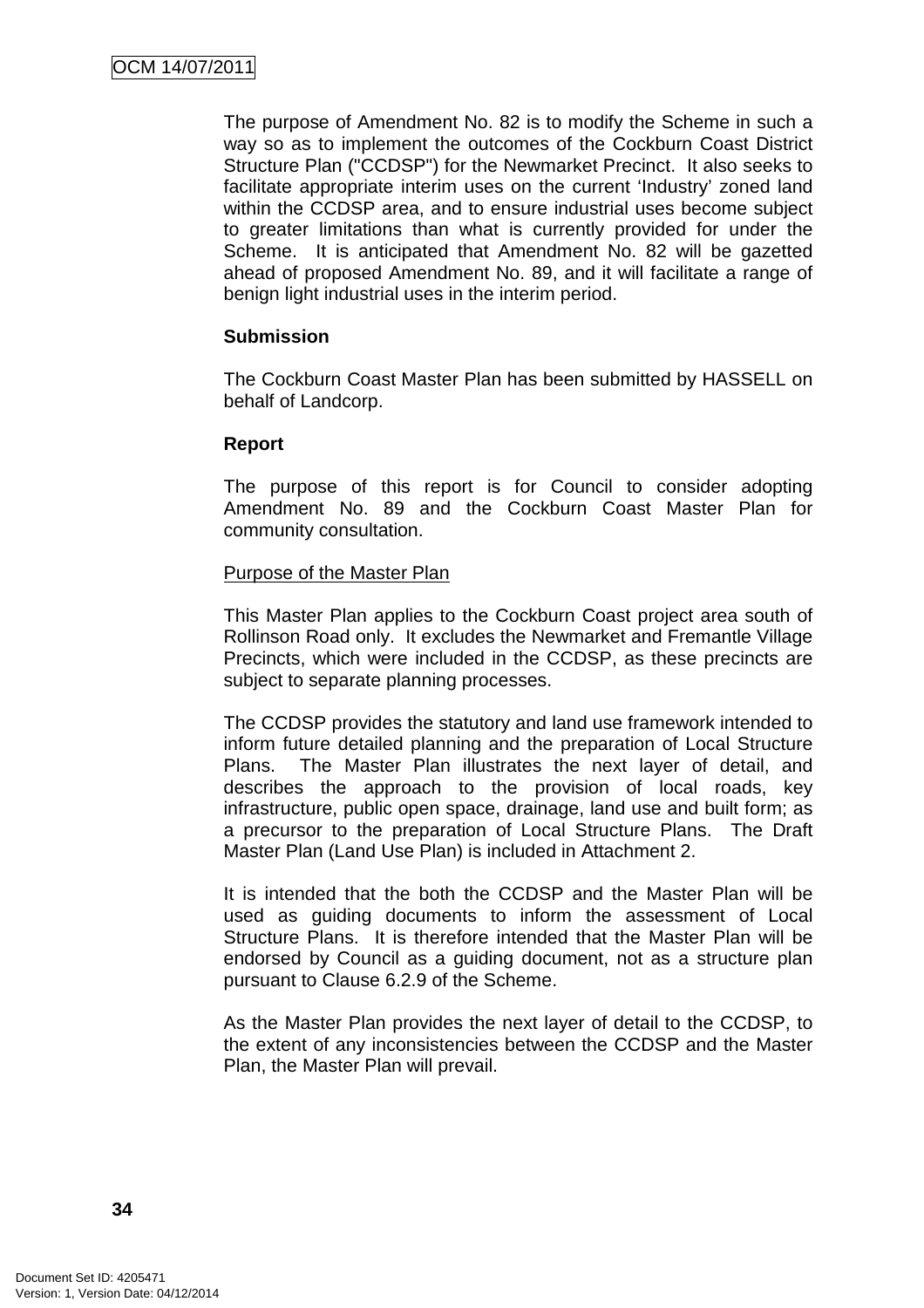The purpose of Amendment No. 82 is to modify the Scheme in such a way so as to implement the outcomes of the Cockburn Coast District Structure Plan ("CCDSP") for the Newmarket Precinct. It also seeks to facilitate appropriate interim uses on the current 'Industry' zoned land within the CCDSP area, and to ensure industrial uses become subject to greater limitations than what is currently provided for under the Scheme. It is anticipated that Amendment No. 82 will be gazetted ahead of proposed Amendment No. 89, and it will facilitate a range of benign light industrial uses in the interim period.

**Submission**

The Cockburn Coast Master Plan has been submitted by HASSELL on behalf of Landcorp.

**Report**

The purpose of this report is for Council to consider adopting Amendment No. 89 and the Cockburn Coast Master Plan for community consultation.

Purpose of the Master Plan

This Master Plan applies to the Cockburn Coast project area south of Rollinson Road only. It excludes the Newmarket and Fremantle Village Precincts, which were included in the CCDSP, as these precincts are subject to separate planning processes.

The CCDSP provides the statutory and land use framework intended to inform future detailed planning and the preparation of Local Structure Plans. The Master Plan illustrates the next layer of detail, and describes the approach to the provision of local roads, key infrastructure, public open space, drainage, land use and built form; as a precursor to the preparation of Local Structure Plans. The Draft Master Plan (Land Use Plan) is included in Attachment 2.

It is intended that the both the CCDSP and the Master Plan will be used as guiding documents to inform the assessment of Local Structure Plans. It is therefore intended that the Master Plan will be endorsed by Council as a guiding document, not as a structure plan pursuant to Clause 6.2.9 of the Scheme.

As the Master Plan provides the next layer of detail to the CCDSP, to the extent of any inconsistencies between the CCDSP and the Master Plan, the Master Plan will prevail.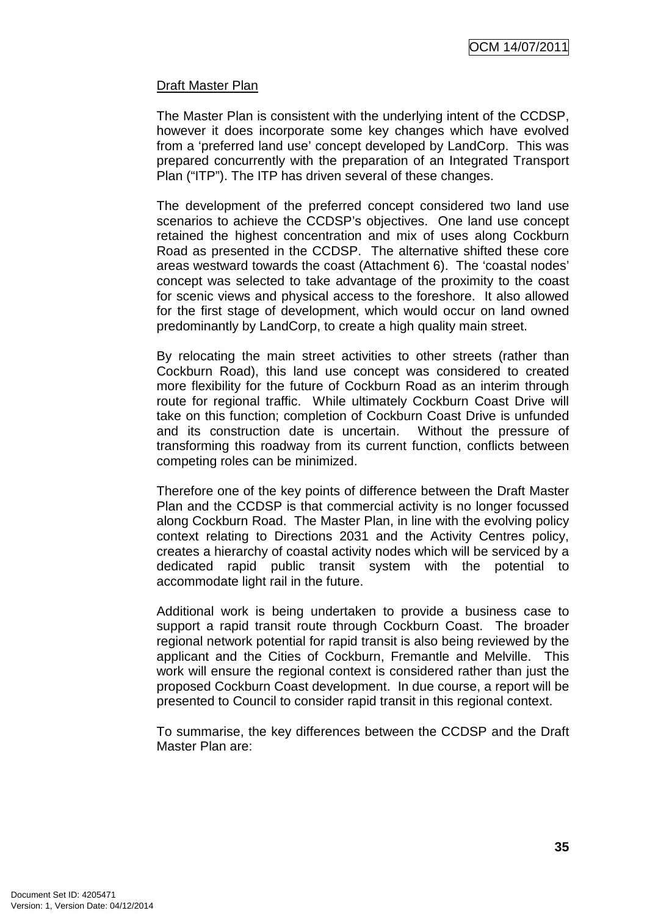Draft Master Plan

The Master Plan is consistent with the underlying intent of the CCDSP, however it does incorporate some key changes which have evolved from a 'preferred land use' concept developed by LandCorp. This was prepared concurrently with the preparation of an Integrated Transport Plan ("ITP"). The ITP has driven several of these changes.

The development of the preferred concept considered two land use scenarios to achieve the CCDSP's objectives. One land use concept retained the highest concentration and mix of uses along Cockburn Road as presented in the CCDSP. The alternative shifted these core areas westward towards the coast (Attachment 6). The 'coastal nodes' concept was selected to take advantage of the proximity to the coast for scenic views and physical access to the foreshore. It also allowed for the first stage of development, which would occur on land owned predominantly by LandCorp, to create a high quality main street.

By relocating the main street activities to other streets (rather than Cockburn Road), this land use concept was considered to created more flexibility for the future of Cockburn Road as an interim through route for regional traffic. While ultimately Cockburn Coast Drive will take on this function; completion of Cockburn Coast Drive is unfunded and its construction date is uncertain. Without the pressure of transforming this roadway from its current function, conflicts between competing roles can be minimized.

Therefore one of the key points of difference between the Draft Master Plan and the CCDSP is that commercial activity is no longer focussed along Cockburn Road. The Master Plan, in line with the evolving policy context relating to Directions 2031 and the Activity Centres policy, creates a hierarchy of coastal activity nodes which will be serviced by a dedicated rapid public transit system with the potential to accommodate light rail in the future.

Additional work is being undertaken to provide a business case to support a rapid transit route through Cockburn Coast. The broader regional network potential for rapid transit is also being reviewed by the applicant and the Cities of Cockburn, Fremantle and Melville. This work will ensure the regional context is considered rather than just the proposed Cockburn Coast development. In due course, a report will be presented to Council to consider rapid transit in this regional context.

To summarise, the key differences between the CCDSP and the Draft Master Plan are: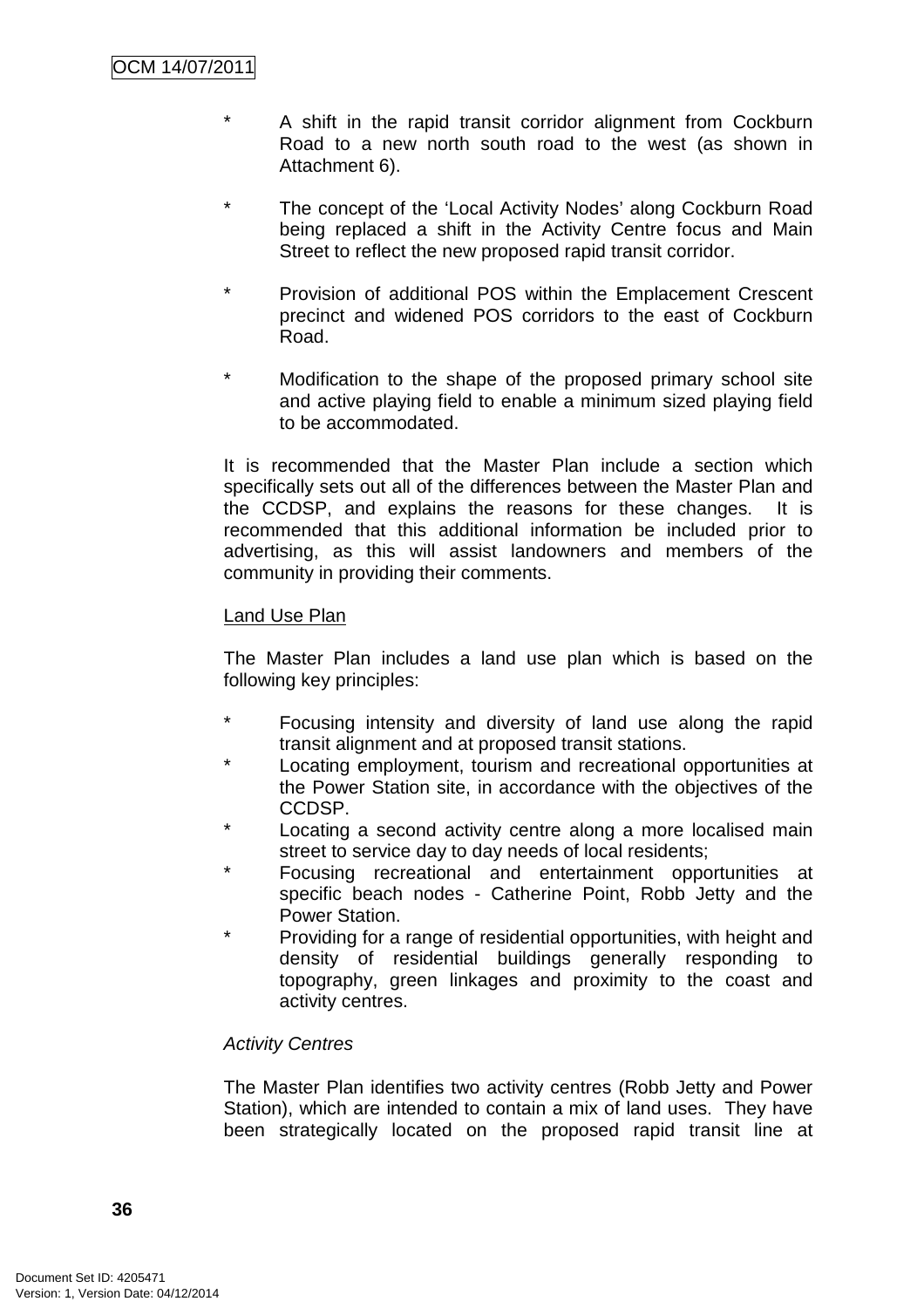- A shift in the rapid transit corridor alignment from Cockburn Road to a new north south road to the west (as shown in Attachment 6).

- The concept of the 'Local Activity Nodes' along Cockburn Road being replaced a shift in the Activity Centre focus and Main Street to reflect the new proposed rapid transit corridor.

- Provision of additional POS within the Emplacement Crescent precinct and widened POS corridors to the east of Cockburn Road.

- Modification to the shape of the proposed primary school site and active playing field to enable a minimum sized playing field to be accommodated.

It is recommended that the Master Plan include a section which specifically sets out all of the differences between the Master Plan and the CCDSP, and explains the reasons for these changes. It is recommended that this additional information be included prior to advertising, as this will assist landowners and members of the community in providing their comments.

Land Use Plan

The Master Plan includes a land use plan which is based on the following key principles:

- Focusing intensity and diversity of land use along the rapid transit alignment and at proposed transit stations.
- Locating employment, tourism and recreational opportunities at the Power Station site, in accordance with the objectives of the CCDSP.
- Locating a second activity centre along a more localised main street to service day to day needs of local residents;
- Focusing recreational and entertainment opportunities at specific beach nodes - Catherine Point, Robb Jetty and the Power Station.
- Providing for a range of residential opportunities, with height and density of residential buildings generally responding to topography, green linkages and proximity to the coast and activity centres.

*Activity Centres*

The Master Plan identifies two activity centres (Robb Jetty and Power Station), which are intended to contain a mix of land uses. They have been strategically located on the proposed rapid transit line at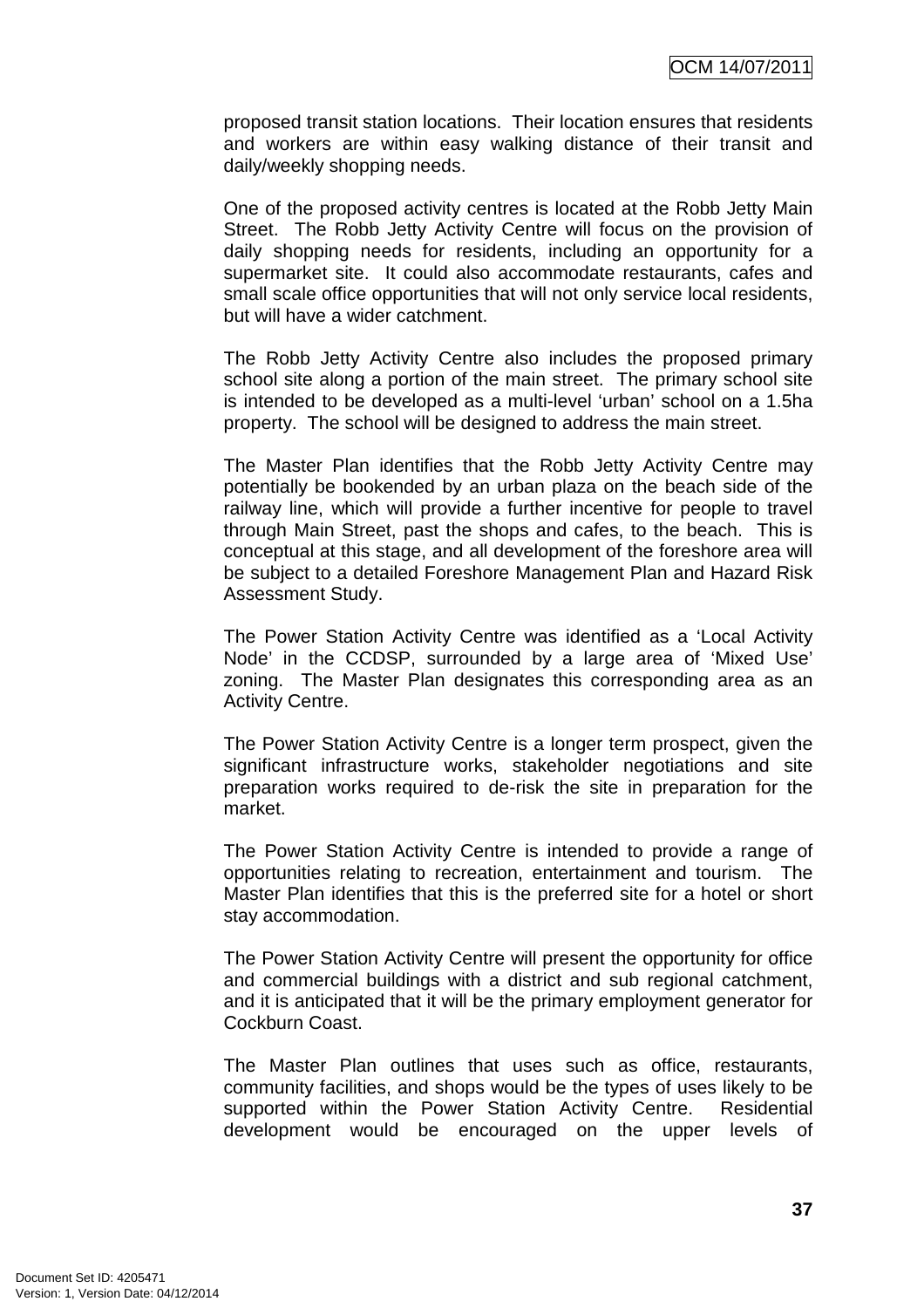proposed transit station locations. Their location ensures that residents and workers are within easy walking distance of their transit and daily/weekly shopping needs.

One of the proposed activity centres is located at the Robb Jetty Main Street. The Robb Jetty Activity Centre will focus on the provision of daily shopping needs for residents, including an opportunity for a supermarket site. It could also accommodate restaurants, cafes and small scale office opportunities that will not only service local residents, but will have a wider catchment.

The Robb Jetty Activity Centre also includes the proposed primary school site along a portion of the main street. The primary school site is intended to be developed as a multi-level 'urban' school on a 1.5ha property. The school will be designed to address the main street.

The Master Plan identifies that the Robb Jetty Activity Centre may potentially be bookended by an urban plaza on the beach side of the railway line, which will provide a further incentive for people to travel through Main Street, past the shops and cafes, to the beach. This is conceptual at this stage, and all development of the foreshore area will be subject to a detailed Foreshore Management Plan and Hazard Risk Assessment Study.

The Power Station Activity Centre was identified as a 'Local Activity Node' in the CCDSP, surrounded by a large area of 'Mixed Use' zoning. The Master Plan designates this corresponding area as an Activity Centre.

The Power Station Activity Centre is a longer term prospect, given the significant infrastructure works, stakeholder negotiations and site preparation works required to de-risk the site in preparation for the market.

The Power Station Activity Centre is intended to provide a range of opportunities relating to recreation, entertainment and tourism. The Master Plan identifies that this is the preferred site for a hotel or short stay accommodation.

The Power Station Activity Centre will present the opportunity for office and commercial buildings with a district and sub regional catchment, and it is anticipated that it will be the primary employment generator for Cockburn Coast.

The Master Plan outlines that uses such as office, restaurants, community facilities, and shops would be the types of uses likely to be supported within the Power Station Activity Centre. Residential development would be encouraged on the upper levels of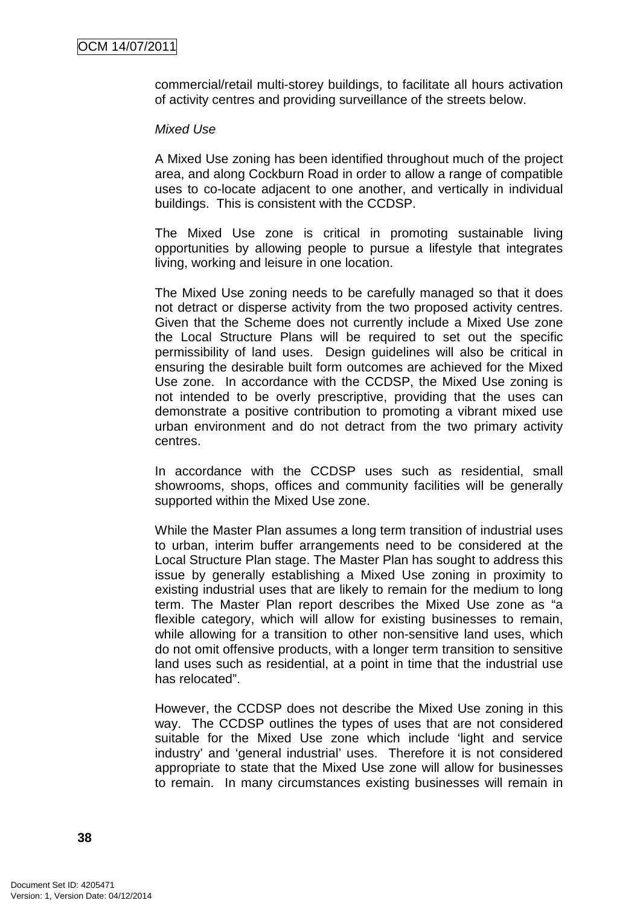commercial/retail multi-storey buildings, to facilitate all hours activation of activity centres and providing surveillance of the streets below.

*Mixed Use*

A Mixed Use zoning has been identified throughout much of the project area, and along Cockburn Road in order to allow a range of compatible uses to co-locate adjacent to one another, and vertically in individual buildings. This is consistent with the CCDSP.

The Mixed Use zone is critical in promoting sustainable living opportunities by allowing people to pursue a lifestyle that integrates living, working and leisure in one location.

The Mixed Use zoning needs to be carefully managed so that it does not detract or disperse activity from the two proposed activity centres. Given that the Scheme does not currently include a Mixed Use zone the Local Structure Plans will be required to set out the specific permissibility of land uses. Design guidelines will also be critical in ensuring the desirable built form outcomes are achieved for the Mixed Use zone. In accordance with the CCDSP, the Mixed Use zoning is not intended to be overly prescriptive, providing that the uses can demonstrate a positive contribution to promoting a vibrant mixed use urban environment and do not detract from the two primary activity centres.

In accordance with the CCDSP uses such as residential, small showrooms, shops, offices and community facilities will be generally supported within the Mixed Use zone.

While the Master Plan assumes a long term transition of industrial uses to urban, interim buffer arrangements need to be considered at the Local Structure Plan stage. The Master Plan has sought to address this issue by generally establishing a Mixed Use zoning in proximity to existing industrial uses that are likely to remain for the medium to long term. The Master Plan report describes the Mixed Use zone as "a flexible category, which will allow for existing businesses to remain, while allowing for a transition to other non-sensitive land uses, which do not omit offensive products, with a longer term transition to sensitive land uses such as residential, at a point in time that the industrial use has relocated".

However, the CCDSP does not describe the Mixed Use zoning in this way. The CCDSP outlines the types of uses that are not considered suitable for the Mixed Use zone which include 'light and service industry' and 'general industrial' uses. Therefore it is not considered appropriate to state that the Mixed Use zone will allow for businesses to remain. In many circumstances existing businesses will remain in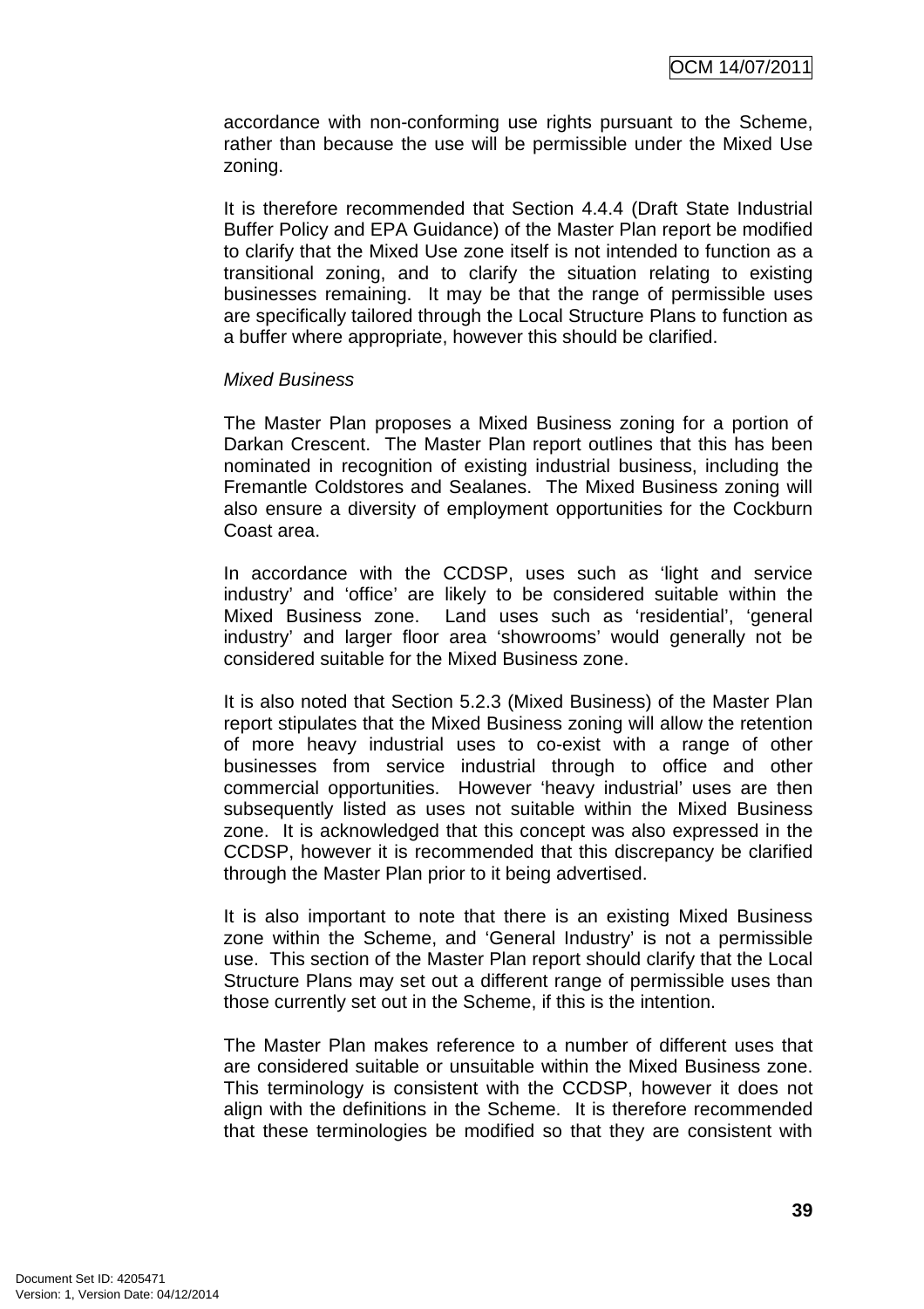accordance with non-conforming use rights pursuant to the Scheme, rather than because the use will be permissible under the Mixed Use zoning.

It is therefore recommended that Section 4.4.4 (Draft State Industrial Buffer Policy and EPA Guidance) of the Master Plan report be modified to clarify that the Mixed Use zone itself is not intended to function as a transitional zoning, and to clarify the situation relating to existing businesses remaining. It may be that the range of permissible uses are specifically tailored through the Local Structure Plans to function as a buffer where appropriate, however this should be clarified.

*Mixed Business*

The Master Plan proposes a Mixed Business zoning for a portion of Darkan Crescent. The Master Plan report outlines that this has been nominated in recognition of existing industrial business, including the Fremantle Coldstores and Sealanes. The Mixed Business zoning will also ensure a diversity of employment opportunities for the Cockburn Coast area.

In accordance with the CCDSP, uses such as 'light and service industry' and 'office' are likely to be considered suitable within the Mixed Business zone. Land uses such as 'residential', 'general industry' and larger floor area 'showrooms' would generally not be considered suitable for the Mixed Business zone.

It is also noted that Section 5.2.3 (Mixed Business) of the Master Plan report stipulates that the Mixed Business zoning will allow the retention of more heavy industrial uses to co-exist with a range of other businesses from service industrial through to office and other commercial opportunities. However 'heavy industrial' uses are then subsequently listed as uses not suitable within the Mixed Business zone. It is acknowledged that this concept was also expressed in the CCDSP, however it is recommended that this discrepancy be clarified through the Master Plan prior to it being advertised.

It is also important to note that there is an existing Mixed Business zone within the Scheme, and 'General Industry' is not a permissible use. This section of the Master Plan report should clarify that the Local Structure Plans may set out a different range of permissible uses than those currently set out in the Scheme, if this is the intention.

The Master Plan makes reference to a number of different uses that are considered suitable or unsuitable within the Mixed Business zone. This terminology is consistent with the CCDSP, however it does not align with the definitions in the Scheme. It is therefore recommended that these terminologies be modified so that they are consistent with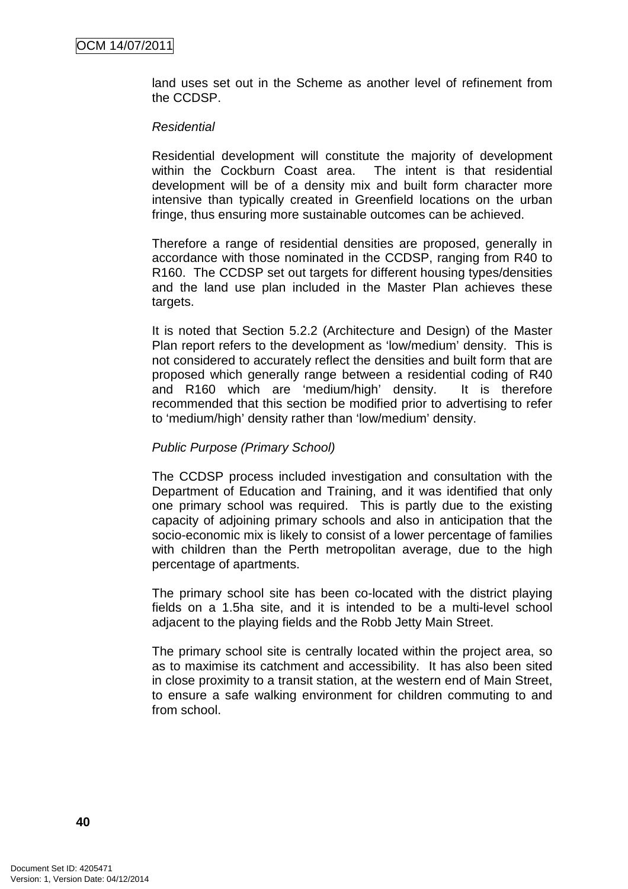land uses set out in the Scheme as another level of refinement from the CCDSP.

*Residential*

Residential development will constitute the majority of development within the Cockburn Coast area. The intent is that residential development will be of a density mix and built form character more intensive than typically created in Greenfield locations on the urban fringe, thus ensuring more sustainable outcomes can be achieved.

Therefore a range of residential densities are proposed, generally in accordance with those nominated in the CCDSP, ranging from R40 to R160. The CCDSP set out targets for different housing types/densities and the land use plan included in the Master Plan achieves these targets.

It is noted that Section 5.2.2 (Architecture and Design) of the Master Plan report refers to the development as 'low/medium' density. This is not considered to accurately reflect the densities and built form that are proposed which generally range between a residential coding of R40 and R160 which are 'medium/high' density. It is therefore recommended that this section be modified prior to advertising to refer to 'medium/high' density rather than 'low/medium' density.

*Public Purpose (Primary School)*

The CCDSP process included investigation and consultation with the Department of Education and Training, and it was identified that only one primary school was required. This is partly due to the existing capacity of adjoining primary schools and also in anticipation that the socio-economic mix is likely to consist of a lower percentage of families with children than the Perth metropolitan average, due to the high percentage of apartments.

The primary school site has been co-located with the district playing fields on a 1.5ha site, and it is intended to be a multi-level school adjacent to the playing fields and the Robb Jetty Main Street.

The primary school site is centrally located within the project area, so as to maximise its catchment and accessibility. It has also been sited in close proximity to a transit station, at the western end of Main Street, to ensure a safe walking environment for children commuting to and from school.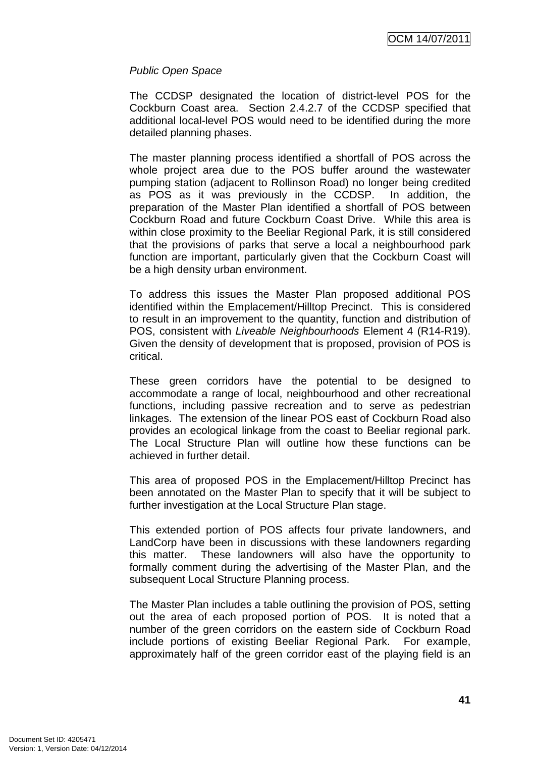*Public Open Space*

The CCDSP designated the location of district-level POS for the Cockburn Coast area. Section 2.4.2.7 of the CCDSP specified that additional local-level POS would need to be identified during the more detailed planning phases.

The master planning process identified a shortfall of POS across the whole project area due to the POS buffer around the wastewater pumping station (adjacent to Rollinson Road) no longer being credited as POS as it was previously in the CCDSP. In addition, the preparation of the Master Plan identified a shortfall of POS between Cockburn Road and future Cockburn Coast Drive. While this area is within close proximity to the Beeliar Regional Park, it is still considered that the provisions of parks that serve a local a neighbourhood park function are important, particularly given that the Cockburn Coast will be a high density urban environment.

To address this issues the Master Plan proposed additional POS identified within the Emplacement/Hilltop Precinct. This is considered to result in an improvement to the quantity, function and distribution of POS, consistent with *Liveable Neighbourhoods* Element 4 (R14-R19). Given the density of development that is proposed, provision of POS is critical.

These green corridors have the potential to be designed to accommodate a range of local, neighbourhood and other recreational functions, including passive recreation and to serve as pedestrian linkages. The extension of the linear POS east of Cockburn Road also provides an ecological linkage from the coast to Beeliar regional park. The Local Structure Plan will outline how these functions can be achieved in further detail.

This area of proposed POS in the Emplacement/Hilltop Precinct has been annotated on the Master Plan to specify that it will be subject to further investigation at the Local Structure Plan stage.

This extended portion of POS affects four private landowners, and LandCorp have been in discussions with these landowners regarding this matter. These landowners will also have the opportunity to formally comment during the advertising of the Master Plan, and the subsequent Local Structure Planning process.

The Master Plan includes a table outlining the provision of POS, setting out the area of each proposed portion of POS. It is noted that a number of the green corridors on the eastern side of Cockburn Road include portions of existing Beeliar Regional Park. For example, approximately half of the green corridor east of the playing field is an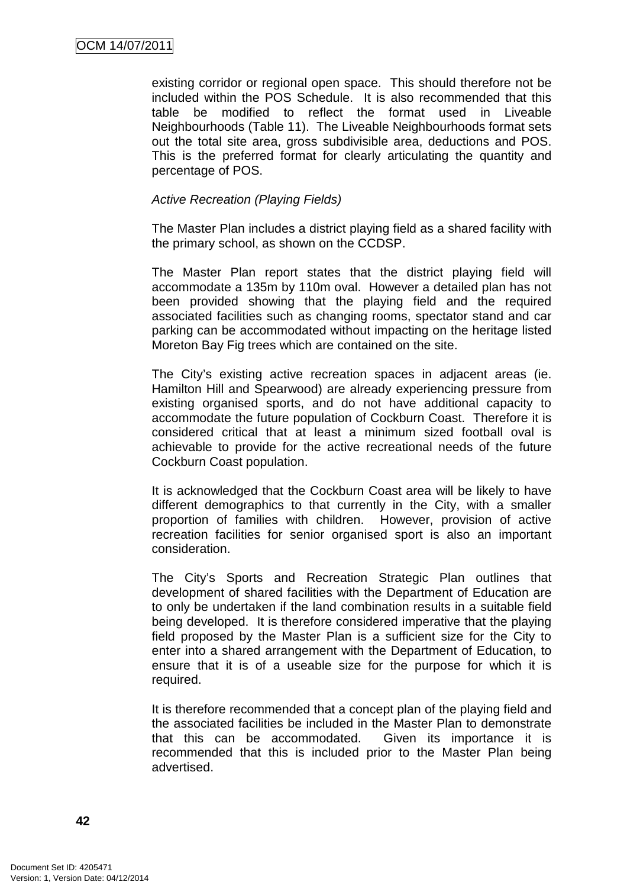existing corridor or regional open space. This should therefore not be included within the POS Schedule. It is also recommended that this table be modified to reflect the format used in Liveable Neighbourhoods (Table 11). The Liveable Neighbourhoods format sets out the total site area, gross subdivisible area, deductions and POS. This is the preferred format for clearly articulating the quantity and percentage of POS.

*Active Recreation (Playing Fields)*

The Master Plan includes a district playing field as a shared facility with the primary school, as shown on the CCDSP.

The Master Plan report states that the district playing field will accommodate a 135m by 110m oval. However a detailed plan has not been provided showing that the playing field and the required associated facilities such as changing rooms, spectator stand and car parking can be accommodated without impacting on the heritage listed Moreton Bay Fig trees which are contained on the site.

The City's existing active recreation spaces in adjacent areas (ie. Hamilton Hill and Spearwood) are already experiencing pressure from existing organised sports, and do not have additional capacity to accommodate the future population of Cockburn Coast. Therefore it is considered critical that at least a minimum sized football oval is achievable to provide for the active recreational needs of the future Cockburn Coast population.

It is acknowledged that the Cockburn Coast area will be likely to have different demographics to that currently in the City, with a smaller proportion of families with children. However, provision of active recreation facilities for senior organised sport is also an important consideration.

The City's Sports and Recreation Strategic Plan outlines that development of shared facilities with the Department of Education are to only be undertaken if the land combination results in a suitable field being developed. It is therefore considered imperative that the playing field proposed by the Master Plan is a sufficient size for the City to enter into a shared arrangement with the Department of Education, to ensure that it is of a useable size for the purpose for which it is required.

It is therefore recommended that a concept plan of the playing field and the associated facilities be included in the Master Plan to demonstrate that this can be accommodated. Given its importance it is recommended that this is included prior to the Master Plan being advertised.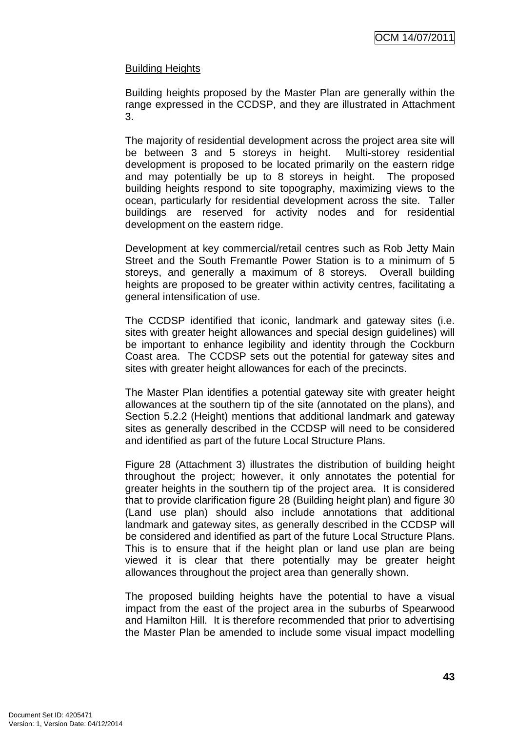Building Heights

Building heights proposed by the Master Plan are generally within the range expressed in the CCDSP, and they are illustrated in Attachment 3.

The majority of residential development across the project area site will be between 3 and 5 storeys in height. Multi-storey residential development is proposed to be located primarily on the eastern ridge and may potentially be up to 8 storeys in height. The proposed building heights respond to site topography, maximizing views to the ocean, particularly for residential development across the site. Taller buildings are reserved for activity nodes and for residential development on the eastern ridge.

Development at key commercial/retail centres such as Rob Jetty Main Street and the South Fremantle Power Station is to a minimum of 5 storeys, and generally a maximum of 8 storeys. Overall building heights are proposed to be greater within activity centres, facilitating a general intensification of use.

The CCDSP identified that iconic, landmark and gateway sites (i.e. sites with greater height allowances and special design guidelines) will be important to enhance legibility and identity through the Cockburn Coast area. The CCDSP sets out the potential for gateway sites and sites with greater height allowances for each of the precincts.

The Master Plan identifies a potential gateway site with greater height allowances at the southern tip of the site (annotated on the plans), and Section 5.2.2 (Height) mentions that additional landmark and gateway sites as generally described in the CCDSP will need to be considered and identified as part of the future Local Structure Plans.

Figure 28 (Attachment 3) illustrates the distribution of building height throughout the project; however, it only annotates the potential for greater heights in the southern tip of the project area. It is considered that to provide clarification figure 28 (Building height plan) and figure 30 (Land use plan) should also include annotations that additional landmark and gateway sites, as generally described in the CCDSP will be considered and identified as part of the future Local Structure Plans. This is to ensure that if the height plan or land use plan are being viewed it is clear that there potentially may be greater height allowances throughout the project area than generally shown.

The proposed building heights have the potential to have a visual impact from the east of the project area in the suburbs of Spearwood and Hamilton Hill. It is therefore recommended that prior to advertising the Master Plan be amended to include some visual impact modelling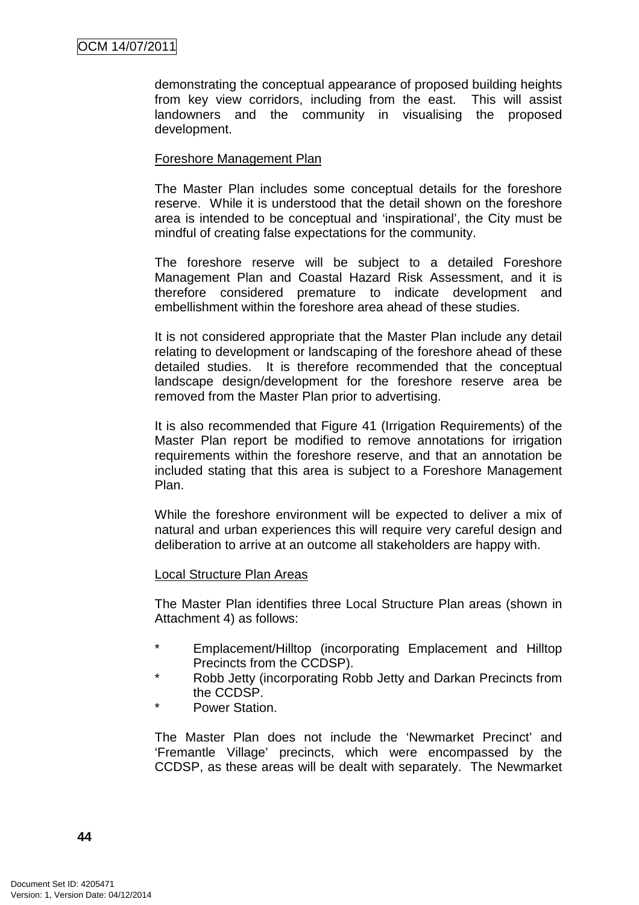demonstrating the conceptual appearance of proposed building heights from key view corridors, including from the east. This will assist landowners and the community in visualising the proposed development.

Foreshore Management Plan

The Master Plan includes some conceptual details for the foreshore reserve. While it is understood that the detail shown on the foreshore area is intended to be conceptual and 'inspirational', the City must be mindful of creating false expectations for the community.

The foreshore reserve will be subject to a detailed Foreshore Management Plan and Coastal Hazard Risk Assessment, and it is therefore considered premature to indicate development and embellishment within the foreshore area ahead of these studies.

It is not considered appropriate that the Master Plan include any detail relating to development or landscaping of the foreshore ahead of these detailed studies. It is therefore recommended that the conceptual landscape design/development for the foreshore reserve area be removed from the Master Plan prior to advertising.

It is also recommended that Figure 41 (Irrigation Requirements) of the Master Plan report be modified to remove annotations for irrigation requirements within the foreshore reserve, and that an annotation be included stating that this area is subject to a Foreshore Management Plan.

While the foreshore environment will be expected to deliver a mix of natural and urban experiences this will require very careful design and deliberation to arrive at an outcome all stakeholders are happy with.

Local Structure Plan Areas

The Master Plan identifies three Local Structure Plan areas (shown in Attachment 4) as follows:

* Emplacement/Hilltop (incorporating Emplacement and Hilltop Precincts from the CCDSP).
* Robb Jetty (incorporating Robb Jetty and Darkan Precincts from the CCDSP.
* Power Station.

The Master Plan does not include the 'Newmarket Precinct' and 'Fremantle Village' precincts, which were encompassed by the CCDSP, as these areas will be dealt with separately. The Newmarket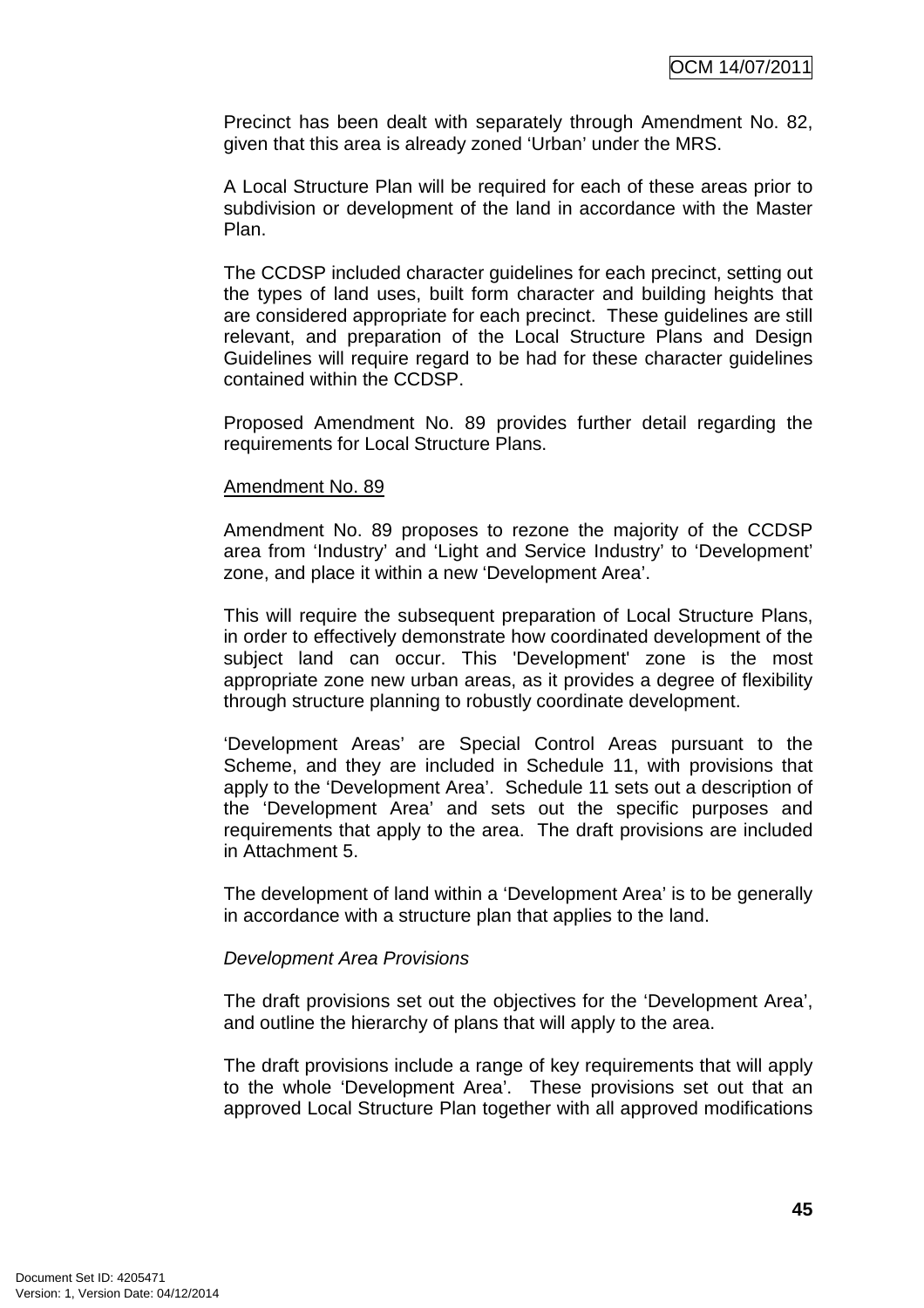Precinct has been dealt with separately through Amendment No. 82, given that this area is already zoned 'Urban' under the MRS.

A Local Structure Plan will be required for each of these areas prior to subdivision or development of the land in accordance with the Master Plan.

The CCDSP included character guidelines for each precinct, setting out the types of land uses, built form character and building heights that are considered appropriate for each precinct. These guidelines are still relevant, and preparation of the Local Structure Plans and Design Guidelines will require regard to be had for these character guidelines contained within the CCDSP.

Proposed Amendment No. 89 provides further detail regarding the requirements for Local Structure Plans.

<u>Amendment No. 89</u>

Amendment No. 89 proposes to rezone the majority of the CCDSP area from 'Industry' and 'Light and Service Industry' to 'Development' zone, and place it within a new 'Development Area'.

This will require the subsequent preparation of Local Structure Plans, in order to effectively demonstrate how coordinated development of the subject land can occur. This 'Development' zone is the most appropriate zone new urban areas, as it provides a degree of flexibility through structure planning to robustly coordinate development.

'Development Areas' are Special Control Areas pursuant to the Scheme, and they are included in Schedule 11, with provisions that apply to the 'Development Area'. Schedule 11 sets out a description of the 'Development Area' and sets out the specific purposes and requirements that apply to the area. The draft provisions are included in Attachment 5.

The development of land within a 'Development Area' is to be generally in accordance with a structure plan that applies to the land.

*Development Area Provisions*

The draft provisions set out the objectives for the 'Development Area', and outline the hierarchy of plans that will apply to the area.

The draft provisions include a range of key requirements that will apply to the whole 'Development Area'. These provisions set out that an approved Local Structure Plan together with all approved modifications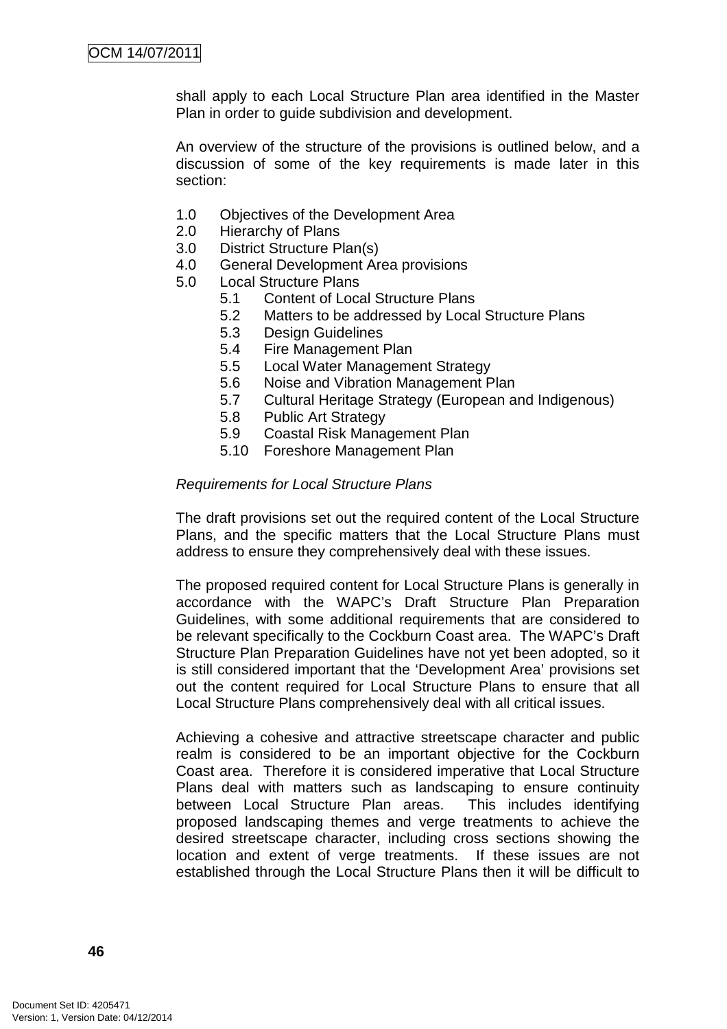shall apply to each Local Structure Plan area identified in the Master Plan in order to guide subdivision and development.

An overview of the structure of the provisions is outlined below, and a discussion of some of the key requirements is made later in this section:

1.0 Objectives of the Development Area
2.0 Hierarchy of Plans
3.0 District Structure Plan(s)
4.0 General Development Area provisions
5.0 Local Structure Plans
    5.1 Content of Local Structure Plans
    5.2 Matters to be addressed by Local Structure Plans
    5.3 Design Guidelines
    5.4 Fire Management Plan
    5.5 Local Water Management Strategy
    5.6 Noise and Vibration Management Plan
    5.7 Cultural Heritage Strategy (European and Indigenous)
    5.8 Public Art Strategy
    5.9 Coastal Risk Management Plan
    5.10 Foreshore Management Plan

*Requirements for Local Structure Plans*

The draft provisions set out the required content of the Local Structure Plans, and the specific matters that the Local Structure Plans must address to ensure they comprehensively deal with these issues.

The proposed required content for Local Structure Plans is generally in accordance with the WAPC's Draft Structure Plan Preparation Guidelines, with some additional requirements that are considered to be relevant specifically to the Cockburn Coast area. The WAPC's Draft Structure Plan Preparation Guidelines have not yet been adopted, so it is still considered important that the 'Development Area' provisions set out the content required for Local Structure Plans to ensure that all Local Structure Plans comprehensively deal with all critical issues.

Achieving a cohesive and attractive streetscape character and public realm is considered to be an important objective for the Cockburn Coast area. Therefore it is considered imperative that Local Structure Plans deal with matters such as landscaping to ensure continuity between Local Structure Plan areas. This includes identifying proposed landscaping themes and verge treatments to achieve the desired streetscape character, including cross sections showing the location and extent of verge treatments. If these issues are not established through the Local Structure Plans then it will be difficult to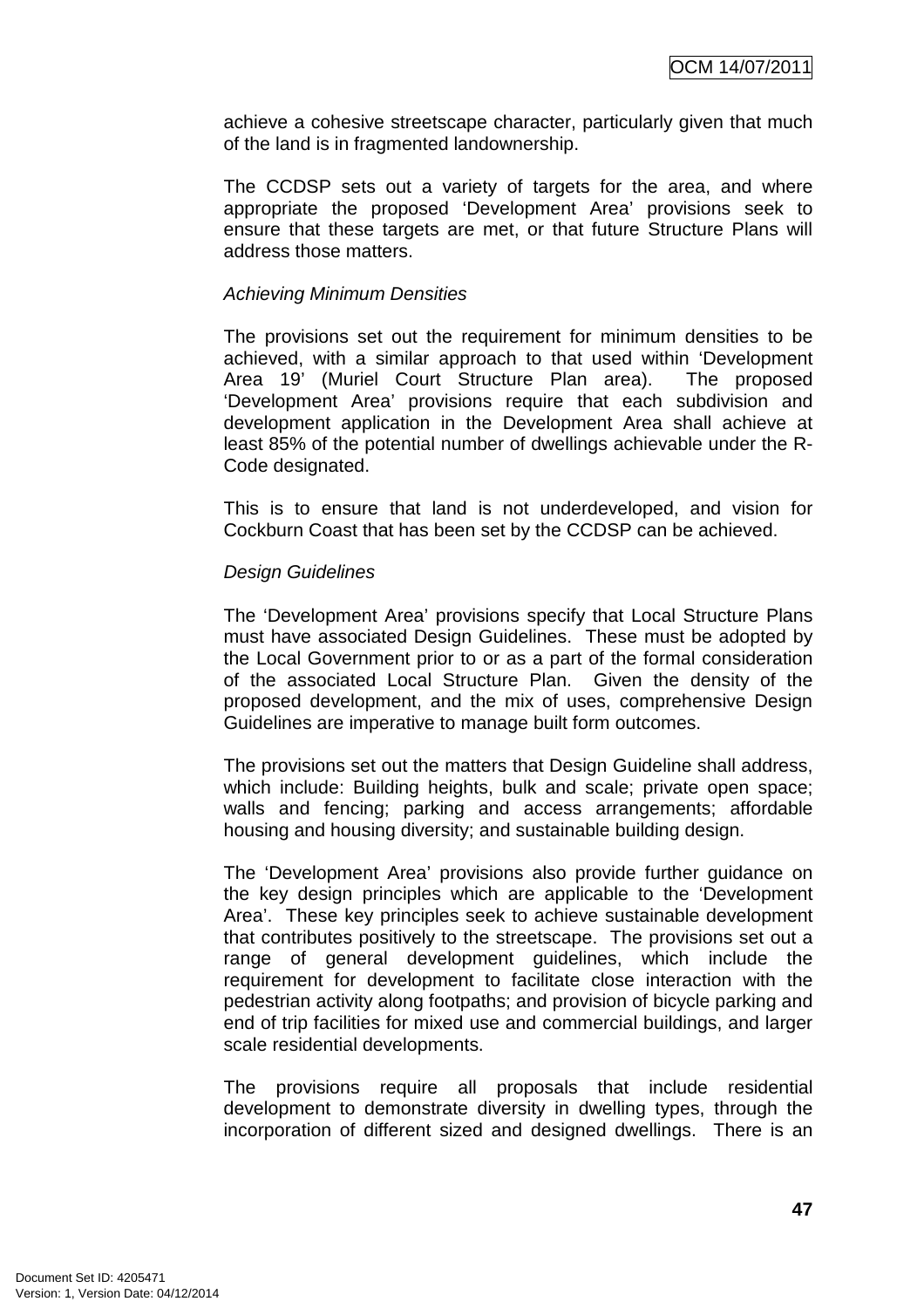achieve a cohesive streetscape character, particularly given that much of the land is in fragmented landownership.

The CCDSP sets out a variety of targets for the area, and where appropriate the proposed 'Development Area' provisions seek to ensure that these targets are met, or that future Structure Plans will address those matters.

*Achieving Minimum Densities*

The provisions set out the requirement for minimum densities to be achieved, with a similar approach to that used within 'Development Area 19' (Muriel Court Structure Plan area). The proposed 'Development Area' provisions require that each subdivision and development application in the Development Area shall achieve at least 85% of the potential number of dwellings achievable under the R-Code designated.

This is to ensure that land is not underdeveloped, and vision for Cockburn Coast that has been set by the CCDSP can be achieved.

*Design Guidelines*

The 'Development Area' provisions specify that Local Structure Plans must have associated Design Guidelines. These must be adopted by the Local Government prior to or as a part of the formal consideration of the associated Local Structure Plan. Given the density of the proposed development, and the mix of uses, comprehensive Design Guidelines are imperative to manage built form outcomes.

The provisions set out the matters that Design Guideline shall address, which include: Building heights, bulk and scale; private open space; walls and fencing; parking and access arrangements; affordable housing and housing diversity; and sustainable building design.

The 'Development Area' provisions also provide further guidance on the key design principles which are applicable to the 'Development Area'. These key principles seek to achieve sustainable development that contributes positively to the streetscape. The provisions set out a range of general development guidelines, which include the requirement for development to facilitate close interaction with the pedestrian activity along footpaths; and provision of bicycle parking and end of trip facilities for mixed use and commercial buildings, and larger scale residential developments.

The provisions require all proposals that include residential development to demonstrate diversity in dwelling types, through the incorporation of different sized and designed dwellings. There is an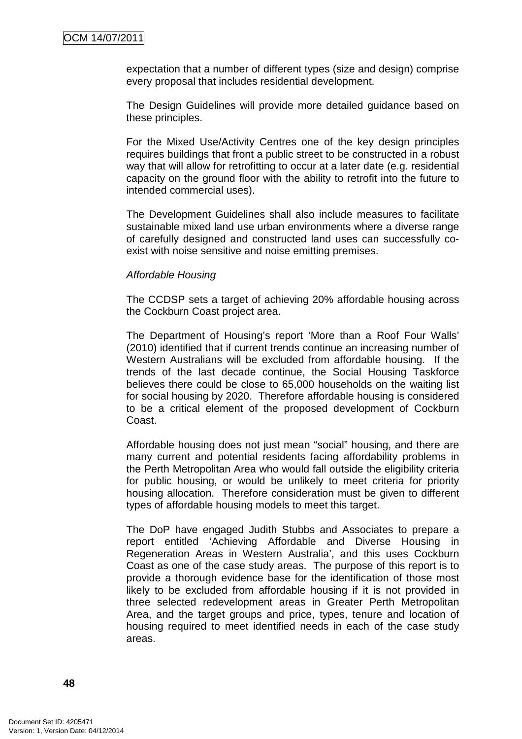expectation that a number of different types (size and design) comprise every proposal that includes residential development.

The Design Guidelines will provide more detailed guidance based on these principles.

For the Mixed Use/Activity Centres one of the key design principles requires buildings that front a public street to be constructed in a robust way that will allow for retrofitting to occur at a later date (e.g. residential capacity on the ground floor with the ability to retrofit into the future to intended commercial uses).

The Development Guidelines shall also include measures to facilitate sustainable mixed land use urban environments where a diverse range of carefully designed and constructed land uses can successfully co-exist with noise sensitive and noise emitting premises.

*Affordable Housing*

The CCDSP sets a target of achieving 20% affordable housing across the Cockburn Coast project area.

The Department of Housing's report 'More than a Roof Four Walls' (2010) identified that if current trends continue an increasing number of Western Australians will be excluded from affordable housing. If the trends of the last decade continue, the Social Housing Taskforce believes there could be close to 65,000 households on the waiting list for social housing by 2020. Therefore affordable housing is considered to be a critical element of the proposed development of Cockburn Coast.

Affordable housing does not just mean "social" housing, and there are many current and potential residents facing affordability problems in the Perth Metropolitan Area who would fall outside the eligibility criteria for public housing, or would be unlikely to meet criteria for priority housing allocation. Therefore consideration must be given to different types of affordable housing models to meet this target.

The DoP have engaged Judith Stubbs and Associates to prepare a report entitled 'Achieving Affordable and Diverse Housing in Regeneration Areas in Western Australia', and this uses Cockburn Coast as one of the case study areas. The purpose of this report is to provide a thorough evidence base for the identification of those most likely to be excluded from affordable housing if it is not provided in three selected redevelopment areas in Greater Perth Metropolitan Area, and the target groups and price, types, tenure and location of housing required to meet identified needs in each of the case study areas.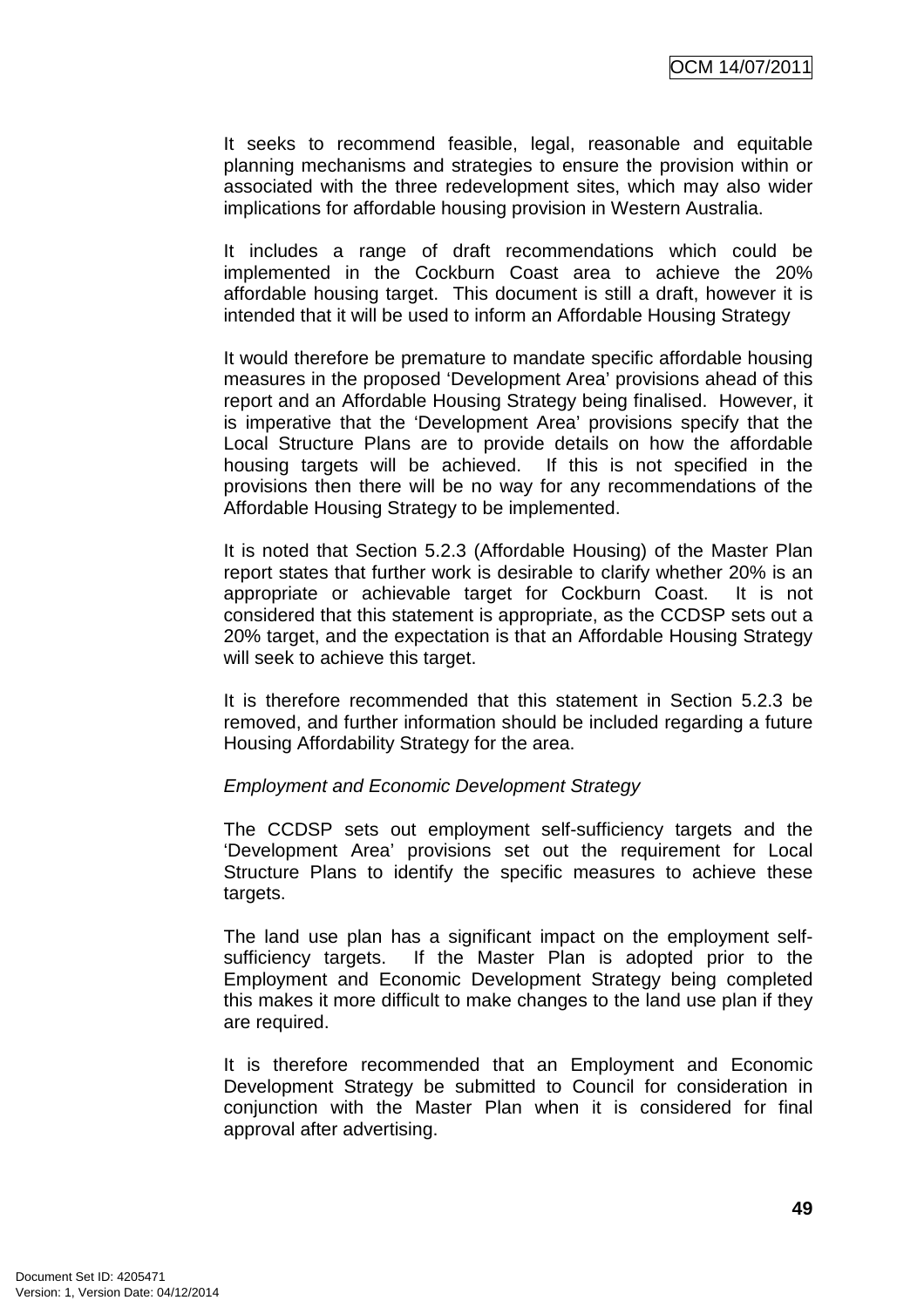It seeks to recommend feasible, legal, reasonable and equitable planning mechanisms and strategies to ensure the provision within or associated with the three redevelopment sites, which may also wider implications for affordable housing provision in Western Australia.

It includes a range of draft recommendations which could be implemented in the Cockburn Coast area to achieve the 20% affordable housing target. This document is still a draft, however it is intended that it will be used to inform an Affordable Housing Strategy

It would therefore be premature to mandate specific affordable housing measures in the proposed 'Development Area' provisions ahead of this report and an Affordable Housing Strategy being finalised. However, it is imperative that the 'Development Area' provisions specify that the Local Structure Plans are to provide details on how the affordable housing targets will be achieved. If this is not specified in the provisions then there will be no way for any recommendations of the Affordable Housing Strategy to be implemented.

It is noted that Section 5.2.3 (Affordable Housing) of the Master Plan report states that further work is desirable to clarify whether 20% is an appropriate or achievable target for Cockburn Coast. It is not considered that this statement is appropriate, as the CCDSP sets out a 20% target, and the expectation is that an Affordable Housing Strategy will seek to achieve this target.

It is therefore recommended that this statement in Section 5.2.3 be removed, and further information should be included regarding a future Housing Affordability Strategy for the area.

*Employment and Economic Development Strategy*

The CCDSP sets out employment self-sufficiency targets and the 'Development Area' provisions set out the requirement for Local Structure Plans to identify the specific measures to achieve these targets.

The land use plan has a significant impact on the employment self-sufficiency targets. If the Master Plan is adopted prior to the Employment and Economic Development Strategy being completed this makes it more difficult to make changes to the land use plan if they are required.

It is therefore recommended that an Employment and Economic Development Strategy be submitted to Council for consideration in conjunction with the Master Plan when it is considered for final approval after advertising.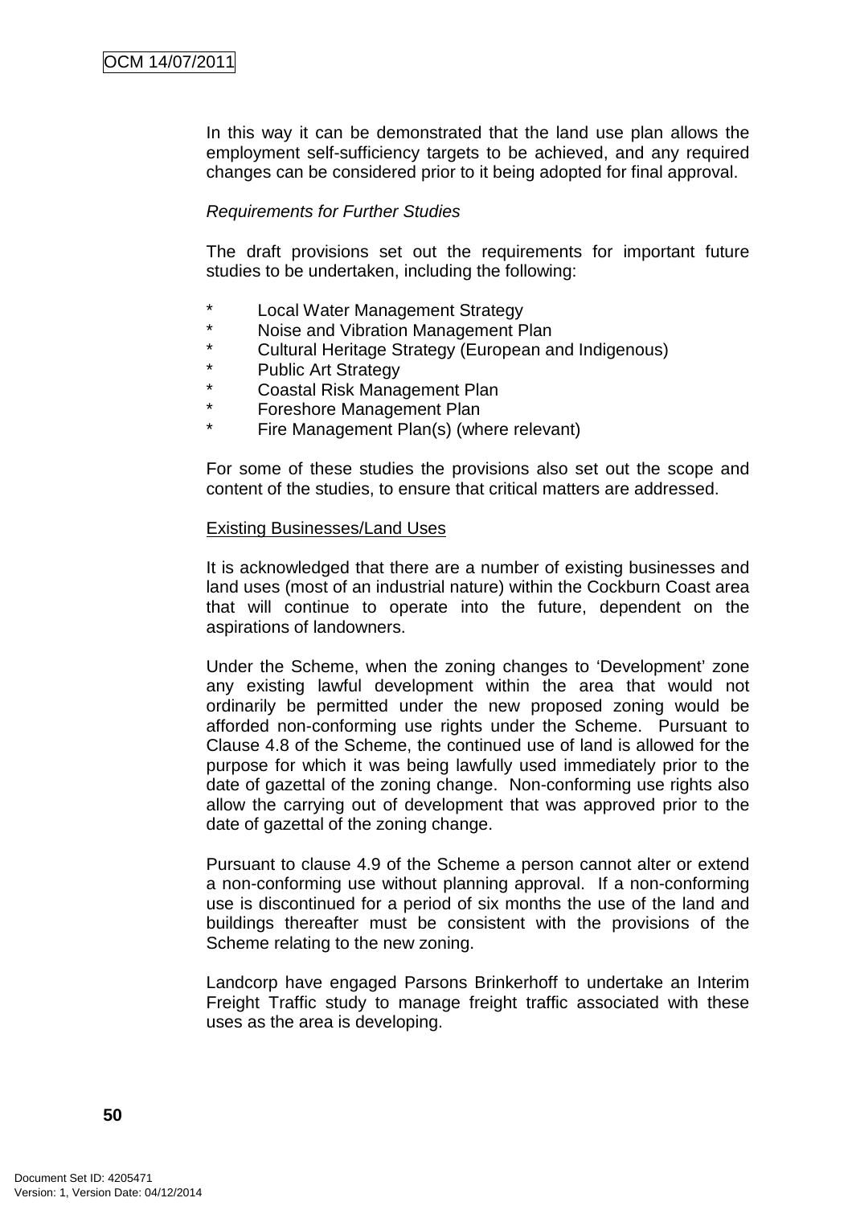In this way it can be demonstrated that the land use plan allows the employment self-sufficiency targets to be achieved, and any required changes can be considered prior to it being adopted for final approval.

*Requirements for Further Studies*

The draft provisions set out the requirements for important future studies to be undertaken, including the following:

* Local Water Management Strategy
* Noise and Vibration Management Plan
* Cultural Heritage Strategy (European and Indigenous)
* Public Art Strategy
* Coastal Risk Management Plan
* Foreshore Management Plan
* Fire Management Plan(s) (where relevant)

For some of these studies the provisions also set out the scope and content of the studies, to ensure that critical matters are addressed.

<u>Existing Businesses/Land Uses</u>

It is acknowledged that there are a number of existing businesses and land uses (most of an industrial nature) within the Cockburn Coast area that will continue to operate into the future, dependent on the aspirations of landowners.

Under the Scheme, when the zoning changes to 'Development' zone any existing lawful development within the area that would not ordinarily be permitted under the new proposed zoning would be afforded non-conforming use rights under the Scheme. Pursuant to Clause 4.8 of the Scheme, the continued use of land is allowed for the purpose for which it was being lawfully used immediately prior to the date of gazettal of the zoning change. Non-conforming use rights also allow the carrying out of development that was approved prior to the date of gazettal of the zoning change.

Pursuant to clause 4.9 of the Scheme a person cannot alter or extend a non-conforming use without planning approval. If a non-conforming use is discontinued for a period of six months the use of the land and buildings thereafter must be consistent with the provisions of the Scheme relating to the new zoning.

Landcorp have engaged Parsons Brinkerhoff to undertake an Interim Freight Traffic study to manage freight traffic associated with these uses as the area is developing.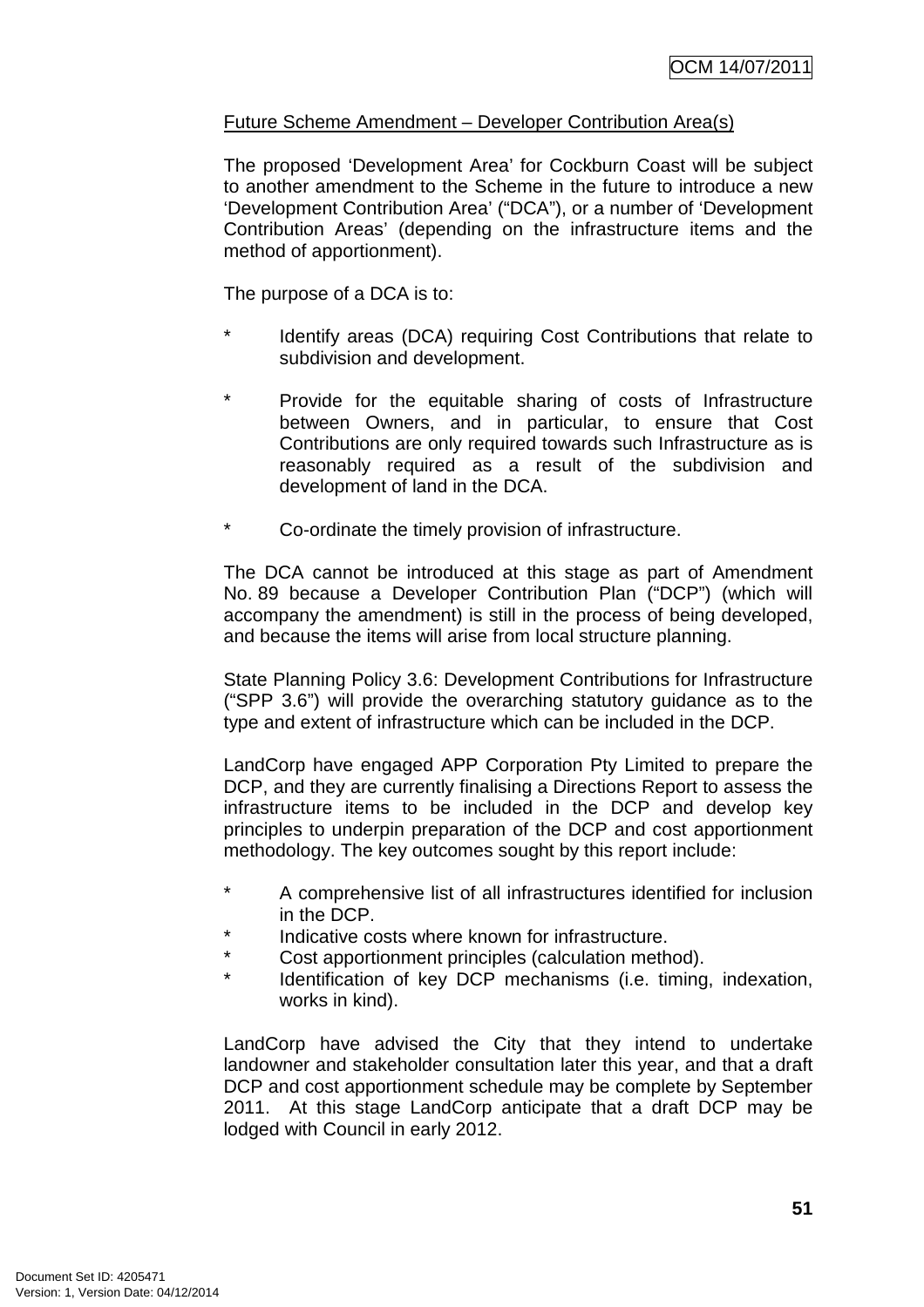Future Scheme Amendment – Developer Contribution Area(s)

The proposed 'Development Area' for Cockburn Coast will be subject to another amendment to the Scheme in the future to introduce a new 'Development Contribution Area' ("DCA"), or a number of 'Development Contribution Areas' (depending on the infrastructure items and the method of apportionment).

The purpose of a DCA is to:

* Identify areas (DCA) requiring Cost Contributions that relate to subdivision and development.

* Provide for the equitable sharing of costs of Infrastructure between Owners, and in particular, to ensure that Cost Contributions are only required towards such Infrastructure as is reasonably required as a result of the subdivision and development of land in the DCA.

* Co-ordinate the timely provision of infrastructure.

The DCA cannot be introduced at this stage as part of Amendment No. 89 because a Developer Contribution Plan ("DCP") (which will accompany the amendment) is still in the process of being developed, and because the items will arise from local structure planning.

State Planning Policy 3.6: Development Contributions for Infrastructure ("SPP 3.6") will provide the overarching statutory guidance as to the type and extent of infrastructure which can be included in the DCP.

LandCorp have engaged APP Corporation Pty Limited to prepare the DCP, and they are currently finalising a Directions Report to assess the infrastructure items to be included in the DCP and develop key principles to underpin preparation of the DCP and cost apportionment methodology. The key outcomes sought by this report include:

* A comprehensive list of all infrastructures identified for inclusion in the DCP.
* Indicative costs where known for infrastructure.
* Cost apportionment principles (calculation method).
* Identification of key DCP mechanisms (i.e. timing, indexation, works in kind).

LandCorp have advised the City that they intend to undertake landowner and stakeholder consultation later this year, and that a draft DCP and cost apportionment schedule may be complete by September 2011. At this stage LandCorp anticipate that a draft DCP may be lodged with Council in early 2012.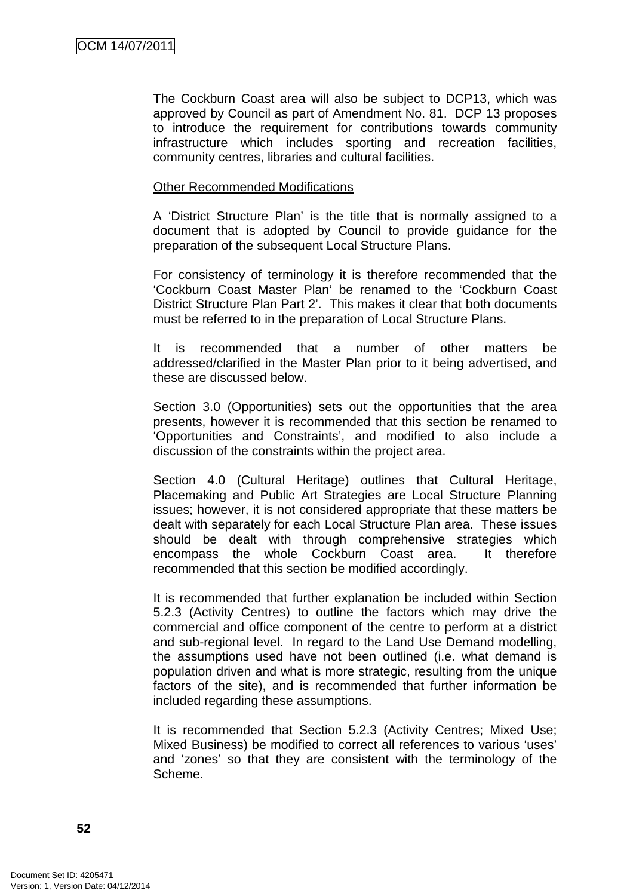The Cockburn Coast area will also be subject to DCP13, which was approved by Council as part of Amendment No. 81. DCP 13 proposes to introduce the requirement for contributions towards community infrastructure which includes sporting and recreation facilities, community centres, libraries and cultural facilities.

Other Recommended Modifications

A 'District Structure Plan' is the title that is normally assigned to a document that is adopted by Council to provide guidance for the preparation of the subsequent Local Structure Plans.

For consistency of terminology it is therefore recommended that the 'Cockburn Coast Master Plan' be renamed to the 'Cockburn Coast District Structure Plan Part 2'. This makes it clear that both documents must be referred to in the preparation of Local Structure Plans.

It is recommended that a number of other matters be addressed/clarified in the Master Plan prior to it being advertised, and these are discussed below.

Section 3.0 (Opportunities) sets out the opportunities that the area presents, however it is recommended that this section be renamed to 'Opportunities and Constraints', and modified to also include a discussion of the constraints within the project area.

Section 4.0 (Cultural Heritage) outlines that Cultural Heritage, Placemaking and Public Art Strategies are Local Structure Planning issues; however, it is not considered appropriate that these matters be dealt with separately for each Local Structure Plan area. These issues should be dealt with through comprehensive strategies which encompass the whole Cockburn Coast area. It therefore recommended that this section be modified accordingly.

It is recommended that further explanation be included within Section 5.2.3 (Activity Centres) to outline the factors which may drive the commercial and office component of the centre to perform at a district and sub-regional level. In regard to the Land Use Demand modelling, the assumptions used have not been outlined (i.e. what demand is population driven and what is more strategic, resulting from the unique factors of the site), and is recommended that further information be included regarding these assumptions.

It is recommended that Section 5.2.3 (Activity Centres; Mixed Use; Mixed Business) be modified to correct all references to various 'uses' and 'zones' so that they are consistent with the terminology of the Scheme.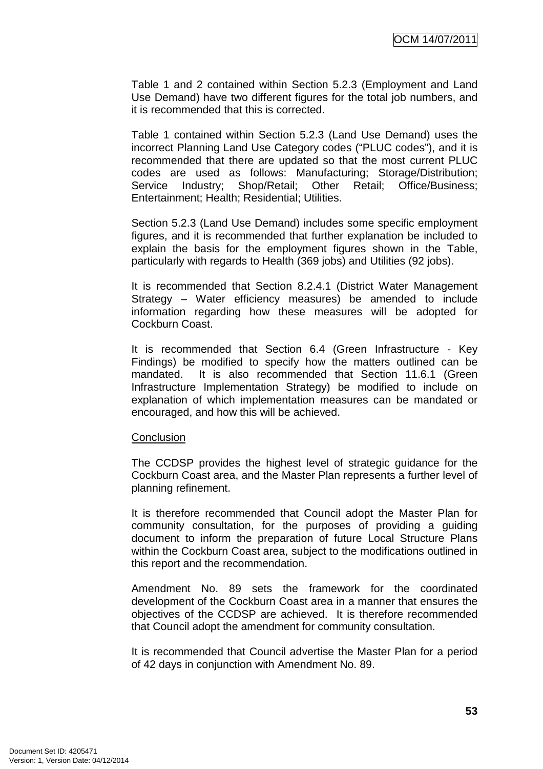Table 1 and 2 contained within Section 5.2.3 (Employment and Land Use Demand) have two different figures for the total job numbers, and it is recommended that this is corrected.

Table 1 contained within Section 5.2.3 (Land Use Demand) uses the incorrect Planning Land Use Category codes ("PLUC codes"), and it is recommended that there are updated so that the most current PLUC codes are used as follows: Manufacturing; Storage/Distribution; Service Industry; Shop/Retail; Other Retail; Office/Business; Entertainment; Health; Residential; Utilities.

Section 5.2.3 (Land Use Demand) includes some specific employment figures, and it is recommended that further explanation be included to explain the basis for the employment figures shown in the Table, particularly with regards to Health (369 jobs) and Utilities (92 jobs).

It is recommended that Section 8.2.4.1 (District Water Management Strategy – Water efficiency measures) be amended to include information regarding how these measures will be adopted for Cockburn Coast.

It is recommended that Section 6.4 (Green Infrastructure - Key Findings) be modified to specify how the matters outlined can be mandated. It is also recommended that Section 11.6.1 (Green Infrastructure Implementation Strategy) be modified to include on explanation of which implementation measures can be mandated or encouraged, and how this will be achieved.

Conclusion

The CCDSP provides the highest level of strategic guidance for the Cockburn Coast area, and the Master Plan represents a further level of planning refinement.

It is therefore recommended that Council adopt the Master Plan for community consultation, for the purposes of providing a guiding document to inform the preparation of future Local Structure Plans within the Cockburn Coast area, subject to the modifications outlined in this report and the recommendation.

Amendment No. 89 sets the framework for the coordinated development of the Cockburn Coast area in a manner that ensures the objectives of the CCDSP are achieved. It is therefore recommended that Council adopt the amendment for community consultation.

It is recommended that Council advertise the Master Plan for a period of 42 days in conjunction with Amendment No. 89.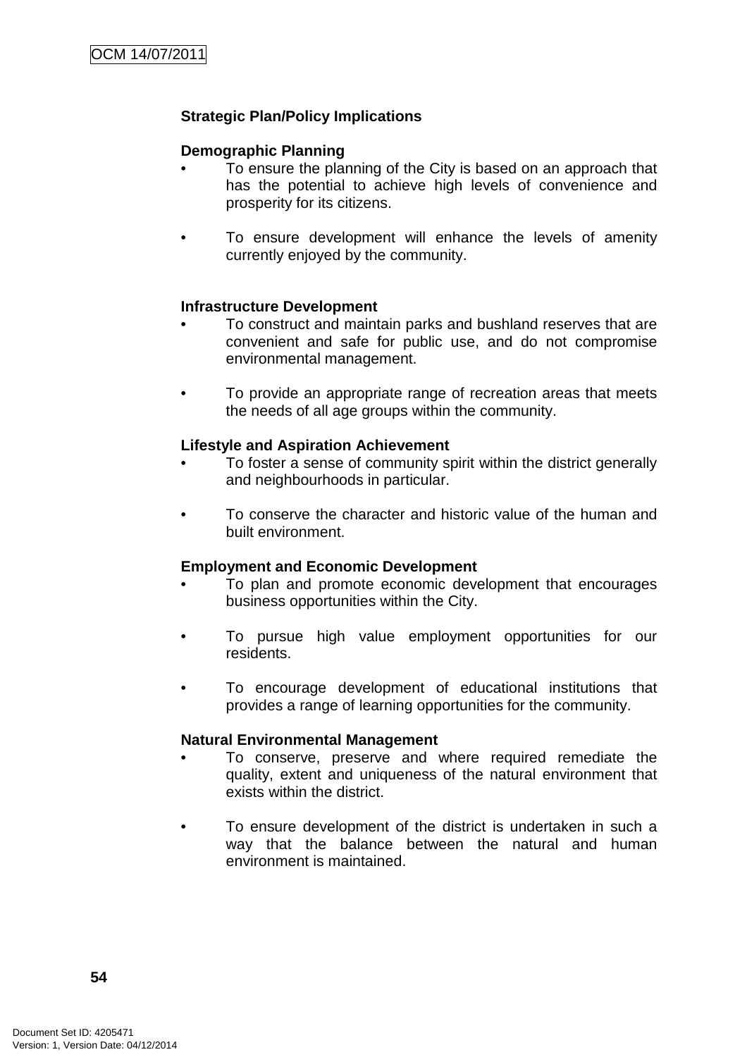**Strategic Plan/Policy Implications**

**Demographic Planning**

- To ensure the planning of the City is based on an approach that has the potential to achieve high levels of convenience and prosperity for its citizens.

- To ensure development will enhance the levels of amenity currently enjoyed by the community.

**Infrastructure Development**

- To construct and maintain parks and bushland reserves that are convenient and safe for public use, and do not compromise environmental management.

- To provide an appropriate range of recreation areas that meets the needs of all age groups within the community.

**Lifestyle and Aspiration Achievement**

- To foster a sense of community spirit within the district generally and neighbourhoods in particular.

- To conserve the character and historic value of the human and built environment.

**Employment and Economic Development**

- To plan and promote economic development that encourages business opportunities within the City.

- To pursue high value employment opportunities for our residents.

- To encourage development of educational institutions that provides a range of learning opportunities for the community.

**Natural Environmental Management**

- To conserve, preserve and where required remediate the quality, extent and uniqueness of the natural environment that exists within the district.

- To ensure development of the district is undertaken in such a way that the balance between the natural and human environment is maintained.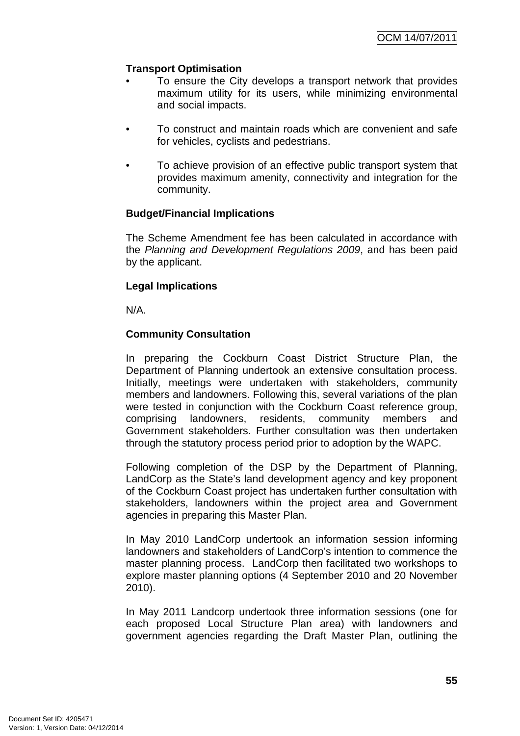**Transport Optimisation**

- To ensure the City develops a transport network that provides maximum utility for its users, while minimizing environmental and social impacts.

- To construct and maintain roads which are convenient and safe for vehicles, cyclists and pedestrians.

- To achieve provision of an effective public transport system that provides maximum amenity, connectivity and integration for the community.

**Budget/Financial Implications**

The Scheme Amendment fee has been calculated in accordance with the *Planning and Development Regulations 2009*, and has been paid by the applicant.

**Legal Implications**

N/A.

**Community Consultation**

In preparing the Cockburn Coast District Structure Plan, the Department of Planning undertook an extensive consultation process. Initially, meetings were undertaken with stakeholders, community members and landowners. Following this, several variations of the plan were tested in conjunction with the Cockburn Coast reference group, comprising landowners, residents, community members and Government stakeholders. Further consultation was then undertaken through the statutory process period prior to adoption by the WAPC.

Following completion of the DSP by the Department of Planning, LandCorp as the State's land development agency and key proponent of the Cockburn Coast project has undertaken further consultation with stakeholders, landowners within the project area and Government agencies in preparing this Master Plan.

In May 2010 LandCorp undertook an information session informing landowners and stakeholders of LandCorp's intention to commence the master planning process. LandCorp then facilitated two workshops to explore master planning options (4 September 2010 and 20 November 2010).

In May 2011 Landcorp undertook three information sessions (one for each proposed Local Structure Plan area) with landowners and government agencies regarding the Draft Master Plan, outlining the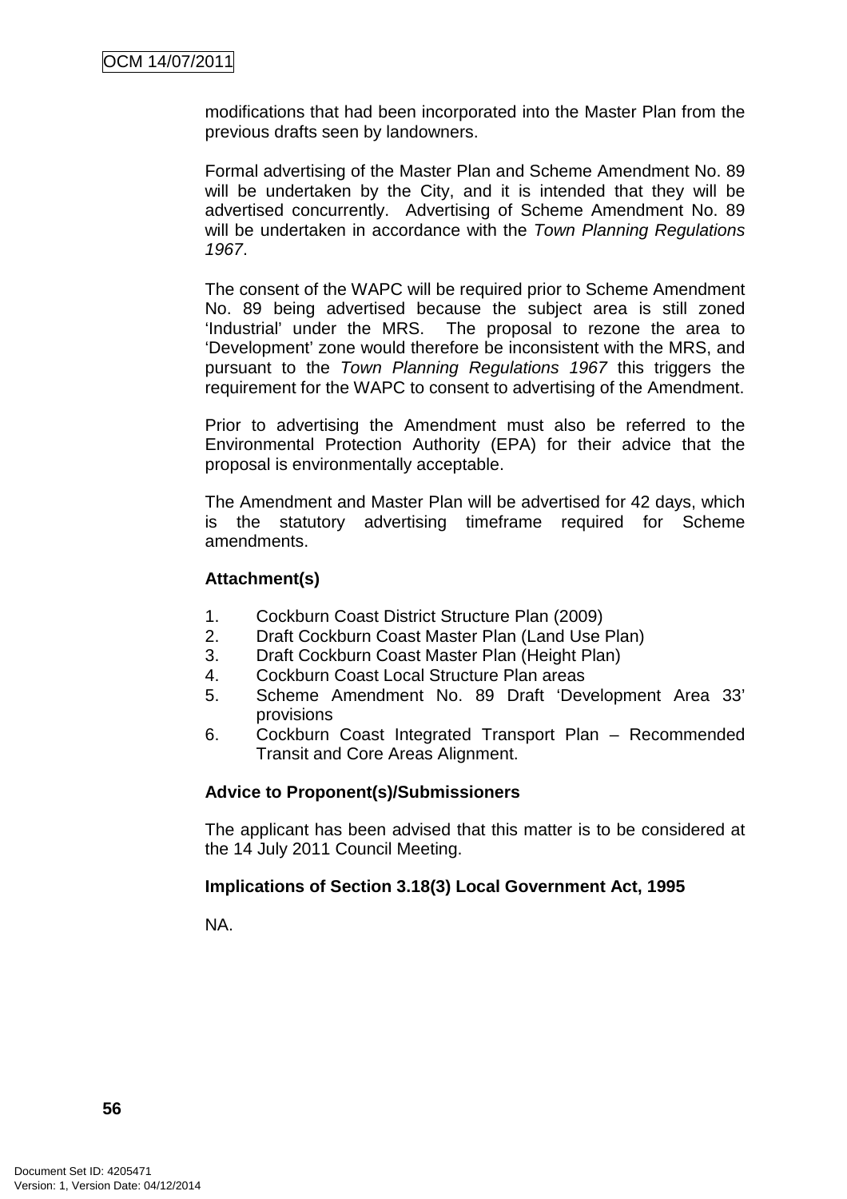modifications that had been incorporated into the Master Plan from the previous drafts seen by landowners.

Formal advertising of the Master Plan and Scheme Amendment No. 89 will be undertaken by the City, and it is intended that they will be advertised concurrently. Advertising of Scheme Amendment No. 89 will be undertaken in accordance with the *Town Planning Regulations 1967*.

The consent of the WAPC will be required prior to Scheme Amendment No. 89 being advertised because the subject area is still zoned 'Industrial' under the MRS. The proposal to rezone the area to 'Development' zone would therefore be inconsistent with the MRS, and pursuant to the *Town Planning Regulations 1967* this triggers the requirement for the WAPC to consent to advertising of the Amendment.

Prior to advertising the Amendment must also be referred to the Environmental Protection Authority (EPA) for their advice that the proposal is environmentally acceptable.

The Amendment and Master Plan will be advertised for 42 days, which is the statutory advertising timeframe required for Scheme amendments.

**Attachment(s)**

1. Cockburn Coast District Structure Plan (2009)
2. Draft Cockburn Coast Master Plan (Land Use Plan)
3. Draft Cockburn Coast Master Plan (Height Plan)
4. Cockburn Coast Local Structure Plan areas
5. Scheme Amendment No. 89 Draft 'Development Area 33' provisions
6. Cockburn Coast Integrated Transport Plan – Recommended Transit and Core Areas Alignment.

**Advice to Proponent(s)/Submissioners**

The applicant has been advised that this matter is to be considered at the 14 July 2011 Council Meeting.

**Implications of Section 3.18(3) Local Government Act, 1995**

NA.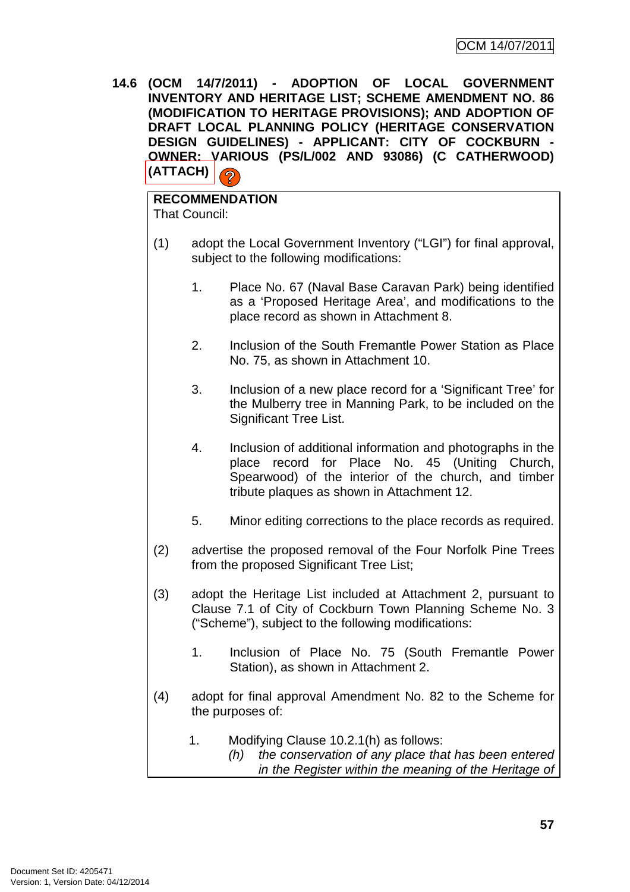**14.6 (OCM 14/7/2011) - ADOPTION OF LOCAL GOVERNMENT INVENTORY AND HERITAGE LIST; SCHEME AMENDMENT NO. 86 (MODIFICATION TO HERITAGE PROVISIONS); AND ADOPTION OF DRAFT LOCAL PLANNING POLICY (HERITAGE CONSERVATION DESIGN GUIDELINES) - APPLICANT: CITY OF COCKBURN - OWNER: VARIOUS (PS/L/002 AND 93086) (C CATHERWOOD) (ATTACH)**

**RECOMMENDATION**
That Council:

(1) adopt the Local Government Inventory ("LGI") for final approval, subject to the following modifications:

1. Place No. 67 (Naval Base Caravan Park) being identified as a 'Proposed Heritage Area', and modifications to the place record as shown in Attachment 8.

2. Inclusion of the South Fremantle Power Station as Place No. 75, as shown in Attachment 10.

3. Inclusion of a new place record for a 'Significant Tree' for the Mulberry tree in Manning Park, to be included on the Significant Tree List.

4. Inclusion of additional information and photographs in the place record for Place No. 45 (Uniting Church, Spearwood) of the interior of the church, and timber tribute plaques as shown in Attachment 12.

5. Minor editing corrections to the place records as required.

(2) advertise the proposed removal of the Four Norfolk Pine Trees from the proposed Significant Tree List;

(3) adopt the Heritage List included at Attachment 2, pursuant to Clause 7.1 of City of Cockburn Town Planning Scheme No. 3 ("Scheme"), subject to the following modifications:

1. Inclusion of Place No. 75 (South Fremantle Power Station), as shown in Attachment 2.

(4) adopt for final approval Amendment No. 82 to the Scheme for the purposes of:

1. Modifying Clause 10.2.1(h) as follows:
   *(h) the conservation of any place that has been entered in the Register within the meaning of the Heritage of*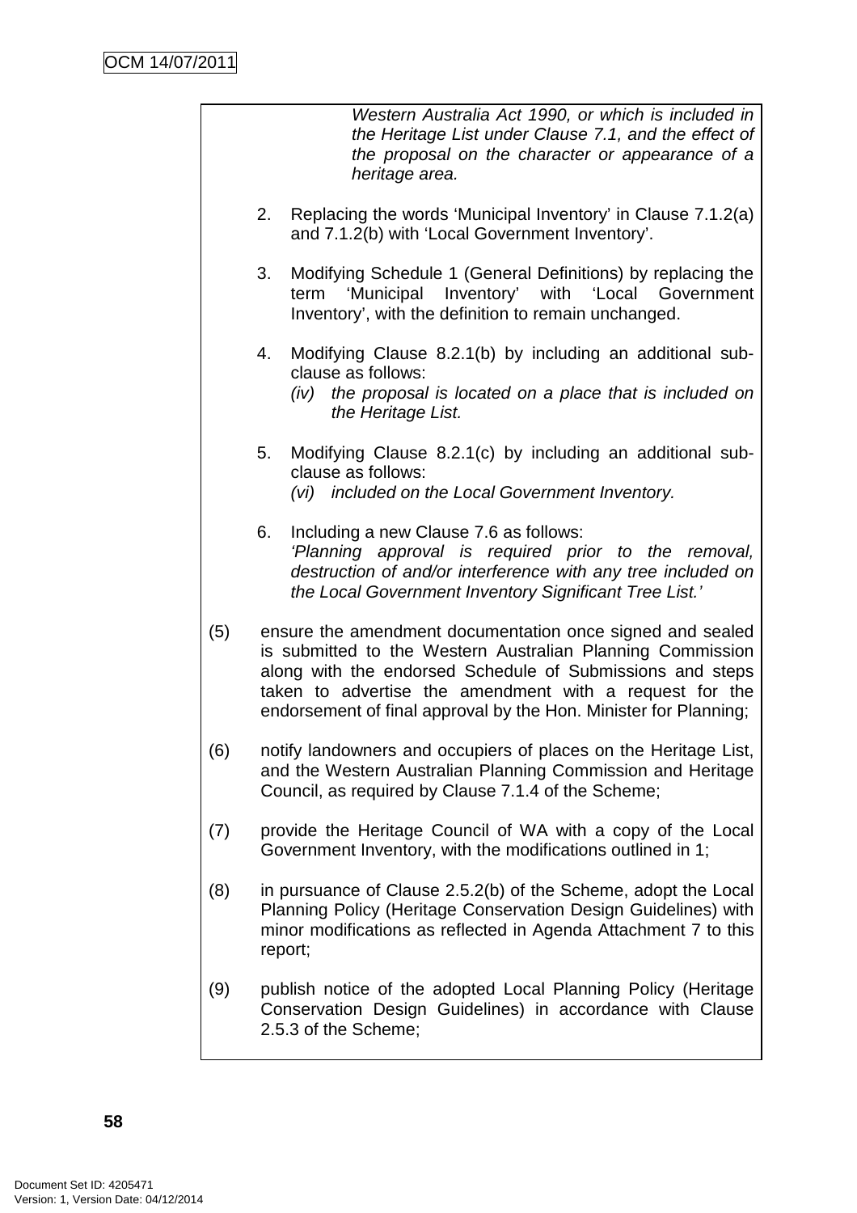*Western Australia Act 1990, or which is included in the Heritage List under Clause 7.1, and the effect of the proposal on the character or appearance of a heritage area.*

2. Replacing the words 'Municipal Inventory' in Clause 7.1.2(a) and 7.1.2(b) with 'Local Government Inventory'.

3. Modifying Schedule 1 (General Definitions) by replacing the term 'Municipal Inventory' with 'Local Government Inventory', with the definition to remain unchanged.

4. Modifying Clause 8.2.1(b) by including an additional sub-clause as follows:
   *(iv) the proposal is located on a place that is included on the Heritage List.*

5. Modifying Clause 8.2.1(c) by including an additional sub-clause as follows:
   *(vi) included on the Local Government Inventory.*

6. Including a new Clause 7.6 as follows:
   *'Planning approval is required prior to the removal, destruction of and/or interference with any tree included on the Local Government Inventory Significant Tree List.'*

(5) ensure the amendment documentation once signed and sealed is submitted to the Western Australian Planning Commission along with the endorsed Schedule of Submissions and steps taken to advertise the amendment with a request for the endorsement of final approval by the Hon. Minister for Planning;

(6) notify landowners and occupiers of places on the Heritage List, and the Western Australian Planning Commission and Heritage Council, as required by Clause 7.1.4 of the Scheme;

(7) provide the Heritage Council of WA with a copy of the Local Government Inventory, with the modifications outlined in 1;

(8) in pursuance of Clause 2.5.2(b) of the Scheme, adopt the Local Planning Policy (Heritage Conservation Design Guidelines) with minor modifications as reflected in Agenda Attachment 7 to this report;

(9) publish notice of the adopted Local Planning Policy (Heritage Conservation Design Guidelines) in accordance with Clause 2.5.3 of the Scheme;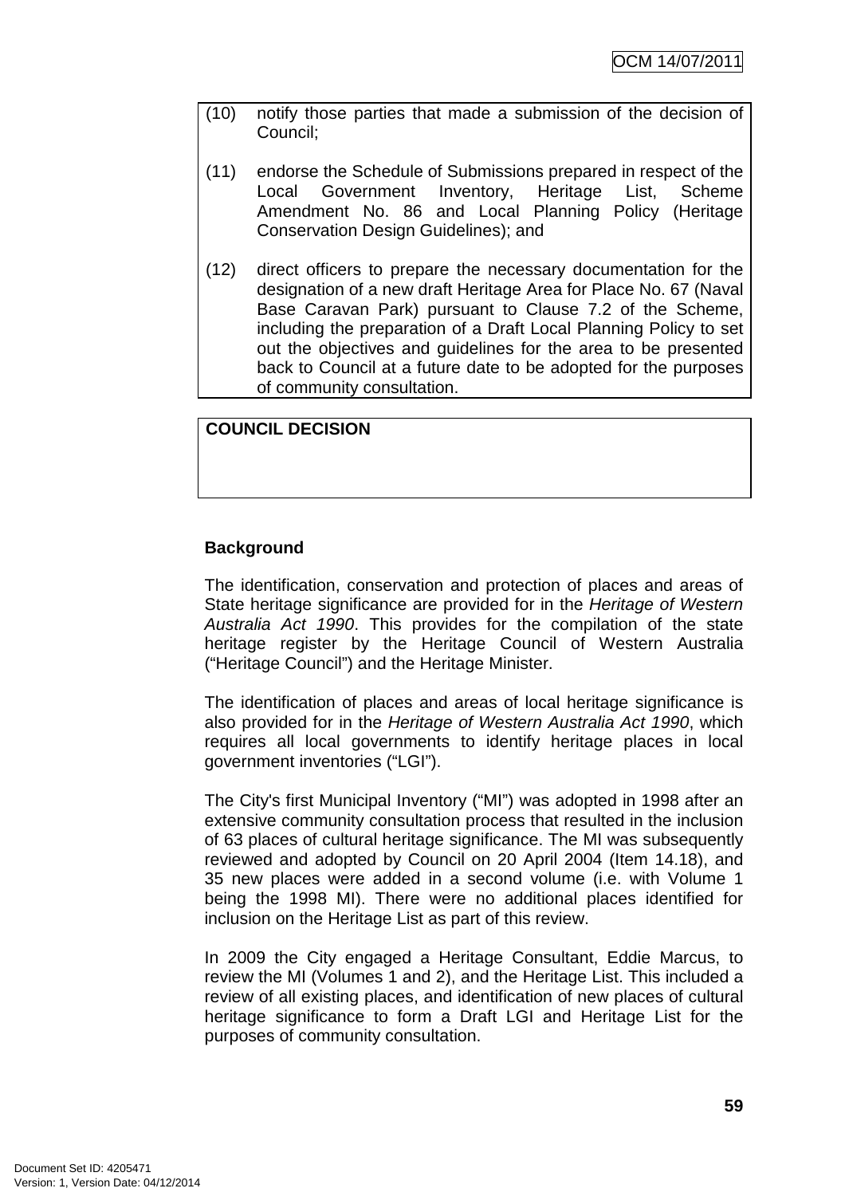(10) notify those parties that made a submission of the decision of Council;

(11) endorse the Schedule of Submissions prepared in respect of the Local Government Inventory, Heritage List, Scheme Amendment No. 86 and Local Planning Policy (Heritage Conservation Design Guidelines); and

(12) direct officers to prepare the necessary documentation for the designation of a new draft Heritage Area for Place No. 67 (Naval Base Caravan Park) pursuant to Clause 7.2 of the Scheme, including the preparation of a Draft Local Planning Policy to set out the objectives and guidelines for the area to be presented back to Council at a future date to be adopted for the purposes of community consultation.

**COUNCIL DECISION**

**Background**

The identification, conservation and protection of places and areas of State heritage significance are provided for in the *Heritage of Western Australia Act 1990*. This provides for the compilation of the state heritage register by the Heritage Council of Western Australia ("Heritage Council") and the Heritage Minister.

The identification of places and areas of local heritage significance is also provided for in the *Heritage of Western Australia Act 1990*, which requires all local governments to identify heritage places in local government inventories ("LGI").

The City's first Municipal Inventory ("MI") was adopted in 1998 after an extensive community consultation process that resulted in the inclusion of 63 places of cultural heritage significance. The MI was subsequently reviewed and adopted by Council on 20 April 2004 (Item 14.18), and 35 new places were added in a second volume (i.e. with Volume 1 being the 1998 MI). There were no additional places identified for inclusion on the Heritage List as part of this review.

In 2009 the City engaged a Heritage Consultant, Eddie Marcus, to review the MI (Volumes 1 and 2), and the Heritage List. This included a review of all existing places, and identification of new places of cultural heritage significance to form a Draft LGI and Heritage List for the purposes of community consultation.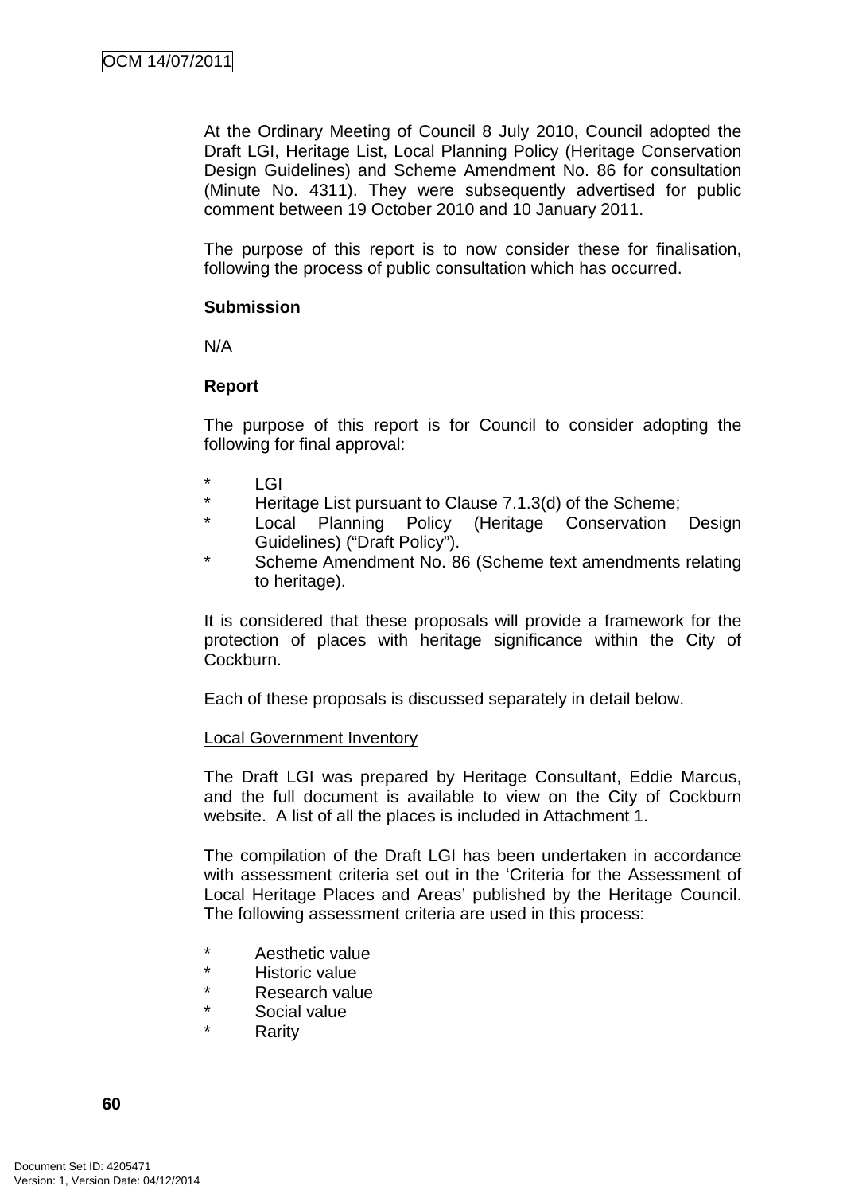At the Ordinary Meeting of Council 8 July 2010, Council adopted the Draft LGI, Heritage List, Local Planning Policy (Heritage Conservation Design Guidelines) and Scheme Amendment No. 86 for consultation (Minute No. 4311). They were subsequently advertised for public comment between 19 October 2010 and 10 January 2011.

The purpose of this report is to now consider these for finalisation, following the process of public consultation which has occurred.

**Submission**

N/A

**Report**

The purpose of this report is for Council to consider adopting the following for final approval:

* LGI
* Heritage List pursuant to Clause 7.1.3(d) of the Scheme;
* Local Planning Policy (Heritage Conservation Design Guidelines) ("Draft Policy").
* Scheme Amendment No. 86 (Scheme text amendments relating to heritage).

It is considered that these proposals will provide a framework for the protection of places with heritage significance within the City of Cockburn.

Each of these proposals is discussed separately in detail below.

<u>Local Government Inventory</u>

The Draft LGI was prepared by Heritage Consultant, Eddie Marcus, and the full document is available to view on the City of Cockburn website. A list of all the places is included in Attachment 1.

The compilation of the Draft LGI has been undertaken in accordance with assessment criteria set out in the 'Criteria for the Assessment of Local Heritage Places and Areas' published by the Heritage Council. The following assessment criteria are used in this process:

* Aesthetic value
* Historic value
* Research value
* Social value
* Rarity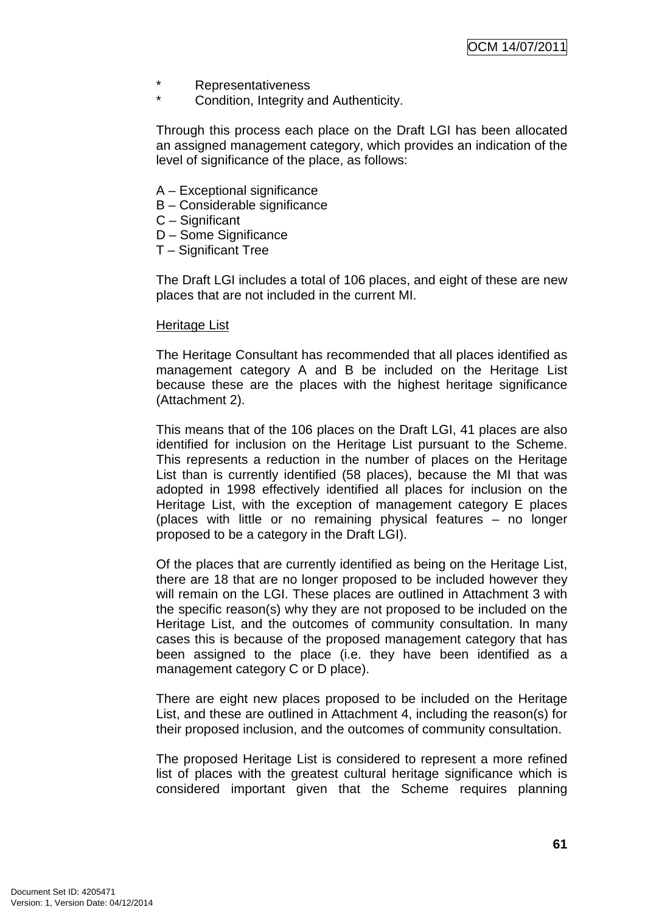* Representativeness
* Condition, Integrity and Authenticity.

Through this process each place on the Draft LGI has been allocated an assigned management category, which provides an indication of the level of significance of the place, as follows:

A – Exceptional significance
B – Considerable significance
C – Significant
D – Some Significance
T – Significant Tree

The Draft LGI includes a total of 106 places, and eight of these are new places that are not included in the current MI.

Heritage List

The Heritage Consultant has recommended that all places identified as management category A and B be included on the Heritage List because these are the places with the highest heritage significance (Attachment 2).

This means that of the 106 places on the Draft LGI, 41 places are also identified for inclusion on the Heritage List pursuant to the Scheme. This represents a reduction in the number of places on the Heritage List than is currently identified (58 places), because the MI that was adopted in 1998 effectively identified all places for inclusion on the Heritage List, with the exception of management category E places (places with little or no remaining physical features – no longer proposed to be a category in the Draft LGI).

Of the places that are currently identified as being on the Heritage List, there are 18 that are no longer proposed to be included however they will remain on the LGI. These places are outlined in Attachment 3 with the specific reason(s) why they are not proposed to be included on the Heritage List, and the outcomes of community consultation. In many cases this is because of the proposed management category that has been assigned to the place (i.e. they have been identified as a management category C or D place).

There are eight new places proposed to be included on the Heritage List, and these are outlined in Attachment 4, including the reason(s) for their proposed inclusion, and the outcomes of community consultation.

The proposed Heritage List is considered to represent a more refined list of places with the greatest cultural heritage significance which is considered important given that the Scheme requires planning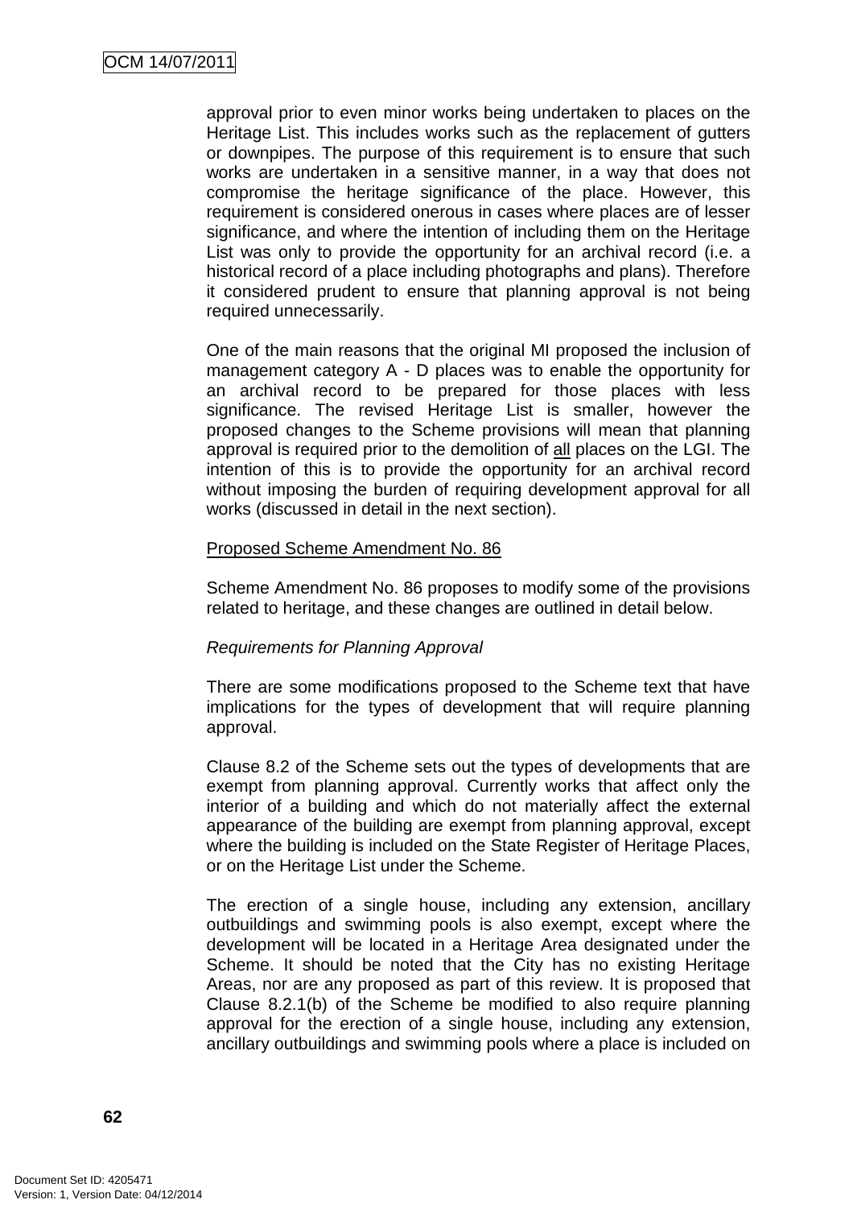approval prior to even minor works being undertaken to places on the Heritage List. This includes works such as the replacement of gutters or downpipes. The purpose of this requirement is to ensure that such works are undertaken in a sensitive manner, in a way that does not compromise the heritage significance of the place. However, this requirement is considered onerous in cases where places are of lesser significance, and where the intention of including them on the Heritage List was only to provide the opportunity for an archival record (i.e. a historical record of a place including photographs and plans). Therefore it considered prudent to ensure that planning approval is not being required unnecessarily.

One of the main reasons that the original MI proposed the inclusion of management category A - D places was to enable the opportunity for an archival record to be prepared for those places with less significance. The revised Heritage List is smaller, however the proposed changes to the Scheme provisions will mean that planning approval is required prior to the demolition of <u>all</u> places on the LGI. The intention of this is to provide the opportunity for an archival record without imposing the burden of requiring development approval for all works (discussed in detail in the next section).

<u>Proposed Scheme Amendment No. 86</u>

Scheme Amendment No. 86 proposes to modify some of the provisions related to heritage, and these changes are outlined in detail below.

*Requirements for Planning Approval*

There are some modifications proposed to the Scheme text that have implications for the types of development that will require planning approval.

Clause 8.2 of the Scheme sets out the types of developments that are exempt from planning approval. Currently works that affect only the interior of a building and which do not materially affect the external appearance of the building are exempt from planning approval, except where the building is included on the State Register of Heritage Places, or on the Heritage List under the Scheme.

The erection of a single house, including any extension, ancillary outbuildings and swimming pools is also exempt, except where the development will be located in a Heritage Area designated under the Scheme. It should be noted that the City has no existing Heritage Areas, nor are any proposed as part of this review. It is proposed that Clause 8.2.1(b) of the Scheme be modified to also require planning approval for the erection of a single house, including any extension, ancillary outbuildings and swimming pools where a place is included on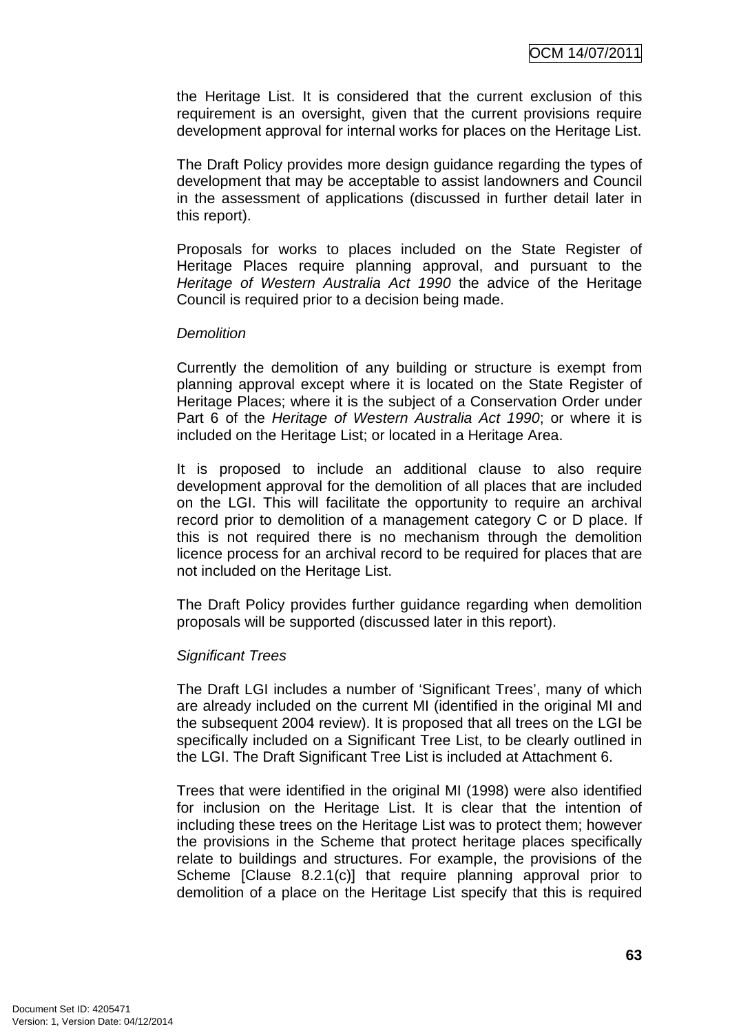the Heritage List. It is considered that the current exclusion of this requirement is an oversight, given that the current provisions require development approval for internal works for places on the Heritage List.

The Draft Policy provides more design guidance regarding the types of development that may be acceptable to assist landowners and Council in the assessment of applications (discussed in further detail later in this report).

Proposals for works to places included on the State Register of Heritage Places require planning approval, and pursuant to the *Heritage of Western Australia Act 1990* the advice of the Heritage Council is required prior to a decision being made.

*Demolition*

Currently the demolition of any building or structure is exempt from planning approval except where it is located on the State Register of Heritage Places; where it is the subject of a Conservation Order under Part 6 of the *Heritage of Western Australia Act 1990*; or where it is included on the Heritage List; or located in a Heritage Area.

It is proposed to include an additional clause to also require development approval for the demolition of all places that are included on the LGI. This will facilitate the opportunity to require an archival record prior to demolition of a management category C or D place. If this is not required there is no mechanism through the demolition licence process for an archival record to be required for places that are not included on the Heritage List.

The Draft Policy provides further guidance regarding when demolition proposals will be supported (discussed later in this report).

*Significant Trees*

The Draft LGI includes a number of 'Significant Trees', many of which are already included on the current MI (identified in the original MI and the subsequent 2004 review). It is proposed that all trees on the LGI be specifically included on a Significant Tree List, to be clearly outlined in the LGI. The Draft Significant Tree List is included at Attachment 6.

Trees that were identified in the original MI (1998) were also identified for inclusion on the Heritage List. It is clear that the intention of including these trees on the Heritage List was to protect them; however the provisions in the Scheme that protect heritage places specifically relate to buildings and structures. For example, the provisions of the Scheme [Clause 8.2.1(c)] that require planning approval prior to demolition of a place on the Heritage List specify that this is required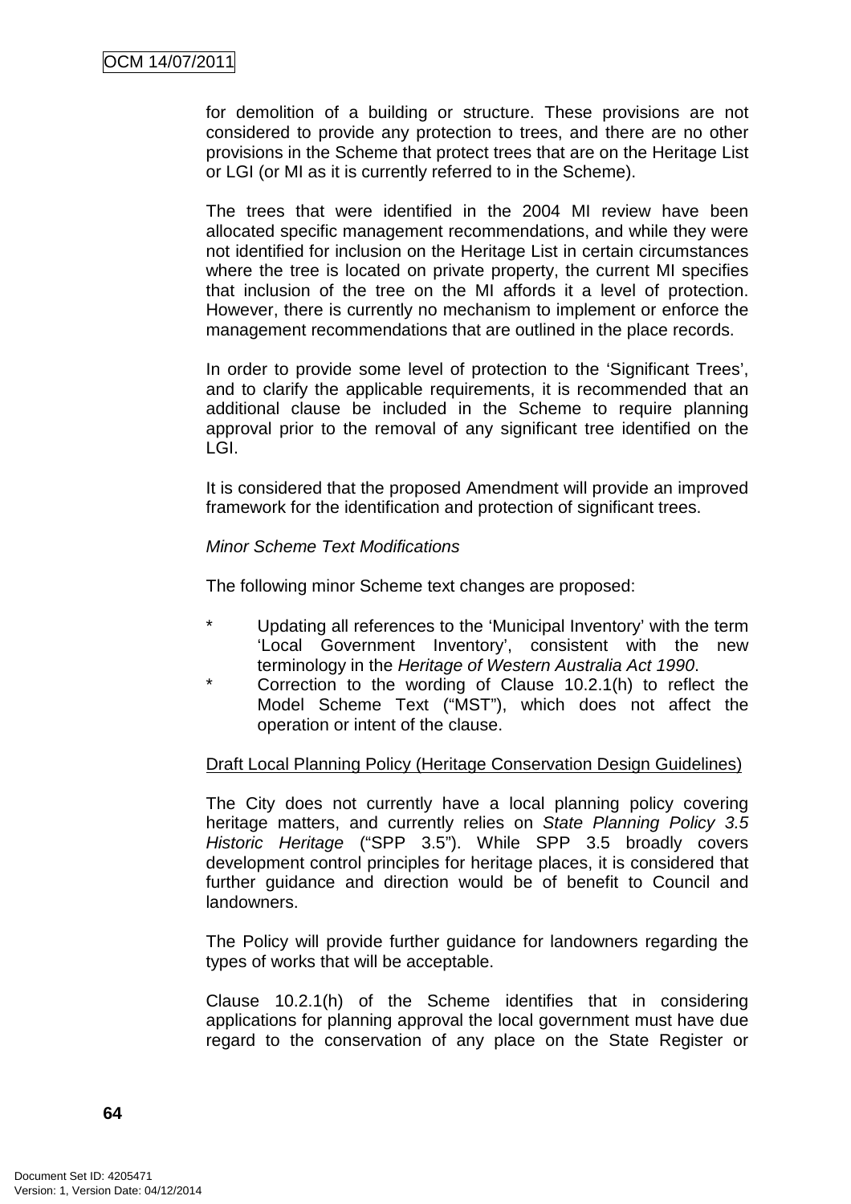for demolition of a building or structure. These provisions are not considered to provide any protection to trees, and there are no other provisions in the Scheme that protect trees that are on the Heritage List or LGI (or MI as it is currently referred to in the Scheme).

The trees that were identified in the 2004 MI review have been allocated specific management recommendations, and while they were not identified for inclusion on the Heritage List in certain circumstances where the tree is located on private property, the current MI specifies that inclusion of the tree on the MI affords it a level of protection. However, there is currently no mechanism to implement or enforce the management recommendations that are outlined in the place records.

In order to provide some level of protection to the 'Significant Trees', and to clarify the applicable requirements, it is recommended that an additional clause be included in the Scheme to require planning approval prior to the removal of any significant tree identified on the LGI.

It is considered that the proposed Amendment will provide an improved framework for the identification and protection of significant trees.

*Minor Scheme Text Modifications*

The following minor Scheme text changes are proposed:

* Updating all references to the 'Municipal Inventory' with the term 'Local Government Inventory', consistent with the new terminology in the *Heritage of Western Australia Act 1990*.
* Correction to the wording of Clause 10.2.1(h) to reflect the Model Scheme Text ("MST"), which does not affect the operation or intent of the clause.

Draft Local Planning Policy (Heritage Conservation Design Guidelines)

The City does not currently have a local planning policy covering heritage matters, and currently relies on *State Planning Policy 3.5 Historic Heritage* ("SPP 3.5"). While SPP 3.5 broadly covers development control principles for heritage places, it is considered that further guidance and direction would be of benefit to Council and landowners.

The Policy will provide further guidance for landowners regarding the types of works that will be acceptable.

Clause 10.2.1(h) of the Scheme identifies that in considering applications for planning approval the local government must have due regard to the conservation of any place on the State Register or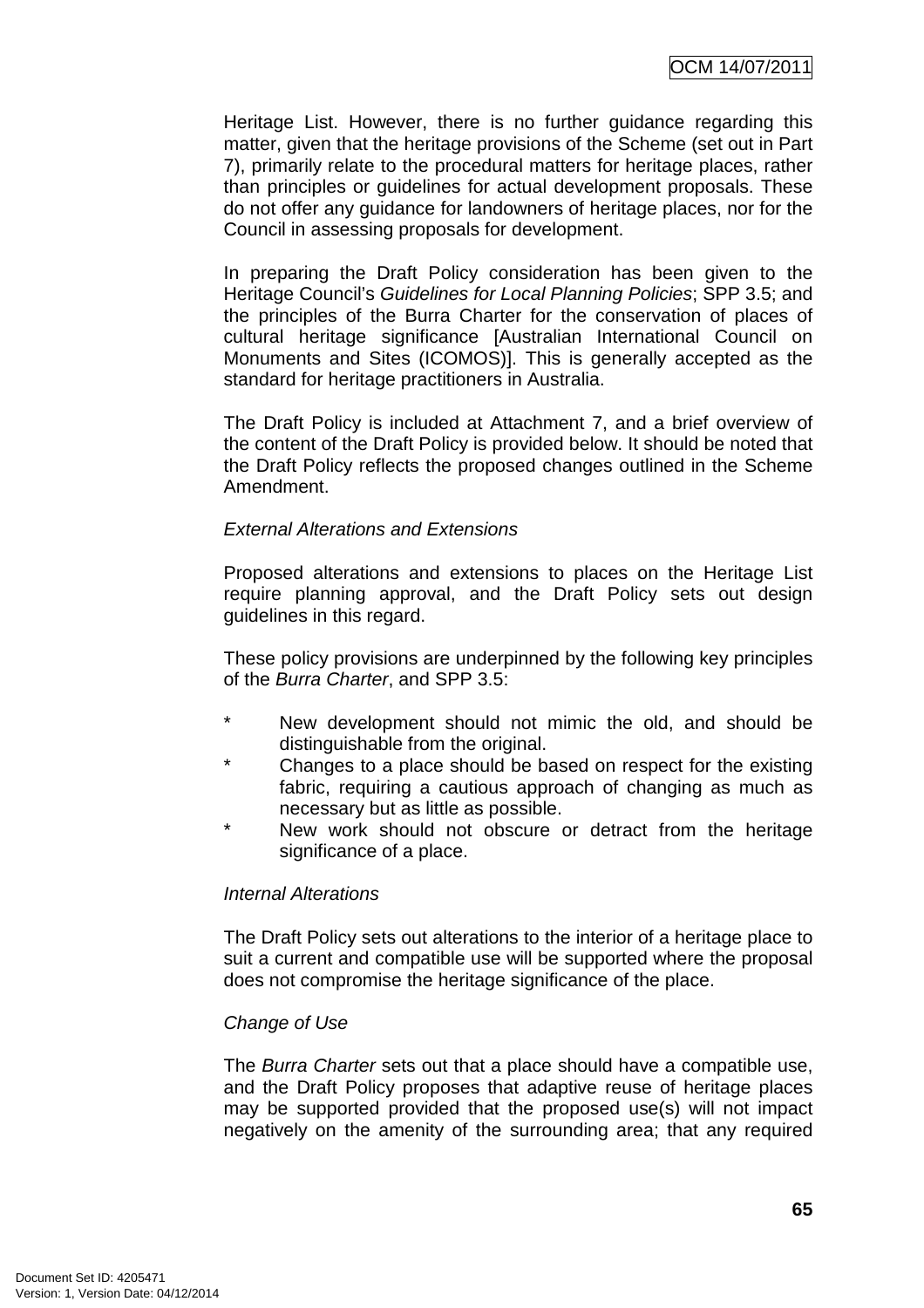Heritage List. However, there is no further guidance regarding this matter, given that the heritage provisions of the Scheme (set out in Part 7), primarily relate to the procedural matters for heritage places, rather than principles or guidelines for actual development proposals. These do not offer any guidance for landowners of heritage places, nor for the Council in assessing proposals for development.

In preparing the Draft Policy consideration has been given to the Heritage Council's *Guidelines for Local Planning Policies*; SPP 3.5; and the principles of the Burra Charter for the conservation of places of cultural heritage significance [Australian International Council on Monuments and Sites (ICOMOS)]. This is generally accepted as the standard for heritage practitioners in Australia.

The Draft Policy is included at Attachment 7, and a brief overview of the content of the Draft Policy is provided below. It should be noted that the Draft Policy reflects the proposed changes outlined in the Scheme Amendment.

*External Alterations and Extensions*

Proposed alterations and extensions to places on the Heritage List require planning approval, and the Draft Policy sets out design guidelines in this regard.

These policy provisions are underpinned by the following key principles of the *Burra Charter*, and SPP 3.5:

* New development should not mimic the old, and should be distinguishable from the original.
* Changes to a place should be based on respect for the existing fabric, requiring a cautious approach of changing as much as necessary but as little as possible.
* New work should not obscure or detract from the heritage significance of a place.

*Internal Alterations*

The Draft Policy sets out alterations to the interior of a heritage place to suit a current and compatible use will be supported where the proposal does not compromise the heritage significance of the place.

*Change of Use*

The *Burra Charter* sets out that a place should have a compatible use, and the Draft Policy proposes that adaptive reuse of heritage places may be supported provided that the proposed use(s) will not impact negatively on the amenity of the surrounding area; that any required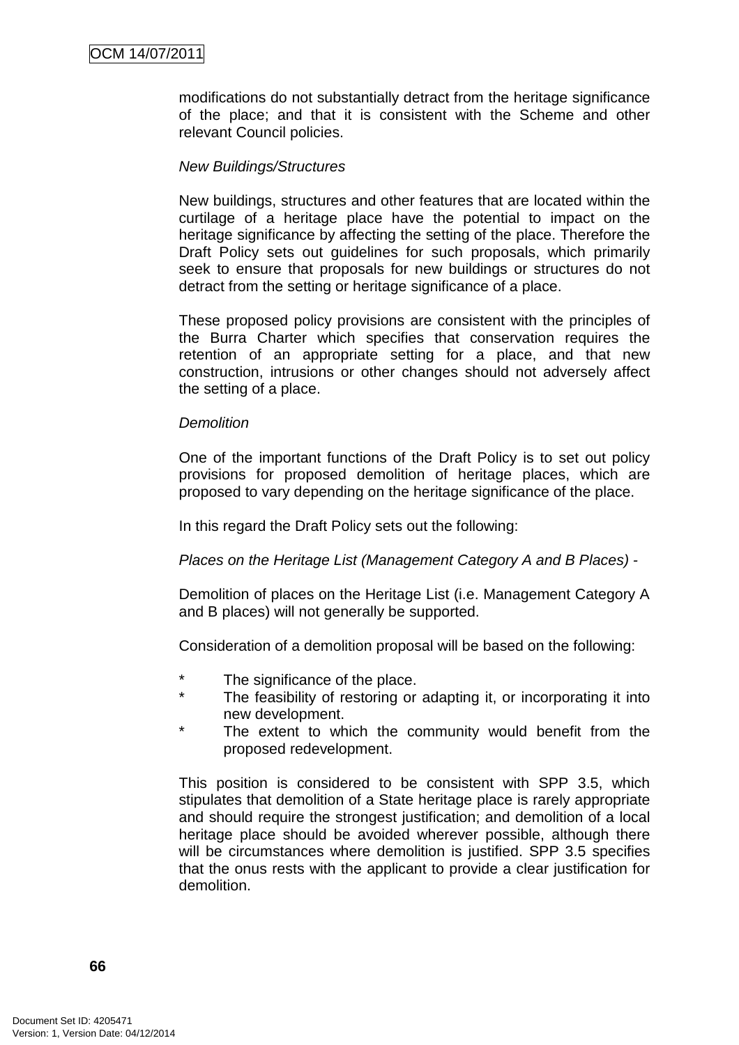modifications do not substantially detract from the heritage significance of the place; and that it is consistent with the Scheme and other relevant Council policies.

*New Buildings/Structures*

New buildings, structures and other features that are located within the curtilage of a heritage place have the potential to impact on the heritage significance by affecting the setting of the place. Therefore the Draft Policy sets out guidelines for such proposals, which primarily seek to ensure that proposals for new buildings or structures do not detract from the setting or heritage significance of a place.

These proposed policy provisions are consistent with the principles of the Burra Charter which specifies that conservation requires the retention of an appropriate setting for a place, and that new construction, intrusions or other changes should not adversely affect the setting of a place.

*Demolition*

One of the important functions of the Draft Policy is to set out policy provisions for proposed demolition of heritage places, which are proposed to vary depending on the heritage significance of the place.

In this regard the Draft Policy sets out the following:

*Places on the Heritage List (Management Category A and B Places) -*

Demolition of places on the Heritage List (i.e. Management Category A and B places) will not generally be supported.

Consideration of a demolition proposal will be based on the following:

* The significance of the place.
* The feasibility of restoring or adapting it, or incorporating it into new development.
* The extent to which the community would benefit from the proposed redevelopment.

This position is considered to be consistent with SPP 3.5, which stipulates that demolition of a State heritage place is rarely appropriate and should require the strongest justification; and demolition of a local heritage place should be avoided wherever possible, although there will be circumstances where demolition is justified. SPP 3.5 specifies that the onus rests with the applicant to provide a clear justification for demolition.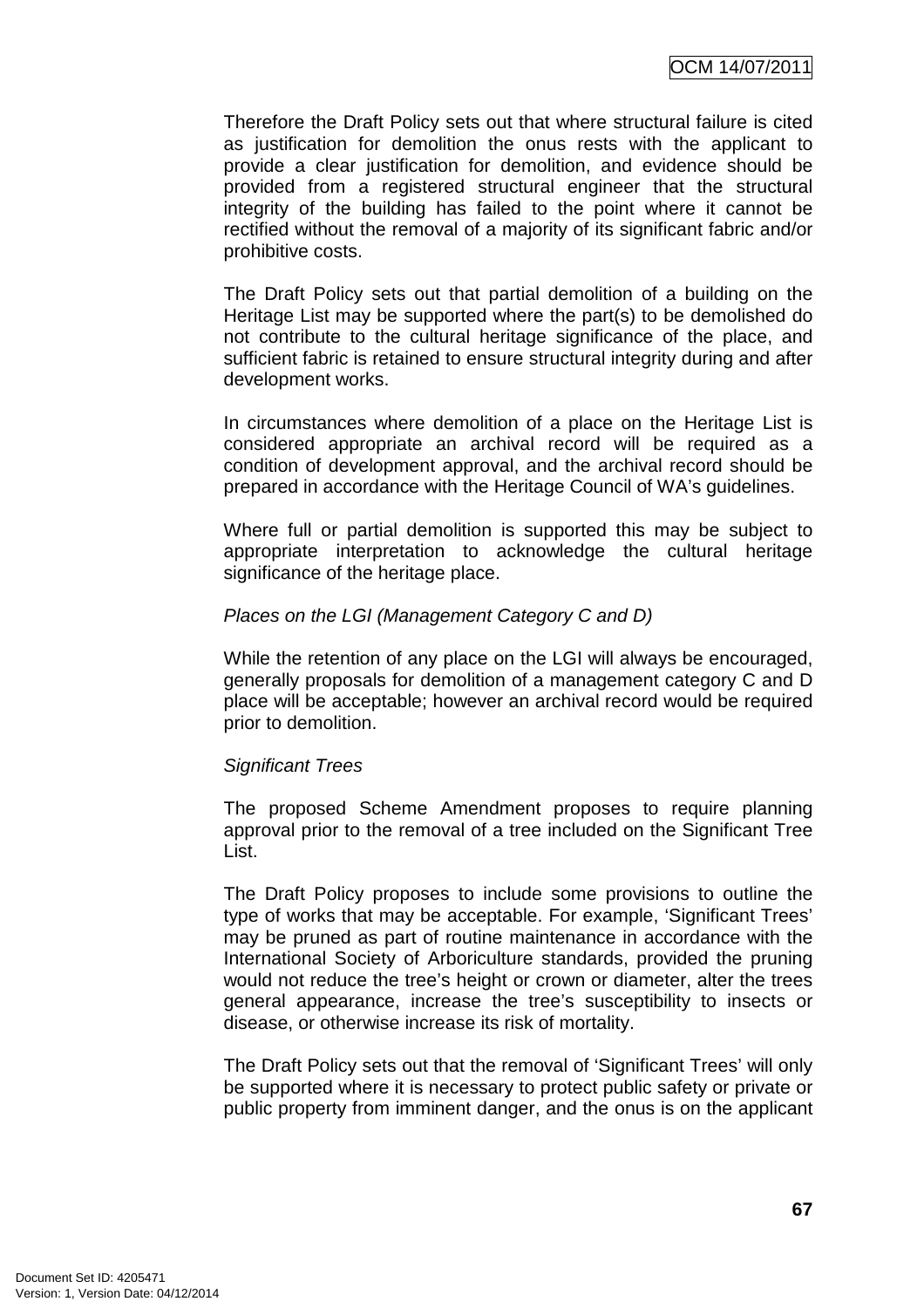Therefore the Draft Policy sets out that where structural failure is cited as justification for demolition the onus rests with the applicant to provide a clear justification for demolition, and evidence should be provided from a registered structural engineer that the structural integrity of the building has failed to the point where it cannot be rectified without the removal of a majority of its significant fabric and/or prohibitive costs.

The Draft Policy sets out that partial demolition of a building on the Heritage List may be supported where the part(s) to be demolished do not contribute to the cultural heritage significance of the place, and sufficient fabric is retained to ensure structural integrity during and after development works.

In circumstances where demolition of a place on the Heritage List is considered appropriate an archival record will be required as a condition of development approval, and the archival record should be prepared in accordance with the Heritage Council of WA's guidelines.

Where full or partial demolition is supported this may be subject to appropriate interpretation to acknowledge the cultural heritage significance of the heritage place.

*Places on the LGI (Management Category C and D)*

While the retention of any place on the LGI will always be encouraged, generally proposals for demolition of a management category C and D place will be acceptable; however an archival record would be required prior to demolition.

*Significant Trees*

The proposed Scheme Amendment proposes to require planning approval prior to the removal of a tree included on the Significant Tree List.

The Draft Policy proposes to include some provisions to outline the type of works that may be acceptable. For example, 'Significant Trees' may be pruned as part of routine maintenance in accordance with the International Society of Arboriculture standards, provided the pruning would not reduce the tree's height or crown or diameter, alter the trees general appearance, increase the tree's susceptibility to insects or disease, or otherwise increase its risk of mortality.

The Draft Policy sets out that the removal of 'Significant Trees' will only be supported where it is necessary to protect public safety or private or public property from imminent danger, and the onus is on the applicant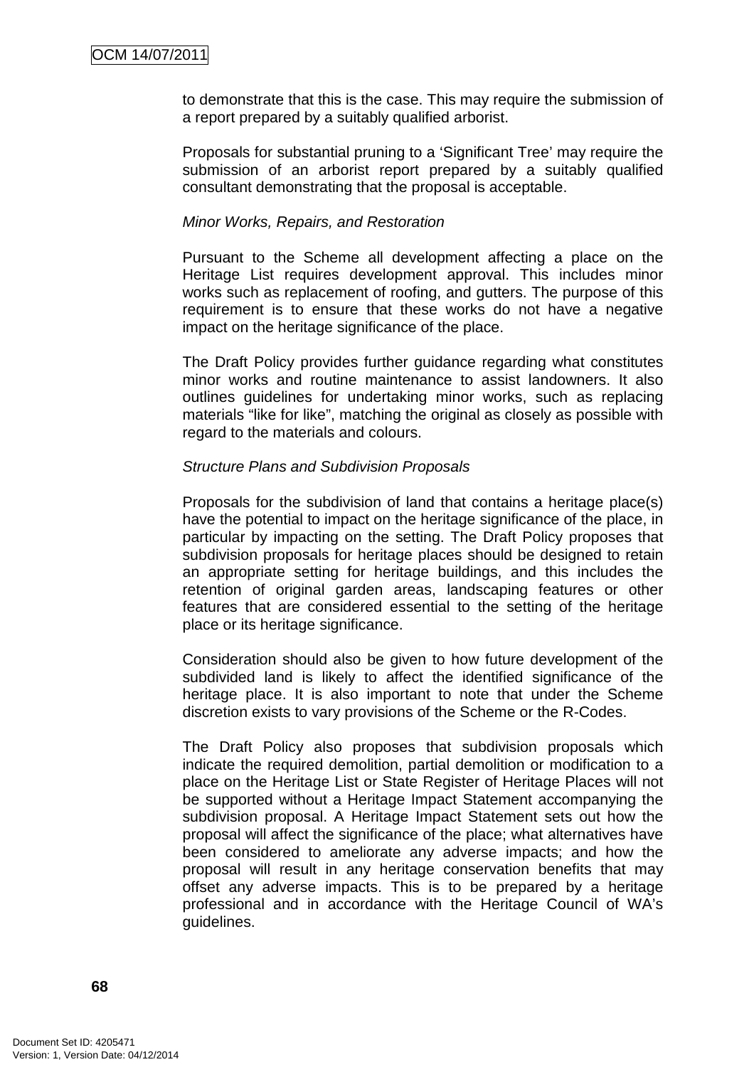to demonstrate that this is the case. This may require the submission of a report prepared by a suitably qualified arborist.

Proposals for substantial pruning to a 'Significant Tree' may require the submission of an arborist report prepared by a suitably qualified consultant demonstrating that the proposal is acceptable.

*Minor Works, Repairs, and Restoration*

Pursuant to the Scheme all development affecting a place on the Heritage List requires development approval. This includes minor works such as replacement of roofing, and gutters. The purpose of this requirement is to ensure that these works do not have a negative impact on the heritage significance of the place.

The Draft Policy provides further guidance regarding what constitutes minor works and routine maintenance to assist landowners. It also outlines guidelines for undertaking minor works, such as replacing materials "like for like", matching the original as closely as possible with regard to the materials and colours.

*Structure Plans and Subdivision Proposals*

Proposals for the subdivision of land that contains a heritage place(s) have the potential to impact on the heritage significance of the place, in particular by impacting on the setting. The Draft Policy proposes that subdivision proposals for heritage places should be designed to retain an appropriate setting for heritage buildings, and this includes the retention of original garden areas, landscaping features or other features that are considered essential to the setting of the heritage place or its heritage significance.

Consideration should also be given to how future development of the subdivided land is likely to affect the identified significance of the heritage place. It is also important to note that under the Scheme discretion exists to vary provisions of the Scheme or the R-Codes.

The Draft Policy also proposes that subdivision proposals which indicate the required demolition, partial demolition or modification to a place on the Heritage List or State Register of Heritage Places will not be supported without a Heritage Impact Statement accompanying the subdivision proposal. A Heritage Impact Statement sets out how the proposal will affect the significance of the place; what alternatives have been considered to ameliorate any adverse impacts; and how the proposal will result in any heritage conservation benefits that may offset any adverse impacts. This is to be prepared by a heritage professional and in accordance with the Heritage Council of WA's guidelines.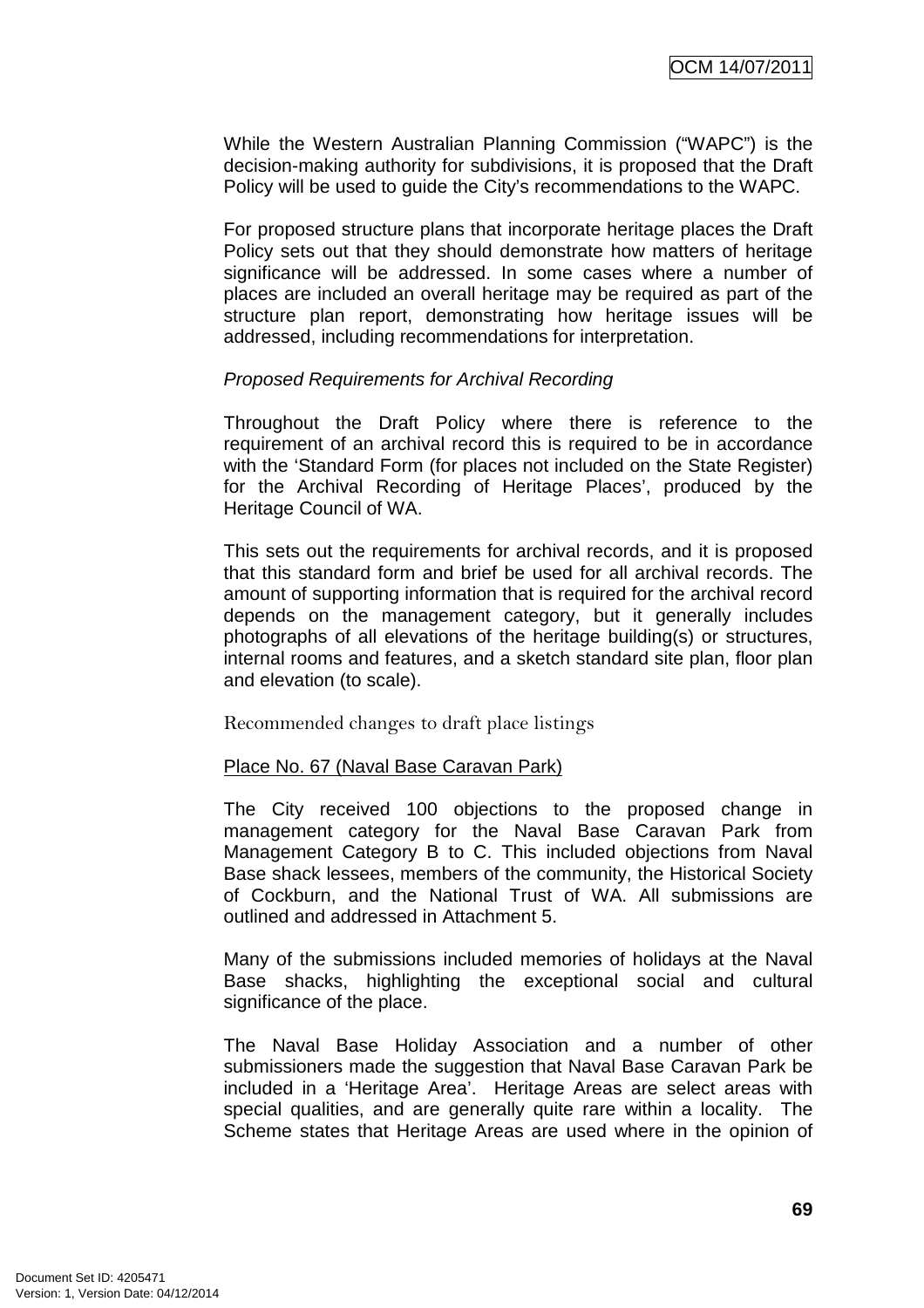While the Western Australian Planning Commission ("WAPC") is the decision-making authority for subdivisions, it is proposed that the Draft Policy will be used to guide the City's recommendations to the WAPC.

For proposed structure plans that incorporate heritage places the Draft Policy sets out that they should demonstrate how matters of heritage significance will be addressed. In some cases where a number of places are included an overall heritage may be required as part of the structure plan report, demonstrating how heritage issues will be addressed, including recommendations for interpretation.

*Proposed Requirements for Archival Recording*

Throughout the Draft Policy where there is reference to the requirement of an archival record this is required to be in accordance with the 'Standard Form (for places not included on the State Register) for the Archival Recording of Heritage Places', produced by the Heritage Council of WA.

This sets out the requirements for archival records, and it is proposed that this standard form and brief be used for all archival records. The amount of supporting information that is required for the archival record depends on the management category, but it generally includes photographs of all elevations of the heritage building(s) or structures, internal rooms and features, and a sketch standard site plan, floor plan and elevation (to scale).

Recommended changes to draft place listings

Place No. 67 (Naval Base Caravan Park)

The City received 100 objections to the proposed change in management category for the Naval Base Caravan Park from Management Category B to C. This included objections from Naval Base shack lessees, members of the community, the Historical Society of Cockburn, and the National Trust of WA. All submissions are outlined and addressed in Attachment 5.

Many of the submissions included memories of holidays at the Naval Base shacks, highlighting the exceptional social and cultural significance of the place.

The Naval Base Holiday Association and a number of other submissioners made the suggestion that Naval Base Caravan Park be included in a 'Heritage Area'. Heritage Areas are select areas with special qualities, and are generally quite rare within a locality. The Scheme states that Heritage Areas are used where in the opinion of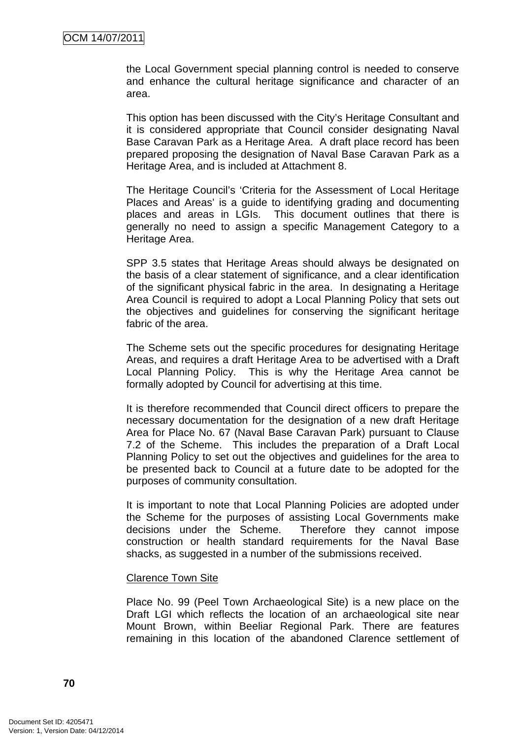the Local Government special planning control is needed to conserve and enhance the cultural heritage significance and character of an area.

This option has been discussed with the City's Heritage Consultant and it is considered appropriate that Council consider designating Naval Base Caravan Park as a Heritage Area. A draft place record has been prepared proposing the designation of Naval Base Caravan Park as a Heritage Area, and is included at Attachment 8.

The Heritage Council's 'Criteria for the Assessment of Local Heritage Places and Areas' is a guide to identifying grading and documenting places and areas in LGIs. This document outlines that there is generally no need to assign a specific Management Category to a Heritage Area.

SPP 3.5 states that Heritage Areas should always be designated on the basis of a clear statement of significance, and a clear identification of the significant physical fabric in the area. In designating a Heritage Area Council is required to adopt a Local Planning Policy that sets out the objectives and guidelines for conserving the significant heritage fabric of the area.

The Scheme sets out the specific procedures for designating Heritage Areas, and requires a draft Heritage Area to be advertised with a Draft Local Planning Policy. This is why the Heritage Area cannot be formally adopted by Council for advertising at this time.

It is therefore recommended that Council direct officers to prepare the necessary documentation for the designation of a new draft Heritage Area for Place No. 67 (Naval Base Caravan Park) pursuant to Clause 7.2 of the Scheme. This includes the preparation of a Draft Local Planning Policy to set out the objectives and guidelines for the area to be presented back to Council at a future date to be adopted for the purposes of community consultation.

It is important to note that Local Planning Policies are adopted under the Scheme for the purposes of assisting Local Governments make decisions under the Scheme. Therefore they cannot impose construction or health standard requirements for the Naval Base shacks, as suggested in a number of the submissions received.

Clarence Town Site

Place No. 99 (Peel Town Archaeological Site) is a new place on the Draft LGI which reflects the location of an archaeological site near Mount Brown, within Beeliar Regional Park. There are features remaining in this location of the abandoned Clarence settlement of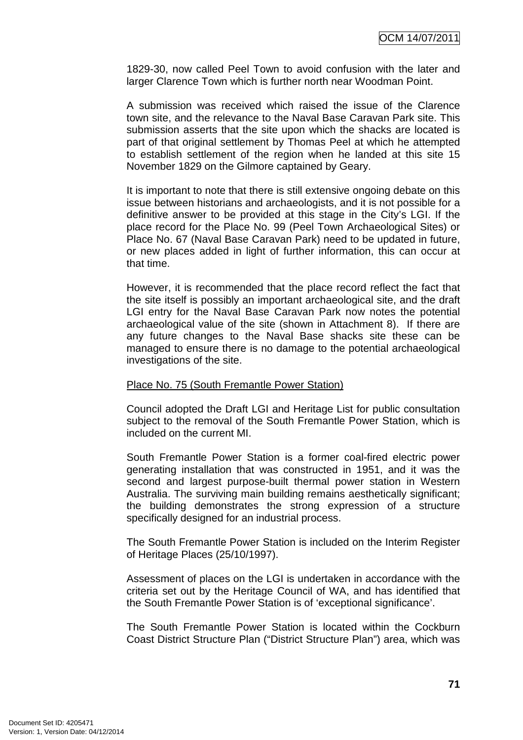1829-30, now called Peel Town to avoid confusion with the later and larger Clarence Town which is further north near Woodman Point.

A submission was received which raised the issue of the Clarence town site, and the relevance to the Naval Base Caravan Park site. This submission asserts that the site upon which the shacks are located is part of that original settlement by Thomas Peel at which he attempted to establish settlement of the region when he landed at this site 15 November 1829 on the Gilmore captained by Geary.

It is important to note that there is still extensive ongoing debate on this issue between historians and archaeologists, and it is not possible for a definitive answer to be provided at this stage in the City's LGI. If the place record for the Place No. 99 (Peel Town Archaeological Sites) or Place No. 67 (Naval Base Caravan Park) need to be updated in future, or new places added in light of further information, this can occur at that time.

However, it is recommended that the place record reflect the fact that the site itself is possibly an important archaeological site, and the draft LGI entry for the Naval Base Caravan Park now notes the potential archaeological value of the site (shown in Attachment 8). If there are any future changes to the Naval Base shacks site these can be managed to ensure there is no damage to the potential archaeological investigations of the site.

<u>Place No. 75 (South Fremantle Power Station)</u>

Council adopted the Draft LGI and Heritage List for public consultation subject to the removal of the South Fremantle Power Station, which is included on the current MI.

South Fremantle Power Station is a former coal-fired electric power generating installation that was constructed in 1951, and it was the second and largest purpose-built thermal power station in Western Australia. The surviving main building remains aesthetically significant; the building demonstrates the strong expression of a structure specifically designed for an industrial process.

The South Fremantle Power Station is included on the Interim Register of Heritage Places (25/10/1997).

Assessment of places on the LGI is undertaken in accordance with the criteria set out by the Heritage Council of WA, and has identified that the South Fremantle Power Station is of 'exceptional significance'.

The South Fremantle Power Station is located within the Cockburn Coast District Structure Plan ("District Structure Plan") area, which was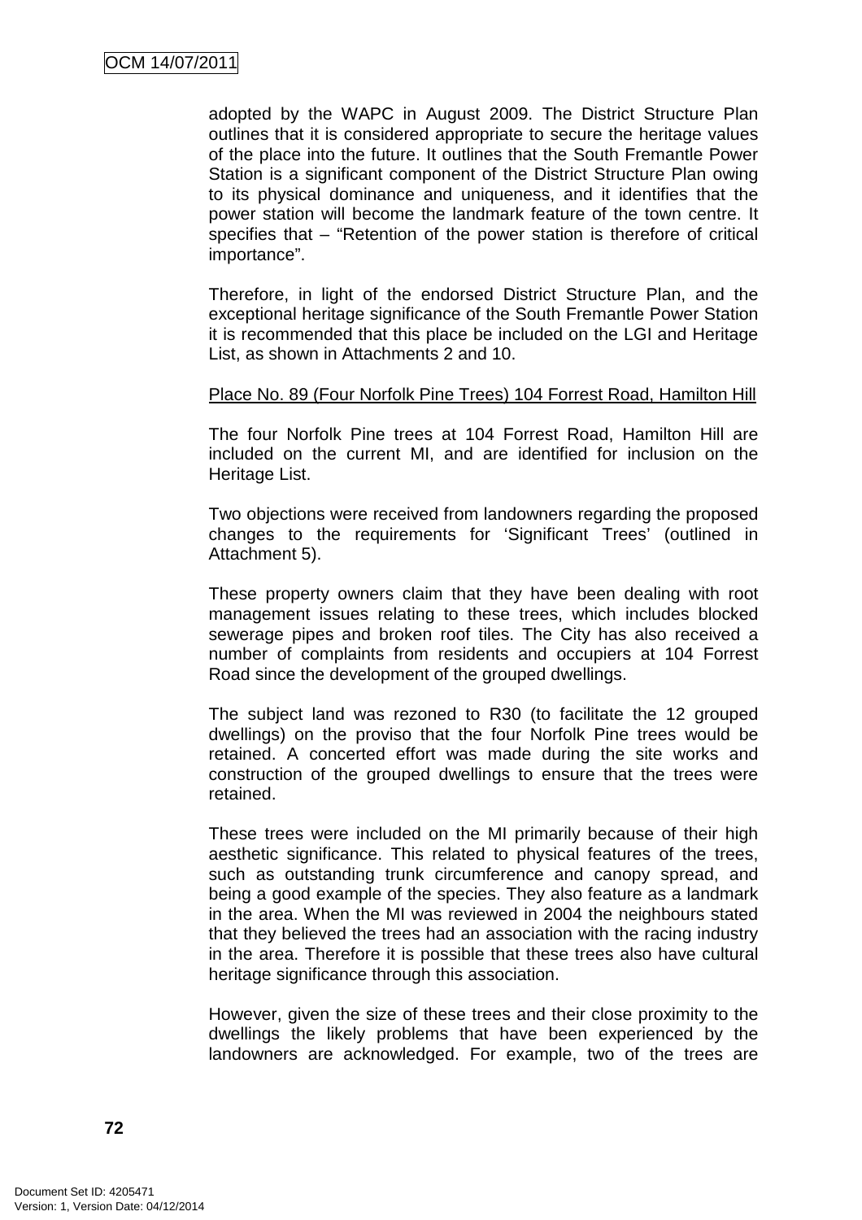adopted by the WAPC in August 2009. The District Structure Plan outlines that it is considered appropriate to secure the heritage values of the place into the future. It outlines that the South Fremantle Power Station is a significant component of the District Structure Plan owing to its physical dominance and uniqueness, and it identifies that the power station will become the landmark feature of the town centre. It specifies that – "Retention of the power station is therefore of critical importance".

Therefore, in light of the endorsed District Structure Plan, and the exceptional heritage significance of the South Fremantle Power Station it is recommended that this place be included on the LGI and Heritage List, as shown in Attachments 2 and 10.

Place No. 89 (Four Norfolk Pine Trees) 104 Forrest Road, Hamilton Hill

The four Norfolk Pine trees at 104 Forrest Road, Hamilton Hill are included on the current MI, and are identified for inclusion on the Heritage List.

Two objections were received from landowners regarding the proposed changes to the requirements for 'Significant Trees' (outlined in Attachment 5).

These property owners claim that they have been dealing with root management issues relating to these trees, which includes blocked sewerage pipes and broken roof tiles. The City has also received a number of complaints from residents and occupiers at 104 Forrest Road since the development of the grouped dwellings.

The subject land was rezoned to R30 (to facilitate the 12 grouped dwellings) on the proviso that the four Norfolk Pine trees would be retained. A concerted effort was made during the site works and construction of the grouped dwellings to ensure that the trees were retained.

These trees were included on the MI primarily because of their high aesthetic significance. This related to physical features of the trees, such as outstanding trunk circumference and canopy spread, and being a good example of the species. They also feature as a landmark in the area. When the MI was reviewed in 2004 the neighbours stated that they believed the trees had an association with the racing industry in the area. Therefore it is possible that these trees also have cultural heritage significance through this association.

However, given the size of these trees and their close proximity to the dwellings the likely problems that have been experienced by the landowners are acknowledged. For example, two of the trees are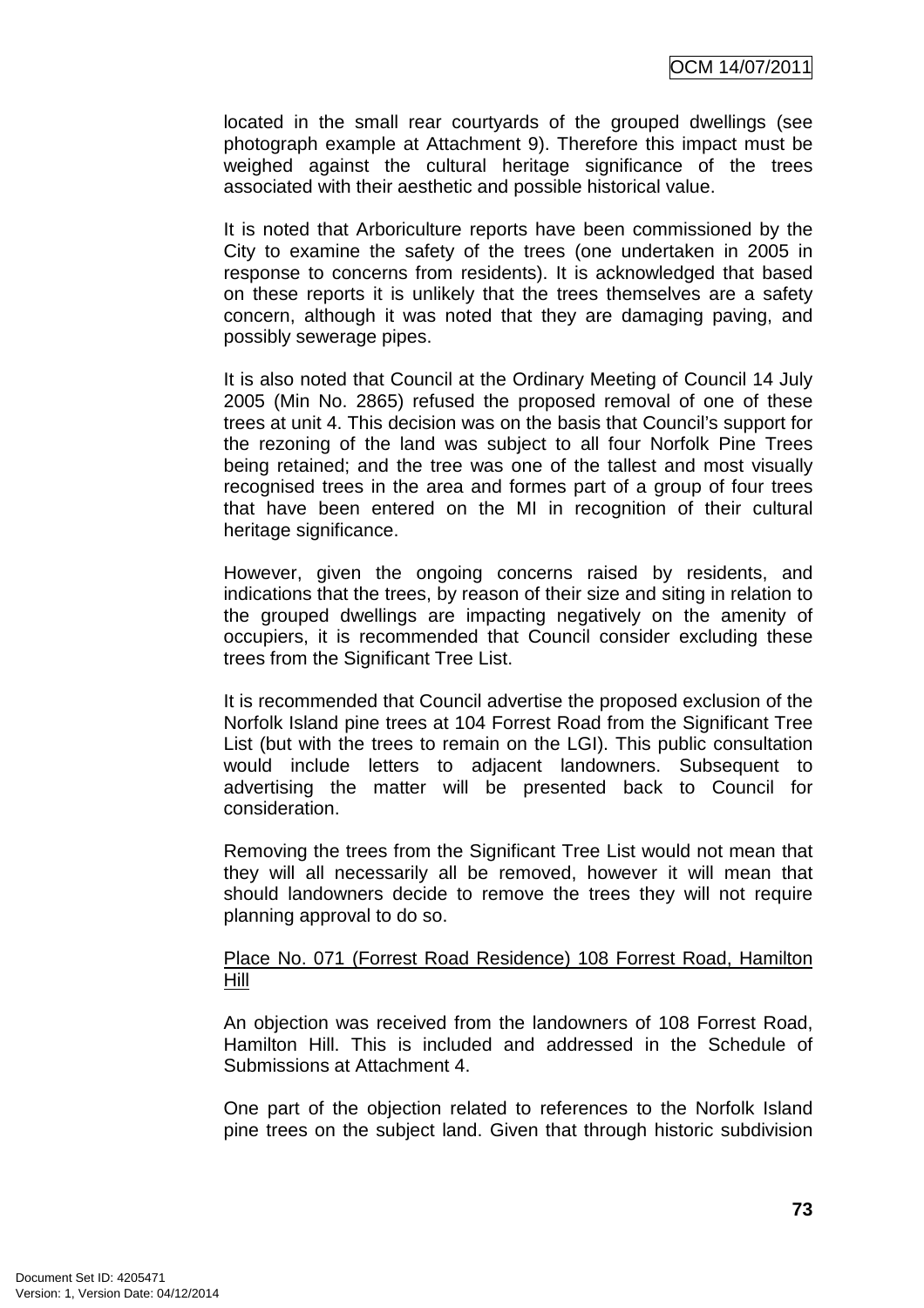located in the small rear courtyards of the grouped dwellings (see photograph example at Attachment 9). Therefore this impact must be weighed against the cultural heritage significance of the trees associated with their aesthetic and possible historical value.

It is noted that Arboriculture reports have been commissioned by the City to examine the safety of the trees (one undertaken in 2005 in response to concerns from residents). It is acknowledged that based on these reports it is unlikely that the trees themselves are a safety concern, although it was noted that they are damaging paving, and possibly sewerage pipes.

It is also noted that Council at the Ordinary Meeting of Council 14 July 2005 (Min No. 2865) refused the proposed removal of one of these trees at unit 4. This decision was on the basis that Council's support for the rezoning of the land was subject to all four Norfolk Pine Trees being retained; and the tree was one of the tallest and most visually recognised trees in the area and formes part of a group of four trees that have been entered on the MI in recognition of their cultural heritage significance.

However, given the ongoing concerns raised by residents, and indications that the trees, by reason of their size and siting in relation to the grouped dwellings are impacting negatively on the amenity of occupiers, it is recommended that Council consider excluding these trees from the Significant Tree List.

It is recommended that Council advertise the proposed exclusion of the Norfolk Island pine trees at 104 Forrest Road from the Significant Tree List (but with the trees to remain on the LGI). This public consultation would include letters to adjacent landowners. Subsequent to advertising the matter will be presented back to Council for consideration.

Removing the trees from the Significant Tree List would not mean that they will all necessarily all be removed, however it will mean that should landowners decide to remove the trees they will not require planning approval to do so.

<u>Place No. 071 (Forrest Road Residence) 108 Forrest Road, Hamilton Hill</u>

An objection was received from the landowners of 108 Forrest Road, Hamilton Hill. This is included and addressed in the Schedule of Submissions at Attachment 4.

One part of the objection related to references to the Norfolk Island pine trees on the subject land. Given that through historic subdivision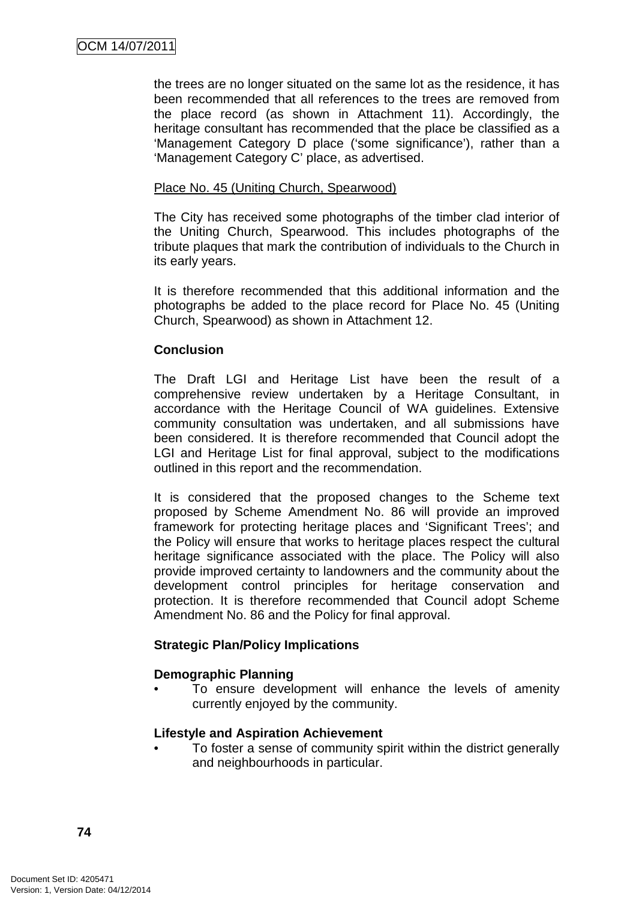the trees are no longer situated on the same lot as the residence, it has been recommended that all references to the trees are removed from the place record (as shown in Attachment 11). Accordingly, the heritage consultant has recommended that the place be classified as a 'Management Category D place ('some significance'), rather than a 'Management Category C' place, as advertised.

Place No. 45 (Uniting Church, Spearwood)

The City has received some photographs of the timber clad interior of the Uniting Church, Spearwood. This includes photographs of the tribute plaques that mark the contribution of individuals to the Church in its early years.

It is therefore recommended that this additional information and the photographs be added to the place record for Place No. 45 (Uniting Church, Spearwood) as shown in Attachment 12.

**Conclusion**

The Draft LGI and Heritage List have been the result of a comprehensive review undertaken by a Heritage Consultant, in accordance with the Heritage Council of WA guidelines. Extensive community consultation was undertaken, and all submissions have been considered. It is therefore recommended that Council adopt the LGI and Heritage List for final approval, subject to the modifications outlined in this report and the recommendation.

It is considered that the proposed changes to the Scheme text proposed by Scheme Amendment No. 86 will provide an improved framework for protecting heritage places and 'Significant Trees'; and the Policy will ensure that works to heritage places respect the cultural heritage significance associated with the place. The Policy will also provide improved certainty to landowners and the community about the development control principles for heritage conservation and protection. It is therefore recommended that Council adopt Scheme Amendment No. 86 and the Policy for final approval.

**Strategic Plan/Policy Implications**

**Demographic Planning**

- To ensure development will enhance the levels of amenity currently enjoyed by the community.

**Lifestyle and Aspiration Achievement**

- To foster a sense of community spirit within the district generally and neighbourhoods in particular.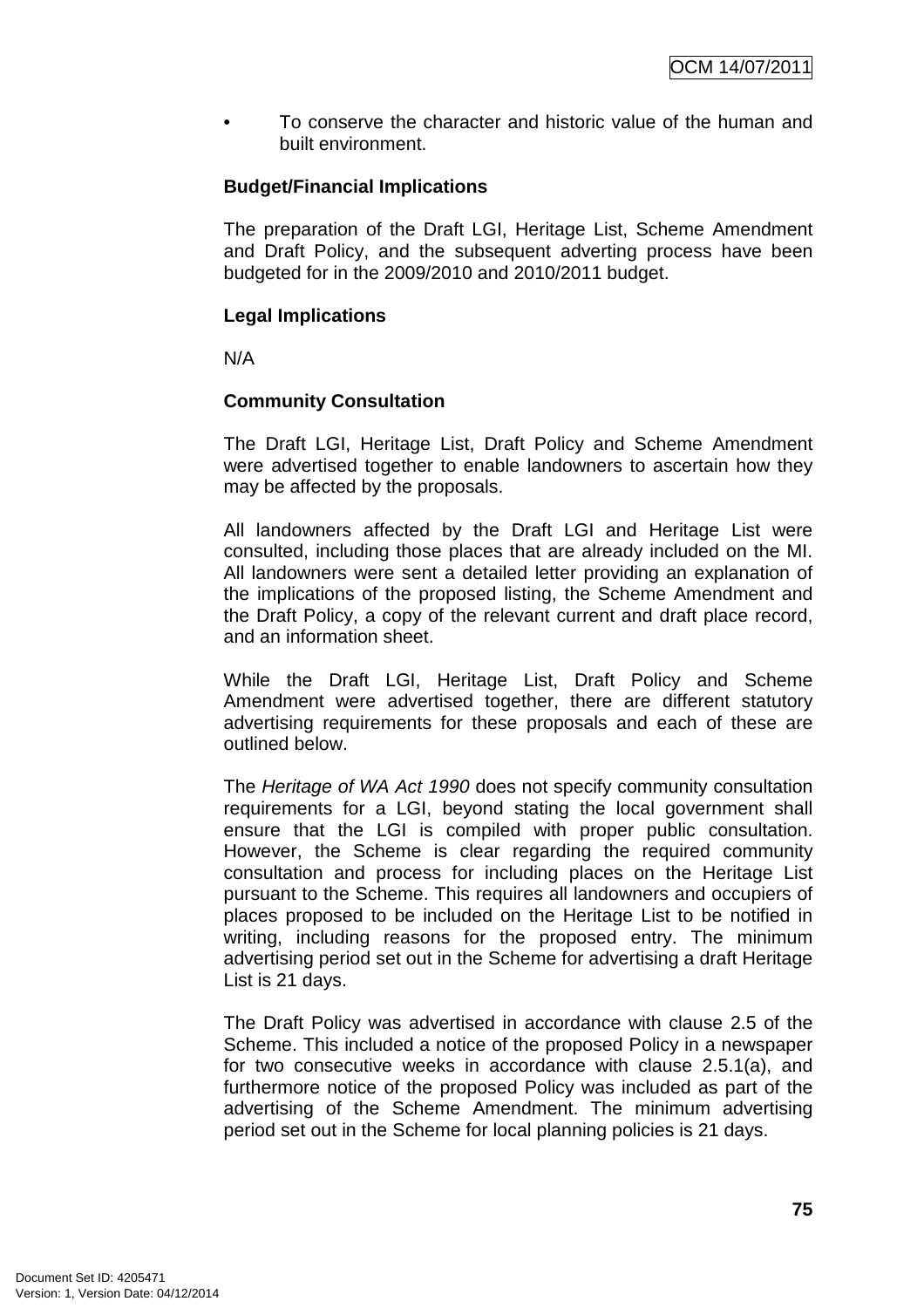- To conserve the character and historic value of the human and built environment.

**Budget/Financial Implications**

The preparation of the Draft LGI, Heritage List, Scheme Amendment and Draft Policy, and the subsequent adverting process have been budgeted for in the 2009/2010 and 2010/2011 budget.

**Legal Implications**

N/A

**Community Consultation**

The Draft LGI, Heritage List, Draft Policy and Scheme Amendment were advertised together to enable landowners to ascertain how they may be affected by the proposals.

All landowners affected by the Draft LGI and Heritage List were consulted, including those places that are already included on the MI. All landowners were sent a detailed letter providing an explanation of the implications of the proposed listing, the Scheme Amendment and the Draft Policy, a copy of the relevant current and draft place record, and an information sheet.

While the Draft LGI, Heritage List, Draft Policy and Scheme Amendment were advertised together, there are different statutory advertising requirements for these proposals and each of these are outlined below.

The *Heritage of WA Act 1990* does not specify community consultation requirements for a LGI, beyond stating the local government shall ensure that the LGI is compiled with proper public consultation. However, the Scheme is clear regarding the required community consultation and process for including places on the Heritage List pursuant to the Scheme. This requires all landowners and occupiers of places proposed to be included on the Heritage List to be notified in writing, including reasons for the proposed entry. The minimum advertising period set out in the Scheme for advertising a draft Heritage List is 21 days.

The Draft Policy was advertised in accordance with clause 2.5 of the Scheme. This included a notice of the proposed Policy in a newspaper for two consecutive weeks in accordance with clause 2.5.1(a), and furthermore notice of the proposed Policy was included as part of the advertising of the Scheme Amendment. The minimum advertising period set out in the Scheme for local planning policies is 21 days.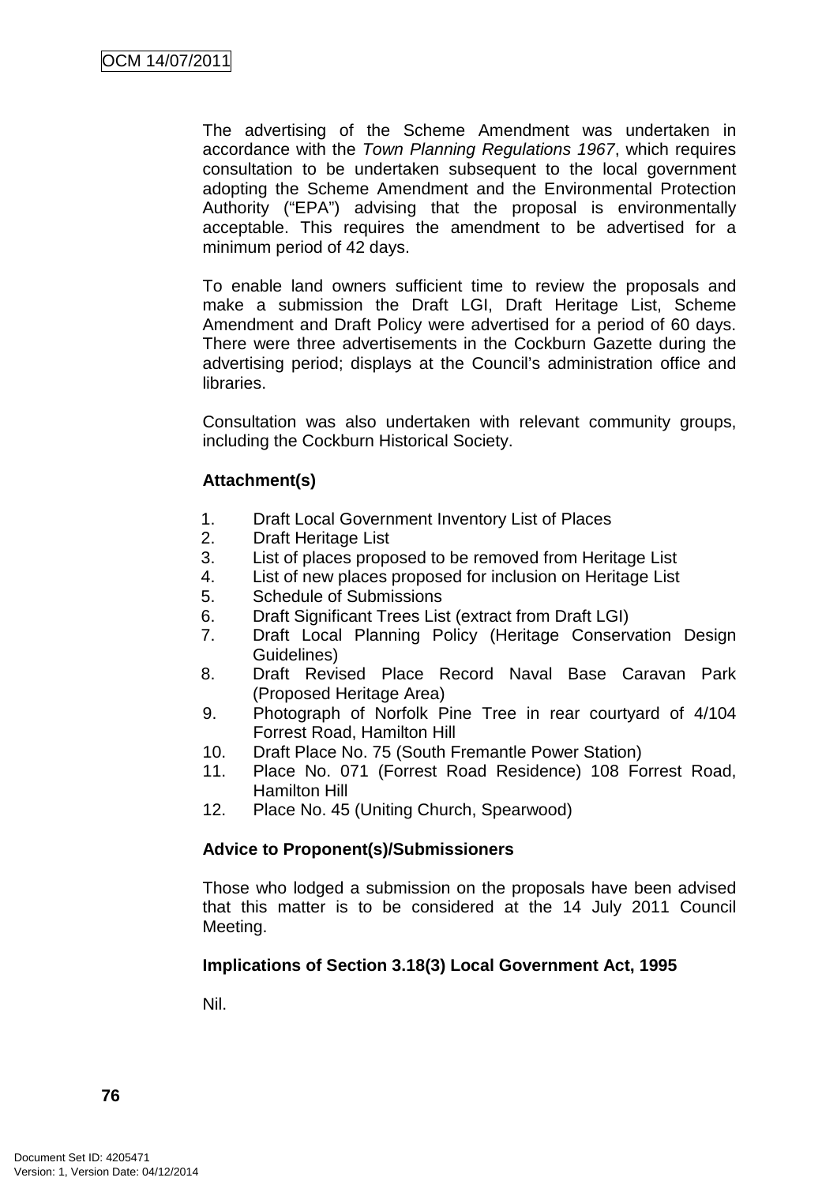The advertising of the Scheme Amendment was undertaken in accordance with the *Town Planning Regulations 1967*, which requires consultation to be undertaken subsequent to the local government adopting the Scheme Amendment and the Environmental Protection Authority ("EPA") advising that the proposal is environmentally acceptable. This requires the amendment to be advertised for a minimum period of 42 days.

To enable land owners sufficient time to review the proposals and make a submission the Draft LGI, Draft Heritage List, Scheme Amendment and Draft Policy were advertised for a period of 60 days. There were three advertisements in the Cockburn Gazette during the advertising period; displays at the Council's administration office and libraries.

Consultation was also undertaken with relevant community groups, including the Cockburn Historical Society.

**Attachment(s)**

1. Draft Local Government Inventory List of Places
2. Draft Heritage List
3. List of places proposed to be removed from Heritage List
4. List of new places proposed for inclusion on Heritage List
5. Schedule of Submissions
6. Draft Significant Trees List (extract from Draft LGI)
7. Draft Local Planning Policy (Heritage Conservation Design Guidelines)
8. Draft Revised Place Record Naval Base Caravan Park (Proposed Heritage Area)
9. Photograph of Norfolk Pine Tree in rear courtyard of 4/104 Forrest Road, Hamilton Hill
10. Draft Place No. 75 (South Fremantle Power Station)
11. Place No. 071 (Forrest Road Residence) 108 Forrest Road, Hamilton Hill
12. Place No. 45 (Uniting Church, Spearwood)

**Advice to Proponent(s)/Submissioners**

Those who lodged a submission on the proposals have been advised that this matter is to be considered at the 14 July 2011 Council Meeting.

**Implications of Section 3.18(3) Local Government Act, 1995**

Nil.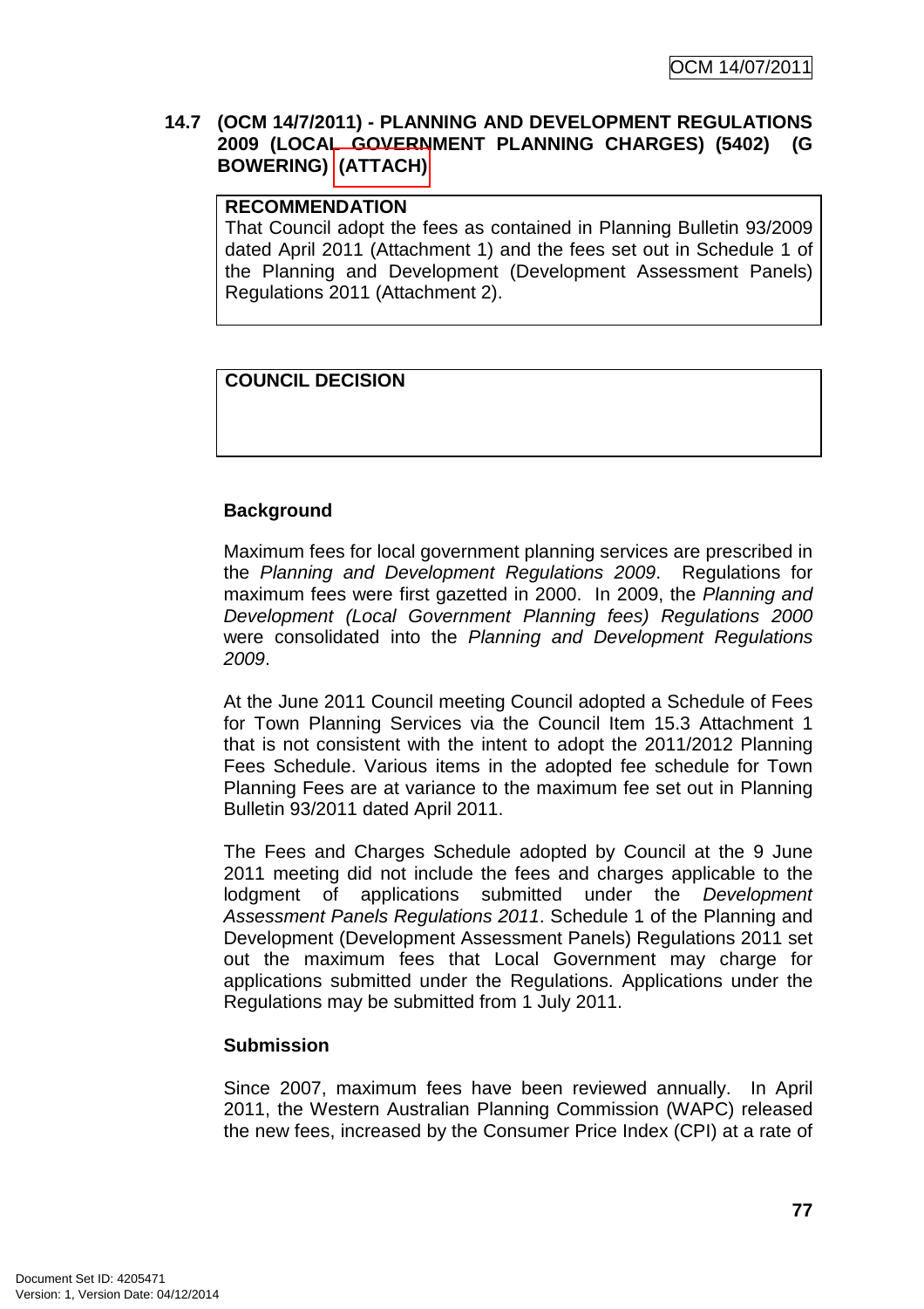**14.7 (OCM 14/7/2011) - PLANNING AND DEVELOPMENT REGULATIONS 2009 (LOCAL GOVERNMENT PLANNING CHARGES) (5402) (G BOWERING) (ATTACH)**

| **RECOMMENDATION** |
| --- |
| That Council adopt the fees as contained in Planning Bulletin 93/2009 dated April 2011 (Attachment 1) and the fees set out in Schedule 1 of the Planning and Development (Development Assessment Panels) Regulations 2011 (Attachment 2). |

| **COUNCIL DECISION** |
| --- |
| |

**Background**

Maximum fees for local government planning services are prescribed in the *Planning and Development Regulations 2009*. Regulations for maximum fees were first gazetted in 2000. In 2009, the *Planning and Development (Local Government Planning fees) Regulations 2000* were consolidated into the *Planning and Development Regulations 2009*.

At the June 2011 Council meeting Council adopted a Schedule of Fees for Town Planning Services via the Council Item 15.3 Attachment 1 that is not consistent with the intent to adopt the 2011/2012 Planning Fees Schedule. Various items in the adopted fee schedule for Town Planning Fees are at variance to the maximum fee set out in Planning Bulletin 93/2011 dated April 2011.

The Fees and Charges Schedule adopted by Council at the 9 June 2011 meeting did not include the fees and charges applicable to the lodgment of applications submitted under the *Development Assessment Panels Regulations 2011*. Schedule 1 of the Planning and Development (Development Assessment Panels) Regulations 2011 set out the maximum fees that Local Government may charge for applications submitted under the Regulations. Applications under the Regulations may be submitted from 1 July 2011.

**Submission**

Since 2007, maximum fees have been reviewed annually. In April 2011, the Western Australian Planning Commission (WAPC) released the new fees, increased by the Consumer Price Index (CPI) at a rate of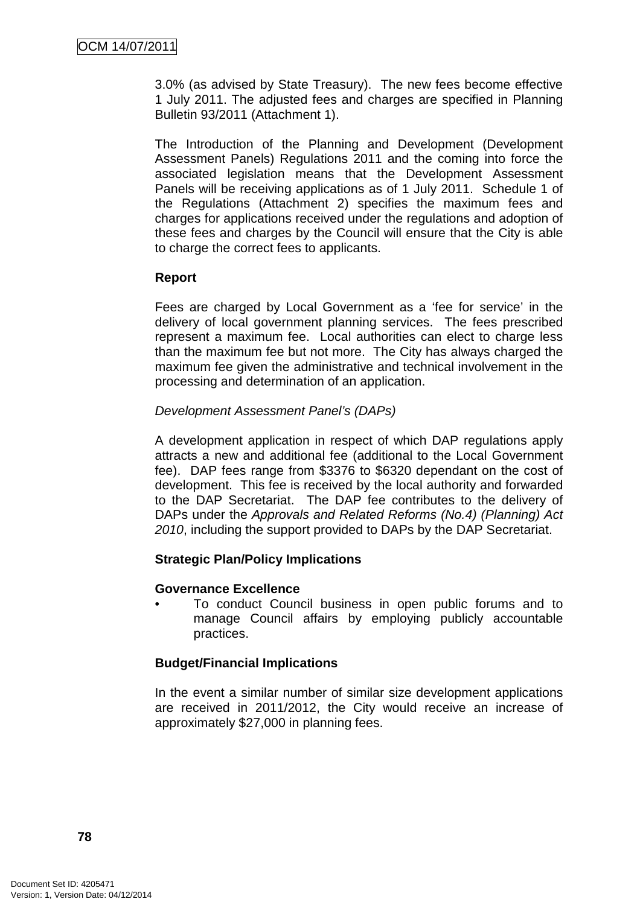3.0% (as advised by State Treasury). The new fees become effective 1 July 2011. The adjusted fees and charges are specified in Planning Bulletin 93/2011 (Attachment 1).

The Introduction of the Planning and Development (Development Assessment Panels) Regulations 2011 and the coming into force the associated legislation means that the Development Assessment Panels will be receiving applications as of 1 July 2011. Schedule 1 of the Regulations (Attachment 2) specifies the maximum fees and charges for applications received under the regulations and adoption of these fees and charges by the Council will ensure that the City is able to charge the correct fees to applicants.

**Report**

Fees are charged by Local Government as a 'fee for service' in the delivery of local government planning services. The fees prescribed represent a maximum fee. Local authorities can elect to charge less than the maximum fee but not more. The City has always charged the maximum fee given the administrative and technical involvement in the processing and determination of an application.

*Development Assessment Panel's (DAPs)*

A development application in respect of which DAP regulations apply attracts a new and additional fee (additional to the Local Government fee). DAP fees range from $3376 to $6320 dependant on the cost of development. This fee is received by the local authority and forwarded to the DAP Secretariat. The DAP fee contributes to the delivery of DAPs under the *Approvals and Related Reforms (No.4) (Planning) Act 2010*, including the support provided to DAPs by the DAP Secretariat.

**Strategic Plan/Policy Implications**

**Governance Excellence**

- To conduct Council business in open public forums and to manage Council affairs by employing publicly accountable practices.

**Budget/Financial Implications**

In the event a similar number of similar size development applications are received in 2011/2012, the City would receive an increase of approximately $27,000 in planning fees.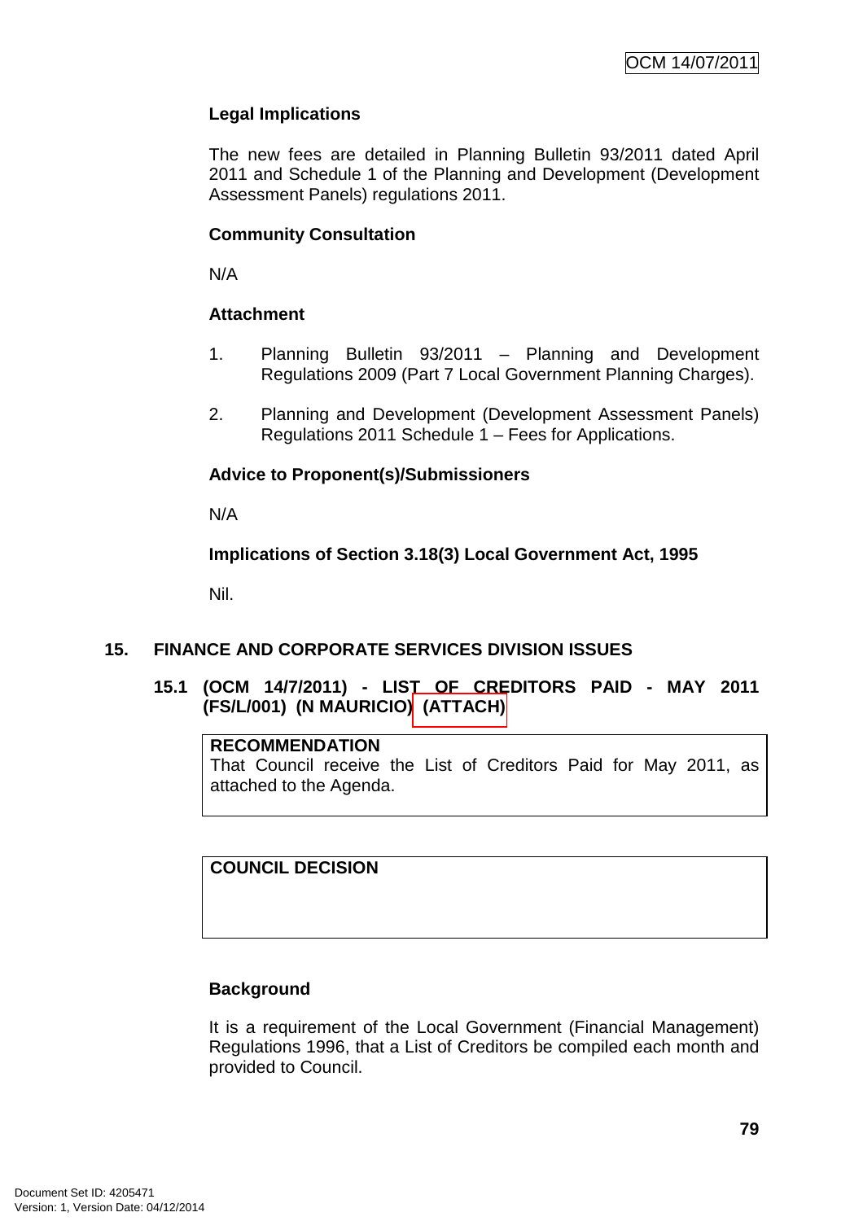**Legal Implications**

The new fees are detailed in Planning Bulletin 93/2011 dated April 2011 and Schedule 1 of the Planning and Development (Development Assessment Panels) regulations 2011.

**Community Consultation**

N/A

**Attachment**

1. Planning Bulletin 93/2011 – Planning and Development Regulations 2009 (Part 7 Local Government Planning Charges).

2. Planning and Development (Development Assessment Panels) Regulations 2011 Schedule 1 – Fees for Applications.

**Advice to Proponent(s)/Submissioners**

N/A

**Implications of Section 3.18(3) Local Government Act, 1995**

Nil.

## 15. FINANCE AND CORPORATE SERVICES DIVISION ISSUES

### 15.1 (OCM 14/7/2011) - LIST OF CREDITORS PAID - MAY 2011 (FS/L/001) (N MAURICIO) (ATTACH)

| **RECOMMENDATION** |
|---|
| That Council receive the List of Creditors Paid for May 2011, as attached to the Agenda. |

| **COUNCIL DECISION** |
|---|
| |

**Background**

It is a requirement of the Local Government (Financial Management) Regulations 1996, that a List of Creditors be compiled each month and provided to Council.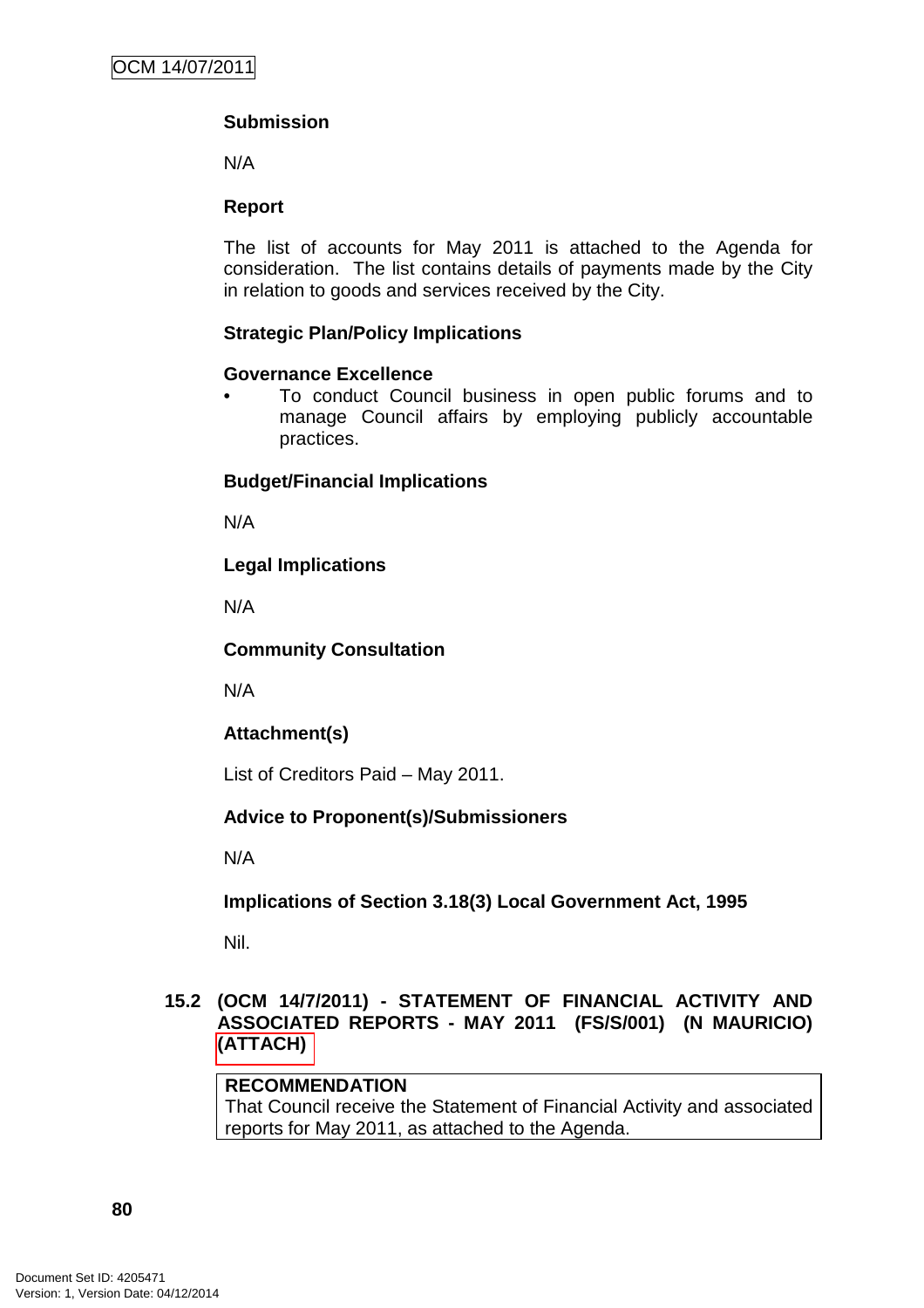**Submission**

N/A

**Report**

The list of accounts for May 2011 is attached to the Agenda for consideration. The list contains details of payments made by the City in relation to goods and services received by the City.

**Strategic Plan/Policy Implications**

**Governance Excellence**

- To conduct Council business in open public forums and to manage Council affairs by employing publicly accountable practices.

**Budget/Financial Implications**

N/A

**Legal Implications**

N/A

**Community Consultation**

N/A

**Attachment(s)**

List of Creditors Paid – May 2011.

**Advice to Proponent(s)/Submissioners**

N/A

**Implications of Section 3.18(3) Local Government Act, 1995**

Nil.

## 15.2 (OCM 14/7/2011) - STATEMENT OF FINANCIAL ACTIVITY AND ASSOCIATED REPORTS - MAY 2011 (FS/S/001) (N MAURICIO) (ATTACH)

**RECOMMENDATION**
That Council receive the Statement of Financial Activity and associated reports for May 2011, as attached to the Agenda.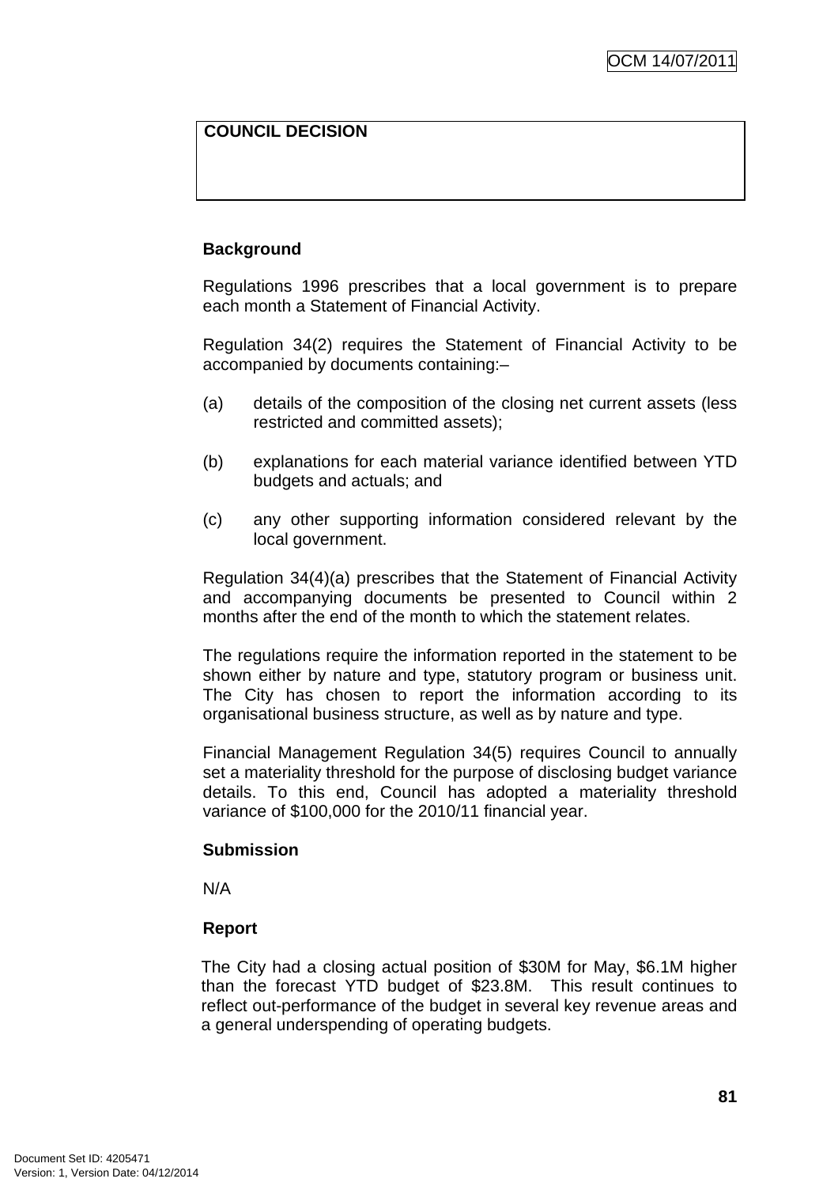| COUNCIL DECISION |
|---|
| |

**Background**

Regulations 1996 prescribes that a local government is to prepare each month a Statement of Financial Activity.

Regulation 34(2) requires the Statement of Financial Activity to be accompanied by documents containing:–

(a) details of the composition of the closing net current assets (less restricted and committed assets);

(b) explanations for each material variance identified between YTD budgets and actuals; and

(c) any other supporting information considered relevant by the local government.

Regulation 34(4)(a) prescribes that the Statement of Financial Activity and accompanying documents be presented to Council within 2 months after the end of the month to which the statement relates.

The regulations require the information reported in the statement to be shown either by nature and type, statutory program or business unit. The City has chosen to report the information according to its organisational business structure, as well as by nature and type.

Financial Management Regulation 34(5) requires Council to annually set a materiality threshold for the purpose of disclosing budget variance details. To this end, Council has adopted a materiality threshold variance of $100,000 for the 2010/11 financial year.

**Submission**

N/A

**Report**

The City had a closing actual position of $30M for May, $6.1M higher than the forecast YTD budget of $23.8M. This result continues to reflect out-performance of the budget in several key revenue areas and a general underspending of operating budgets.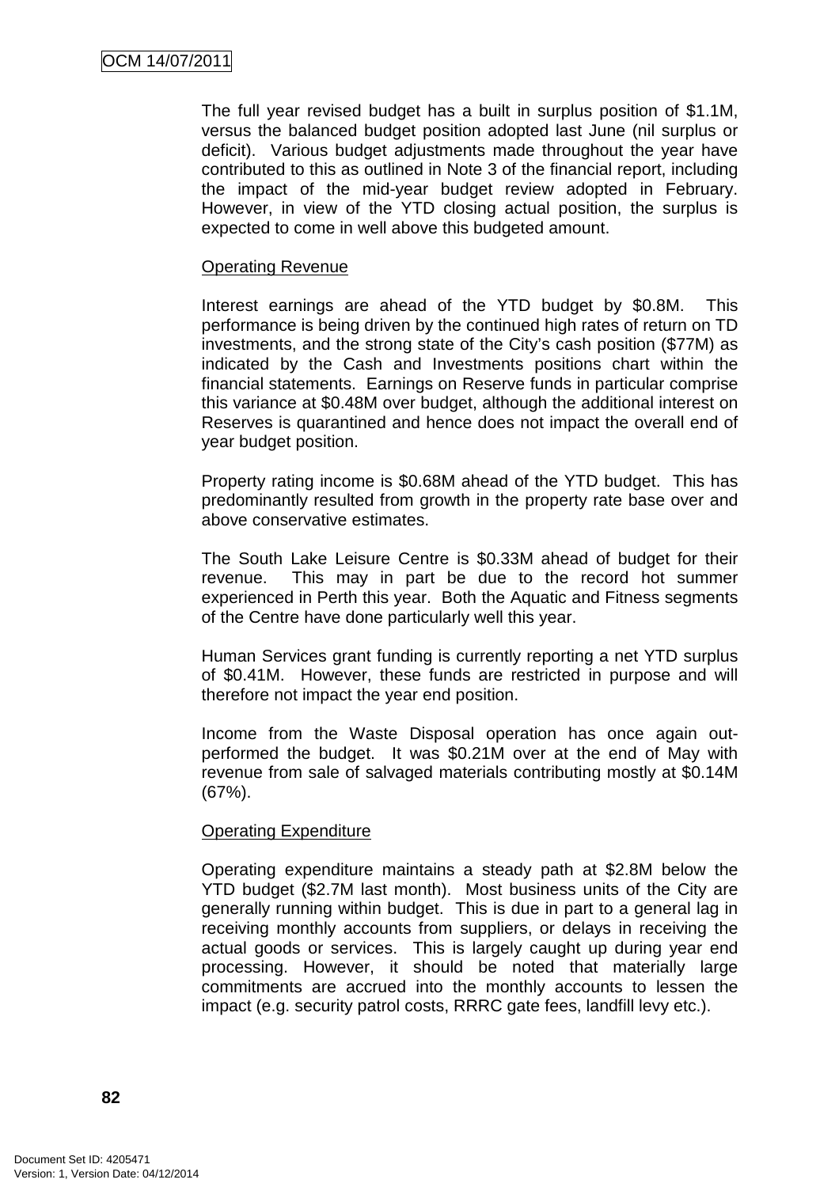The full year revised budget has a built in surplus position of $1.1M, versus the balanced budget position adopted last June (nil surplus or deficit). Various budget adjustments made throughout the year have contributed to this as outlined in Note 3 of the financial report, including the impact of the mid-year budget review adopted in February. However, in view of the YTD closing actual position, the surplus is expected to come in well above this budgeted amount.

Operating Revenue

Interest earnings are ahead of the YTD budget by $0.8M. This performance is being driven by the continued high rates of return on TD investments, and the strong state of the City's cash position ($77M) as indicated by the Cash and Investments positions chart within the financial statements. Earnings on Reserve funds in particular comprise this variance at $0.48M over budget, although the additional interest on Reserves is quarantined and hence does not impact the overall end of year budget position.

Property rating income is $0.68M ahead of the YTD budget. This has predominantly resulted from growth in the property rate base over and above conservative estimates.

The South Lake Leisure Centre is $0.33M ahead of budget for their revenue. This may in part be due to the record hot summer experienced in Perth this year. Both the Aquatic and Fitness segments of the Centre have done particularly well this year.

Human Services grant funding is currently reporting a net YTD surplus of $0.41M. However, these funds are restricted in purpose and will therefore not impact the year end position.

Income from the Waste Disposal operation has once again out-performed the budget. It was $0.21M over at the end of May with revenue from sale of salvaged materials contributing mostly at $0.14M (67%).

Operating Expenditure

Operating expenditure maintains a steady path at $2.8M below the YTD budget ($2.7M last month). Most business units of the City are generally running within budget. This is due in part to a general lag in receiving monthly accounts from suppliers, or delays in receiving the actual goods or services. This is largely caught up during year end processing. However, it should be noted that materially large commitments are accrued into the monthly accounts to lessen the impact (e.g. security patrol costs, RRRC gate fees, landfill levy etc.).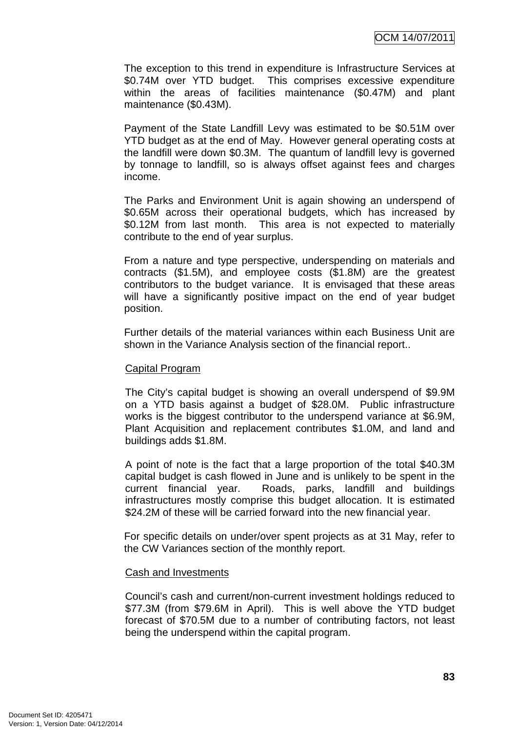The exception to this trend in expenditure is Infrastructure Services at $0.74M over YTD budget. This comprises excessive expenditure within the areas of facilities maintenance ($0.47M) and plant maintenance ($0.43M).

Payment of the State Landfill Levy was estimated to be $0.51M over YTD budget as at the end of May. However general operating costs at the landfill were down $0.3M. The quantum of landfill levy is governed by tonnage to landfill, so is always offset against fees and charges income.

The Parks and Environment Unit is again showing an underspend of $0.65M across their operational budgets, which has increased by $0.12M from last month. This area is not expected to materially contribute to the end of year surplus.

From a nature and type perspective, underspending on materials and contracts ($1.5M), and employee costs ($1.8M) are the greatest contributors to the budget variance. It is envisaged that these areas will have a significantly positive impact on the end of year budget position.

Further details of the material variances within each Business Unit are shown in the Variance Analysis section of the financial report..

Capital Program

The City's capital budget is showing an overall underspend of $9.9M on a YTD basis against a budget of $28.0M. Public infrastructure works is the biggest contributor to the underspend variance at $6.9M, Plant Acquisition and replacement contributes $1.0M, and land and buildings adds $1.8M.

A point of note is the fact that a large proportion of the total $40.3M capital budget is cash flowed in June and is unlikely to be spent in the current financial year. Roads, parks, landfill and buildings infrastructures mostly comprise this budget allocation. It is estimated $24.2M of these will be carried forward into the new financial year.

For specific details on under/over spent projects as at 31 May, refer to the CW Variances section of the monthly report.

Cash and Investments

Council's cash and current/non-current investment holdings reduced to $77.3M (from $79.6M in April). This is well above the YTD budget forecast of $70.5M due to a number of contributing factors, not least being the underspend within the capital program.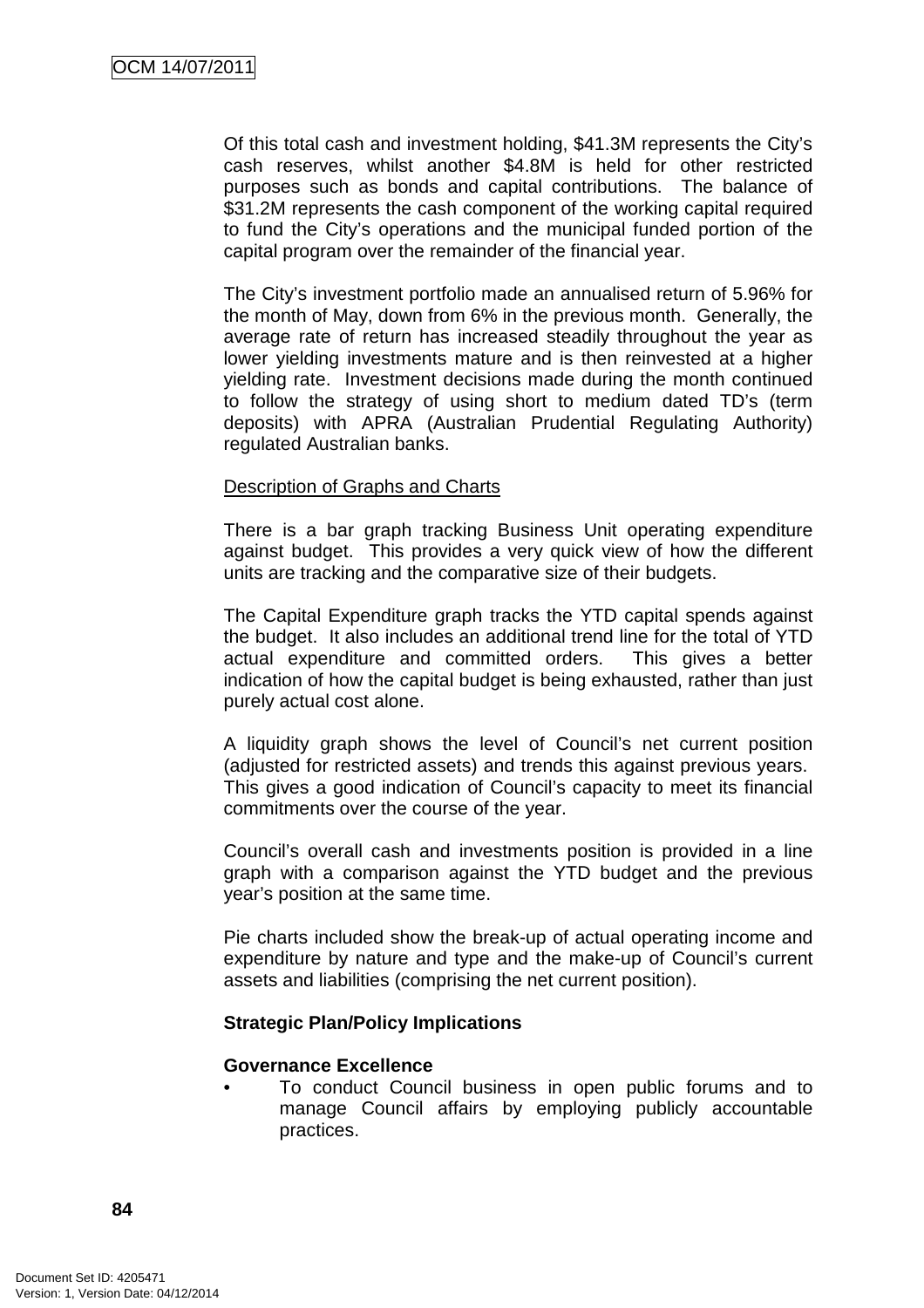Of this total cash and investment holding, $41.3M represents the City's cash reserves, whilst another $4.8M is held for other restricted purposes such as bonds and capital contributions. The balance of $31.2M represents the cash component of the working capital required to fund the City's operations and the municipal funded portion of the capital program over the remainder of the financial year.

The City's investment portfolio made an annualised return of 5.96% for the month of May, down from 6% in the previous month. Generally, the average rate of return has increased steadily throughout the year as lower yielding investments mature and is then reinvested at a higher yielding rate. Investment decisions made during the month continued to follow the strategy of using short to medium dated TD's (term deposits) with APRA (Australian Prudential Regulating Authority) regulated Australian banks.

<u>Description of Graphs and Charts</u>

There is a bar graph tracking Business Unit operating expenditure against budget. This provides a very quick view of how the different units are tracking and the comparative size of their budgets.

The Capital Expenditure graph tracks the YTD capital spends against the budget. It also includes an additional trend line for the total of YTD actual expenditure and committed orders. This gives a better indication of how the capital budget is being exhausted, rather than just purely actual cost alone.

A liquidity graph shows the level of Council's net current position (adjusted for restricted assets) and trends this against previous years. This gives a good indication of Council's capacity to meet its financial commitments over the course of the year.

Council's overall cash and investments position is provided in a line graph with a comparison against the YTD budget and the previous year's position at the same time.

Pie charts included show the break-up of actual operating income and expenditure by nature and type and the make-up of Council's current assets and liabilities (comprising the net current position).

**Strategic Plan/Policy Implications**

**Governance Excellence**

- To conduct Council business in open public forums and to manage Council affairs by employing publicly accountable practices.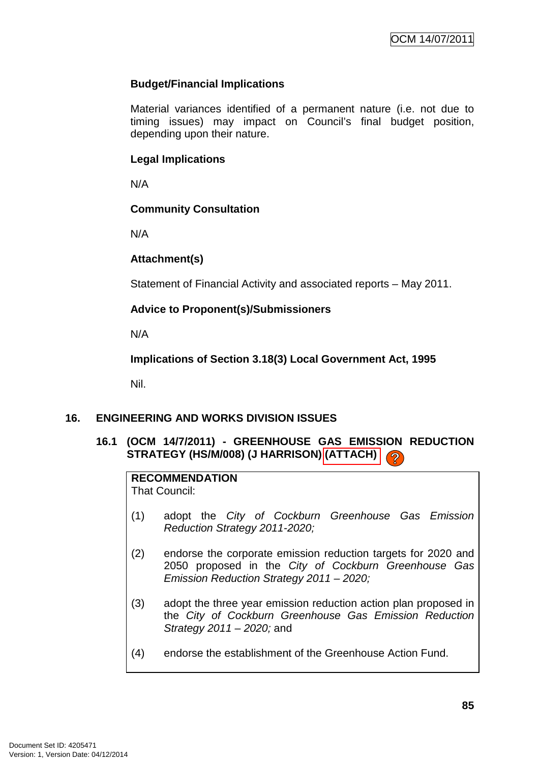### Budget/Financial Implications

Material variances identified of a permanent nature (i.e. not due to timing issues) may impact on Council's final budget position, depending upon their nature.

### Legal Implications

N/A

### Community Consultation

N/A

### Attachment(s)

Statement of Financial Activity and associated reports – May 2011.

### Advice to Proponent(s)/Submissioners

N/A

### Implications of Section 3.18(3) Local Government Act, 1995

Nil.

## 16. ENGINEERING AND WORKS DIVISION ISSUES

### 16.1 (OCM 14/7/2011) - GREENHOUSE GAS EMISSION REDUCTION STRATEGY (HS/M/008) (J HARRISON) (ATTACH)

**RECOMMENDATION**
That Council:

(1) adopt the *City of Cockburn Greenhouse Gas Emission Reduction Strategy 2011-2020;*

(2) endorse the corporate emission reduction targets for 2020 and 2050 proposed in the *City of Cockburn Greenhouse Gas Emission Reduction Strategy 2011 – 2020;*

(3) adopt the three year emission reduction action plan proposed in the *City of Cockburn Greenhouse Gas Emission Reduction Strategy 2011 – 2020;* and

(4) endorse the establishment of the Greenhouse Action Fund.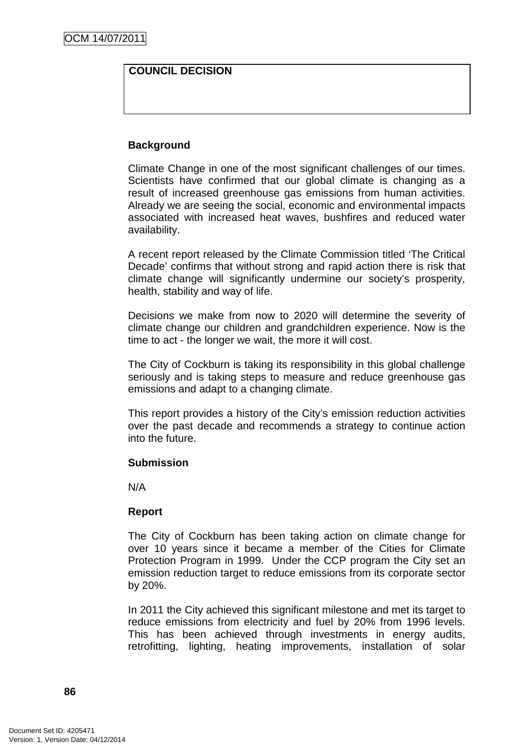**COUNCIL DECISION**

**Background**

Climate Change in one of the most significant challenges of our times. Scientists have confirmed that our global climate is changing as a result of increased greenhouse gas emissions from human activities. Already we are seeing the social, economic and environmental impacts associated with increased heat waves, bushfires and reduced water availability.

A recent report released by the Climate Commission titled 'The Critical Decade' confirms that without strong and rapid action there is risk that climate change will significantly undermine our society's prosperity, health, stability and way of life.

Decisions we make from now to 2020 will determine the severity of climate change our children and grandchildren experience. Now is the time to act - the longer we wait, the more it will cost.

The City of Cockburn is taking its responsibility in this global challenge seriously and is taking steps to measure and reduce greenhouse gas emissions and adapt to a changing climate.

This report provides a history of the City's emission reduction activities over the past decade and recommends a strategy to continue action into the future.

**Submission**

N/A

**Report**

The City of Cockburn has been taking action on climate change for over 10 years since it became a member of the Cities for Climate Protection Program in 1999. Under the CCP program the City set an emission reduction target to reduce emissions from its corporate sector by 20%.

In 2011 the City achieved this significant milestone and met its target to reduce emissions from electricity and fuel by 20% from 1996 levels. This has been achieved through investments in energy audits, retrofitting, lighting, heating improvements, installation of solar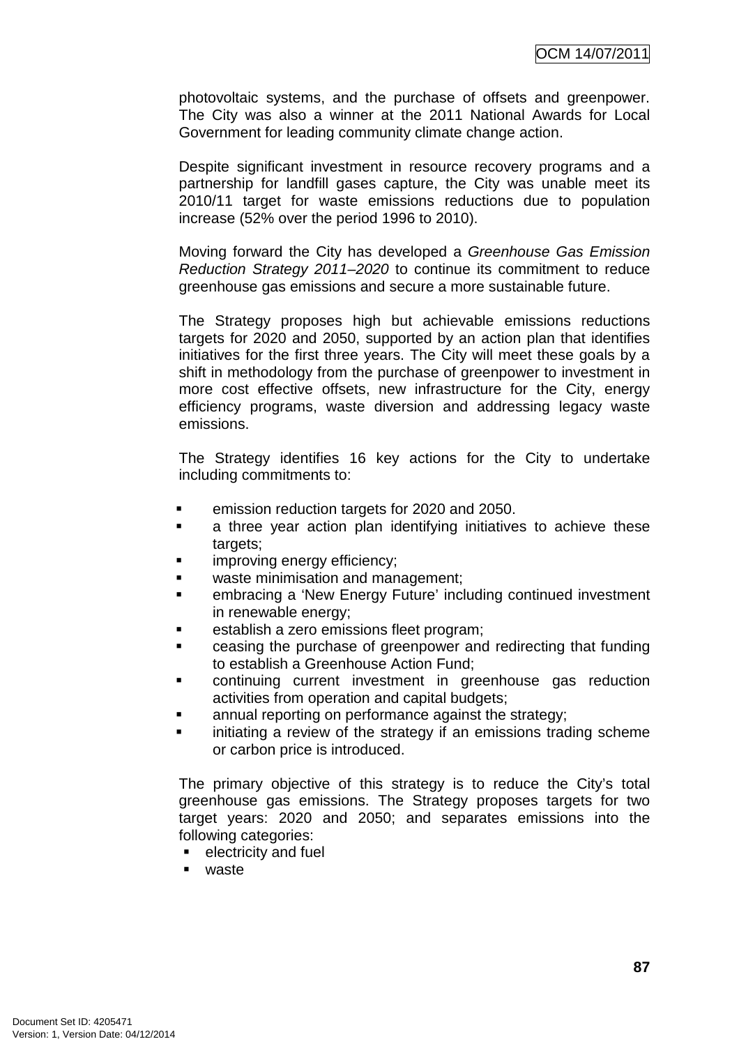photovoltaic systems, and the purchase of offsets and greenpower. The City was also a winner at the 2011 National Awards for Local Government for leading community climate change action.

Despite significant investment in resource recovery programs and a partnership for landfill gases capture, the City was unable meet its 2010/11 target for waste emissions reductions due to population increase (52% over the period 1996 to 2010).

Moving forward the City has developed a *Greenhouse Gas Emission Reduction Strategy 2011–2020* to continue its commitment to reduce greenhouse gas emissions and secure a more sustainable future.

The Strategy proposes high but achievable emissions reductions targets for 2020 and 2050, supported by an action plan that identifies initiatives for the first three years. The City will meet these goals by a shift in methodology from the purchase of greenpower to investment in more cost effective offsets, new infrastructure for the City, energy efficiency programs, waste diversion and addressing legacy waste emissions.

The Strategy identifies 16 key actions for the City to undertake including commitments to:

- emission reduction targets for 2020 and 2050.
- a three year action plan identifying initiatives to achieve these targets;
- improving energy efficiency;
- waste minimisation and management;
- embracing a 'New Energy Future' including continued investment in renewable energy;
- establish a zero emissions fleet program;
- ceasing the purchase of greenpower and redirecting that funding to establish a Greenhouse Action Fund;
- continuing current investment in greenhouse gas reduction activities from operation and capital budgets;
- annual reporting on performance against the strategy;
- initiating a review of the strategy if an emissions trading scheme or carbon price is introduced.

The primary objective of this strategy is to reduce the City's total greenhouse gas emissions. The Strategy proposes targets for two target years: 2020 and 2050; and separates emissions into the following categories:

- electricity and fuel
- waste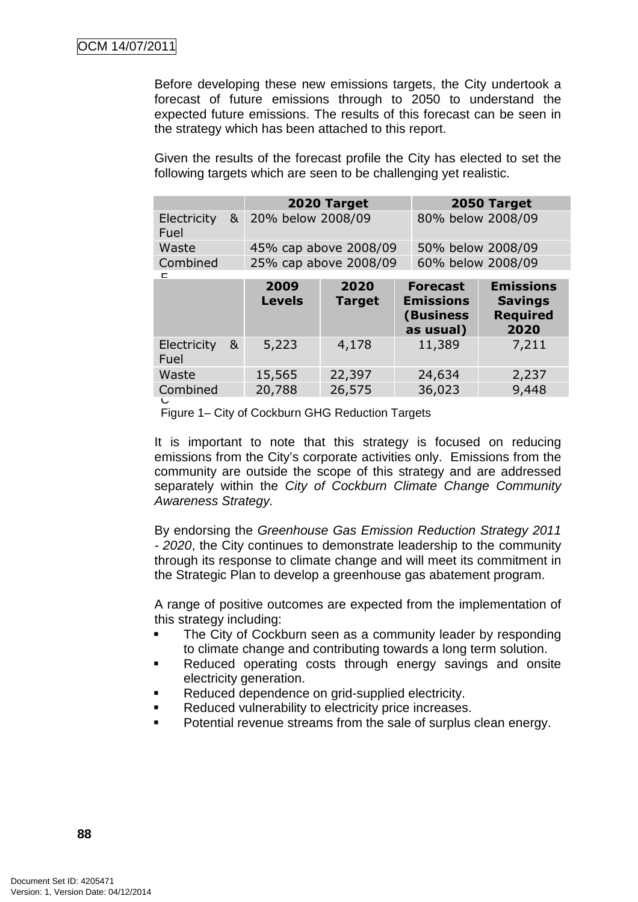Before developing these new emissions targets, the City undertook a forecast of future emissions through to 2050 to understand the expected future emissions. The results of this forecast can be seen in the strategy which has been attached to this report.

Given the results of the forecast profile the City has elected to set the following targets which are seen to be challenging yet realistic.

| | 2020 Target | 2050 Target |
|---|---|---|
| Electricity & Fuel | 20% below 2008/09 | 80% below 2008/09 |
| Waste | 45% cap above 2008/09 | 50% below 2008/09 |
| Combined | 25% cap above 2008/09 | 60% below 2008/09 |

| | 2009 Levels | 2020 Target | Forecast Emissions (Business as usual) | Emissions Savings Required 2020 |
|---|---|---|---|---|
| Electricity & Fuel | 5,223 | 4,178 | 11,389 | 7,211 |
| Waste | 15,565 | 22,397 | 24,634 | 2,237 |
| Combined | 20,788 | 26,575 | 36,023 | 9,448 |

Figure 1– City of Cockburn GHG Reduction Targets

It is important to note that this strategy is focused on reducing emissions from the City's corporate activities only. Emissions from the community are outside the scope of this strategy and are addressed separately within the *City of Cockburn Climate Change Community Awareness Strategy.*

By endorsing the *Greenhouse Gas Emission Reduction Strategy 2011 - 2020*, the City continues to demonstrate leadership to the community through its response to climate change and will meet its commitment in the Strategic Plan to develop a greenhouse gas abatement program.

A range of positive outcomes are expected from the implementation of this strategy including:

- The City of Cockburn seen as a community leader by responding to climate change and contributing towards a long term solution.
- Reduced operating costs through energy savings and onsite electricity generation.
- Reduced dependence on grid-supplied electricity.
- Reduced vulnerability to electricity price increases.
- Potential revenue streams from the sale of surplus clean energy.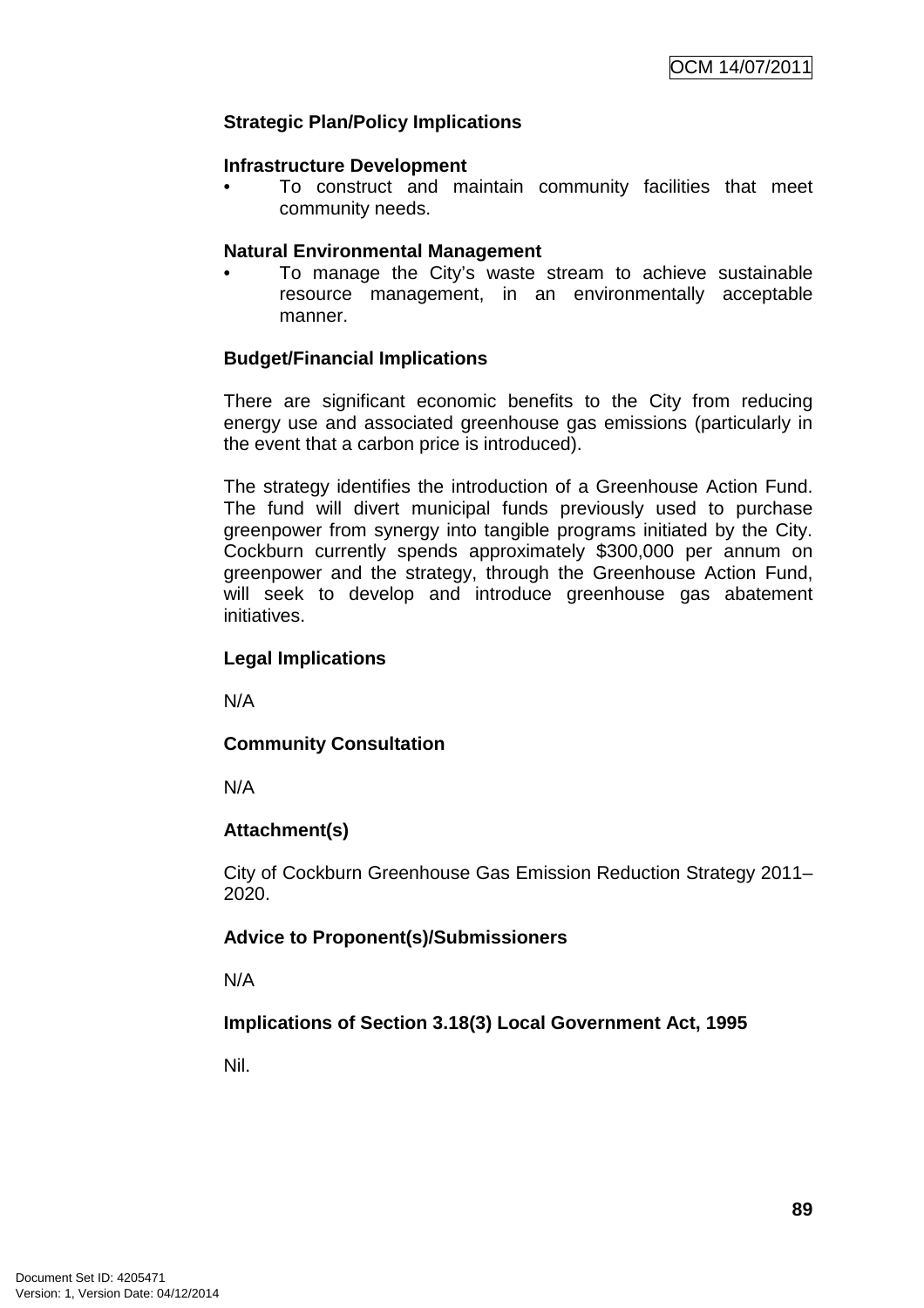**Strategic Plan/Policy Implications**

**Infrastructure Development**

- To construct and maintain community facilities that meet community needs.

**Natural Environmental Management**

- To manage the City's waste stream to achieve sustainable resource management, in an environmentally acceptable manner.

**Budget/Financial Implications**

There are significant economic benefits to the City from reducing energy use and associated greenhouse gas emissions (particularly in the event that a carbon price is introduced).

The strategy identifies the introduction of a Greenhouse Action Fund. The fund will divert municipal funds previously used to purchase greenpower from synergy into tangible programs initiated by the City. Cockburn currently spends approximately $300,000 per annum on greenpower and the strategy, through the Greenhouse Action Fund, will seek to develop and introduce greenhouse gas abatement initiatives.

**Legal Implications**

N/A

**Community Consultation**

N/A

**Attachment(s)**

City of Cockburn Greenhouse Gas Emission Reduction Strategy 2011–2020.

**Advice to Proponent(s)/Submissioners**

N/A

**Implications of Section 3.18(3) Local Government Act, 1995**

Nil.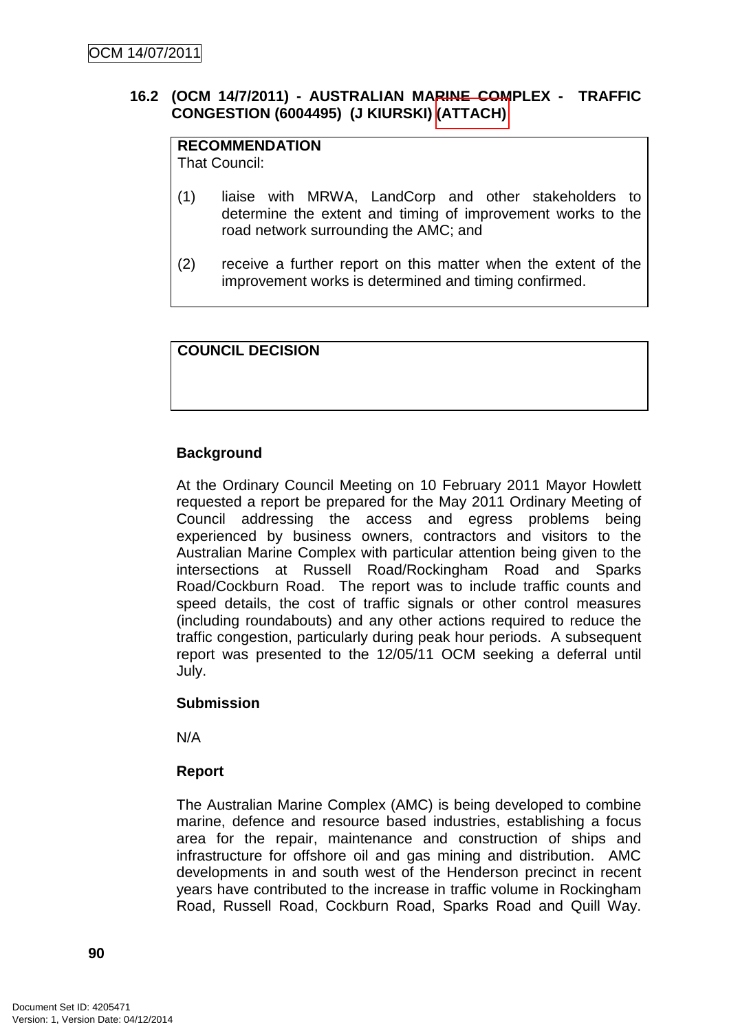### 16.2 (OCM 14/7/2011) - AUSTRALIAN MARINE COMPLEX - TRAFFIC CONGESTION (6004495) (J KIURSKI) (ATTACH)

**RECOMMENDATION**
That Council:

(1) liaise with MRWA, LandCorp and other stakeholders to determine the extent and timing of improvement works to the road network surrounding the AMC; and

(2) receive a further report on this matter when the extent of the improvement works is determined and timing confirmed.

**COUNCIL DECISION**

**Background**

At the Ordinary Council Meeting on 10 February 2011 Mayor Howlett requested a report be prepared for the May 2011 Ordinary Meeting of Council addressing the access and egress problems being experienced by business owners, contractors and visitors to the Australian Marine Complex with particular attention being given to the intersections at Russell Road/Rockingham Road and Sparks Road/Cockburn Road. The report was to include traffic counts and speed details, the cost of traffic signals or other control measures (including roundabouts) and any other actions required to reduce the traffic congestion, particularly during peak hour periods. A subsequent report was presented to the 12/05/11 OCM seeking a deferral until July.

**Submission**

N/A

**Report**

The Australian Marine Complex (AMC) is being developed to combine marine, defence and resource based industries, establishing a focus area for the repair, maintenance and construction of ships and infrastructure for offshore oil and gas mining and distribution. AMC developments in and south west of the Henderson precinct in recent years have contributed to the increase in traffic volume in Rockingham Road, Russell Road, Cockburn Road, Sparks Road and Quill Way.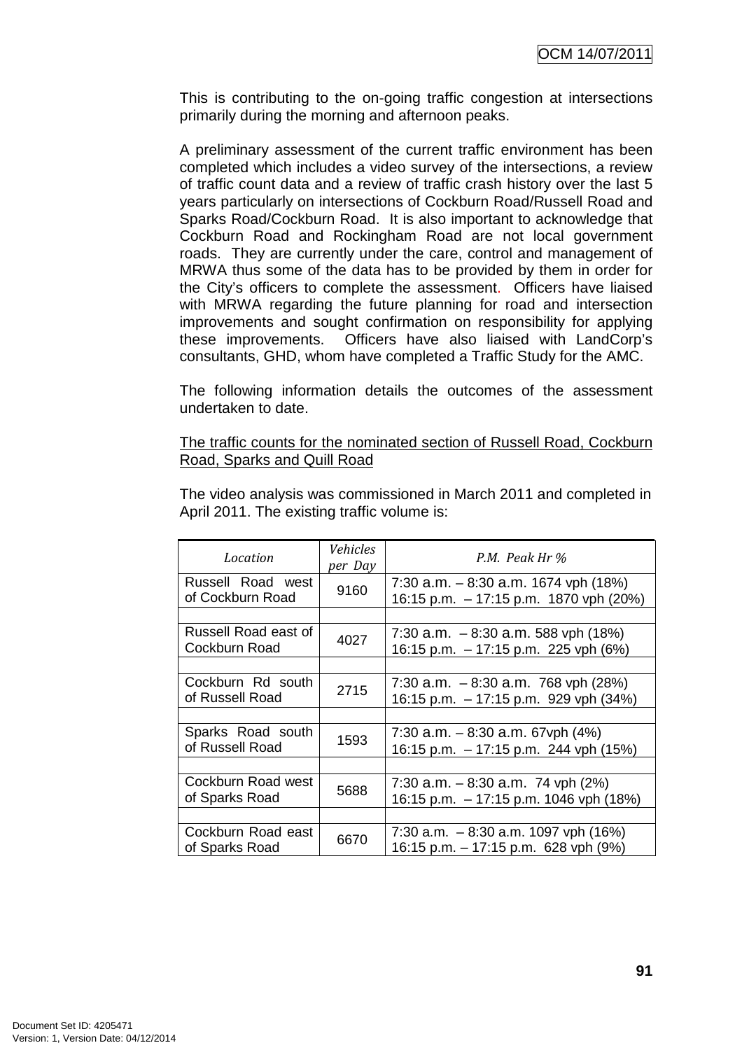This is contributing to the on-going traffic congestion at intersections primarily during the morning and afternoon peaks.

A preliminary assessment of the current traffic environment has been completed which includes a video survey of the intersections, a review of traffic count data and a review of traffic crash history over the last 5 years particularly on intersections of Cockburn Road/Russell Road and Sparks Road/Cockburn Road. It is also important to acknowledge that Cockburn Road and Rockingham Road are not local government roads. They are currently under the care, control and management of MRWA thus some of the data has to be provided by them in order for the City's officers to complete the assessment. Officers have liaised with MRWA regarding the future planning for road and intersection improvements and sought confirmation on responsibility for applying these improvements. Officers have also liaised with LandCorp's consultants, GHD, whom have completed a Traffic Study for the AMC.

The following information details the outcomes of the assessment undertaken to date.

<u>The traffic counts for the nominated section of Russell Road, Cockburn Road, Sparks and Quill Road</u>

The video analysis was commissioned in March 2011 and completed in April 2011. The existing traffic volume is:

| *Location* | *Vehicles per Day* | *P.M. Peak Hr %* |
|---|---|---|
| Russell Road west of Cockburn Road | 9160 | 7:30 a.m. – 8:30 a.m. 1674 vph (18%)<br>16:15 p.m. – 17:15 p.m. 1870 vph (20%) |
| | | |
| Russell Road east of Cockburn Road | 4027 | 7:30 a.m. – 8:30 a.m. 588 vph (18%)<br>16:15 p.m. – 17:15 p.m. 225 vph (6%) |
| | | |
| Cockburn Rd south of Russell Road | 2715 | 7:30 a.m. – 8:30 a.m. 768 vph (28%)<br>16:15 p.m. – 17:15 p.m. 929 vph (34%) |
| | | |
| Sparks Road south of Russell Road | 1593 | 7:30 a.m. – 8:30 a.m. 67vph (4%)<br>16:15 p.m. – 17:15 p.m. 244 vph (15%) |
| | | |
| Cockburn Road west of Sparks Road | 5688 | 7:30 a.m. – 8:30 a.m. 74 vph (2%)<br>16:15 p.m. – 17:15 p.m. 1046 vph (18%) |
| | | |
| Cockburn Road east of Sparks Road | 6670 | 7:30 a.m. – 8:30 a.m. 1097 vph (16%)<br>16:15 p.m. – 17:15 p.m. 628 vph (9%) |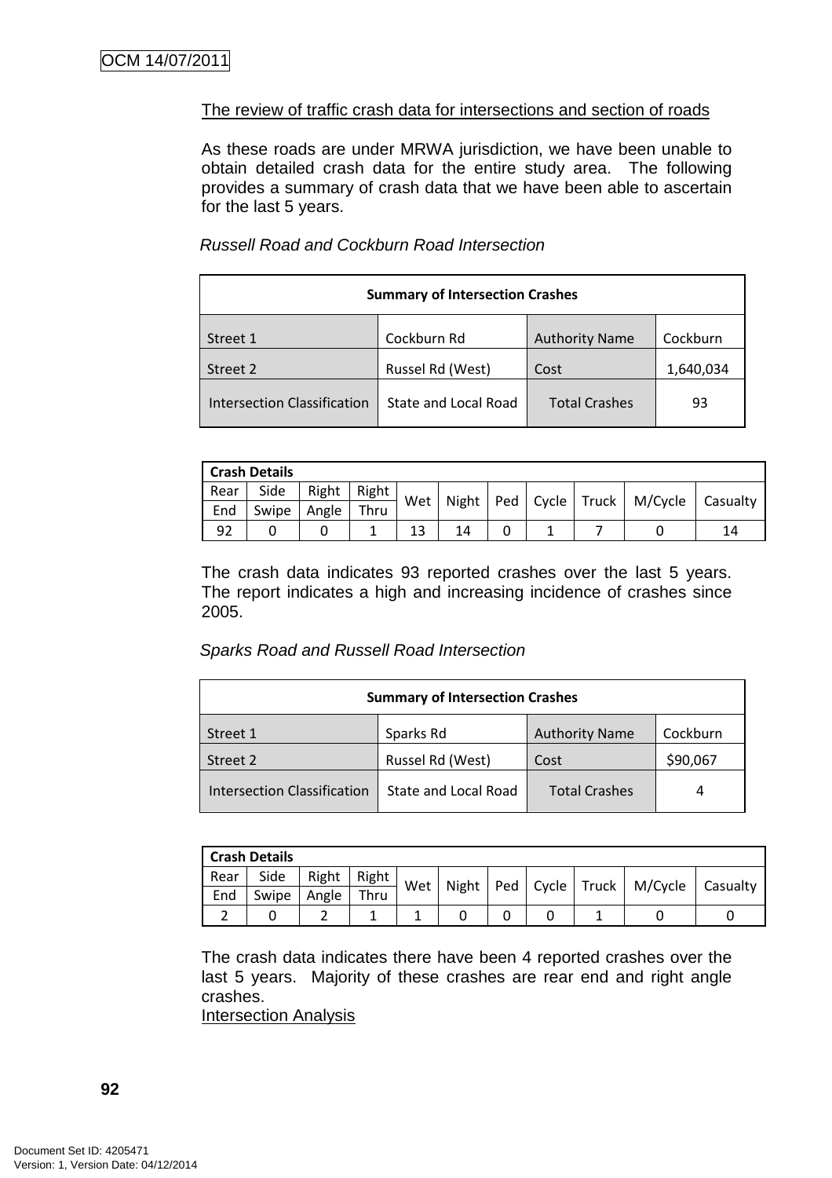The review of traffic crash data for intersections and section of roads

As these roads are under MRWA jurisdiction, we have been unable to obtain detailed crash data for the entire study area. The following provides a summary of crash data that we have been able to ascertain for the last 5 years.

*Russell Road and Cockburn Road Intersection*

| Summary of Intersection Crashes | | | |
|---|---|---|---|
| Street 1 | Cockburn Rd | Authority Name | Cockburn |
| Street 2 | Russel Rd (West) | Cost | 1,640,034 |
| Intersection Classification | State and Local Road | Total Crashes | 93 |

| Crash Details | | | | | | | | | | |
|---|---|---|---|---|---|---|---|---|---|---|
| Rear End | Side Swipe | Right Angle | Right Thru | Wet | Night | Ped | Cycle | Truck | M/Cycle | Casualty |
| 92 | 0 | 0 | 1 | 13 | 14 | 0 | 1 | 7 | 0 | 14 |

The crash data indicates 93 reported crashes over the last 5 years. The report indicates a high and increasing incidence of crashes since 2005.

*Sparks Road and Russell Road Intersection*

| Summary of Intersection Crashes | | | |
|---|---|---|---|
| Street 1 | Sparks Rd | Authority Name | Cockburn |
| Street 2 | Russel Rd (West) | Cost | $90,067 |
| Intersection Classification | State and Local Road | Total Crashes | 4 |

| Crash Details | | | | | | | | | | |
|---|---|---|---|---|---|---|---|---|---|---|
| Rear End | Side Swipe | Right Angle | Right Thru | Wet | Night | Ped | Cycle | Truck | M/Cycle | Casualty |
| 2 | 0 | 2 | 1 | 1 | 0 | 0 | 0 | 1 | 0 | 0 |

The crash data indicates there have been 4 reported crashes over the last 5 years. Majority of these crashes are rear end and right angle crashes.

Intersection Analysis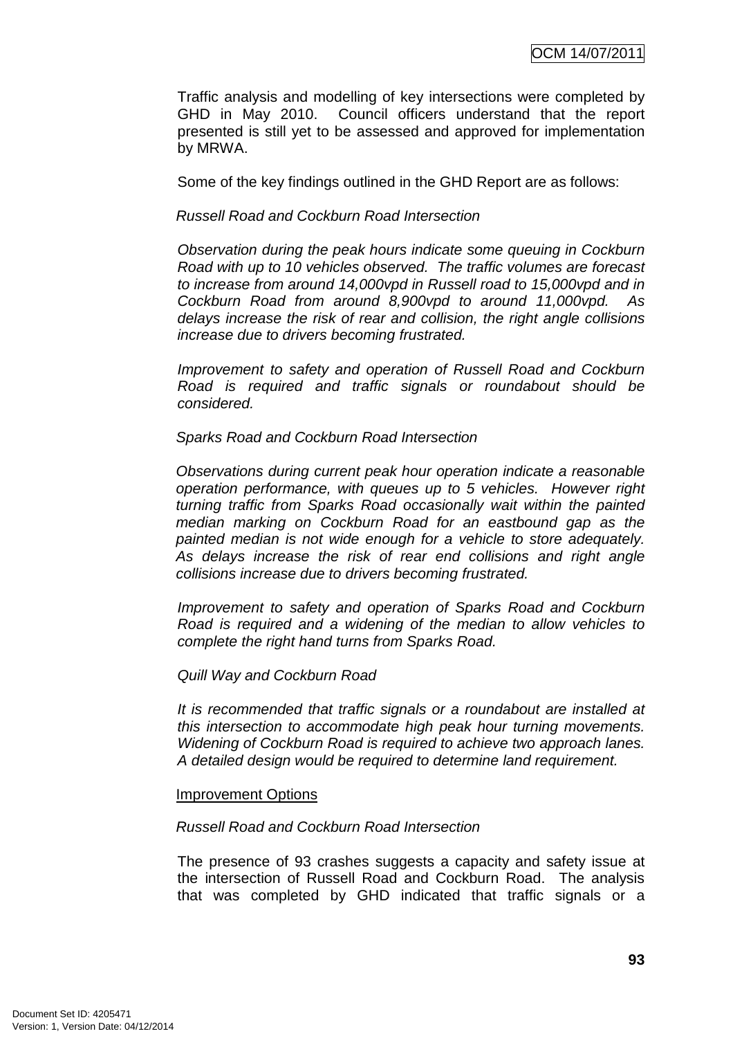Traffic analysis and modelling of key intersections were completed by GHD in May 2010. Council officers understand that the report presented is still yet to be assessed and approved for implementation by MRWA.

Some of the key findings outlined in the GHD Report are as follows:

*Russell Road and Cockburn Road Intersection*

*Observation during the peak hours indicate some queuing in Cockburn Road with up to 10 vehicles observed. The traffic volumes are forecast to increase from around 14,000vpd in Russell road to 15,000vpd and in Cockburn Road from around 8,900vpd to around 11,000vpd. As delays increase the risk of rear and collision, the right angle collisions increase due to drivers becoming frustrated.*

*Improvement to safety and operation of Russell Road and Cockburn Road is required and traffic signals or roundabout should be considered.*

*Sparks Road and Cockburn Road Intersection*

*Observations during current peak hour operation indicate a reasonable operation performance, with queues up to 5 vehicles. However right turning traffic from Sparks Road occasionally wait within the painted median marking on Cockburn Road for an eastbound gap as the painted median is not wide enough for a vehicle to store adequately. As delays increase the risk of rear end collisions and right angle collisions increase due to drivers becoming frustrated.*

*Improvement to safety and operation of Sparks Road and Cockburn Road is required and a widening of the median to allow vehicles to complete the right hand turns from Sparks Road.*

*Quill Way and Cockburn Road*

*It is recommended that traffic signals or a roundabout are installed at this intersection to accommodate high peak hour turning movements. Widening of Cockburn Road is required to achieve two approach lanes. A detailed design would be required to determine land requirement.*

<u>Improvement Options</u>

*Russell Road and Cockburn Road Intersection*

The presence of 93 crashes suggests a capacity and safety issue at the intersection of Russell Road and Cockburn Road. The analysis that was completed by GHD indicated that traffic signals or a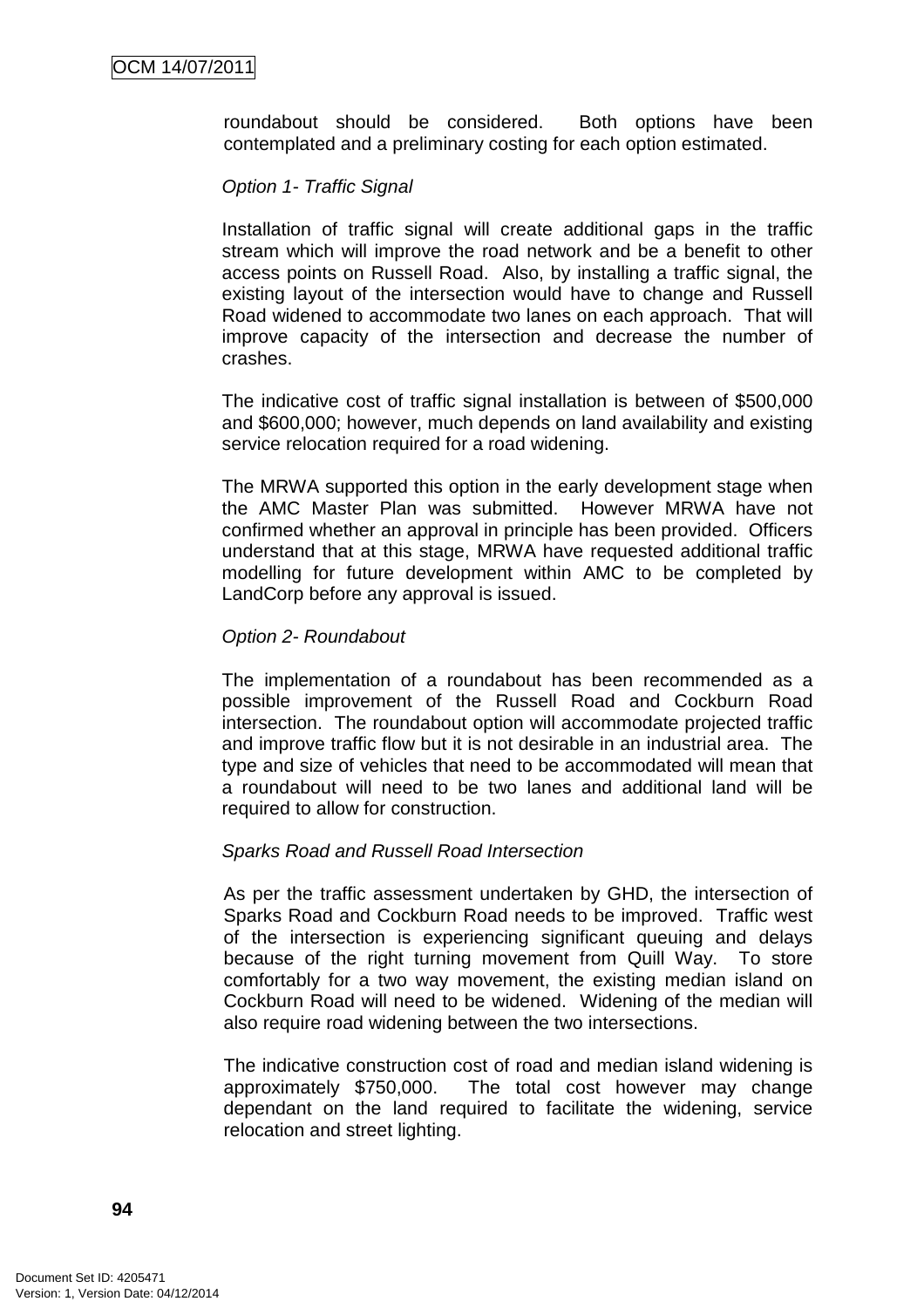roundabout should be considered. Both options have been contemplated and a preliminary costing for each option estimated.

*Option 1- Traffic Signal*

Installation of traffic signal will create additional gaps in the traffic stream which will improve the road network and be a benefit to other access points on Russell Road. Also, by installing a traffic signal, the existing layout of the intersection would have to change and Russell Road widened to accommodate two lanes on each approach. That will improve capacity of the intersection and decrease the number of crashes.

The indicative cost of traffic signal installation is between of $500,000 and $600,000; however, much depends on land availability and existing service relocation required for a road widening.

The MRWA supported this option in the early development stage when the AMC Master Plan was submitted. However MRWA have not confirmed whether an approval in principle has been provided. Officers understand that at this stage, MRWA have requested additional traffic modelling for future development within AMC to be completed by LandCorp before any approval is issued.

*Option 2- Roundabout*

The implementation of a roundabout has been recommended as a possible improvement of the Russell Road and Cockburn Road intersection. The roundabout option will accommodate projected traffic and improve traffic flow but it is not desirable in an industrial area. The type and size of vehicles that need to be accommodated will mean that a roundabout will need to be two lanes and additional land will be required to allow for construction.

*Sparks Road and Russell Road Intersection*

As per the traffic assessment undertaken by GHD, the intersection of Sparks Road and Cockburn Road needs to be improved. Traffic west of the intersection is experiencing significant queuing and delays because of the right turning movement from Quill Way. To store comfortably for a two way movement, the existing median island on Cockburn Road will need to be widened. Widening of the median will also require road widening between the two intersections.

The indicative construction cost of road and median island widening is approximately $750,000. The total cost however may change dependant on the land required to facilitate the widening, service relocation and street lighting.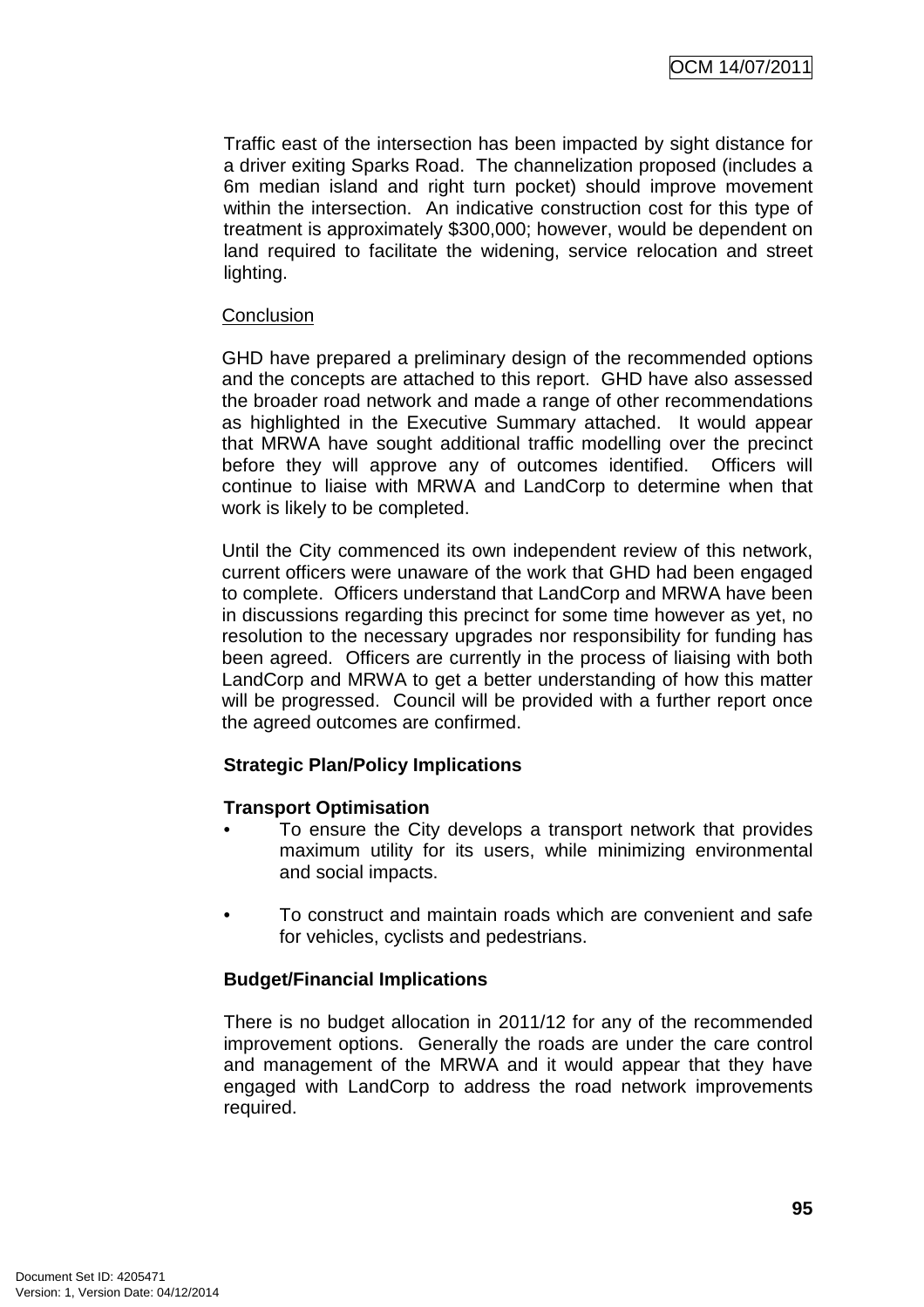Traffic east of the intersection has been impacted by sight distance for a driver exiting Sparks Road. The channelization proposed (includes a 6m median island and right turn pocket) should improve movement within the intersection. An indicative construction cost for this type of treatment is approximately $300,000; however, would be dependent on land required to facilitate the widening, service relocation and street lighting.

Conclusion

GHD have prepared a preliminary design of the recommended options and the concepts are attached to this report. GHD have also assessed the broader road network and made a range of other recommendations as highlighted in the Executive Summary attached. It would appear that MRWA have sought additional traffic modelling over the precinct before they will approve any of outcomes identified. Officers will continue to liaise with MRWA and LandCorp to determine when that work is likely to be completed.

Until the City commenced its own independent review of this network, current officers were unaware of the work that GHD had been engaged to complete. Officers understand that LandCorp and MRWA have been in discussions regarding this precinct for some time however as yet, no resolution to the necessary upgrades nor responsibility for funding has been agreed. Officers are currently in the process of liaising with both LandCorp and MRWA to get a better understanding of how this matter will be progressed. Council will be provided with a further report once the agreed outcomes are confirmed.

**Strategic Plan/Policy Implications**

**Transport Optimisation**

- To ensure the City develops a transport network that provides maximum utility for its users, while minimizing environmental and social impacts.

- To construct and maintain roads which are convenient and safe for vehicles, cyclists and pedestrians.

**Budget/Financial Implications**

There is no budget allocation in 2011/12 for any of the recommended improvement options. Generally the roads are under the care control and management of the MRWA and it would appear that they have engaged with LandCorp to address the road network improvements required.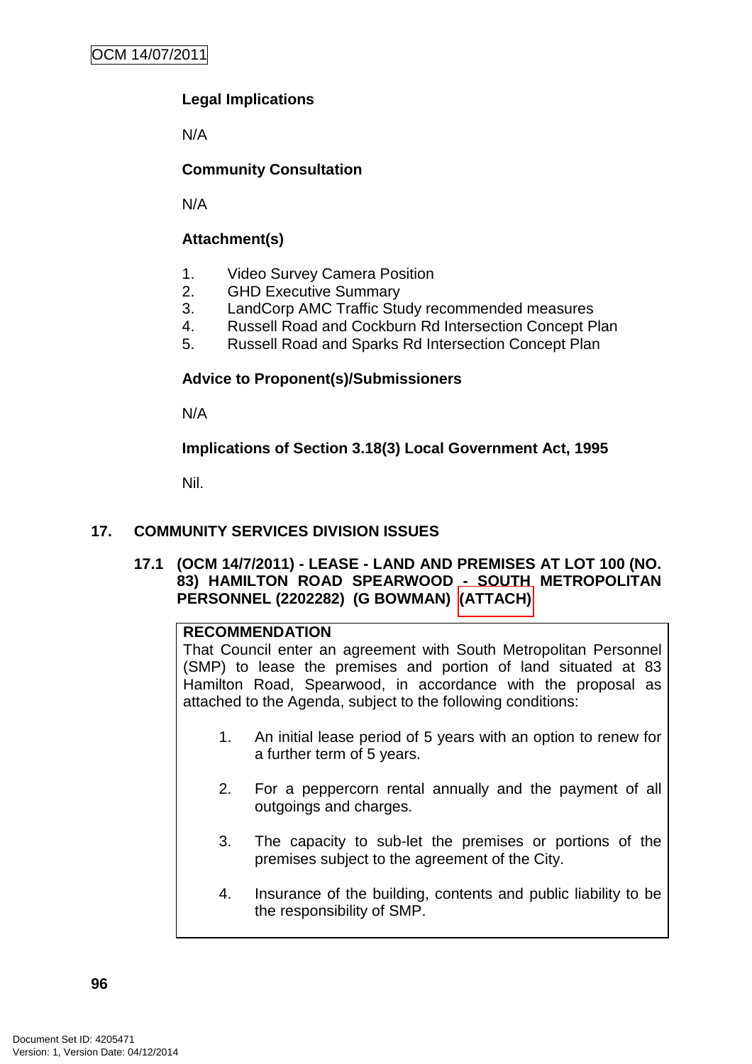**Legal Implications**

N/A

**Community Consultation**

N/A

**Attachment(s)**

1. Video Survey Camera Position
2. GHD Executive Summary
3. LandCorp AMC Traffic Study recommended measures
4. Russell Road and Cockburn Rd Intersection Concept Plan
5. Russell Road and Sparks Rd Intersection Concept Plan

**Advice to Proponent(s)/Submissioners**

N/A

**Implications of Section 3.18(3) Local Government Act, 1995**

Nil.

## 17. COMMUNITY SERVICES DIVISION ISSUES

### 17.1 (OCM 14/7/2011) - LEASE - LAND AND PREMISES AT LOT 100 (NO. 83) HAMILTON ROAD SPEARWOOD - SOUTH METROPOLITAN PERSONNEL (2202282) (G BOWMAN) (ATTACH)

**RECOMMENDATION**

That Council enter an agreement with South Metropolitan Personnel (SMP) to lease the premises and portion of land situated at 83 Hamilton Road, Spearwood, in accordance with the proposal as attached to the Agenda, subject to the following conditions:

1. An initial lease period of 5 years with an option to renew for a further term of 5 years.

2. For a peppercorn rental annually and the payment of all outgoings and charges.

3. The capacity to sub-let the premises or portions of the premises subject to the agreement of the City.

4. Insurance of the building, contents and public liability to be the responsibility of SMP.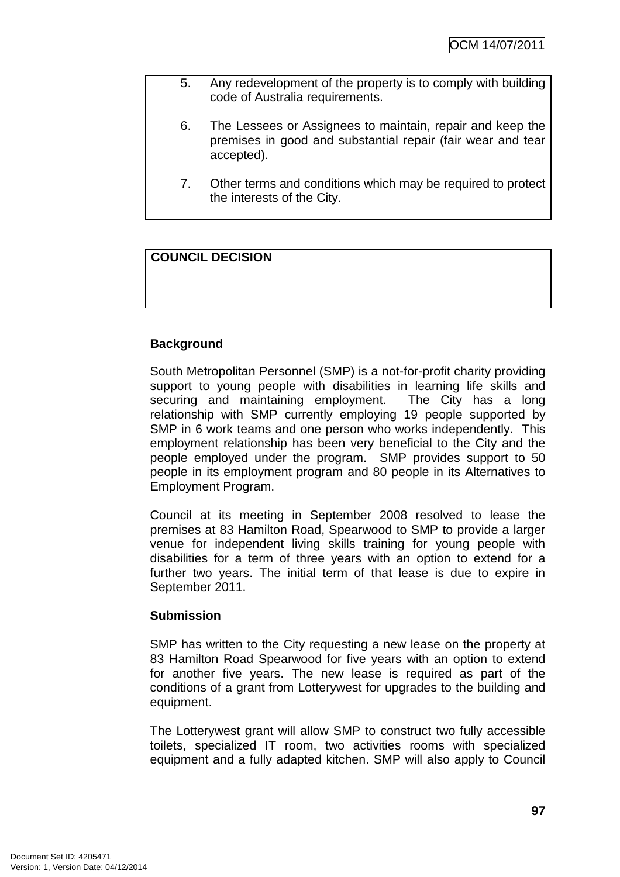5. Any redevelopment of the property is to comply with building code of Australia requirements.

6. The Lessees or Assignees to maintain, repair and keep the premises in good and substantial repair (fair wear and tear accepted).

7. Other terms and conditions which may be required to protect the interests of the City.

**COUNCIL DECISION**

**Background**

South Metropolitan Personnel (SMP) is a not-for-profit charity providing support to young people with disabilities in learning life skills and securing and maintaining employment. The City has a long relationship with SMP currently employing 19 people supported by SMP in 6 work teams and one person who works independently. This employment relationship has been very beneficial to the City and the people employed under the program. SMP provides support to 50 people in its employment program and 80 people in its Alternatives to Employment Program.

Council at its meeting in September 2008 resolved to lease the premises at 83 Hamilton Road, Spearwood to SMP to provide a larger venue for independent living skills training for young people with disabilities for a term of three years with an option to extend for a further two years. The initial term of that lease is due to expire in September 2011.

**Submission**

SMP has written to the City requesting a new lease on the property at 83 Hamilton Road Spearwood for five years with an option to extend for another five years. The new lease is required as part of the conditions of a grant from Lotterywest for upgrades to the building and equipment.

The Lotterywest grant will allow SMP to construct two fully accessible toilets, specialized IT room, two activities rooms with specialized equipment and a fully adapted kitchen. SMP will also apply to Council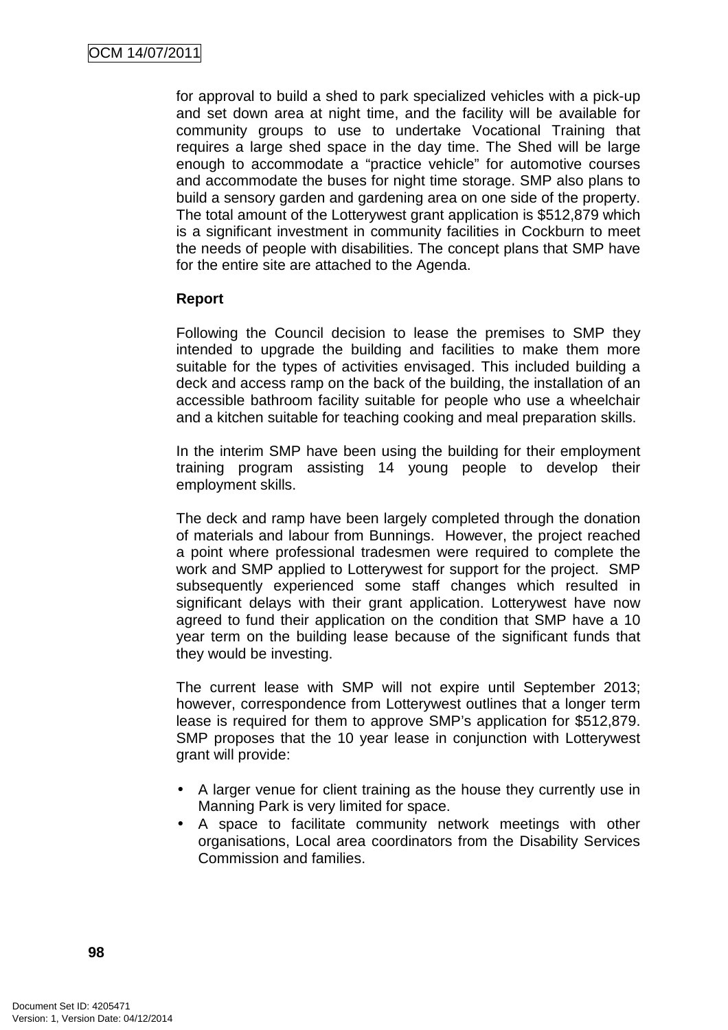for approval to build a shed to park specialized vehicles with a pick-up and set down area at night time, and the facility will be available for community groups to use to undertake Vocational Training that requires a large shed space in the day time. The Shed will be large enough to accommodate a "practice vehicle" for automotive courses and accommodate the buses for night time storage. SMP also plans to build a sensory garden and gardening area on one side of the property. The total amount of the Lotterywest grant application is $512,879 which is a significant investment in community facilities in Cockburn to meet the needs of people with disabilities. The concept plans that SMP have for the entire site are attached to the Agenda.

**Report**

Following the Council decision to lease the premises to SMP they intended to upgrade the building and facilities to make them more suitable for the types of activities envisaged. This included building a deck and access ramp on the back of the building, the installation of an accessible bathroom facility suitable for people who use a wheelchair and a kitchen suitable for teaching cooking and meal preparation skills.

In the interim SMP have been using the building for their employment training program assisting 14 young people to develop their employment skills.

The deck and ramp have been largely completed through the donation of materials and labour from Bunnings. However, the project reached a point where professional tradesmen were required to complete the work and SMP applied to Lotterywest for support for the project. SMP subsequently experienced some staff changes which resulted in significant delays with their grant application. Lotterywest have now agreed to fund their application on the condition that SMP have a 10 year term on the building lease because of the significant funds that they would be investing.

The current lease with SMP will not expire until September 2013; however, correspondence from Lotterywest outlines that a longer term lease is required for them to approve SMP's application for $512,879. SMP proposes that the 10 year lease in conjunction with Lotterywest grant will provide:

- A larger venue for client training as the house they currently use in Manning Park is very limited for space.
- A space to facilitate community network meetings with other organisations, Local area coordinators from the Disability Services Commission and families.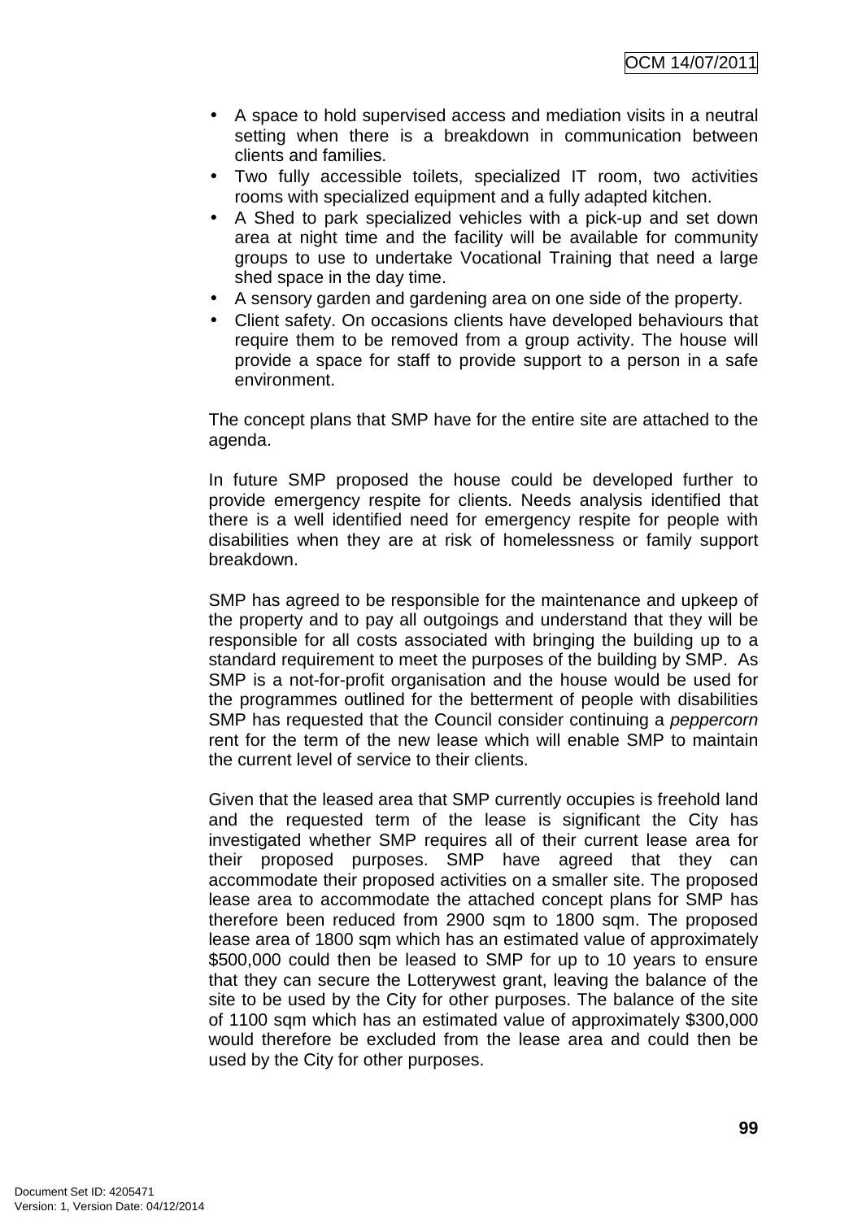- A space to hold supervised access and mediation visits in a neutral setting when there is a breakdown in communication between clients and families.
- Two fully accessible toilets, specialized IT room, two activities rooms with specialized equipment and a fully adapted kitchen.
- A Shed to park specialized vehicles with a pick-up and set down area at night time and the facility will be available for community groups to use to undertake Vocational Training that need a large shed space in the day time.
- A sensory garden and gardening area on one side of the property.
- Client safety. On occasions clients have developed behaviours that require them to be removed from a group activity. The house will provide a space for staff to provide support to a person in a safe environment.

The concept plans that SMP have for the entire site are attached to the agenda.

In future SMP proposed the house could be developed further to provide emergency respite for clients. Needs analysis identified that there is a well identified need for emergency respite for people with disabilities when they are at risk of homelessness or family support breakdown.

SMP has agreed to be responsible for the maintenance and upkeep of the property and to pay all outgoings and understand that they will be responsible for all costs associated with bringing the building up to a standard requirement to meet the purposes of the building by SMP. As SMP is a not-for-profit organisation and the house would be used for the programmes outlined for the betterment of people with disabilities SMP has requested that the Council consider continuing a *peppercorn* rent for the term of the new lease which will enable SMP to maintain the current level of service to their clients.

Given that the leased area that SMP currently occupies is freehold land and the requested term of the lease is significant the City has investigated whether SMP requires all of their current lease area for their proposed purposes. SMP have agreed that they can accommodate their proposed activities on a smaller site. The proposed lease area to accommodate the attached concept plans for SMP has therefore been reduced from 2900 sqm to 1800 sqm. The proposed lease area of 1800 sqm which has an estimated value of approximately $500,000 could then be leased to SMP for up to 10 years to ensure that they can secure the Lotterywest grant, leaving the balance of the site to be used by the City for other purposes. The balance of the site of 1100 sqm which has an estimated value of approximately $300,000 would therefore be excluded from the lease area and could then be used by the City for other purposes.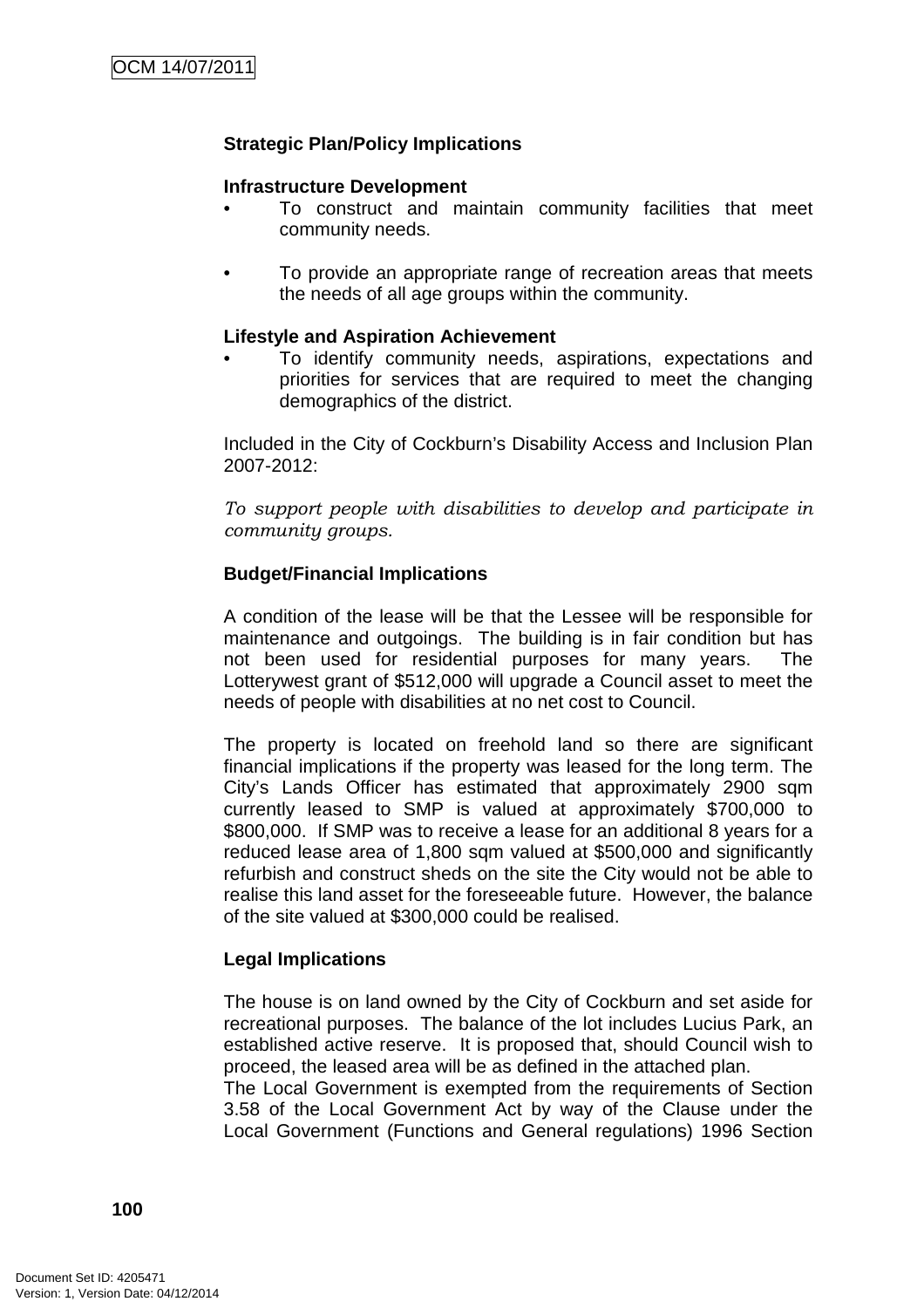**Strategic Plan/Policy Implications**

**Infrastructure Development**

- To construct and maintain community facilities that meet community needs.

- To provide an appropriate range of recreation areas that meets the needs of all age groups within the community.

**Lifestyle and Aspiration Achievement**

- To identify community needs, aspirations, expectations and priorities for services that are required to meet the changing demographics of the district.

Included in the City of Cockburn's Disability Access and Inclusion Plan 2007-2012:

*To support people with disabilities to develop and participate in community groups.*

**Budget/Financial Implications**

A condition of the lease will be that the Lessee will be responsible for maintenance and outgoings. The building is in fair condition but has not been used for residential purposes for many years. The Lotterywest grant of $512,000 will upgrade a Council asset to meet the needs of people with disabilities at no net cost to Council.

The property is located on freehold land so there are significant financial implications if the property was leased for the long term. The City's Lands Officer has estimated that approximately 2900 sqm currently leased to SMP is valued at approximately $700,000 to $800,000. If SMP was to receive a lease for an additional 8 years for a reduced lease area of 1,800 sqm valued at $500,000 and significantly refurbish and construct sheds on the site the City would not be able to realise this land asset for the foreseeable future. However, the balance of the site valued at $300,000 could be realised.

**Legal Implications**

The house is on land owned by the City of Cockburn and set aside for recreational purposes. The balance of the lot includes Lucius Park, an established active reserve. It is proposed that, should Council wish to proceed, the leased area will be as defined in the attached plan.
The Local Government is exempted from the requirements of Section 3.58 of the Local Government Act by way of the Clause under the Local Government (Functions and General regulations) 1996 Section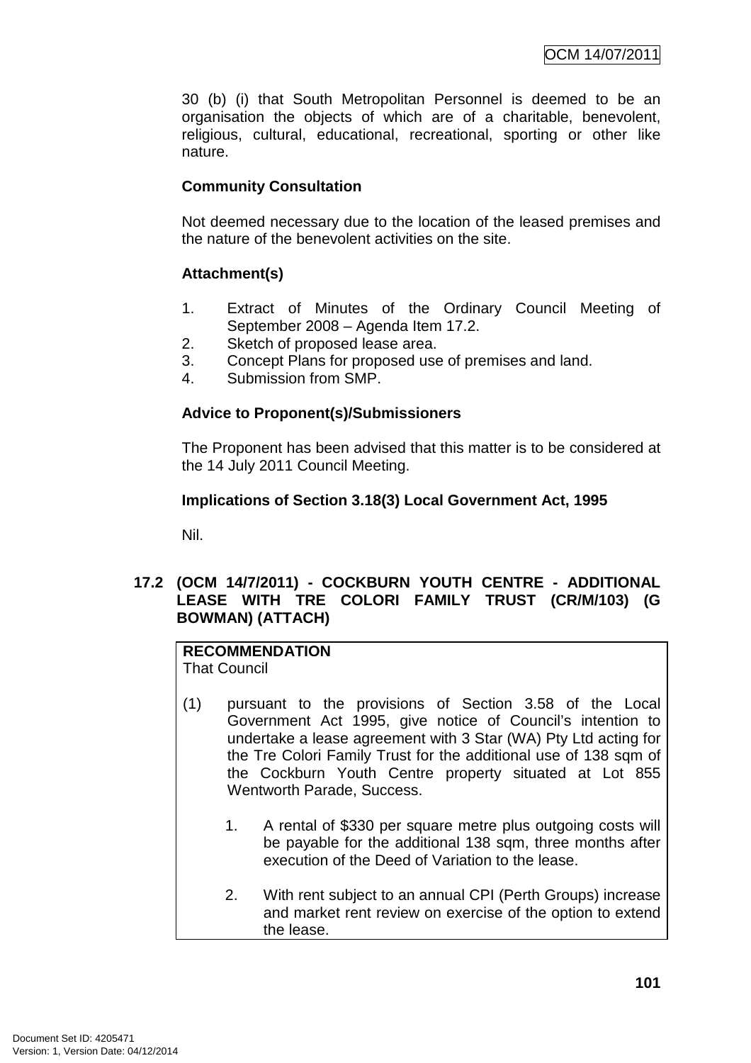30 (b) (i) that South Metropolitan Personnel is deemed to be an organisation the objects of which are of a charitable, benevolent, religious, cultural, educational, recreational, sporting or other like nature.

**Community Consultation**

Not deemed necessary due to the location of the leased premises and the nature of the benevolent activities on the site.

**Attachment(s)**

1. Extract of Minutes of the Ordinary Council Meeting of September 2008 – Agenda Item 17.2.
2. Sketch of proposed lease area.
3. Concept Plans for proposed use of premises and land.
4. Submission from SMP.

**Advice to Proponent(s)/Submissioners**

The Proponent has been advised that this matter is to be considered at the 14 July 2011 Council Meeting.

**Implications of Section 3.18(3) Local Government Act, 1995**

Nil.

## 17.2 (OCM 14/7/2011) - COCKBURN YOUTH CENTRE - ADDITIONAL LEASE WITH TRE COLORI FAMILY TRUST (CR/M/103) (G BOWMAN) (ATTACH)

**RECOMMENDATION**
That Council

(1) pursuant to the provisions of Section 3.58 of the Local Government Act 1995, give notice of Council's intention to undertake a lease agreement with 3 Star (WA) Pty Ltd acting for the Tre Colori Family Trust for the additional use of 138 sqm of the Cockburn Youth Centre property situated at Lot 855 Wentworth Parade, Success.

   1. A rental of $330 per square metre plus outgoing costs will be payable for the additional 138 sqm, three months after execution of the Deed of Variation to the lease.

   2. With rent subject to an annual CPI (Perth Groups) increase and market rent review on exercise of the option to extend the lease.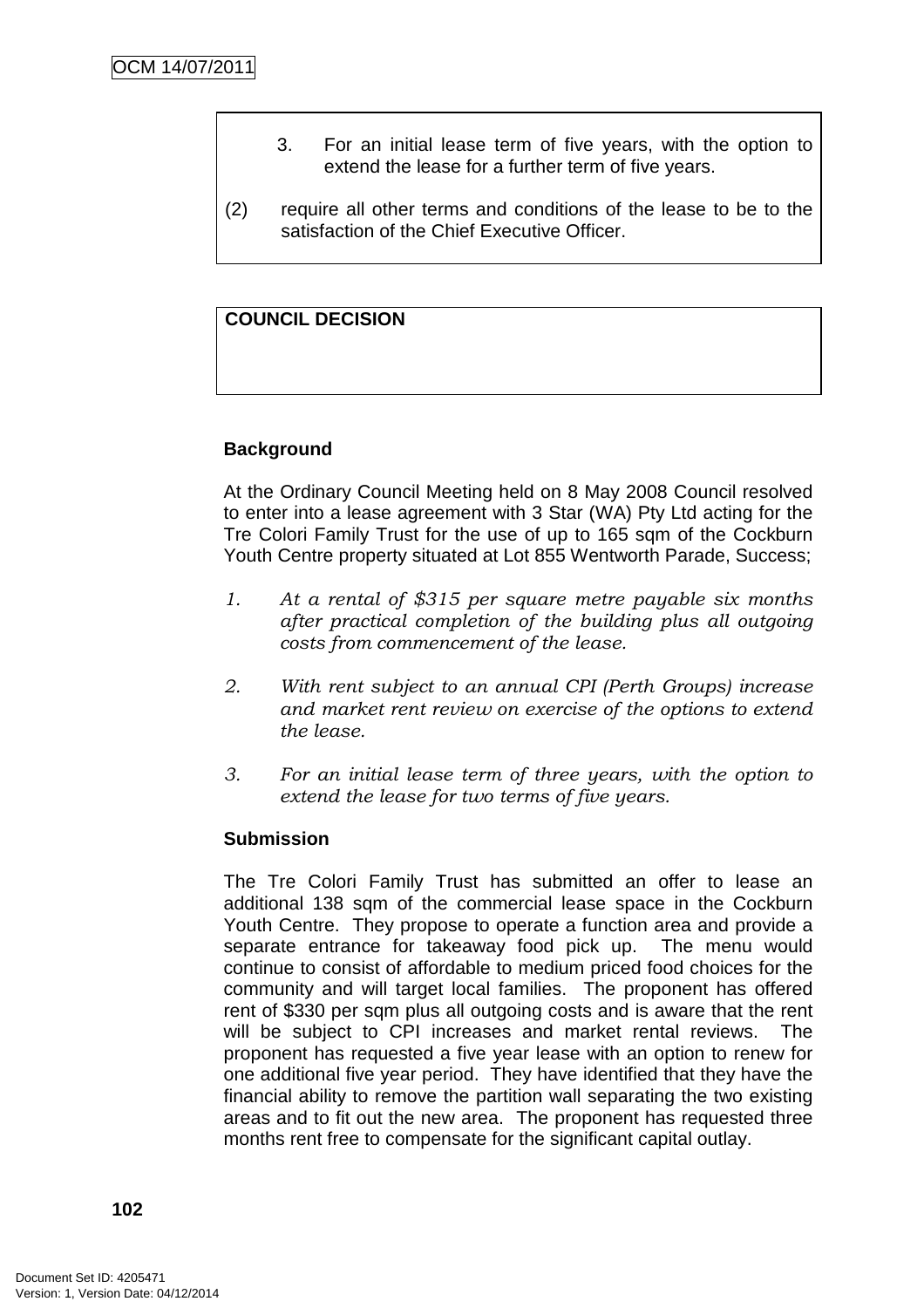3. For an initial lease term of five years, with the option to extend the lease for a further term of five years.

(2) require all other terms and conditions of the lease to be to the satisfaction of the Chief Executive Officer.

**COUNCIL DECISION**

**Background**

At the Ordinary Council Meeting held on 8 May 2008 Council resolved to enter into a lease agreement with 3 Star (WA) Pty Ltd acting for the Tre Colori Family Trust for the use of up to 165 sqm of the Cockburn Youth Centre property situated at Lot 855 Wentworth Parade, Success;

1. *At a rental of $315 per square metre payable six months after practical completion of the building plus all outgoing costs from commencement of the lease.*

2. *With rent subject to an annual CPI (Perth Groups) increase and market rent review on exercise of the options to extend the lease.*

3. *For an initial lease term of three years, with the option to extend the lease for two terms of five years.*

**Submission**

The Tre Colori Family Trust has submitted an offer to lease an additional 138 sqm of the commercial lease space in the Cockburn Youth Centre. They propose to operate a function area and provide a separate entrance for takeaway food pick up. The menu would continue to consist of affordable to medium priced food choices for the community and will target local families. The proponent has offered rent of $330 per sqm plus all outgoing costs and is aware that the rent will be subject to CPI increases and market rental reviews. The proponent has requested a five year lease with an option to renew for one additional five year period. They have identified that they have the financial ability to remove the partition wall separating the two existing areas and to fit out the new area. The proponent has requested three months rent free to compensate for the significant capital outlay.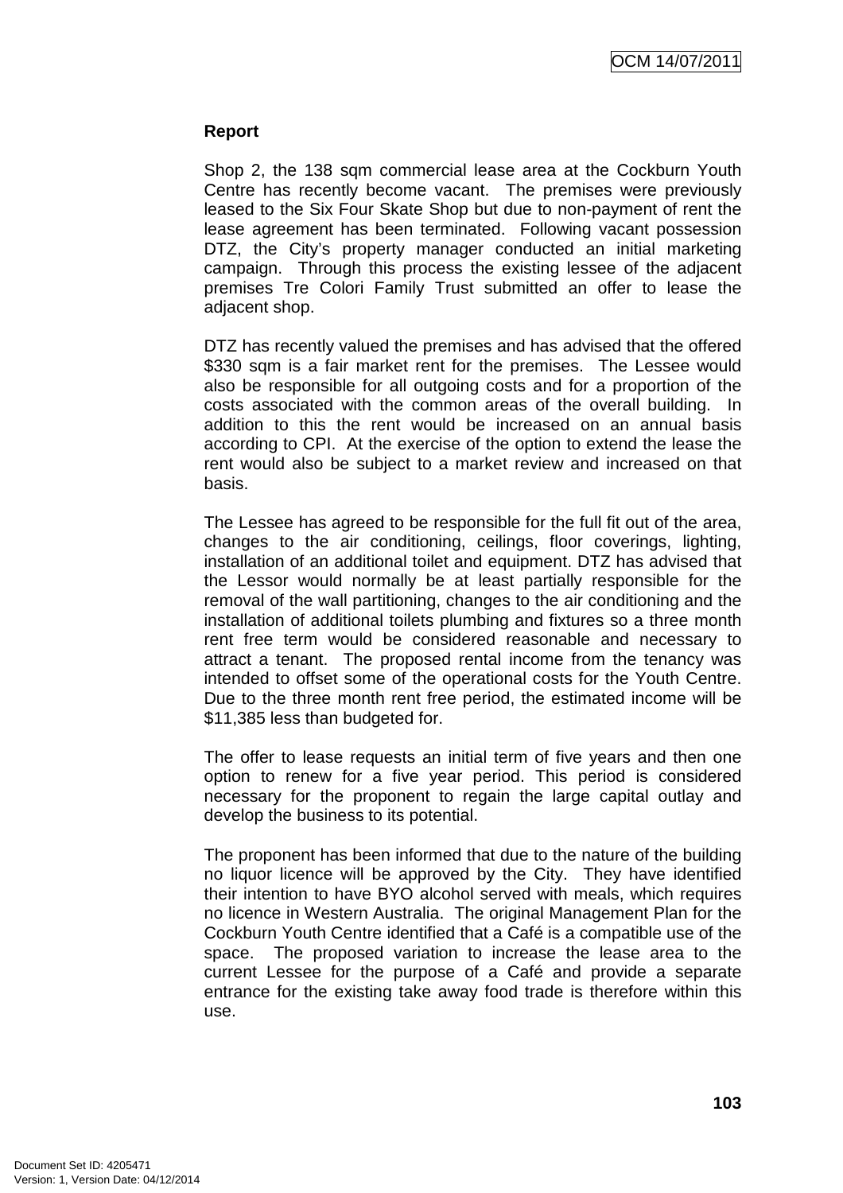**Report**

Shop 2, the 138 sqm commercial lease area at the Cockburn Youth Centre has recently become vacant. The premises were previously leased to the Six Four Skate Shop but due to non-payment of rent the lease agreement has been terminated. Following vacant possession DTZ, the City's property manager conducted an initial marketing campaign. Through this process the existing lessee of the adjacent premises Tre Colori Family Trust submitted an offer to lease the adjacent shop.

DTZ has recently valued the premises and has advised that the offered $330 sqm is a fair market rent for the premises. The Lessee would also be responsible for all outgoing costs and for a proportion of the costs associated with the common areas of the overall building. In addition to this the rent would be increased on an annual basis according to CPI. At the exercise of the option to extend the lease the rent would also be subject to a market review and increased on that basis.

The Lessee has agreed to be responsible for the full fit out of the area, changes to the air conditioning, ceilings, floor coverings, lighting, installation of an additional toilet and equipment. DTZ has advised that the Lessor would normally be at least partially responsible for the removal of the wall partitioning, changes to the air conditioning and the installation of additional toilets plumbing and fixtures so a three month rent free term would be considered reasonable and necessary to attract a tenant. The proposed rental income from the tenancy was intended to offset some of the operational costs for the Youth Centre. Due to the three month rent free period, the estimated income will be $11,385 less than budgeted for.

The offer to lease requests an initial term of five years and then one option to renew for a five year period. This period is considered necessary for the proponent to regain the large capital outlay and develop the business to its potential.

The proponent has been informed that due to the nature of the building no liquor licence will be approved by the City. They have identified their intention to have BYO alcohol served with meals, which requires no licence in Western Australia. The original Management Plan for the Cockburn Youth Centre identified that a Café is a compatible use of the space. The proposed variation to increase the lease area to the current Lessee for the purpose of a Café and provide a separate entrance for the existing take away food trade is therefore within this use.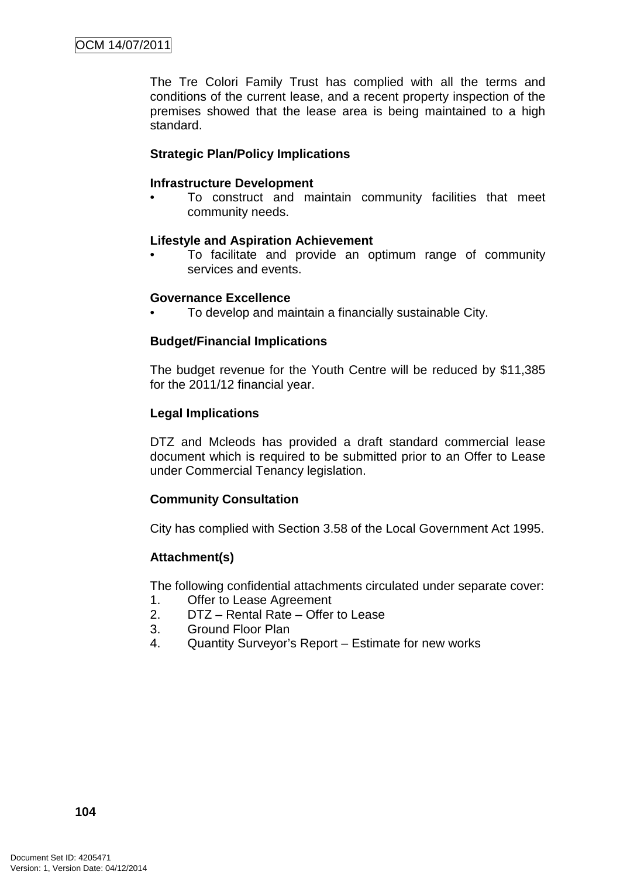The Tre Colori Family Trust has complied with all the terms and conditions of the current lease, and a recent property inspection of the premises showed that the lease area is being maintained to a high standard.

**Strategic Plan/Policy Implications**

**Infrastructure Development**

- To construct and maintain community facilities that meet community needs.

**Lifestyle and Aspiration Achievement**

- To facilitate and provide an optimum range of community services and events.

**Governance Excellence**

- To develop and maintain a financially sustainable City.

**Budget/Financial Implications**

The budget revenue for the Youth Centre will be reduced by $11,385 for the 2011/12 financial year.

**Legal Implications**

DTZ and Mcleods has provided a draft standard commercial lease document which is required to be submitted prior to an Offer to Lease under Commercial Tenancy legislation.

**Community Consultation**

City has complied with Section 3.58 of the Local Government Act 1995.

**Attachment(s)**

The following confidential attachments circulated under separate cover:

1. Offer to Lease Agreement
2. DTZ – Rental Rate – Offer to Lease
3. Ground Floor Plan
4. Quantity Surveyor's Report – Estimate for new works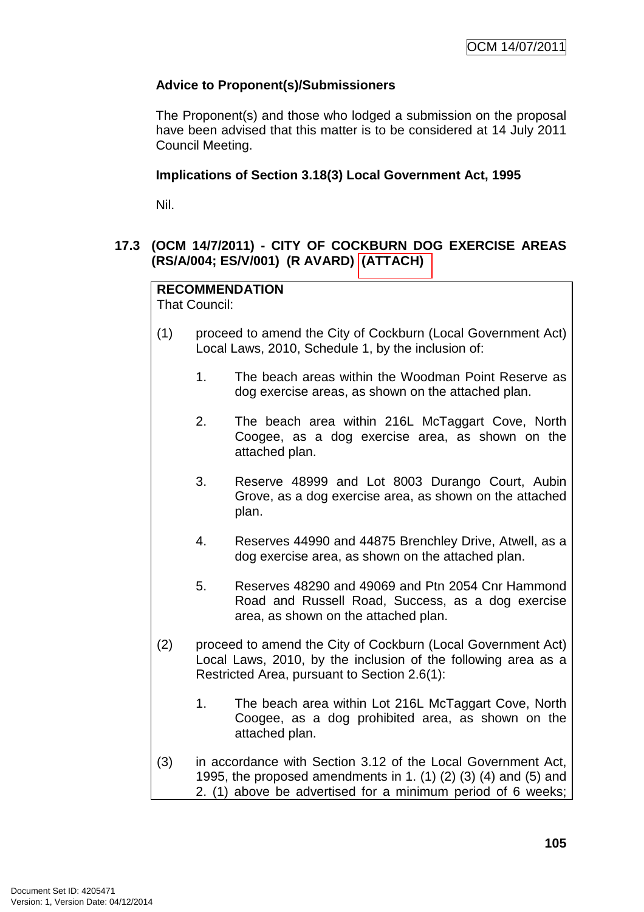**Advice to Proponent(s)/Submissioners**

The Proponent(s) and those who lodged a submission on the proposal have been advised that this matter is to be considered at 14 July 2011 Council Meeting.

**Implications of Section 3.18(3) Local Government Act, 1995**

Nil.

### 17.3 (OCM 14/7/2011) - CITY OF COCKBURN DOG EXERCISE AREAS (RS/A/004; ES/V/001) (R AVARD) (ATTACH)

**RECOMMENDATION**
That Council:

(1) proceed to amend the City of Cockburn (Local Government Act) Local Laws, 2010, Schedule 1, by the inclusion of:

1. The beach areas within the Woodman Point Reserve as dog exercise areas, as shown on the attached plan.

2. The beach area within 216L McTaggart Cove, North Coogee, as a dog exercise area, as shown on the attached plan.

3. Reserve 48999 and Lot 8003 Durango Court, Aubin Grove, as a dog exercise area, as shown on the attached plan.

4. Reserves 44990 and 44875 Brenchley Drive, Atwell, as a dog exercise area, as shown on the attached plan.

5. Reserves 48290 and 49069 and Ptn 2054 Cnr Hammond Road and Russell Road, Success, as a dog exercise area, as shown on the attached plan.

(2) proceed to amend the City of Cockburn (Local Government Act) Local Laws, 2010, by the inclusion of the following area as a Restricted Area, pursuant to Section 2.6(1):

1. The beach area within Lot 216L McTaggart Cove, North Coogee, as a dog prohibited area, as shown on the attached plan.

(3) in accordance with Section 3.12 of the Local Government Act, 1995, the proposed amendments in 1. (1) (2) (3) (4) and (5) and 2. (1) above be advertised for a minimum period of 6 weeks;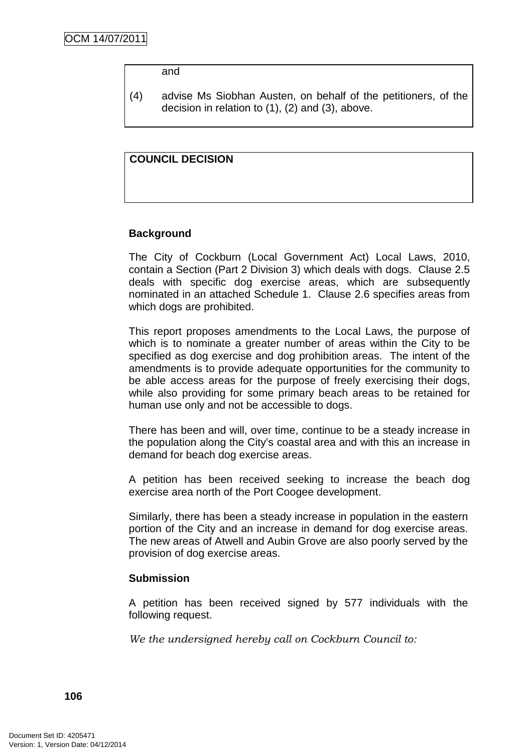and

(4) advise Ms Siobhan Austen, on behalf of the petitioners, of the decision in relation to (1), (2) and (3), above.

**COUNCIL DECISION**

**Background**

The City of Cockburn (Local Government Act) Local Laws, 2010, contain a Section (Part 2 Division 3) which deals with dogs. Clause 2.5 deals with specific dog exercise areas, which are subsequently nominated in an attached Schedule 1. Clause 2.6 specifies areas from which dogs are prohibited.

This report proposes amendments to the Local Laws, the purpose of which is to nominate a greater number of areas within the City to be specified as dog exercise and dog prohibition areas. The intent of the amendments is to provide adequate opportunities for the community to be able access areas for the purpose of freely exercising their dogs, while also providing for some primary beach areas to be retained for human use only and not be accessible to dogs.

There has been and will, over time, continue to be a steady increase in the population along the City's coastal area and with this an increase in demand for beach dog exercise areas.

A petition has been received seeking to increase the beach dog exercise area north of the Port Coogee development.

Similarly, there has been a steady increase in population in the eastern portion of the City and an increase in demand for dog exercise areas. The new areas of Atwell and Aubin Grove are also poorly served by the provision of dog exercise areas.

**Submission**

A petition has been received signed by 577 individuals with the following request.

*We the undersigned hereby call on Cockburn Council to:*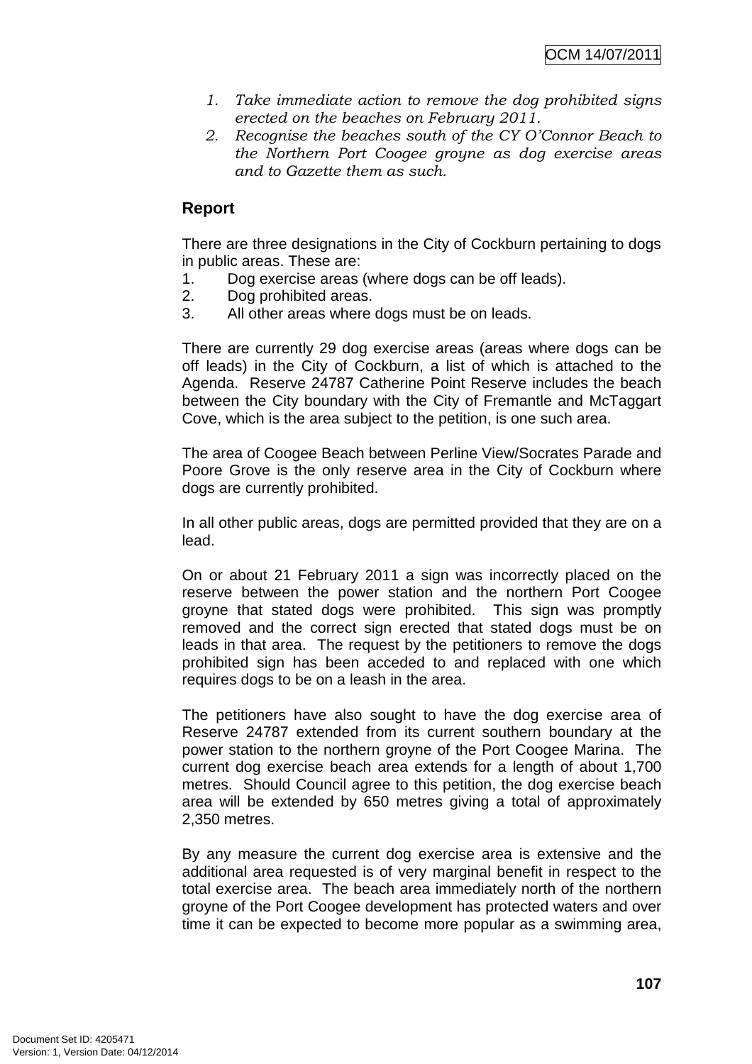1. *Take immediate action to remove the dog prohibited signs erected on the beaches on February 2011.*
2. *Recognise the beaches south of the CY O'Connor Beach to the Northern Port Coogee groyne as dog exercise areas and to Gazette them as such.*

## Report

There are three designations in the City of Cockburn pertaining to dogs in public areas. These are:

1. Dog exercise areas (where dogs can be off leads).
2. Dog prohibited areas.
3. All other areas where dogs must be on leads.

There are currently 29 dog exercise areas (areas where dogs can be off leads) in the City of Cockburn, a list of which is attached to the Agenda. Reserve 24787 Catherine Point Reserve includes the beach between the City boundary with the City of Fremantle and McTaggart Cove, which is the area subject to the petition, is one such area.

The area of Coogee Beach between Perline View/Socrates Parade and Poore Grove is the only reserve area in the City of Cockburn where dogs are currently prohibited.

In all other public areas, dogs are permitted provided that they are on a lead.

On or about 21 February 2011 a sign was incorrectly placed on the reserve between the power station and the northern Port Coogee groyne that stated dogs were prohibited. This sign was promptly removed and the correct sign erected that stated dogs must be on leads in that area. The request by the petitioners to remove the dogs prohibited sign has been acceded to and replaced with one which requires dogs to be on a leash in the area.

The petitioners have also sought to have the dog exercise area of Reserve 24787 extended from its current southern boundary at the power station to the northern groyne of the Port Coogee Marina. The current dog exercise beach area extends for a length of about 1,700 metres. Should Council agree to this petition, the dog exercise beach area will be extended by 650 metres giving a total of approximately 2,350 metres.

By any measure the current dog exercise area is extensive and the additional area requested is of very marginal benefit in respect to the total exercise area. The beach area immediately north of the northern groyne of the Port Coogee development has protected waters and over time it can be expected to become more popular as a swimming area,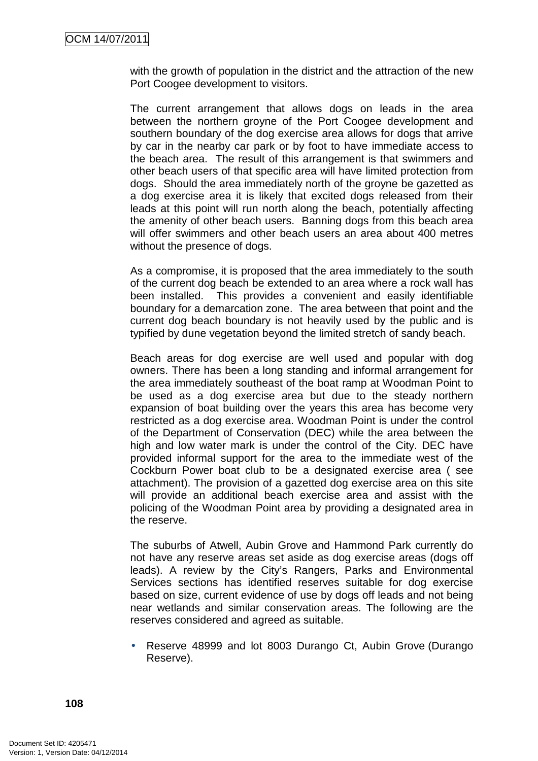with the growth of population in the district and the attraction of the new Port Coogee development to visitors.

The current arrangement that allows dogs on leads in the area between the northern groyne of the Port Coogee development and southern boundary of the dog exercise area allows for dogs that arrive by car in the nearby car park or by foot to have immediate access to the beach area. The result of this arrangement is that swimmers and other beach users of that specific area will have limited protection from dogs. Should the area immediately north of the groyne be gazetted as a dog exercise area it is likely that excited dogs released from their leads at this point will run north along the beach, potentially affecting the amenity of other beach users. Banning dogs from this beach area will offer swimmers and other beach users an area about 400 metres without the presence of dogs.

As a compromise, it is proposed that the area immediately to the south of the current dog beach be extended to an area where a rock wall has been installed. This provides a convenient and easily identifiable boundary for a demarcation zone. The area between that point and the current dog beach boundary is not heavily used by the public and is typified by dune vegetation beyond the limited stretch of sandy beach.

Beach areas for dog exercise are well used and popular with dog owners. There has been a long standing and informal arrangement for the area immediately southeast of the boat ramp at Woodman Point to be used as a dog exercise area but due to the steady northern expansion of boat building over the years this area has become very restricted as a dog exercise area. Woodman Point is under the control of the Department of Conservation (DEC) while the area between the high and low water mark is under the control of the City. DEC have provided informal support for the area to the immediate west of the Cockburn Power boat club to be a designated exercise area ( see attachment). The provision of a gazetted dog exercise area on this site will provide an additional beach exercise area and assist with the policing of the Woodman Point area by providing a designated area in the reserve.

The suburbs of Atwell, Aubin Grove and Hammond Park currently do not have any reserve areas set aside as dog exercise areas (dogs off leads). A review by the City's Rangers, Parks and Environmental Services sections has identified reserves suitable for dog exercise based on size, current evidence of use by dogs off leads and not being near wetlands and similar conservation areas. The following are the reserves considered and agreed as suitable.

- Reserve 48999 and lot 8003 Durango Ct, Aubin Grove (Durango Reserve).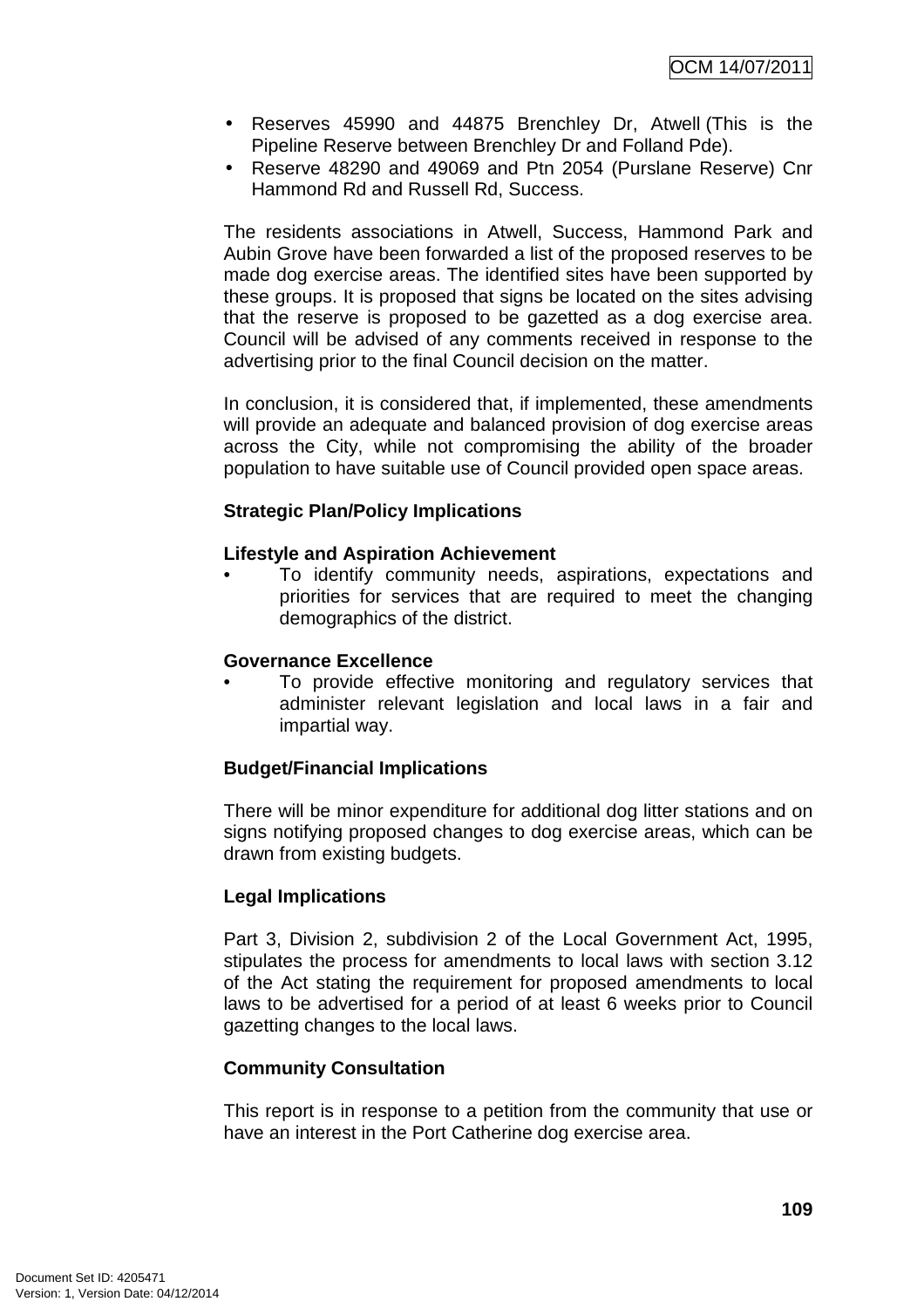- Reserves 45990 and 44875 Brenchley Dr, Atwell (This is the Pipeline Reserve between Brenchley Dr and Folland Pde).
- Reserve 48290 and 49069 and Ptn 2054 (Purslane Reserve) Cnr Hammond Rd and Russell Rd, Success.

The residents associations in Atwell, Success, Hammond Park and Aubin Grove have been forwarded a list of the proposed reserves to be made dog exercise areas. The identified sites have been supported by these groups. It is proposed that signs be located on the sites advising that the reserve is proposed to be gazetted as a dog exercise area. Council will be advised of any comments received in response to the advertising prior to the final Council decision on the matter.

In conclusion, it is considered that, if implemented, these amendments will provide an adequate and balanced provision of dog exercise areas across the City, while not compromising the ability of the broader population to have suitable use of Council provided open space areas.

**Strategic Plan/Policy Implications**

**Lifestyle and Aspiration Achievement**

- To identify community needs, aspirations, expectations and priorities for services that are required to meet the changing demographics of the district.

**Governance Excellence**

- To provide effective monitoring and regulatory services that administer relevant legislation and local laws in a fair and impartial way.

**Budget/Financial Implications**

There will be minor expenditure for additional dog litter stations and on signs notifying proposed changes to dog exercise areas, which can be drawn from existing budgets.

**Legal Implications**

Part 3, Division 2, subdivision 2 of the Local Government Act, 1995, stipulates the process for amendments to local laws with section 3.12 of the Act stating the requirement for proposed amendments to local laws to be advertised for a period of at least 6 weeks prior to Council gazetting changes to the local laws.

**Community Consultation**

This report is in response to a petition from the community that use or have an interest in the Port Catherine dog exercise area.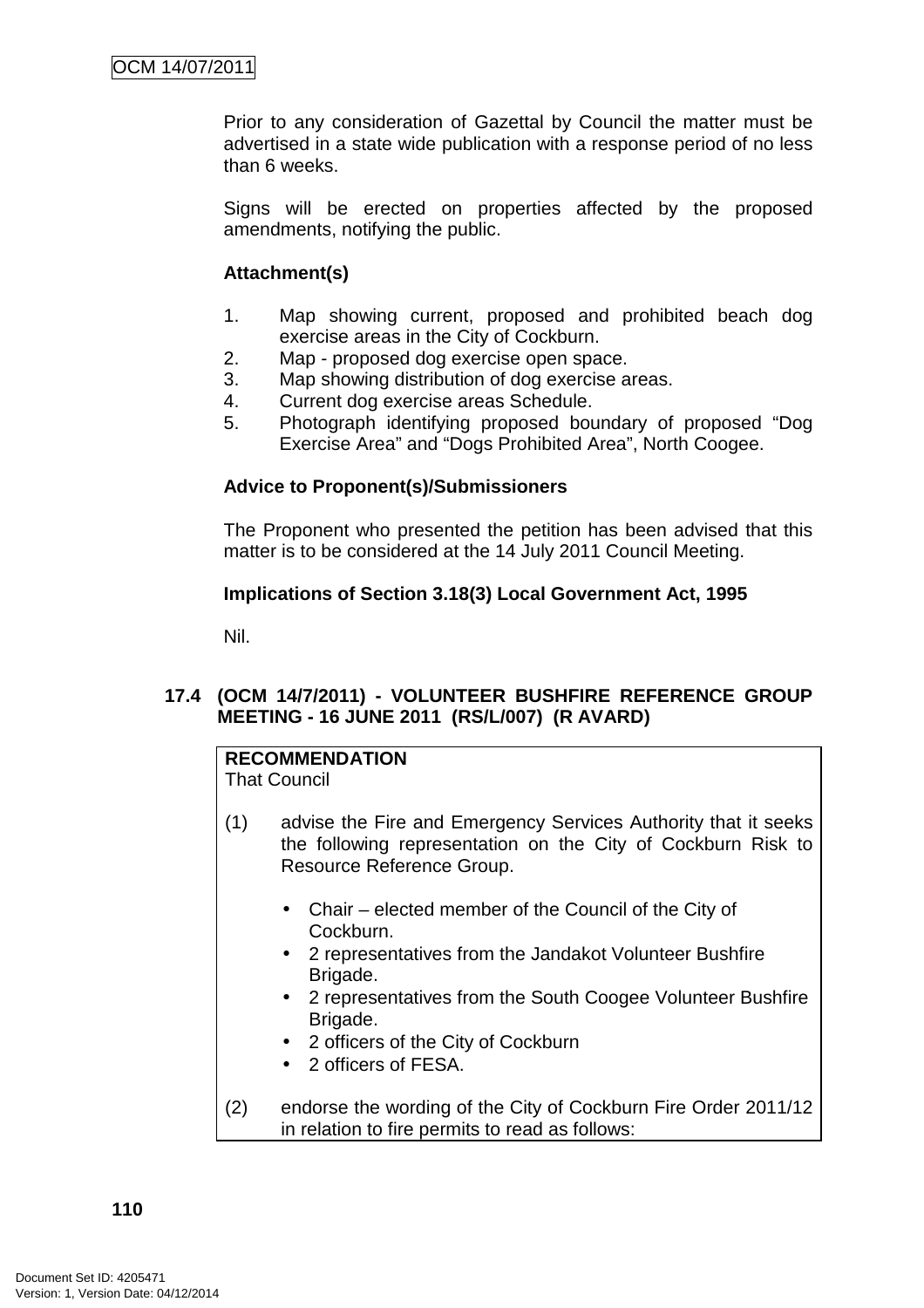Prior to any consideration of Gazettal by Council the matter must be advertised in a state wide publication with a response period of no less than 6 weeks.

Signs will be erected on properties affected by the proposed amendments, notifying the public.

**Attachment(s)**

1. Map showing current, proposed and prohibited beach dog exercise areas in the City of Cockburn.
2. Map - proposed dog exercise open space.
3. Map showing distribution of dog exercise areas.
4. Current dog exercise areas Schedule.
5. Photograph identifying proposed boundary of proposed "Dog Exercise Area" and "Dogs Prohibited Area", North Coogee.

**Advice to Proponent(s)/Submissioners**

The Proponent who presented the petition has been advised that this matter is to be considered at the 14 July 2011 Council Meeting.

**Implications of Section 3.18(3) Local Government Act, 1995**

Nil.

### 17.4 (OCM 14/7/2011) - VOLUNTEER BUSHFIRE REFERENCE GROUP MEETING - 16 JUNE 2011 (RS/L/007) (R AVARD)

**RECOMMENDATION**
That Council

(1) advise the Fire and Emergency Services Authority that it seeks the following representation on the City of Cockburn Risk to Resource Reference Group.

- Chair – elected member of the Council of the City of Cockburn.
- 2 representatives from the Jandakot Volunteer Bushfire Brigade.
- 2 representatives from the South Coogee Volunteer Bushfire Brigade.
- 2 officers of the City of Cockburn
- 2 officers of FESA.

(2) endorse the wording of the City of Cockburn Fire Order 2011/12 in relation to fire permits to read as follows: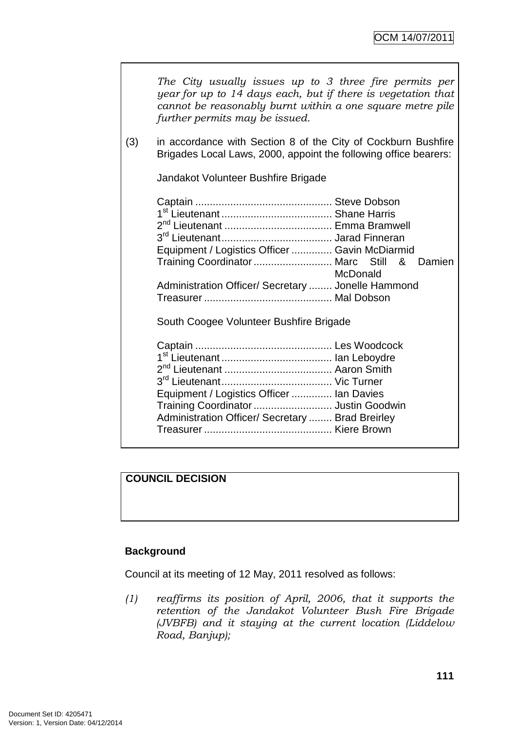*The City usually issues up to 3 three fire permits per year for up to 14 days each, but if there is vegetation that cannot be reasonably burnt within a one square metre pile further permits may be issued.*

(3) in accordance with Section 8 of the City of Cockburn Bushfire Brigades Local Laws, 2000, appoint the following office bearers:

Jandakot Volunteer Bushfire Brigade

| | |
|---|---|
| Captain | Steve Dobson |
| 1st Lieutenant | Shane Harris |
| 2nd Lieutenant | Emma Bramwell |
| 3rd Lieutenant | Jarad Finneran |
| Equipment / Logistics Officer | Gavin McDiarmid |
| Training Coordinator | Marc Still & Damien McDonald |
| Administration Officer/ Secretary | Jonelle Hammond |
| Treasurer | Mal Dobson |

South Coogee Volunteer Bushfire Brigade

| | |
|---|---|
| Captain | Les Woodcock |
| 1st Lieutenant | Ian Leboydre |
| 2nd Lieutenant | Aaron Smith |
| 3rd Lieutenant | Vic Turner |
| Equipment / Logistics Officer | Ian Davies |
| Training Coordinator | Justin Goodwin |
| Administration Officer/ Secretary | Brad Breirley |
| Treasurer | Kiere Brown |

**COUNCIL DECISION**

**Background**

Council at its meeting of 12 May, 2011 resolved as follows:

*(1) reaffirms its position of April, 2006, that it supports the retention of the Jandakot Volunteer Bush Fire Brigade (JVBFB) and it staying at the current location (Liddelow Road, Banjup);*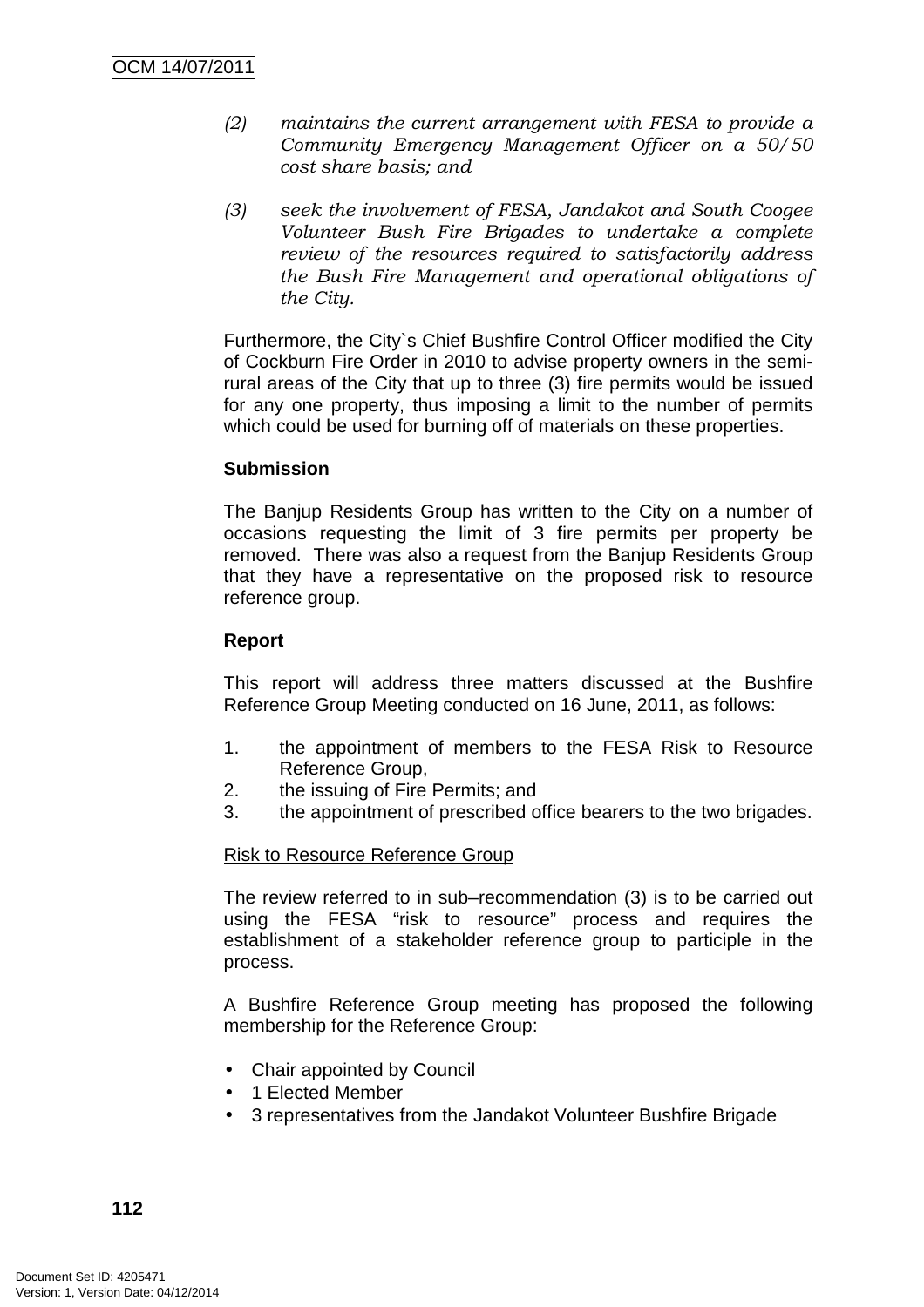*(2) maintains the current arrangement with FESA to provide a Community Emergency Management Officer on a 50/50 cost share basis; and*

*(3) seek the involvement of FESA, Jandakot and South Coogee Volunteer Bush Fire Brigades to undertake a complete review of the resources required to satisfactorily address the Bush Fire Management and operational obligations of the City.*

Furthermore, the City`s Chief Bushfire Control Officer modified the City of Cockburn Fire Order in 2010 to advise property owners in the semi-rural areas of the City that up to three (3) fire permits would be issued for any one property, thus imposing a limit to the number of permits which could be used for burning off of materials on these properties.

**Submission**

The Banjup Residents Group has written to the City on a number of occasions requesting the limit of 3 fire permits per property be removed. There was also a request from the Banjup Residents Group that they have a representative on the proposed risk to resource reference group.

**Report**

This report will address three matters discussed at the Bushfire Reference Group Meeting conducted on 16 June, 2011, as follows:

1. the appointment of members to the FESA Risk to Resource Reference Group,
2. the issuing of Fire Permits; and
3. the appointment of prescribed office bearers to the two brigades.

<u>Risk to Resource Reference Group</u>

The review referred to in sub–recommendation (3) is to be carried out using the FESA "risk to resource" process and requires the establishment of a stakeholder reference group to participle in the process.

A Bushfire Reference Group meeting has proposed the following membership for the Reference Group:

- Chair appointed by Council
- 1 Elected Member
- 3 representatives from the Jandakot Volunteer Bushfire Brigade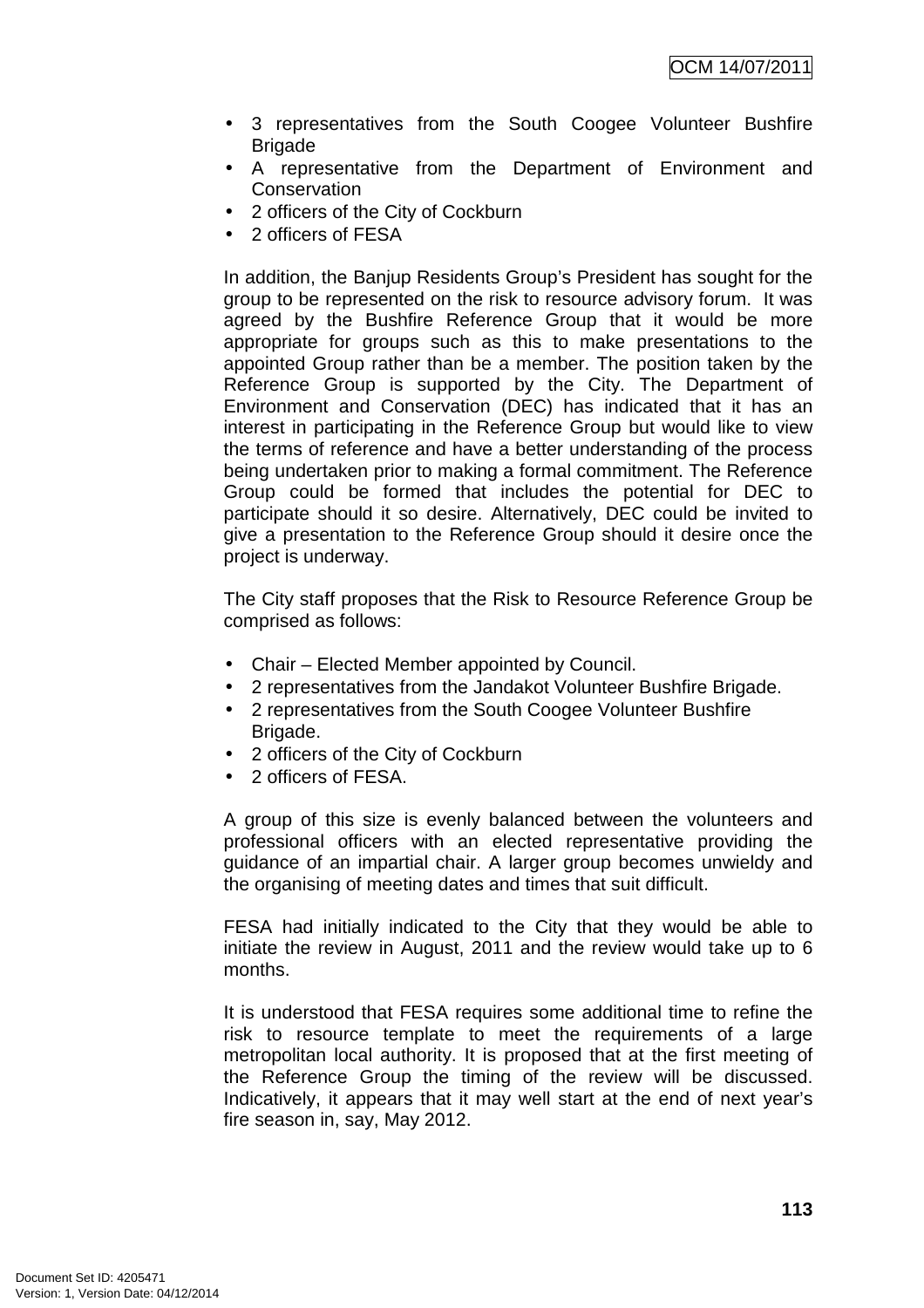- 3 representatives from the South Coogee Volunteer Bushfire Brigade
- A representative from the Department of Environment and Conservation
- 2 officers of the City of Cockburn
- 2 officers of FESA

In addition, the Banjup Residents Group's President has sought for the group to be represented on the risk to resource advisory forum. It was agreed by the Bushfire Reference Group that it would be more appropriate for groups such as this to make presentations to the appointed Group rather than be a member. The position taken by the Reference Group is supported by the City. The Department of Environment and Conservation (DEC) has indicated that it has an interest in participating in the Reference Group but would like to view the terms of reference and have a better understanding of the process being undertaken prior to making a formal commitment. The Reference Group could be formed that includes the potential for DEC to participate should it so desire. Alternatively, DEC could be invited to give a presentation to the Reference Group should it desire once the project is underway.

The City staff proposes that the Risk to Resource Reference Group be comprised as follows:

- Chair – Elected Member appointed by Council.
- 2 representatives from the Jandakot Volunteer Bushfire Brigade.
- 2 representatives from the South Coogee Volunteer Bushfire Brigade.
- 2 officers of the City of Cockburn
- 2 officers of FESA.

A group of this size is evenly balanced between the volunteers and professional officers with an elected representative providing the guidance of an impartial chair. A larger group becomes unwieldy and the organising of meeting dates and times that suit difficult.

FESA had initially indicated to the City that they would be able to initiate the review in August, 2011 and the review would take up to 6 months.

It is understood that FESA requires some additional time to refine the risk to resource template to meet the requirements of a large metropolitan local authority. It is proposed that at the first meeting of the Reference Group the timing of the review will be discussed. Indicatively, it appears that it may well start at the end of next year's fire season in, say, May 2012.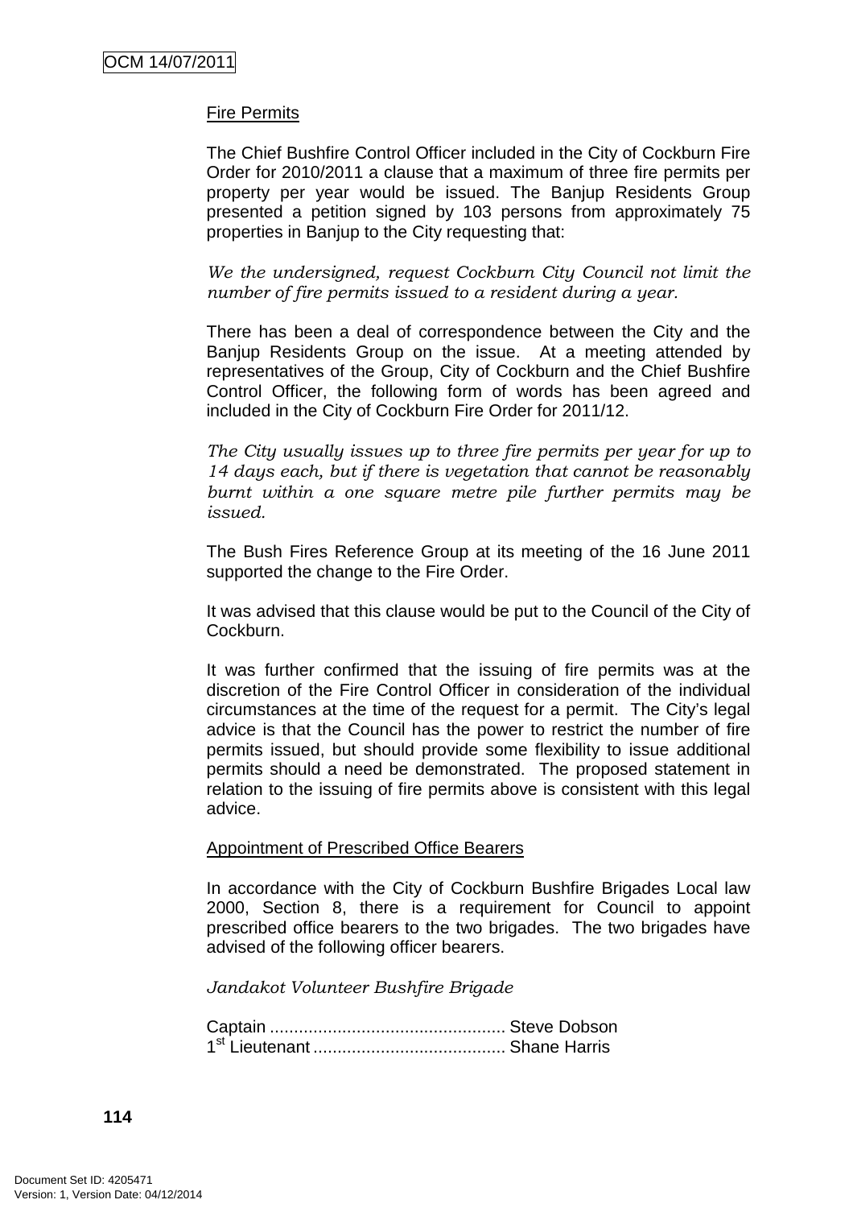Fire Permits

The Chief Bushfire Control Officer included in the City of Cockburn Fire Order for 2010/2011 a clause that a maximum of three fire permits per property per year would be issued. The Banjup Residents Group presented a petition signed by 103 persons from approximately 75 properties in Banjup to the City requesting that:

*We the undersigned, request Cockburn City Council not limit the number of fire permits issued to a resident during a year.*

There has been a deal of correspondence between the City and the Banjup Residents Group on the issue. At a meeting attended by representatives of the Group, City of Cockburn and the Chief Bushfire Control Officer, the following form of words has been agreed and included in the City of Cockburn Fire Order for 2011/12.

*The City usually issues up to three fire permits per year for up to 14 days each, but if there is vegetation that cannot be reasonably burnt within a one square metre pile further permits may be issued.*

The Bush Fires Reference Group at its meeting of the 16 June 2011 supported the change to the Fire Order.

It was advised that this clause would be put to the Council of the City of Cockburn.

It was further confirmed that the issuing of fire permits was at the discretion of the Fire Control Officer in consideration of the individual circumstances at the time of the request for a permit. The City's legal advice is that the Council has the power to restrict the number of fire permits issued, but should provide some flexibility to issue additional permits should a need be demonstrated. The proposed statement in relation to the issuing of fire permits above is consistent with this legal advice.

Appointment of Prescribed Office Bearers

In accordance with the City of Cockburn Bushfire Brigades Local law 2000, Section 8, there is a requirement for Council to appoint prescribed office bearers to the two brigades. The two brigades have advised of the following officer bearers.

*Jandakot Volunteer Bushfire Brigade*

Captain ................................................ Steve Dobson
1st Lieutenant ........................................ Shane Harris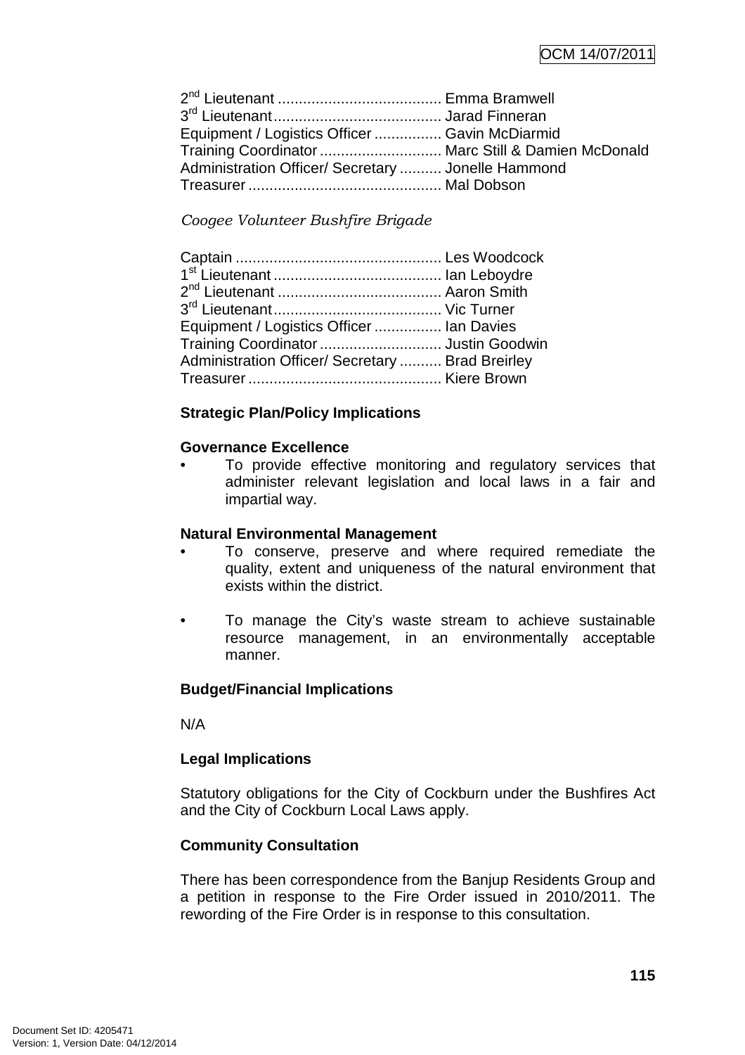2nd Lieutenant ....................................... Emma Bramwell
3rd Lieutenant........................................ Jarad Finneran
Equipment / Logistics Officer ................ Gavin McDiarmid
Training Coordinator ............................. Marc Still & Damien McDonald
Administration Officer/ Secretary .......... Jonelle Hammond
Treasurer .............................................. Mal Dobson

*Coogee Volunteer Bushfire Brigade*

Captain ................................................. Les Woodcock
1st Lieutenant ........................................ Ian Leboydre
2nd Lieutenant ....................................... Aaron Smith
3rd Lieutenant........................................ Vic Turner
Equipment / Logistics Officer ................ Ian Davies
Training Coordinator ............................. Justin Goodwin
Administration Officer/ Secretary .......... Brad Breirley
Treasurer .............................................. Kiere Brown

**Strategic Plan/Policy Implications**

**Governance Excellence**

- To provide effective monitoring and regulatory services that administer relevant legislation and local laws in a fair and impartial way.

**Natural Environmental Management**

- To conserve, preserve and where required remediate the quality, extent and uniqueness of the natural environment that exists within the district.
- To manage the City's waste stream to achieve sustainable resource management, in an environmentally acceptable manner.

**Budget/Financial Implications**

N/A

**Legal Implications**

Statutory obligations for the City of Cockburn under the Bushfires Act and the City of Cockburn Local Laws apply.

**Community Consultation**

There has been correspondence from the Banjup Residents Group and a petition in response to the Fire Order issued in 2010/2011. The rewording of the Fire Order is in response to this consultation.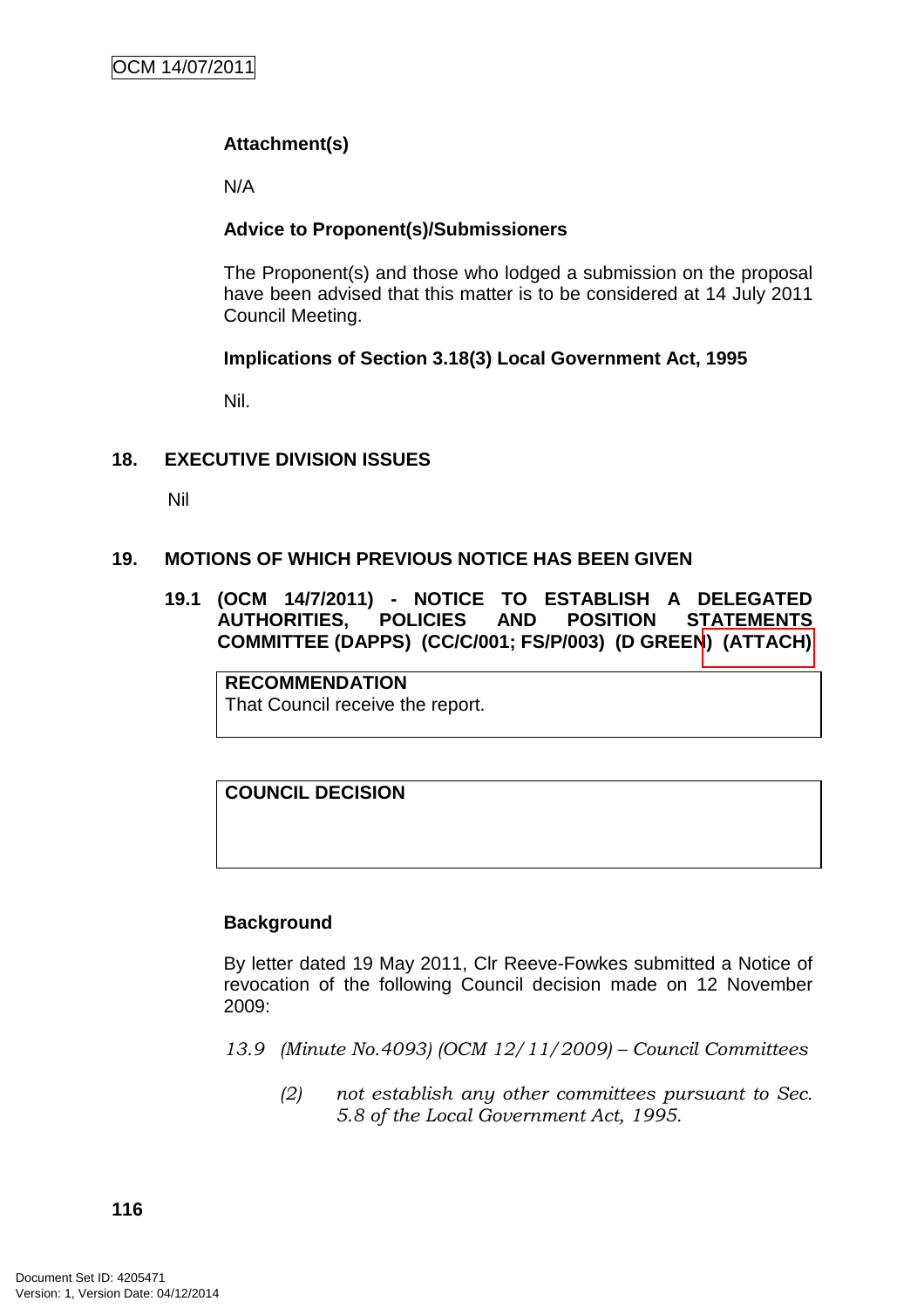**Attachment(s)**

N/A

**Advice to Proponent(s)/Submissioners**

The Proponent(s) and those who lodged a submission on the proposal have been advised that this matter is to be considered at 14 July 2011 Council Meeting.

**Implications of Section 3.18(3) Local Government Act, 1995**

Nil.

## 18. EXECUTIVE DIVISION ISSUES

Nil

## 19. MOTIONS OF WHICH PREVIOUS NOTICE HAS BEEN GIVEN

### 19.1 (OCM 14/7/2011) - NOTICE TO ESTABLISH A DELEGATED AUTHORITIES, POLICIES AND POSITION STATEMENTS COMMITTEE (DAPPS) (CC/C/001; FS/P/003) (D GREEN) (ATTACH)

| **RECOMMENDATION** |
|---|
| That Council receive the report. |

| **COUNCIL DECISION** |
|---|
| |

**Background**

By letter dated 19 May 2011, Clr Reeve-Fowkes submitted a Notice of revocation of the following Council decision made on 12 November 2009:

*13.9 (Minute No.4093) (OCM 12/11/2009) – Council Committees*

*(2) not establish any other committees pursuant to Sec. 5.8 of the Local Government Act, 1995.*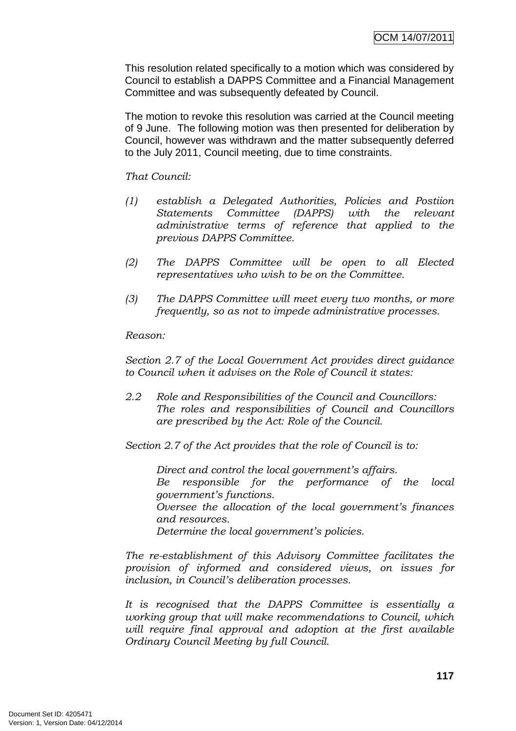This resolution related specifically to a motion which was considered by Council to establish a DAPPS Committee and a Financial Management Committee and was subsequently defeated by Council.

The motion to revoke this resolution was carried at the Council meeting of 9 June. The following motion was then presented for deliberation by Council, however was withdrawn and the matter subsequently deferred to the July 2011, Council meeting, due to time constraints.

*That Council:*

*(1) establish a Delegated Authorities, Policies and Postiion Statements Committee (DAPPS) with the relevant administrative terms of reference that applied to the previous DAPPS Committee.*

*(2) The DAPPS Committee will be open to all Elected representatives who wish to be on the Committee.*

*(3) The DAPPS Committee will meet every two months, or more frequently, so as not to impede administrative processes.*

*Reason:*

*Section 2.7 of the Local Government Act provides direct guidance to Council when it advises on the Role of Council it states:*

*2.2 Role and Responsibilities of the Council and Councillors: The roles and responsibilities of Council and Councillors are prescribed by the Act: Role of the Council.*

*Section 2.7 of the Act provides that the role of Council is to:*

*Direct and control the local government's affairs.*
*Be responsible for the performance of the local government's functions.*
*Oversee the allocation of the local government's finances and resources.*
*Determine the local government's policies.*

*The re-establishment of this Advisory Committee facilitates the provision of informed and considered views, on issues for inclusion, in Council's deliberation processes.*

*It is recognised that the DAPPS Committee is essentially a working group that will make recommendations to Council, which will require final approval and adoption at the first available Ordinary Council Meeting by full Council.*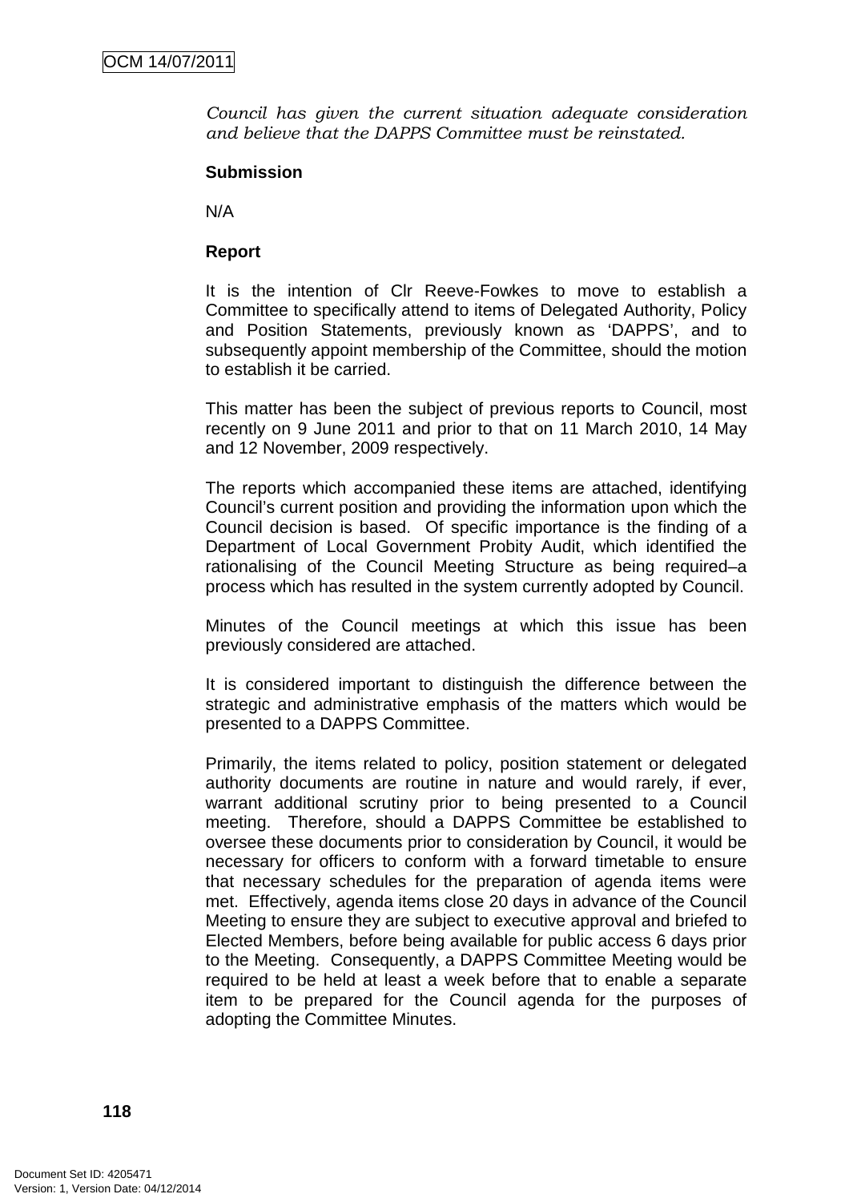*Council has given the current situation adequate consideration and believe that the DAPPS Committee must be reinstated.*

**Submission**

N/A

**Report**

It is the intention of Clr Reeve-Fowkes to move to establish a Committee to specifically attend to items of Delegated Authority, Policy and Position Statements, previously known as 'DAPPS', and to subsequently appoint membership of the Committee, should the motion to establish it be carried.

This matter has been the subject of previous reports to Council, most recently on 9 June 2011 and prior to that on 11 March 2010, 14 May and 12 November, 2009 respectively.

The reports which accompanied these items are attached, identifying Council's current position and providing the information upon which the Council decision is based. Of specific importance is the finding of a Department of Local Government Probity Audit, which identified the rationalising of the Council Meeting Structure as being required–a process which has resulted in the system currently adopted by Council.

Minutes of the Council meetings at which this issue has been previously considered are attached.

It is considered important to distinguish the difference between the strategic and administrative emphasis of the matters which would be presented to a DAPPS Committee.

Primarily, the items related to policy, position statement or delegated authority documents are routine in nature and would rarely, if ever, warrant additional scrutiny prior to being presented to a Council meeting. Therefore, should a DAPPS Committee be established to oversee these documents prior to consideration by Council, it would be necessary for officers to conform with a forward timetable to ensure that necessary schedules for the preparation of agenda items were met. Effectively, agenda items close 20 days in advance of the Council Meeting to ensure they are subject to executive approval and briefed to Elected Members, before being available for public access 6 days prior to the Meeting. Consequently, a DAPPS Committee Meeting would be required to be held at least a week before that to enable a separate item to be prepared for the Council agenda for the purposes of adopting the Committee Minutes.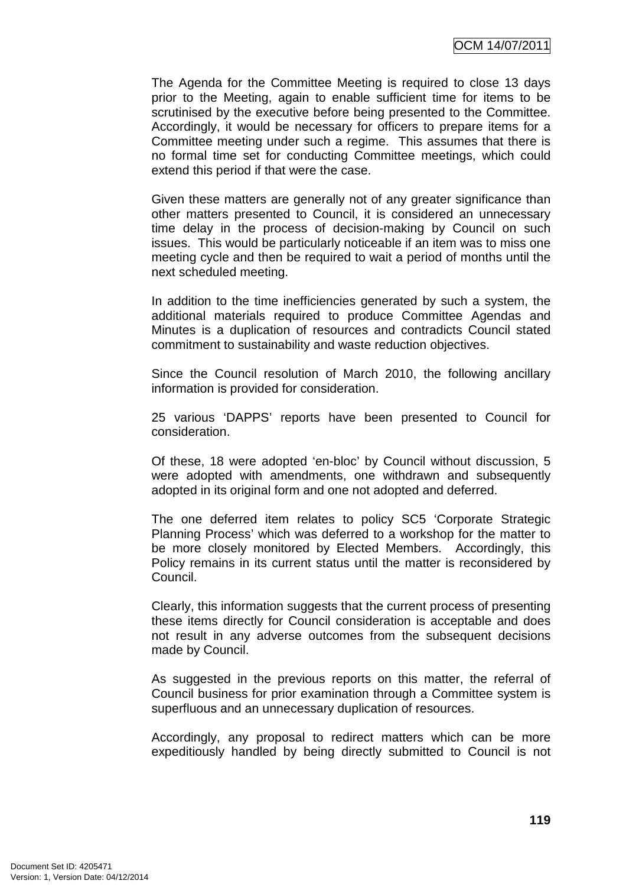The Agenda for the Committee Meeting is required to close 13 days prior to the Meeting, again to enable sufficient time for items to be scrutinised by the executive before being presented to the Committee. Accordingly, it would be necessary for officers to prepare items for a Committee meeting under such a regime. This assumes that there is no formal time set for conducting Committee meetings, which could extend this period if that were the case.

Given these matters are generally not of any greater significance than other matters presented to Council, it is considered an unnecessary time delay in the process of decision-making by Council on such issues. This would be particularly noticeable if an item was to miss one meeting cycle and then be required to wait a period of months until the next scheduled meeting.

In addition to the time inefficiencies generated by such a system, the additional materials required to produce Committee Agendas and Minutes is a duplication of resources and contradicts Council stated commitment to sustainability and waste reduction objectives.

Since the Council resolution of March 2010, the following ancillary information is provided for consideration.

25 various 'DAPPS' reports have been presented to Council for consideration.

Of these, 18 were adopted 'en-bloc' by Council without discussion, 5 were adopted with amendments, one withdrawn and subsequently adopted in its original form and one not adopted and deferred.

The one deferred item relates to policy SC5 'Corporate Strategic Planning Process' which was deferred to a workshop for the matter to be more closely monitored by Elected Members. Accordingly, this Policy remains in its current status until the matter is reconsidered by Council.

Clearly, this information suggests that the current process of presenting these items directly for Council consideration is acceptable and does not result in any adverse outcomes from the subsequent decisions made by Council.

As suggested in the previous reports on this matter, the referral of Council business for prior examination through a Committee system is superfluous and an unnecessary duplication of resources.

Accordingly, any proposal to redirect matters which can be more expeditiously handled by being directly submitted to Council is not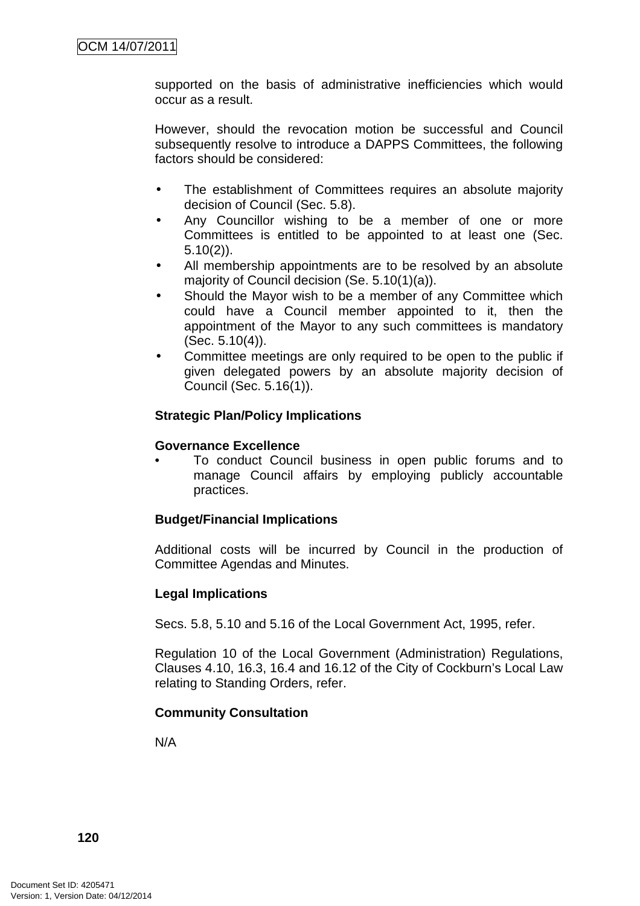supported on the basis of administrative inefficiencies which would occur as a result.

However, should the revocation motion be successful and Council subsequently resolve to introduce a DAPPS Committees, the following factors should be considered:

- The establishment of Committees requires an absolute majority decision of Council (Sec. 5.8).
- Any Councillor wishing to be a member of one or more Committees is entitled to be appointed to at least one (Sec. 5.10(2)).
- All membership appointments are to be resolved by an absolute majority of Council decision (Se. 5.10(1)(a)).
- Should the Mayor wish to be a member of any Committee which could have a Council member appointed to it, then the appointment of the Mayor to any such committees is mandatory (Sec. 5.10(4)).
- Committee meetings are only required to be open to the public if given delegated powers by an absolute majority decision of Council (Sec. 5.16(1)).

**Strategic Plan/Policy Implications**

**Governance Excellence**

- To conduct Council business in open public forums and to manage Council affairs by employing publicly accountable practices.

**Budget/Financial Implications**

Additional costs will be incurred by Council in the production of Committee Agendas and Minutes.

**Legal Implications**

Secs. 5.8, 5.10 and 5.16 of the Local Government Act, 1995, refer.

Regulation 10 of the Local Government (Administration) Regulations, Clauses 4.10, 16.3, 16.4 and 16.12 of the City of Cockburn's Local Law relating to Standing Orders, refer.

**Community Consultation**

N/A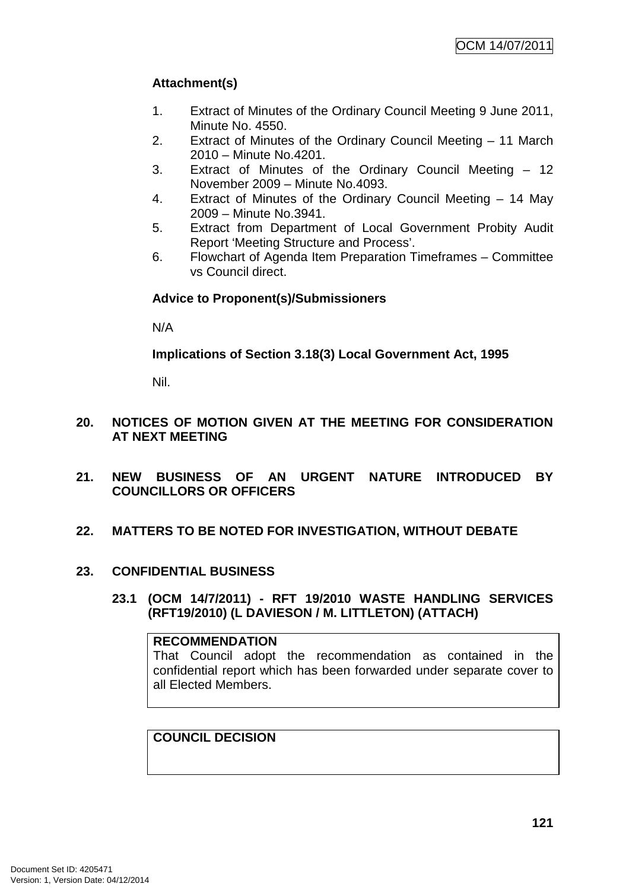**Attachment(s)**

1. Extract of Minutes of the Ordinary Council Meeting 9 June 2011, Minute No. 4550.
2. Extract of Minutes of the Ordinary Council Meeting – 11 March 2010 – Minute No.4201.
3. Extract of Minutes of the Ordinary Council Meeting – 12 November 2009 – Minute No.4093.
4. Extract of Minutes of the Ordinary Council Meeting – 14 May 2009 – Minute No.3941.
5. Extract from Department of Local Government Probity Audit Report 'Meeting Structure and Process'.
6. Flowchart of Agenda Item Preparation Timeframes – Committee vs Council direct.

**Advice to Proponent(s)/Submissioners**

N/A

**Implications of Section 3.18(3) Local Government Act, 1995**

Nil.

## 20. NOTICES OF MOTION GIVEN AT THE MEETING FOR CONSIDERATION AT NEXT MEETING

## 21. NEW BUSINESS OF AN URGENT NATURE INTRODUCED BY COUNCILLORS OR OFFICERS

## 22. MATTERS TO BE NOTED FOR INVESTIGATION, WITHOUT DEBATE

## 23. CONFIDENTIAL BUSINESS

### 23.1 (OCM 14/7/2011) - RFT 19/2010 WASTE HANDLING SERVICES (RFT19/2010) (L DAVIESON / M. LITTLETON) (ATTACH)

**RECOMMENDATION**

That Council adopt the recommendation as contained in the confidential report which has been forwarded under separate cover to all Elected Members.

**COUNCIL DECISION**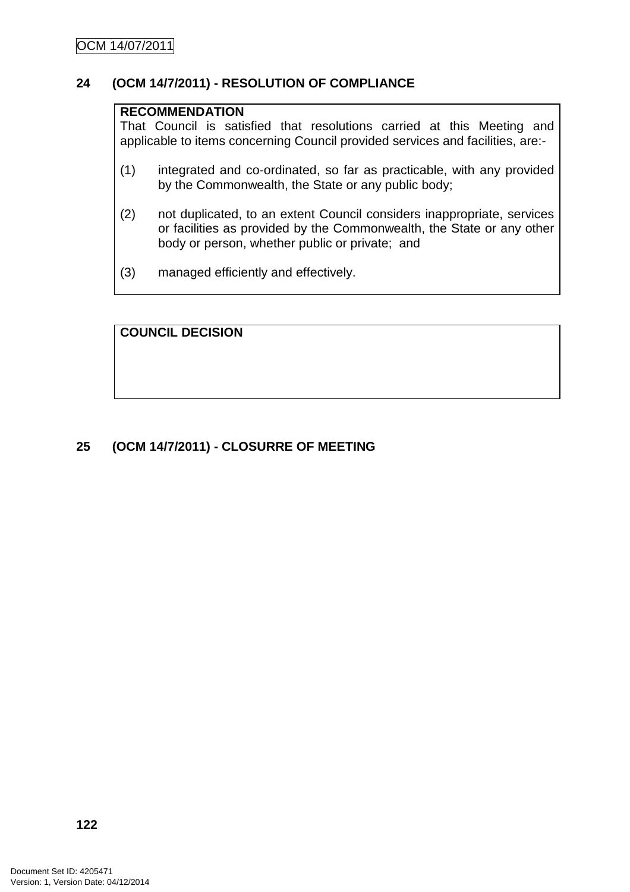## 24 (OCM 14/7/2011) - RESOLUTION OF COMPLIANCE

**RECOMMENDATION**

That Council is satisfied that resolutions carried at this Meeting and applicable to items concerning Council provided services and facilities, are:-

(1) integrated and co-ordinated, so far as practicable, with any provided by the Commonwealth, the State or any public body;

(2) not duplicated, to an extent Council considers inappropriate, services or facilities as provided by the Commonwealth, the State or any other body or person, whether public or private; and

(3) managed efficiently and effectively.

**COUNCIL DECISION**

## 25 (OCM 14/7/2011) - CLOSURRE OF MEETING

Document Set ID: 4205471
Version: 1, Version Date: 04/12/2014